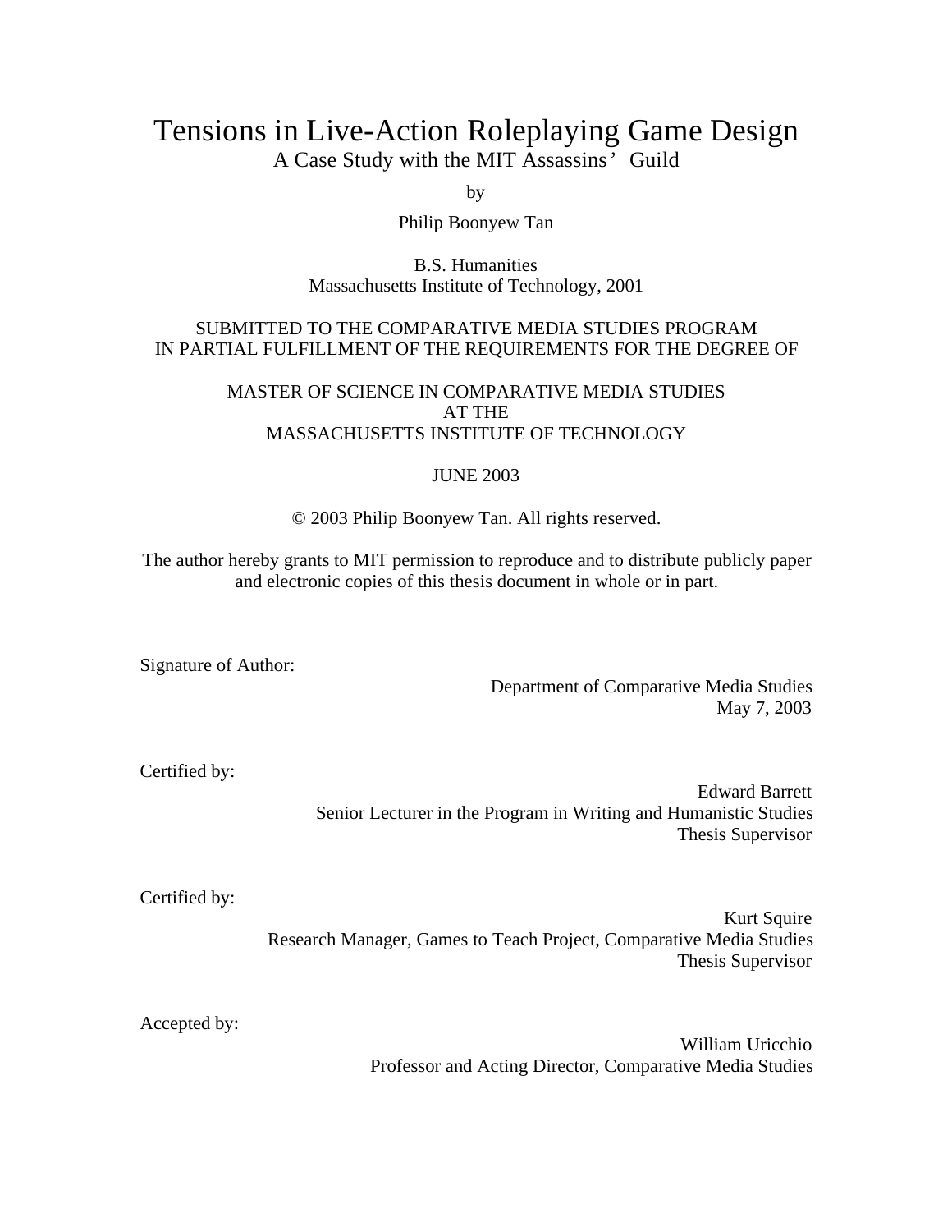# Tensions in Live-Action Roleplaying Game Design

A Case Study with the MIT Assassins' Guild

by

Philip Boonyew Tan

B.S. Humanities
Massachusetts Institute of Technology, 2001

SUBMITTED TO THE COMPARATIVE MEDIA STUDIES PROGRAM
IN PARTIAL FULFILLMENT OF THE REQUIREMENTS FOR THE DEGREE OF

MASTER OF SCIENCE IN COMPARATIVE MEDIA STUDIES
AT THE
MASSACHUSETTS INSTITUTE OF TECHNOLOGY

JUNE 2003

© 2003 Philip Boonyew Tan. All rights reserved.

The author hereby grants to MIT permission to reproduce and to distribute publicly paper and electronic copies of this thesis document in whole or in part.

Signature of Author:

Department of Comparative Media Studies
May 7, 2003

Certified by:

Edward Barrett
Senior Lecturer in the Program in Writing and Humanistic Studies
Thesis Supervisor

Certified by:

Kurt Squire
Research Manager, Games to Teach Project, Comparative Media Studies
Thesis Supervisor

Accepted by:

William Uricchio
Professor and Acting Director, Comparative Media Studies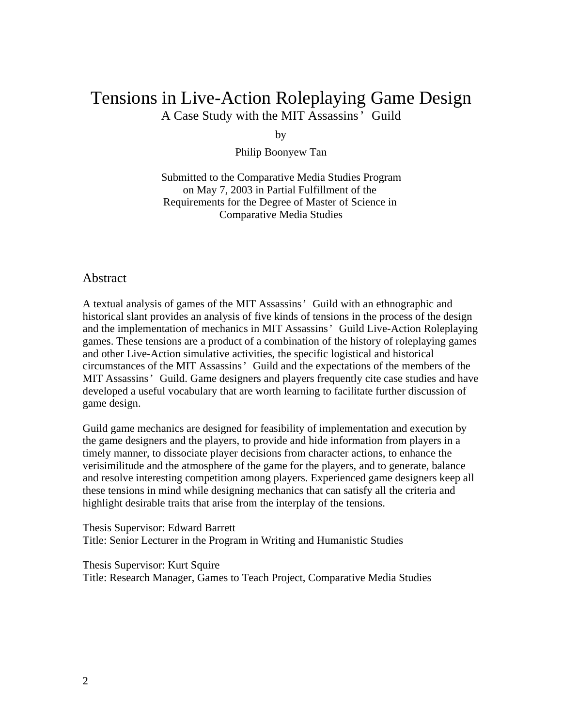# Tensions in Live-Action Roleplaying Game Design

A Case Study with the MIT Assassins' Guild

by

Philip Boonyew Tan

Submitted to the Comparative Media Studies Program
on May 7, 2003 in Partial Fulfillment of the
Requirements for the Degree of Master of Science in
Comparative Media Studies

## Abstract

A textual analysis of games of the MIT Assassins' Guild with an ethnographic and historical slant provides an analysis of five kinds of tensions in the process of the design and the implementation of mechanics in MIT Assassins' Guild Live-Action Roleplaying games. These tensions are a product of a combination of the history of roleplaying games and other Live-Action simulative activities, the specific logistical and historical circumstances of the MIT Assassins' Guild and the expectations of the members of the MIT Assassins' Guild. Game designers and players frequently cite case studies and have developed a useful vocabulary that are worth learning to facilitate further discussion of game design.

Guild game mechanics are designed for feasibility of implementation and execution by the game designers and the players, to provide and hide information from players in a timely manner, to dissociate player decisions from character actions, to enhance the verisimilitude and the atmosphere of the game for the players, and to generate, balance and resolve interesting competition among players. Experienced game designers keep all these tensions in mind while designing mechanics that can satisfy all the criteria and highlight desirable traits that arise from the interplay of the tensions.

Thesis Supervisor: Edward Barrett
Title: Senior Lecturer in the Program in Writing and Humanistic Studies

Thesis Supervisor: Kurt Squire
Title: Research Manager, Games to Teach Project, Comparative Media Studies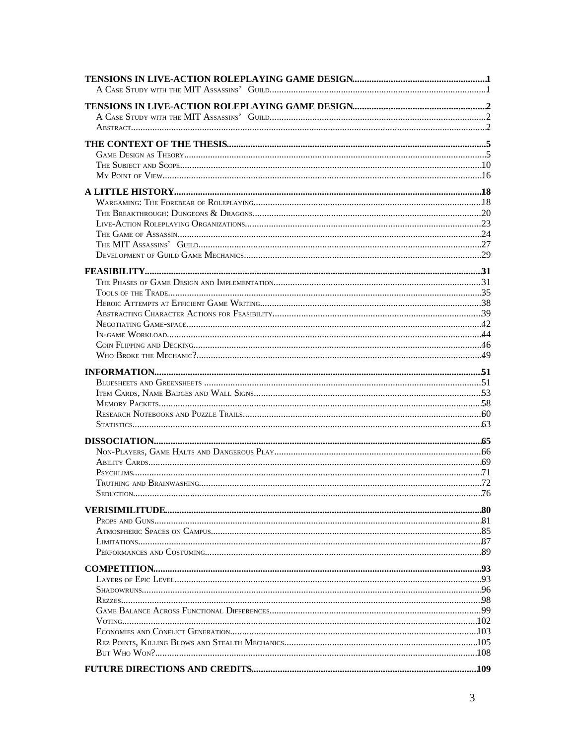**TENSIONS IN LIVE-ACTION ROLEPLAYING GAME DESIGN** .......... 1
- A Case Study with the MIT Assassins' Guild .......... 1

**TENSIONS IN LIVE-ACTION ROLEPLAYING GAME DESIGN** .......... 2
- A Case Study with the MIT Assassins' Guild .......... 2
- Abstract .......... 2

**THE CONTEXT OF THE THESIS** .......... 5
- Game Design as Theory .......... 5
- The Subject and Scope .......... 10
- My Point of View .......... 16

**A LITTLE HISTORY** .......... 18
- Wargaming: The Forebear of Roleplaying .......... 18
- The Breakthrough: Dungeons & Dragons .......... 20
- Live-Action Roleplaying Organizations .......... 23
- The Game of Assassin .......... 24
- The MIT Assassins' Guild .......... 27
- Development of Guild Game Mechanics .......... 29

**FEASIBILITY** .......... 31
- The Phases of Game Design and Implementation .......... 31
- Tools of the Trade .......... 35
- Heroic Attempts at Efficient Game Writing .......... 38
- Abstracting Character Actions for Feasibility .......... 39
- Negotiating Game-space .......... 42
- In-game Workload .......... 44
- Coin Flipping and Decking .......... 46
- Who Broke the Mechanic? .......... 49

**INFORMATION** .......... 51
- Bluesheets and Greensheets .......... 51
- Item Cards, Name Badges and Wall Signs .......... 53
- Memory Packets .......... 58
- Research Notebooks and Puzzle Trails .......... 60
- Statistics .......... 63

**DISSOCIATION** .......... 65
- Non-Players, Game Halts and Dangerous Play .......... 66
- Ability Cards .......... 69
- Psychlims .......... 71
- Truthing and Brainwashing .......... 72
- Seduction .......... 76

**VERISIMILITUDE** .......... 80
- Props and Guns .......... 81
- Atmospheric Spaces on Campus .......... 85
- Limitations .......... 87
- Performances and Costuming .......... 89

**COMPETITION** .......... 93
- Layers of Epic Level .......... 93
- Shadowruns .......... 96
- Rezzes .......... 98
- Game Balance Across Functional Differences .......... 99
- Voting .......... 102
- Economies and Conflict Generation .......... 103
- Rez Points, Killing Blows and Stealth Mechanics .......... 105
- But Who Won? .......... 108

**FUTURE DIRECTIONS AND CREDITS** .......... 109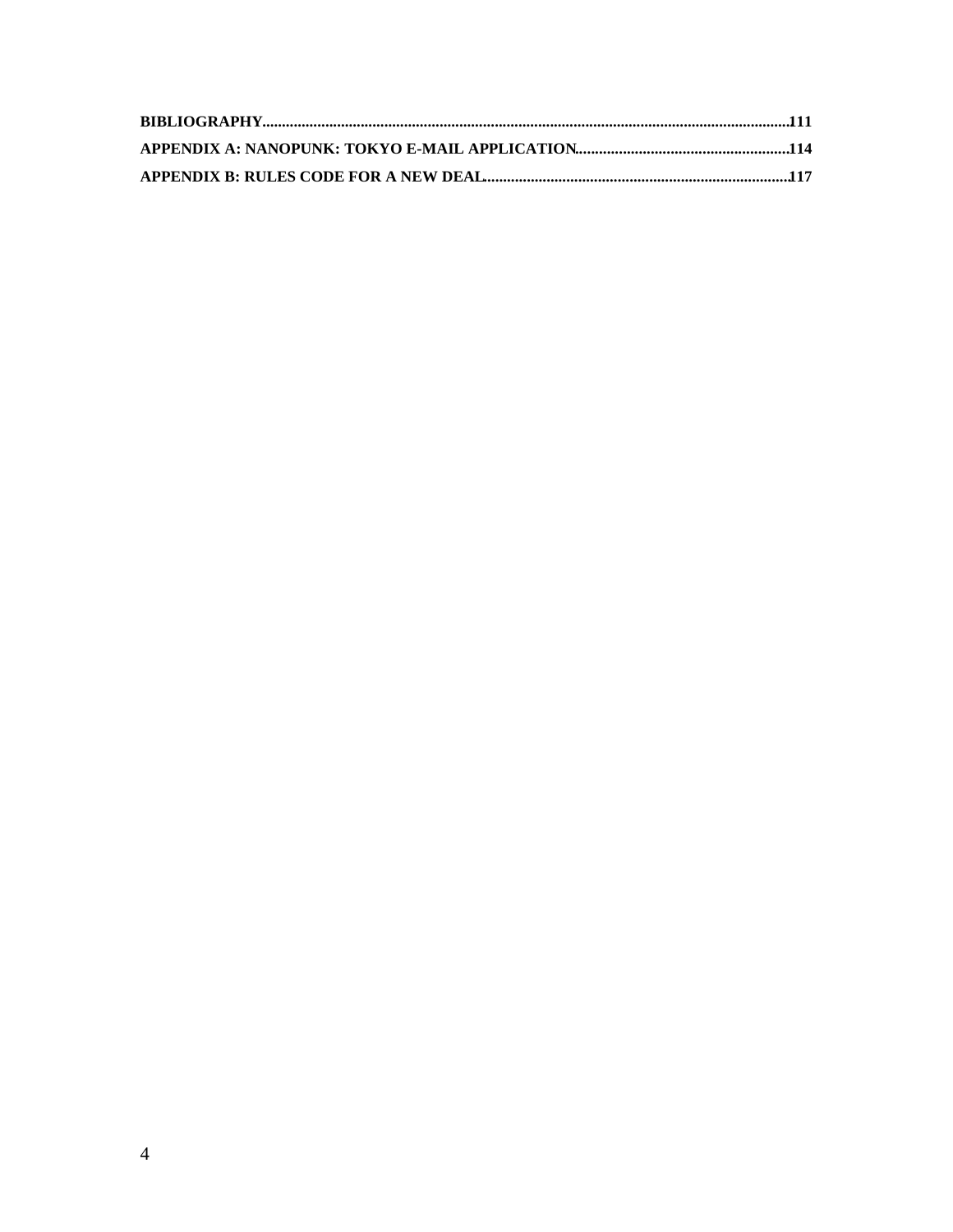**BIBLIOGRAPHY**......................................................................................................................................**111**

**APPENDIX A: NANOPUNK: TOKYO E-MAIL APPLICATION**......................................................**114**

**APPENDIX B: RULES CODE FOR A NEW DEAL**.............................................................................**117**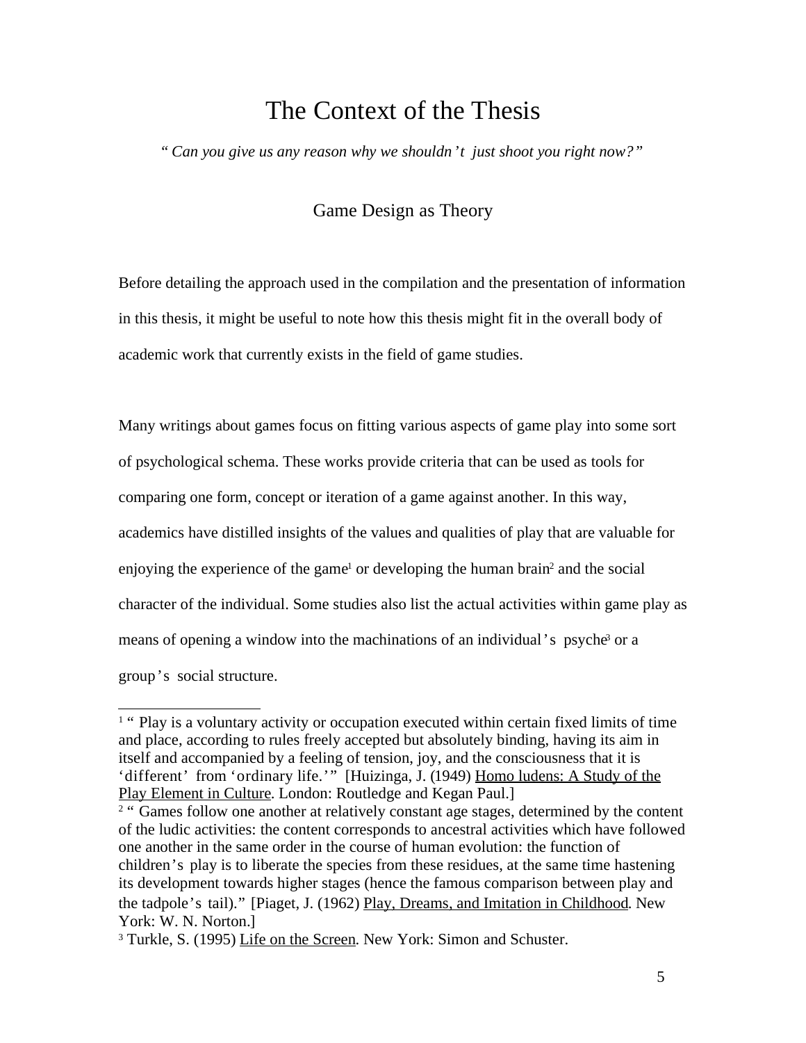# The Context of the Thesis

*"Can you give us any reason why we shouldn't just shoot you right now?"*

## Game Design as Theory

Before detailing the approach used in the compilation and the presentation of information in this thesis, it might be useful to note how this thesis might fit in the overall body of academic work that currently exists in the field of game studies.

Many writings about games focus on fitting various aspects of game play into some sort of psychological schema. These works provide criteria that can be used as tools for comparing one form, concept or iteration of a game against another. In this way, academics have distilled insights of the values and qualities of play that are valuable for enjoying the experience of the game[1] or developing the human brain[2] and the social character of the individual. Some studies also list the actual activities within game play as means of opening a window into the machinations of an individual's psyche[3] or a group's social structure.

---

[1] "Play is a voluntary activity or occupation executed within certain fixed limits of time and place, according to rules freely accepted but absolutely binding, having its aim in itself and accompanied by a feeling of tension, joy, and the consciousness that it is 'different' from 'ordinary life.'" [Huizinga, J. (1949) Homo ludens: A Study of the Play Element in Culture. London: Routledge and Kegan Paul.]

[2] "Games follow one another at relatively constant age stages, determined by the content of the ludic activities: the content corresponds to ancestral activities which have followed one another in the same order in the course of human evolution: the function of children's play is to liberate the species from these residues, at the same time hastening its development towards higher stages (hence the famous comparison between play and the tadpole's tail)." [Piaget, J. (1962) Play, Dreams, and Imitation in Childhood. New York: W. N. Norton.]

[3] Turkle, S. (1995) Life on the Screen. New York: Simon and Schuster.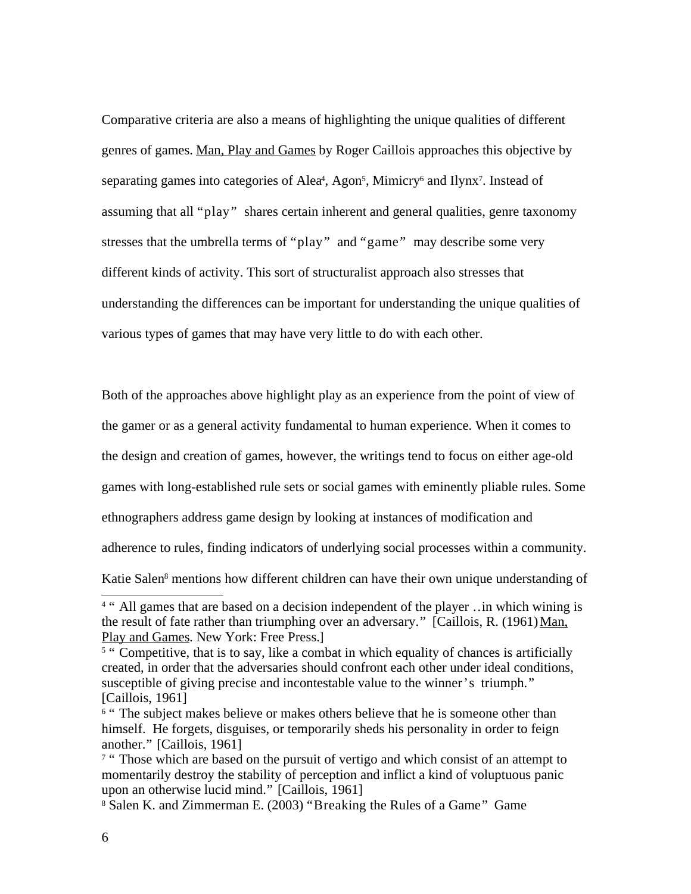Comparative criteria are also a means of highlighting the unique qualities of different genres of games. Man, Play and Games by Roger Caillois approaches this objective by separating games into categories of Alea[4], Agon[5], Mimicry[6] and Ilynx[7]. Instead of assuming that all "play" shares certain inherent and general qualities, genre taxonomy stresses that the umbrella terms of "play" and "game" may describe some very different kinds of activity. This sort of structuralist approach also stresses that understanding the differences can be important for understanding the unique qualities of various types of games that may have very little to do with each other.

Both of the approaches above highlight play as an experience from the point of view of the gamer or as a general activity fundamental to human experience. When it comes to the design and creation of games, however, the writings tend to focus on either age-old games with long-established rule sets or social games with eminently pliable rules. Some ethnographers address game design by looking at instances of modification and adherence to rules, finding indicators of underlying social processes within a community. Katie Salen[8] mentions how different children can have their own unique understanding of

---

[4] " All games that are based on a decision independent of the player ..in which wining is the result of fate rather than triumphing over an adversary." [Caillois, R. (1961) Man, Play and Games. New York: Free Press.]

[5] " Competitive, that is to say, like a combat in which equality of chances is artificially created, in order that the adversaries should confront each other under ideal conditions, susceptible of giving precise and incontestable value to the winner's triumph." [Caillois, 1961]

[6] " The subject makes believe or makes others believe that he is someone other than himself. He forgets, disguises, or temporarily sheds his personality in order to feign another." [Caillois, 1961]

[7] " Those which are based on the pursuit of vertigo and which consist of an attempt to momentarily destroy the stability of perception and inflict a kind of voluptuous panic upon an otherwise lucid mind." [Caillois, 1961]

[8] Salen K. and Zimmerman E. (2003) "Breaking the Rules of a Game" Game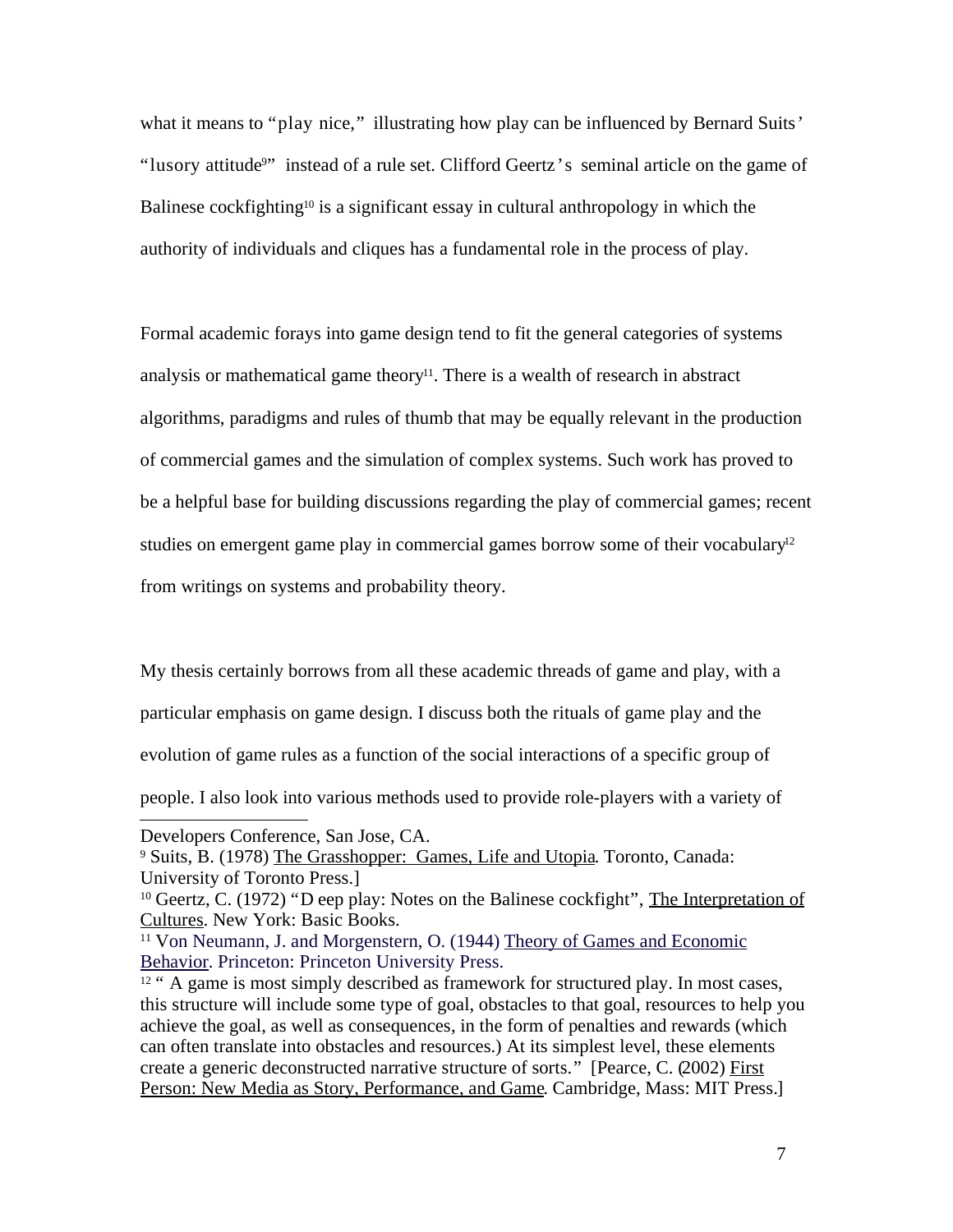what it means to "play nice," illustrating how play can be influenced by Bernard Suits' "lusory attitude[9]" instead of a rule set. Clifford Geertz's seminal article on the game of Balinese cockfighting[10] is a significant essay in cultural anthropology in which the authority of individuals and cliques has a fundamental role in the process of play.

Formal academic forays into game design tend to fit the general categories of systems analysis or mathematical game theory[11]. There is a wealth of research in abstract algorithms, paradigms and rules of thumb that may be equally relevant in the production of commercial games and the simulation of complex systems. Such work has proved to be a helpful base for building discussions regarding the play of commercial games; recent studies on emergent game play in commercial games borrow some of their vocabulary[12] from writings on systems and probability theory.

My thesis certainly borrows from all these academic threads of game and play, with a particular emphasis on game design. I discuss both the rituals of game play and the evolution of game rules as a function of the social interactions of a specific group of people. I also look into various methods used to provide role-players with a variety of

---

Developers Conference, San Jose, CA.

[9] Suits, B. (1978) The Grasshopper: Games, Life and Utopia. Toronto, Canada: University of Toronto Press.]

[10] Geertz, C. (1972) "Deep play: Notes on the Balinese cockfight", The Interpretation of Cultures. New York: Basic Books.

[11] Von Neumann, J. and Morgenstern, O. (1944) Theory of Games and Economic Behavior. Princeton: Princeton University Press.

[12] " A game is most simply described as framework for structured play. In most cases, this structure will include some type of goal, obstacles to that goal, resources to help you achieve the goal, as well as consequences, in the form of penalties and rewards (which can often translate into obstacles and resources.) At its simplest level, these elements create a generic deconstructed narrative structure of sorts." [Pearce, C. (2002) First Person: New Media as Story, Performance, and Game. Cambridge, Mass: MIT Press.]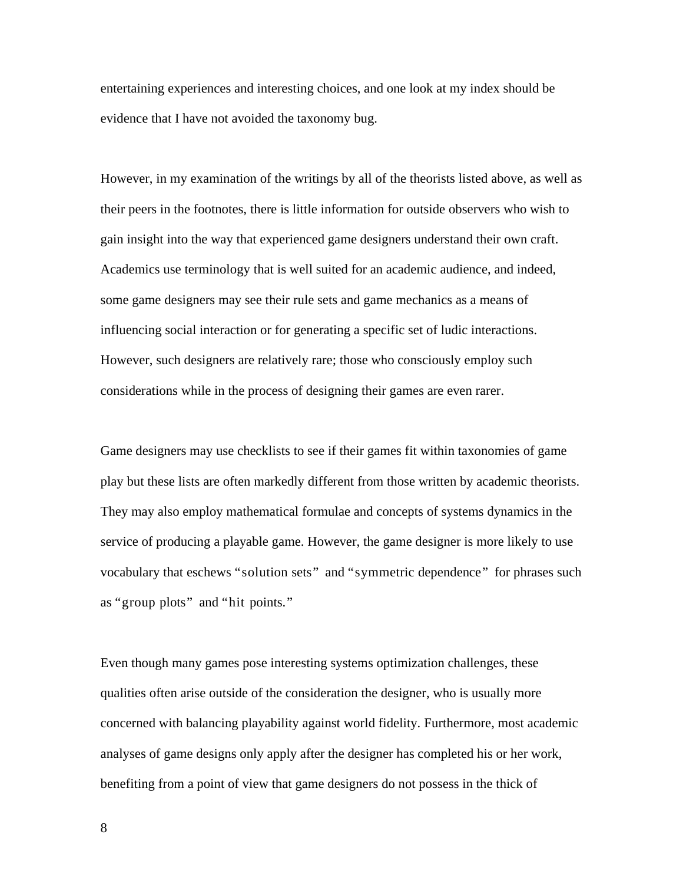entertaining experiences and interesting choices, and one look at my index should be evidence that I have not avoided the taxonomy bug.

However, in my examination of the writings by all of the theorists listed above, as well as their peers in the footnotes, there is little information for outside observers who wish to gain insight into the way that experienced game designers understand their own craft. Academics use terminology that is well suited for an academic audience, and indeed, some game designers may see their rule sets and game mechanics as a means of influencing social interaction or for generating a specific set of ludic interactions. However, such designers are relatively rare; those who consciously employ such considerations while in the process of designing their games are even rarer.

Game designers may use checklists to see if their games fit within taxonomies of game play but these lists are often markedly different from those written by academic theorists. They may also employ mathematical formulae and concepts of systems dynamics in the service of producing a playable game. However, the game designer is more likely to use vocabulary that eschews "solution sets" and "symmetric dependence" for phrases such as "group plots" and "hit points."

Even though many games pose interesting systems optimization challenges, these qualities often arise outside of the consideration the designer, who is usually more concerned with balancing playability against world fidelity. Furthermore, most academic analyses of game designs only apply after the designer has completed his or her work, benefiting from a point of view that game designers do not possess in the thick of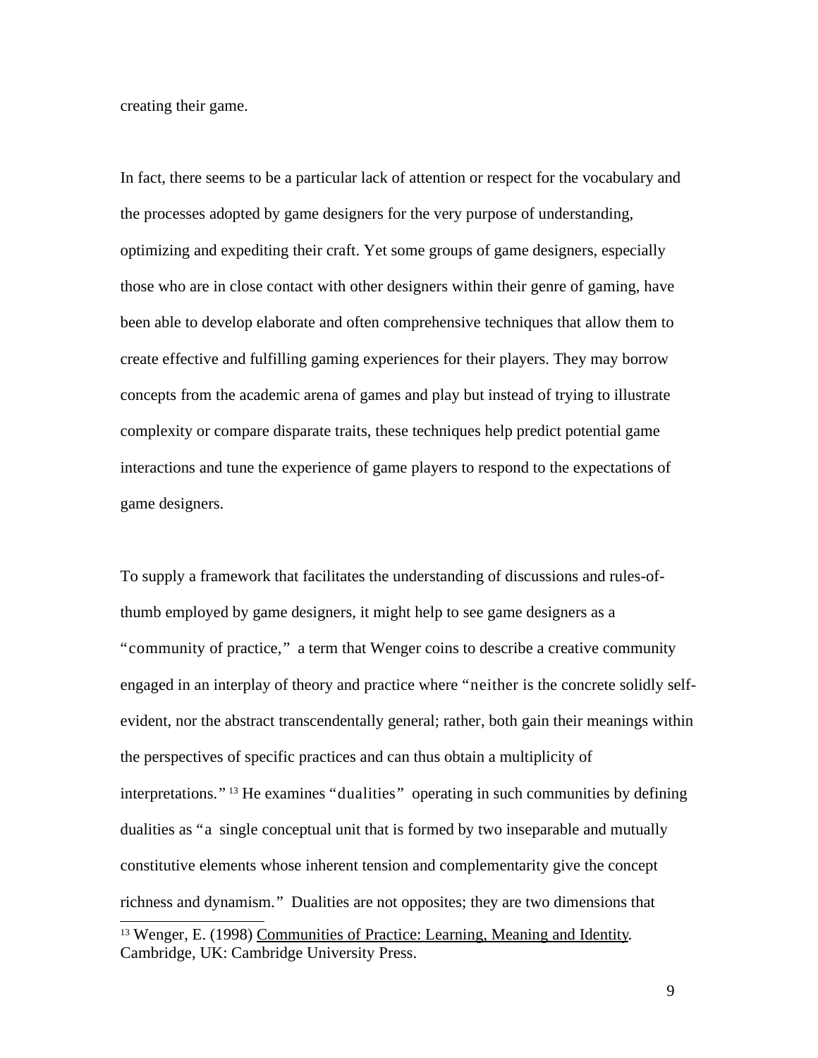creating their game.

In fact, there seems to be a particular lack of attention or respect for the vocabulary and the processes adopted by game designers for the very purpose of understanding, optimizing and expediting their craft. Yet some groups of game designers, especially those who are in close contact with other designers within their genre of gaming, have been able to develop elaborate and often comprehensive techniques that allow them to create effective and fulfilling gaming experiences for their players. They may borrow concepts from the academic arena of games and play but instead of trying to illustrate complexity or compare disparate traits, these techniques help predict potential game interactions and tune the experience of game players to respond to the expectations of game designers.

To supply a framework that facilitates the understanding of discussions and rules-of-thumb employed by game designers, it might help to see game designers as a "community of practice," a term that Wenger coins to describe a creative community engaged in an interplay of theory and practice where "neither is the concrete solidly self-evident, nor the abstract transcendentally general; rather, both gain their meanings within the perspectives of specific practices and can thus obtain a multiplicity of interpretations."[13] He examines "dualities" operating in such communities by defining dualities as "a single conceptual unit that is formed by two inseparable and mutually constitutive elements whose inherent tension and complementarity give the concept richness and dynamism." Dualities are not opposites; they are two dimensions that

[13] Wenger, E. (1998) Communities of Practice: Learning, Meaning and Identity. Cambridge, UK: Cambridge University Press.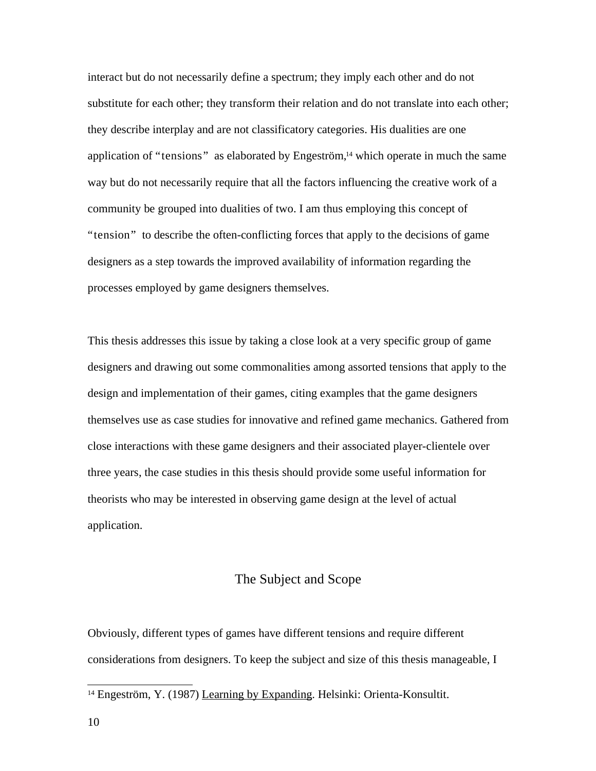interact but do not necessarily define a spectrum; they imply each other and do not substitute for each other; they transform their relation and do not translate into each other; they describe interplay and are not classificatory categories. His dualities are one application of “tensions” as elaborated by Engeström,[14] which operate in much the same way but do not necessarily require that all the factors influencing the creative work of a community be grouped into dualities of two. I am thus employing this concept of “tension” to describe the often-conflicting forces that apply to the decisions of game designers as a step towards the improved availability of information regarding the processes employed by game designers themselves.

This thesis addresses this issue by taking a close look at a very specific group of game designers and drawing out some commonalities among assorted tensions that apply to the design and implementation of their games, citing examples that the game designers themselves use as case studies for innovative and refined game mechanics. Gathered from close interactions with these game designers and their associated player-clientele over three years, the case studies in this thesis should provide some useful information for theorists who may be interested in observing game design at the level of actual application.

## The Subject and Scope

Obviously, different types of games have different tensions and require different considerations from designers. To keep the subject and size of this thesis manageable, I

---

[14] Engeström, Y. (1987) Learning by Expanding. Helsinki: Orienta-Konsultit.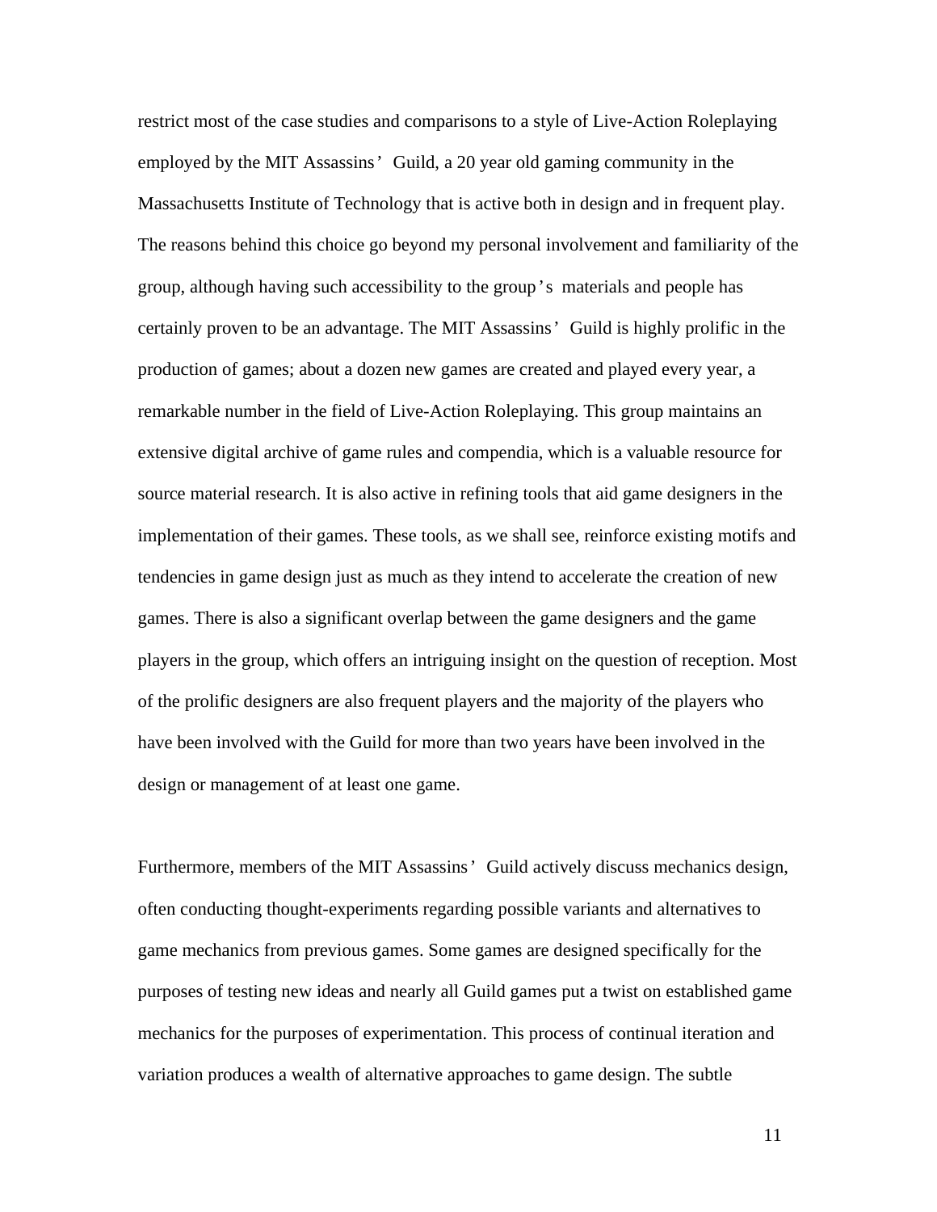restrict most of the case studies and comparisons to a style of Live-Action Roleplaying employed by the MIT Assassins' Guild, a 20 year old gaming community in the Massachusetts Institute of Technology that is active both in design and in frequent play. The reasons behind this choice go beyond my personal involvement and familiarity of the group, although having such accessibility to the group's materials and people has certainly proven to be an advantage. The MIT Assassins' Guild is highly prolific in the production of games; about a dozen new games are created and played every year, a remarkable number in the field of Live-Action Roleplaying. This group maintains an extensive digital archive of game rules and compendia, which is a valuable resource for source material research. It is also active in refining tools that aid game designers in the implementation of their games. These tools, as we shall see, reinforce existing motifs and tendencies in game design just as much as they intend to accelerate the creation of new games. There is also a significant overlap between the game designers and the game players in the group, which offers an intriguing insight on the question of reception. Most of the prolific designers are also frequent players and the majority of the players who have been involved with the Guild for more than two years have been involved in the design or management of at least one game.

Furthermore, members of the MIT Assassins' Guild actively discuss mechanics design, often conducting thought-experiments regarding possible variants and alternatives to game mechanics from previous games. Some games are designed specifically for the purposes of testing new ideas and nearly all Guild games put a twist on established game mechanics for the purposes of experimentation. This process of continual iteration and variation produces a wealth of alternative approaches to game design. The subtle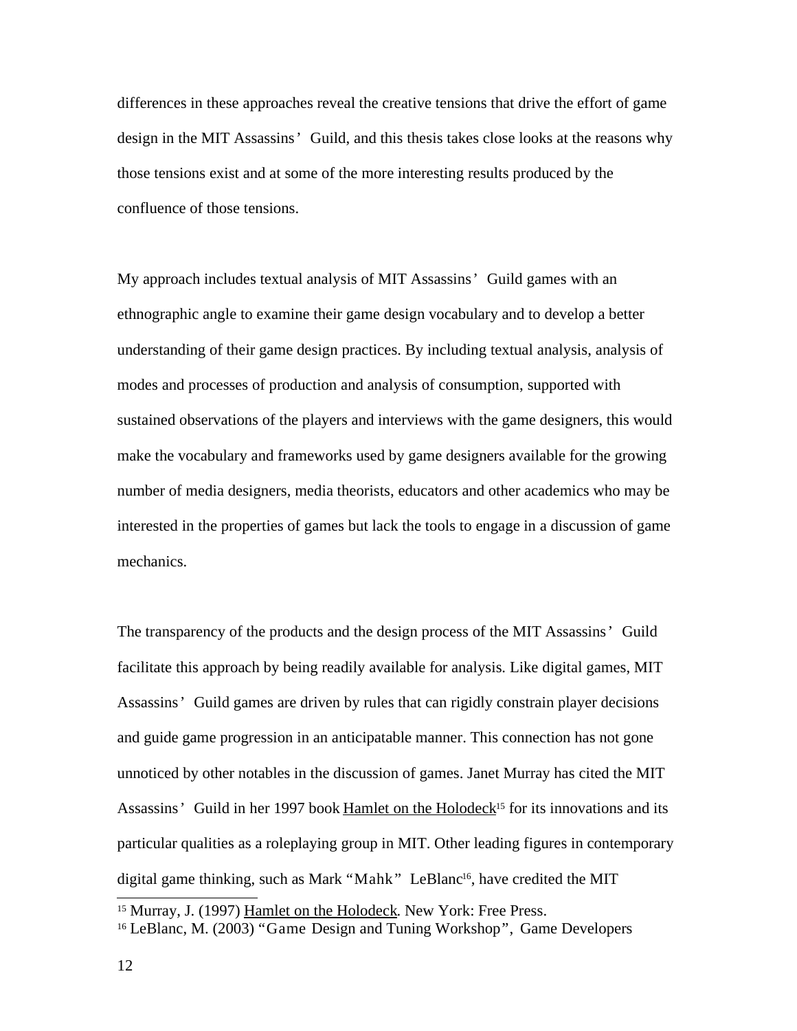differences in these approaches reveal the creative tensions that drive the effort of game design in the MIT Assassins' Guild, and this thesis takes close looks at the reasons why those tensions exist and at some of the more interesting results produced by the confluence of those tensions.

My approach includes textual analysis of MIT Assassins' Guild games with an ethnographic angle to examine their game design vocabulary and to develop a better understanding of their game design practices. By including textual analysis, analysis of modes and processes of production and analysis of consumption, supported with sustained observations of the players and interviews with the game designers, this would make the vocabulary and frameworks used by game designers available for the growing number of media designers, media theorists, educators and other academics who may be interested in the properties of games but lack the tools to engage in a discussion of game mechanics.

The transparency of the products and the design process of the MIT Assassins' Guild facilitate this approach by being readily available for analysis. Like digital games, MIT Assassins' Guild games are driven by rules that can rigidly constrain player decisions and guide game progression in an anticipatable manner. This connection has not gone unnoticed by other notables in the discussion of games. Janet Murray has cited the MIT Assassins' Guild in her 1997 book Hamlet on the Holodeck[15] for its innovations and its particular qualities as a roleplaying group in MIT. Other leading figures in contemporary digital game thinking, such as Mark "Mahk" LeBlanc[16], have credited the MIT

---

[15] Murray, J. (1997) Hamlet on the Holodeck. New York: Free Press.

[16] LeBlanc, M. (2003) "Game Design and Tuning Workshop", Game Developers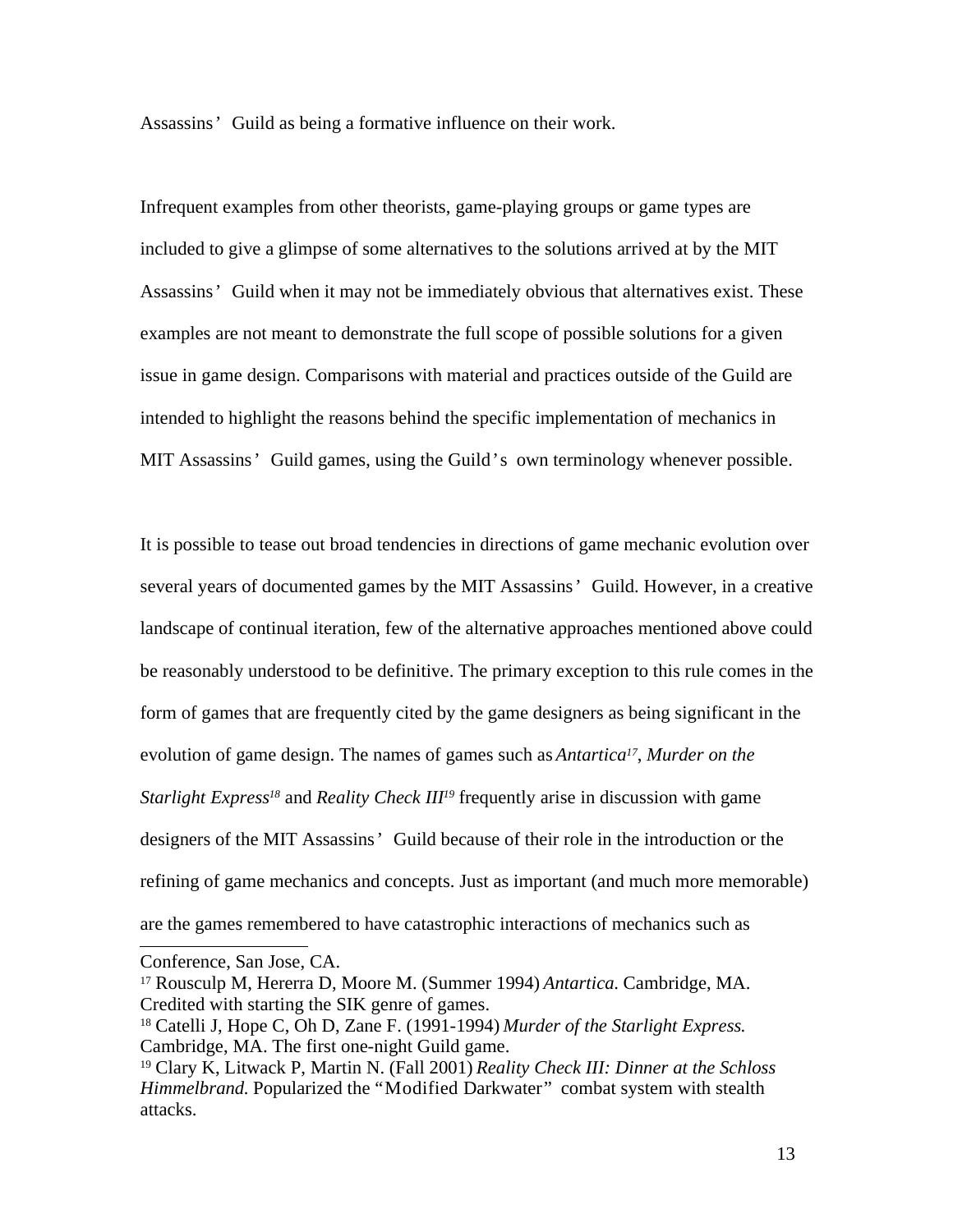Assassins' Guild as being a formative influence on their work.

Infrequent examples from other theorists, game-playing groups or game types are included to give a glimpse of some alternatives to the solutions arrived at by the MIT Assassins' Guild when it may not be immediately obvious that alternatives exist. These examples are not meant to demonstrate the full scope of possible solutions for a given issue in game design. Comparisons with material and practices outside of the Guild are intended to highlight the reasons behind the specific implementation of mechanics in MIT Assassins' Guild games, using the Guild's own terminology whenever possible.

It is possible to tease out broad tendencies in directions of game mechanic evolution over several years of documented games by the MIT Assassins' Guild. However, in a creative landscape of continual iteration, few of the alternative approaches mentioned above could be reasonably understood to be definitive. The primary exception to this rule comes in the form of games that are frequently cited by the game designers as being significant in the evolution of game design. The names of games such as *Antartica*[17], *Murder on the Starlight Express*[18] and *Reality Check III*[19] frequently arise in discussion with game designers of the MIT Assassins' Guild because of their role in the introduction or the refining of game mechanics and concepts. Just as important (and much more memorable) are the games remembered to have catastrophic interactions of mechanics such as

---

Conference, San Jose, CA.

[17] Rousculp M, Hererra D, Moore M. (Summer 1994) *Antartica.* Cambridge, MA. Credited with starting the SIK genre of games.

[18] Catelli J, Hope C, Oh D, Zane F. (1991-1994) *Murder of the Starlight Express.* Cambridge, MA. The first one-night Guild game.

[19] Clary K, Litwack P, Martin N. (Fall 2001) *Reality Check III: Dinner at the Schloss Himmelbrand.* Popularized the "Modified Darkwater" combat system with stealth attacks.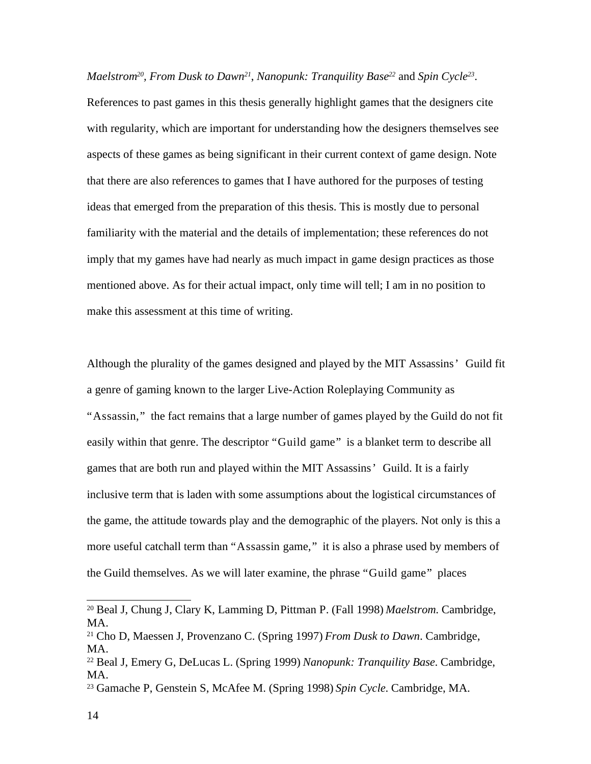*Maelstrom*[20], *From Dusk to Dawn*[21], *Nanopunk: Tranquility Base*[22] and *Spin Cycle*[23]. References to past games in this thesis generally highlight games that the designers cite with regularity, which are important for understanding how the designers themselves see aspects of these games as being significant in their current context of game design. Note that there are also references to games that I have authored for the purposes of testing ideas that emerged from the preparation of this thesis. This is mostly due to personal familiarity with the material and the details of implementation; these references do not imply that my games have had nearly as much impact in game design practices as those mentioned above. As for their actual impact, only time will tell; I am in no position to make this assessment at this time of writing.

Although the plurality of the games designed and played by the MIT Assassins' Guild fit a genre of gaming known to the larger Live-Action Roleplaying Community as "Assassin," the fact remains that a large number of games played by the Guild do not fit easily within that genre. The descriptor "Guild game" is a blanket term to describe all games that are both run and played within the MIT Assassins' Guild. It is a fairly inclusive term that is laden with some assumptions about the logistical circumstances of the game, the attitude towards play and the demographic of the players. Not only is this a more useful catchall term than "Assassin game," it is also a phrase used by members of the Guild themselves. As we will later examine, the phrase "Guild game" places

---

[20] Beal J, Chung J, Clary K, Lamming D, Pittman P. (Fall 1998) *Maelstrom.* Cambridge, MA.

[21] Cho D, Maessen J, Provenzano C. (Spring 1997) *From Dusk to Dawn*. Cambridge, MA.

[22] Beal J, Emery G, DeLucas L. (Spring 1999) *Nanopunk: Tranquility Base*. Cambridge, MA.

[23] Gamache P, Genstein S, McAfee M. (Spring 1998) *Spin Cycle.* Cambridge, MA.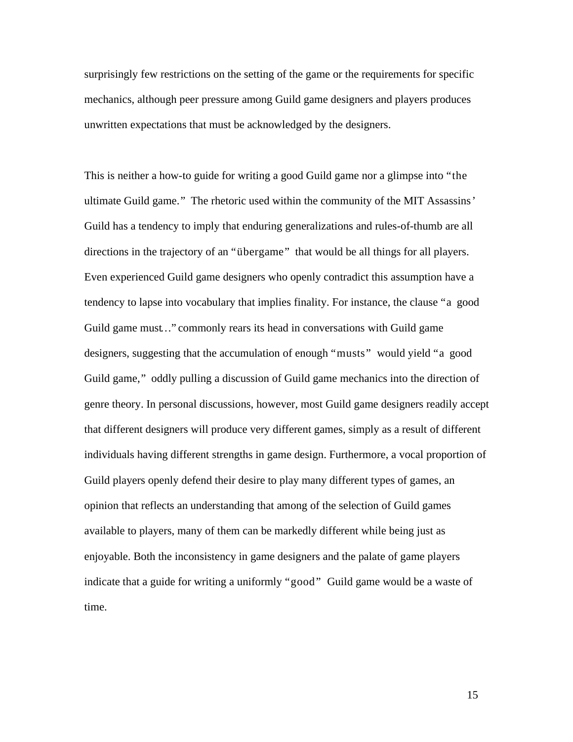surprisingly few restrictions on the setting of the game or the requirements for specific mechanics, although peer pressure among Guild game designers and players produces unwritten expectations that must be acknowledged by the designers.

This is neither a how-to guide for writing a good Guild game nor a glimpse into "the ultimate Guild game." The rhetoric used within the community of the MIT Assassins' Guild has a tendency to imply that enduring generalizations and rules-of-thumb are all directions in the trajectory of an "übergame" that would be all things for all players. Even experienced Guild game designers who openly contradict this assumption have a tendency to lapse into vocabulary that implies finality. For instance, the clause "a good Guild game must…" commonly rears its head in conversations with Guild game designers, suggesting that the accumulation of enough "musts" would yield "a good Guild game," oddly pulling a discussion of Guild game mechanics into the direction of genre theory. In personal discussions, however, most Guild game designers readily accept that different designers will produce very different games, simply as a result of different individuals having different strengths in game design. Furthermore, a vocal proportion of Guild players openly defend their desire to play many different types of games, an opinion that reflects an understanding that among of the selection of Guild games available to players, many of them can be markedly different while being just as enjoyable. Both the inconsistency in game designers and the palate of game players indicate that a guide for writing a uniformly "good" Guild game would be a waste of time.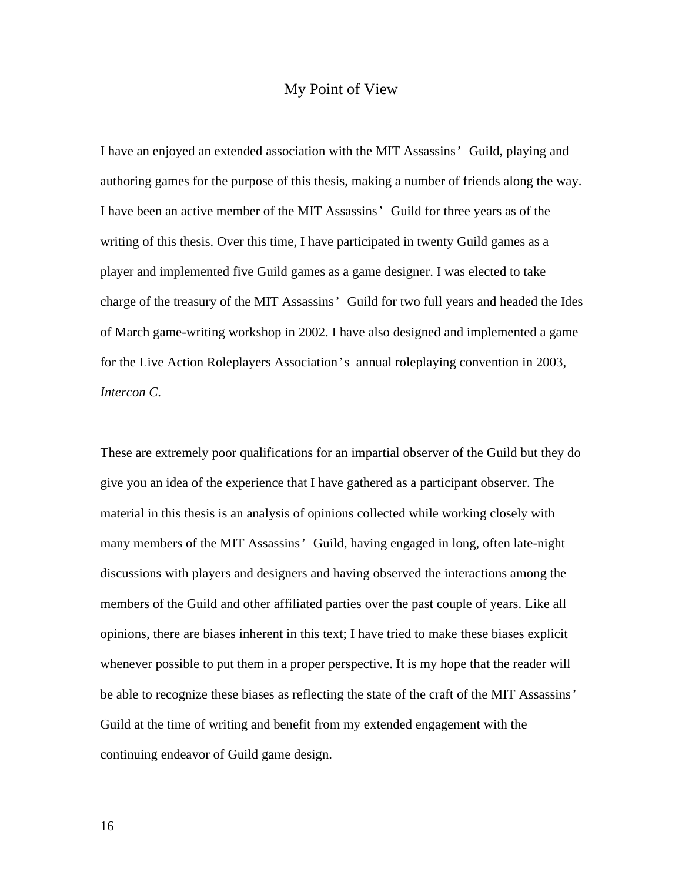# My Point of View

I have an enjoyed an extended association with the MIT Assassins' Guild, playing and authoring games for the purpose of this thesis, making a number of friends along the way. I have been an active member of the MIT Assassins' Guild for three years as of the writing of this thesis. Over this time, I have participated in twenty Guild games as a player and implemented five Guild games as a game designer. I was elected to take charge of the treasury of the MIT Assassins' Guild for two full years and headed the Ides of March game-writing workshop in 2002. I have also designed and implemented a game for the Live Action Roleplayers Association's annual roleplaying convention in 2003, *Intercon C*.

These are extremely poor qualifications for an impartial observer of the Guild but they do give you an idea of the experience that I have gathered as a participant observer. The material in this thesis is an analysis of opinions collected while working closely with many members of the MIT Assassins' Guild, having engaged in long, often late-night discussions with players and designers and having observed the interactions among the members of the Guild and other affiliated parties over the past couple of years. Like all opinions, there are biases inherent in this text; I have tried to make these biases explicit whenever possible to put them in a proper perspective. It is my hope that the reader will be able to recognize these biases as reflecting the state of the craft of the MIT Assassins' Guild at the time of writing and benefit from my extended engagement with the continuing endeavor of Guild game design.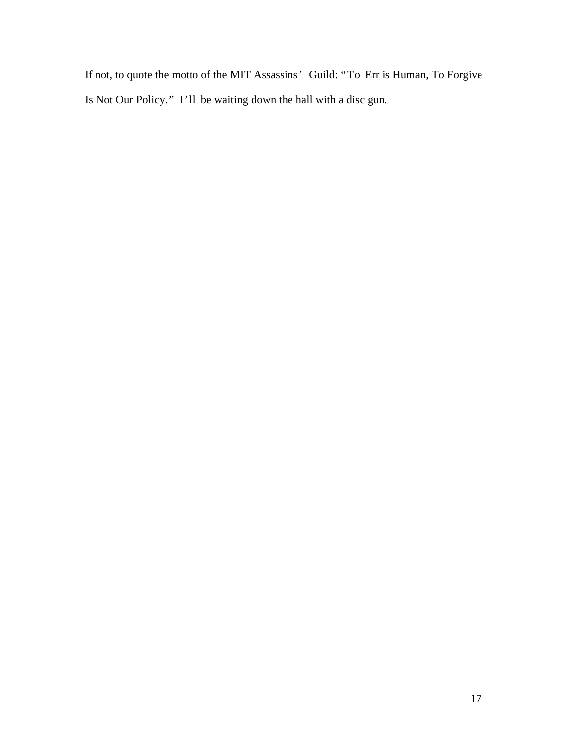If not, to quote the motto of the MIT Assassins' Guild: "To Err is Human, To Forgive Is Not Our Policy." I'll be waiting down the hall with a disc gun.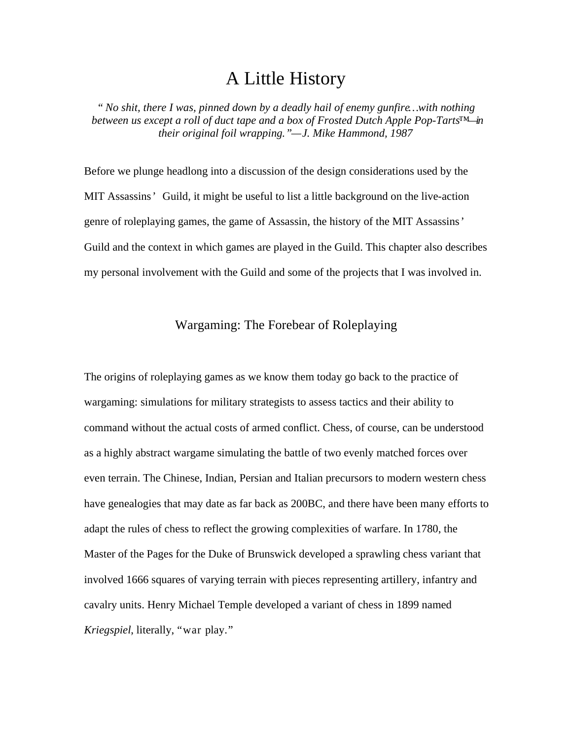# A Little History

*" No shit, there I was, pinned down by a deadly hail of enemy gunfire…with nothing between us except a roll of duct tape and a box of Frosted Dutch Apple Pop-Tarts™—in their original foil wrapping."—J. Mike Hammond, 1987*

Before we plunge headlong into a discussion of the design considerations used by the MIT Assassins' Guild, it might be useful to list a little background on the live-action genre of roleplaying games, the game of Assassin, the history of the MIT Assassins' Guild and the context in which games are played in the Guild. This chapter also describes my personal involvement with the Guild and some of the projects that I was involved in.

## Wargaming: The Forebear of Roleplaying

The origins of roleplaying games as we know them today go back to the practice of wargaming: simulations for military strategists to assess tactics and their ability to command without the actual costs of armed conflict. Chess, of course, can be understood as a highly abstract wargame simulating the battle of two evenly matched forces over even terrain. The Chinese, Indian, Persian and Italian precursors to modern western chess have genealogies that may date as far back as 200BC, and there have been many efforts to adapt the rules of chess to reflect the growing complexities of warfare. In 1780, the Master of the Pages for the Duke of Brunswick developed a sprawling chess variant that involved 1666 squares of varying terrain with pieces representing artillery, infantry and cavalry units. Henry Michael Temple developed a variant of chess in 1899 named *Kriegspiel*, literally, "war play."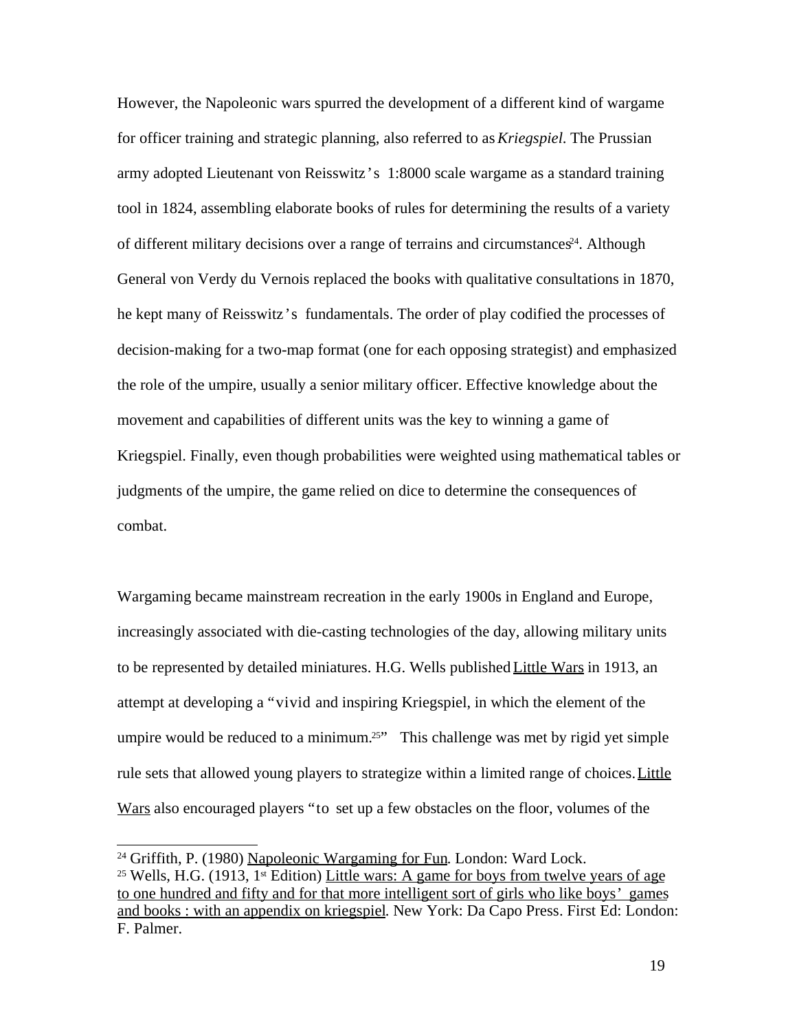However, the Napoleonic wars spurred the development of a different kind of wargame for officer training and strategic planning, also referred to as *Kriegspiel*. The Prussian army adopted Lieutenant von Reisswitz's 1:8000 scale wargame as a standard training tool in 1824, assembling elaborate books of rules for determining the results of a variety of different military decisions over a range of terrains and circumstances[24]. Although General von Verdy du Vernois replaced the books with qualitative consultations in 1870, he kept many of Reisswitz's fundamentals. The order of play codified the processes of decision-making for a two-map format (one for each opposing strategist) and emphasized the role of the umpire, usually a senior military officer. Effective knowledge about the movement and capabilities of different units was the key to winning a game of Kriegspiel. Finally, even though probabilities were weighted using mathematical tables or judgments of the umpire, the game relied on dice to determine the consequences of combat.

Wargaming became mainstream recreation in the early 1900s in England and Europe, increasingly associated with die-casting technologies of the day, allowing military units to be represented by detailed miniatures. H.G. Wells published Little Wars in 1913, an attempt at developing a "vivid and inspiring Kriegspiel, in which the element of the umpire would be reduced to a minimum.[25]" This challenge was met by rigid yet simple rule sets that allowed young players to strategize within a limited range of choices. Little Wars also encouraged players "to set up a few obstacles on the floor, volumes of the

---

[24] Griffith, P. (1980) Napoleonic Wargaming for Fun. London: Ward Lock.

[25] Wells, H.G. (1913, 1st Edition) Little wars: A game for boys from twelve years of age to one hundred and fifty and for that more intelligent sort of girls who like boys' games and books : with an appendix on kriegspiel. New York: Da Capo Press. First Ed: London: F. Palmer.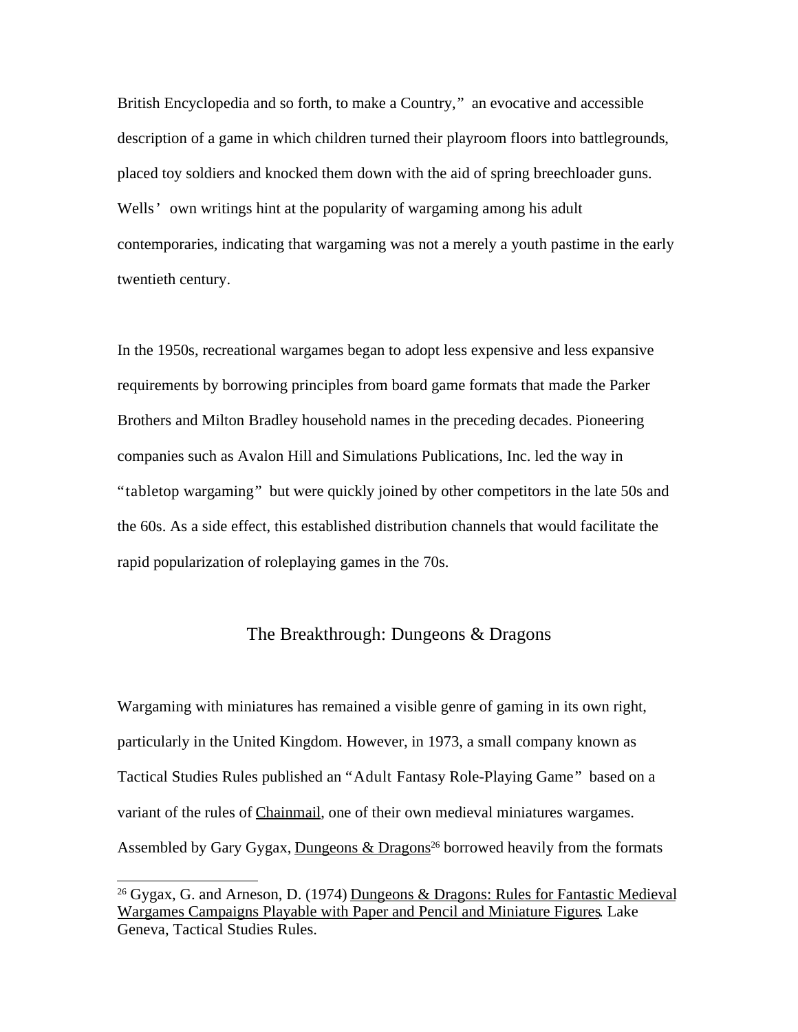British Encyclopedia and so forth, to make a Country," an evocative and accessible description of a game in which children turned their playroom floors into battlegrounds, placed toy soldiers and knocked them down with the aid of spring breechloader guns. Wells' own writings hint at the popularity of wargaming among his adult contemporaries, indicating that wargaming was not a merely a youth pastime in the early twentieth century.

In the 1950s, recreational wargames began to adopt less expensive and less expansive requirements by borrowing principles from board game formats that made the Parker Brothers and Milton Bradley household names in the preceding decades. Pioneering companies such as Avalon Hill and Simulations Publications, Inc. led the way in "tabletop wargaming" but were quickly joined by other competitors in the late 50s and the 60s. As a side effect, this established distribution channels that would facilitate the rapid popularization of roleplaying games in the 70s.

## The Breakthrough: Dungeons & Dragons

Wargaming with miniatures has remained a visible genre of gaming in its own right, particularly in the United Kingdom. However, in 1973, a small company known as Tactical Studies Rules published an "Adult Fantasy Role-Playing Game" based on a variant of the rules of Chainmail, one of their own medieval miniatures wargames. Assembled by Gary Gygax, Dungeons & Dragons[26] borrowed heavily from the formats

[26] Gygax, G. and Arneson, D. (1974) Dungeons & Dragons: Rules for Fantastic Medieval Wargames Campaigns Playable with Paper and Pencil and Miniature Figures. Lake Geneva, Tactical Studies Rules.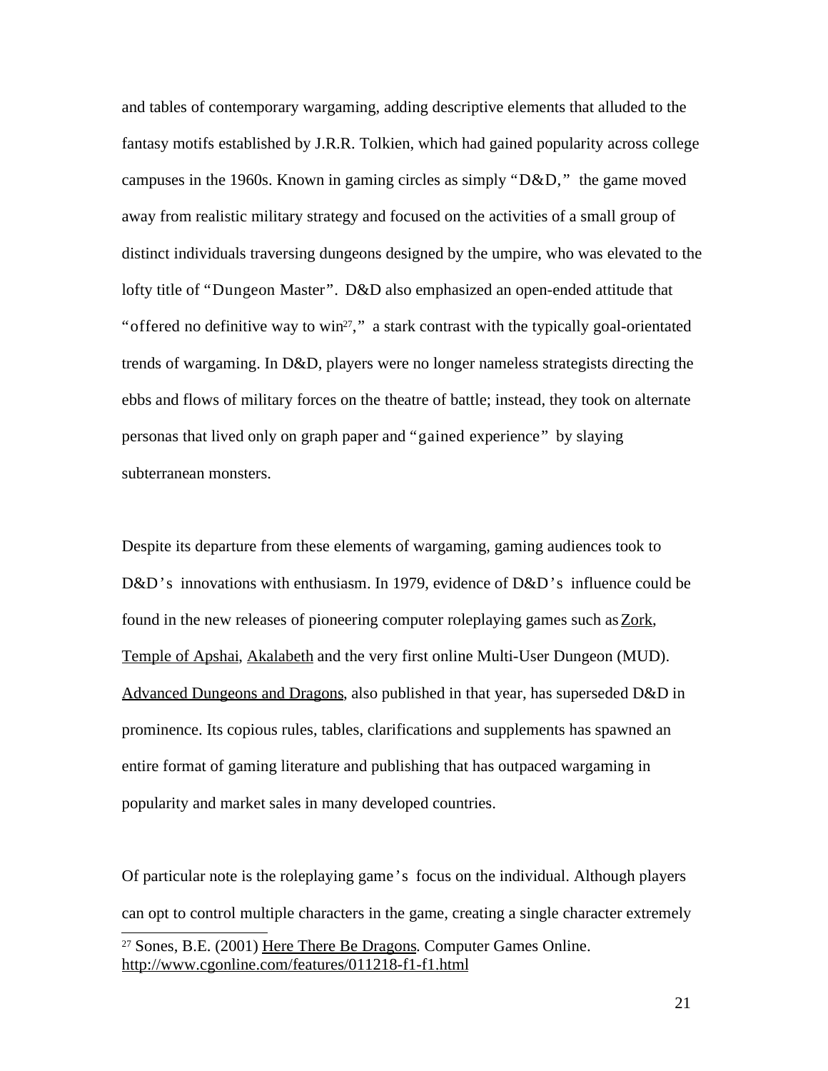and tables of contemporary wargaming, adding descriptive elements that alluded to the fantasy motifs established by J.R.R. Tolkien, which had gained popularity across college campuses in the 1960s. Known in gaming circles as simply "D&D," the game moved away from realistic military strategy and focused on the activities of a small group of distinct individuals traversing dungeons designed by the umpire, who was elevated to the lofty title of "Dungeon Master". D&D also emphasized an open-ended attitude that "offered no definitive way to win[27]," a stark contrast with the typically goal-orientated trends of wargaming. In D&D, players were no longer nameless strategists directing the ebbs and flows of military forces on the theatre of battle; instead, they took on alternate personas that lived only on graph paper and "gained experience" by slaying subterranean monsters.

Despite its departure from these elements of wargaming, gaming audiences took to D&D's innovations with enthusiasm. In 1979, evidence of D&D's influence could be found in the new releases of pioneering computer roleplaying games such as Zork, Temple of Apshai, Akalabeth and the very first online Multi-User Dungeon (MUD). Advanced Dungeons and Dragons, also published in that year, has superseded D&D in prominence. Its copious rules, tables, clarifications and supplements has spawned an entire format of gaming literature and publishing that has outpaced wargaming in popularity and market sales in many developed countries.

Of particular note is the roleplaying game's focus on the individual. Although players can opt to control multiple characters in the game, creating a single character extremely

---

[27] Sones, B.E. (2001) Here There Be Dragons. Computer Games Online. http://www.cgonline.com/features/011218-f1-f1.html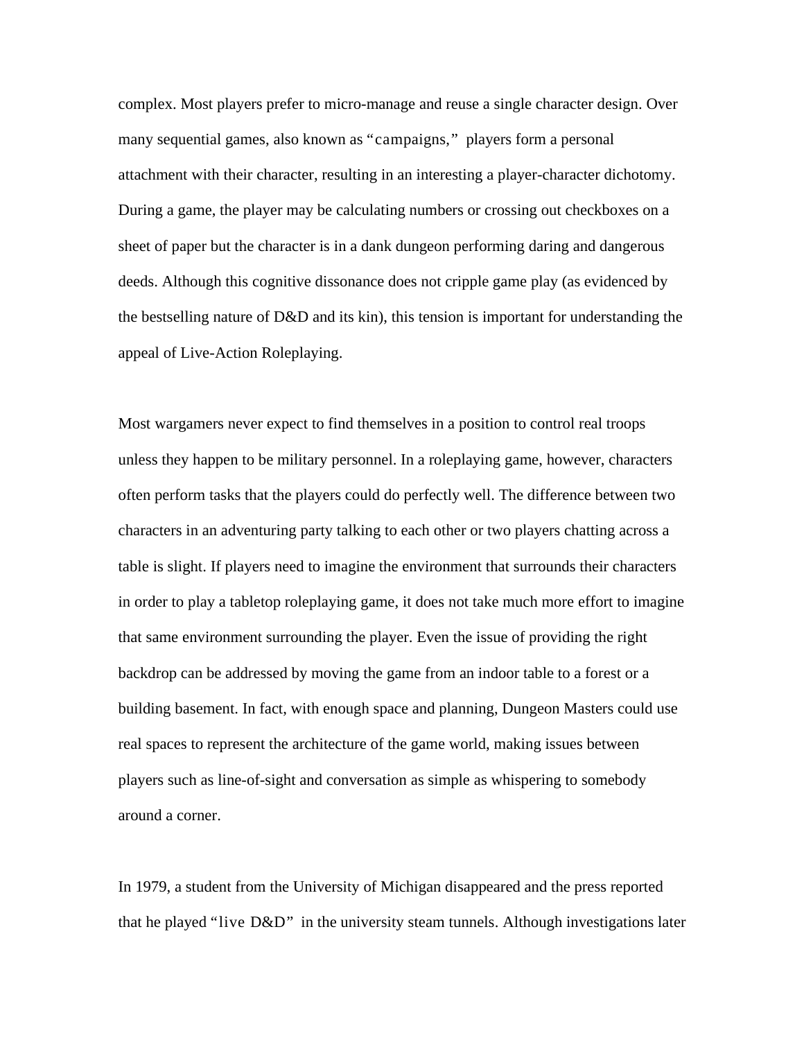complex. Most players prefer to micro-manage and reuse a single character design. Over many sequential games, also known as "campaigns," players form a personal attachment with their character, resulting in an interesting a player-character dichotomy. During a game, the player may be calculating numbers or crossing out checkboxes on a sheet of paper but the character is in a dank dungeon performing daring and dangerous deeds. Although this cognitive dissonance does not cripple game play (as evidenced by the bestselling nature of D&D and its kin), this tension is important for understanding the appeal of Live-Action Roleplaying.

Most wargamers never expect to find themselves in a position to control real troops unless they happen to be military personnel. In a roleplaying game, however, characters often perform tasks that the players could do perfectly well. The difference between two characters in an adventuring party talking to each other or two players chatting across a table is slight. If players need to imagine the environment that surrounds their characters in order to play a tabletop roleplaying game, it does not take much more effort to imagine that same environment surrounding the player. Even the issue of providing the right backdrop can be addressed by moving the game from an indoor table to a forest or a building basement. In fact, with enough space and planning, Dungeon Masters could use real spaces to represent the architecture of the game world, making issues between players such as line-of-sight and conversation as simple as whispering to somebody around a corner.

In 1979, a student from the University of Michigan disappeared and the press reported that he played "live D&D" in the university steam tunnels. Although investigations later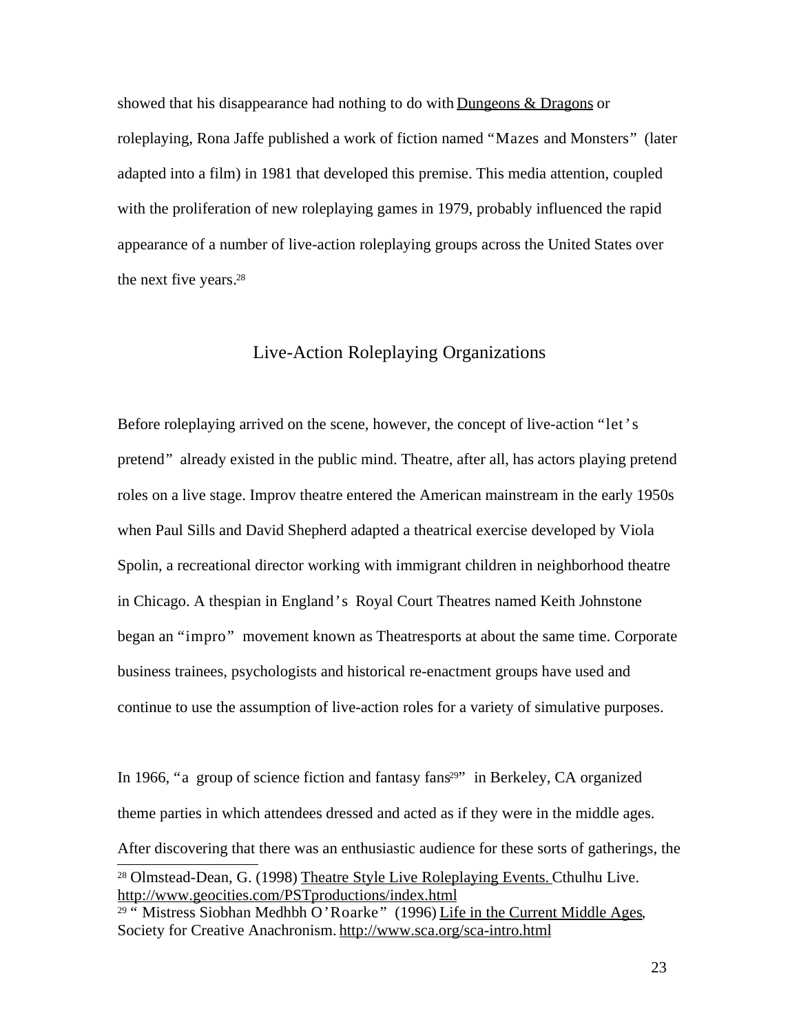showed that his disappearance had nothing to do with Dungeons & Dragons or roleplaying, Rona Jaffe published a work of fiction named "Mazes and Monsters" (later adapted into a film) in 1981 that developed this premise. This media attention, coupled with the proliferation of new roleplaying games in 1979, probably influenced the rapid appearance of a number of live-action roleplaying groups across the United States over the next five years.[28]

## Live-Action Roleplaying Organizations

Before roleplaying arrived on the scene, however, the concept of live-action "let's pretend" already existed in the public mind. Theatre, after all, has actors playing pretend roles on a live stage. Improv theatre entered the American mainstream in the early 1950s when Paul Sills and David Shepherd adapted a theatrical exercise developed by Viola Spolin, a recreational director working with immigrant children in neighborhood theatre in Chicago. A thespian in England's Royal Court Theatres named Keith Johnstone began an "impro" movement known as Theatresports at about the same time. Corporate business trainees, psychologists and historical re-enactment groups have used and continue to use the assumption of live-action roles for a variety of simulative purposes.

In 1966, "a group of science fiction and fantasy fans[29]" in Berkeley, CA organized theme parties in which attendees dressed and acted as if they were in the middle ages. After discovering that there was an enthusiastic audience for these sorts of gatherings, the

[28] Olmstead-Dean, G. (1998) Theatre Style Live Roleplaying Events. Cthulhu Live. http://www.geocities.com/PSTproductions/index.html
[29] " Mistress Siobhan Medhbh O'Roarke" (1996) Life in the Current Middle Ages, Society for Creative Anachronism. http://www.sca.org/sca-intro.html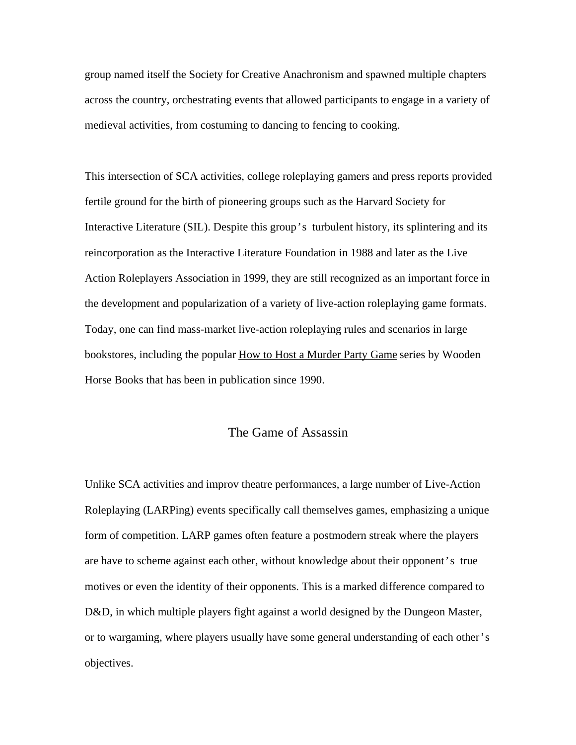group named itself the Society for Creative Anachronism and spawned multiple chapters across the country, orchestrating events that allowed participants to engage in a variety of medieval activities, from costuming to dancing to fencing to cooking.

This intersection of SCA activities, college roleplaying gamers and press reports provided fertile ground for the birth of pioneering groups such as the Harvard Society for Interactive Literature (SIL). Despite this group's turbulent history, its splintering and its reincorporation as the Interactive Literature Foundation in 1988 and later as the Live Action Roleplayers Association in 1999, they are still recognized as an important force in the development and popularization of a variety of live-action roleplaying game formats. Today, one can find mass-market live-action roleplaying rules and scenarios in large bookstores, including the popular <u>How to Host a Murder Party Game</u> series by Wooden Horse Books that has been in publication since 1990.

## The Game of Assassin

Unlike SCA activities and improv theatre performances, a large number of Live-Action Roleplaying (LARPing) events specifically call themselves games, emphasizing a unique form of competition. LARP games often feature a postmodern streak where the players are have to scheme against each other, without knowledge about their opponent's true motives or even the identity of their opponents. This is a marked difference compared to D&D, in which multiple players fight against a world designed by the Dungeon Master, or to wargaming, where players usually have some general understanding of each other's objectives.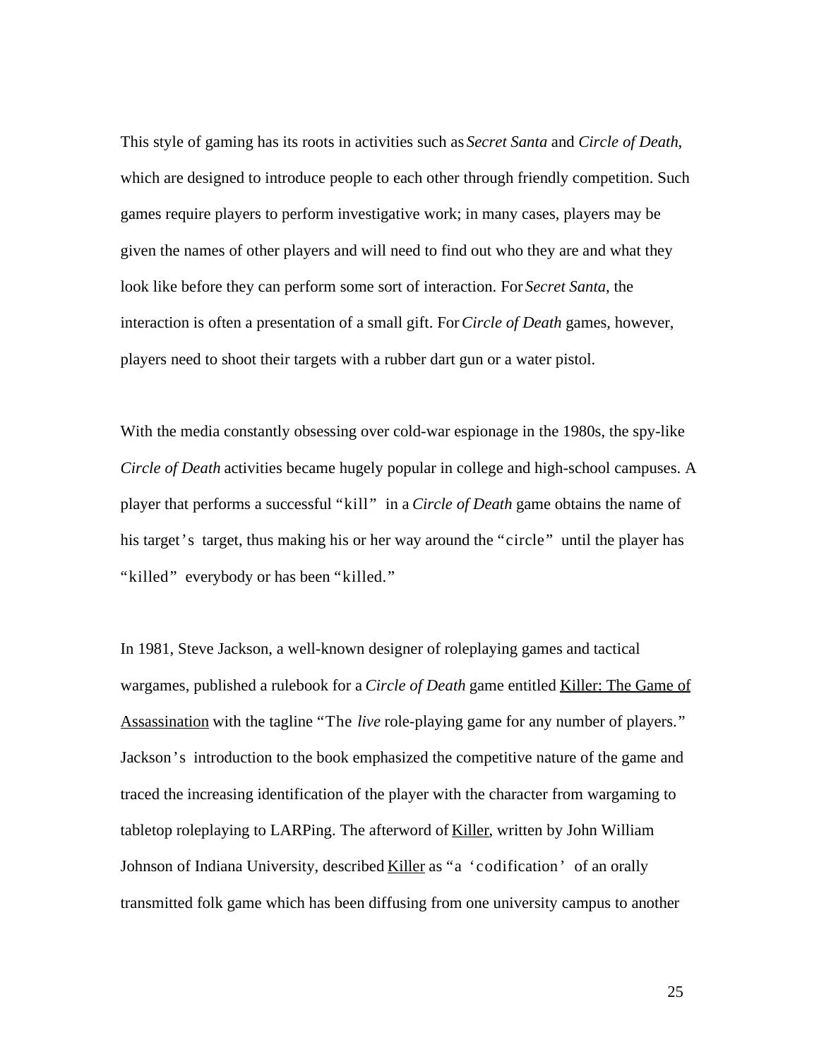This style of gaming has its roots in activities such as *Secret Santa* and *Circle of Death*, which are designed to introduce people to each other through friendly competition. Such games require players to perform investigative work; in many cases, players may be given the names of other players and will need to find out who they are and what they look like before they can perform some sort of interaction. For *Secret Santa*, the interaction is often a presentation of a small gift. For *Circle of Death* games, however, players need to shoot their targets with a rubber dart gun or a water pistol.

With the media constantly obsessing over cold-war espionage in the 1980s, the spy-like *Circle of Death* activities became hugely popular in college and high-school campuses. A player that performs a successful "kill" in a *Circle of Death* game obtains the name of his target's target, thus making his or her way around the "circle" until the player has "killed" everybody or has been "killed."

In 1981, Steve Jackson, a well-known designer of roleplaying games and tactical wargames, published a rulebook for a *Circle of Death* game entitled <u>Killer: The Game of Assassination</u> with the tagline "The *live* role-playing game for any number of players." Jackson's introduction to the book emphasized the competitive nature of the game and traced the increasing identification of the player with the character from wargaming to tabletop roleplaying to LARPing. The afterword of <u>Killer</u>, written by John William Johnson of Indiana University, described <u>Killer</u> as "a 'codification' of an orally transmitted folk game which has been diffusing from one university campus to another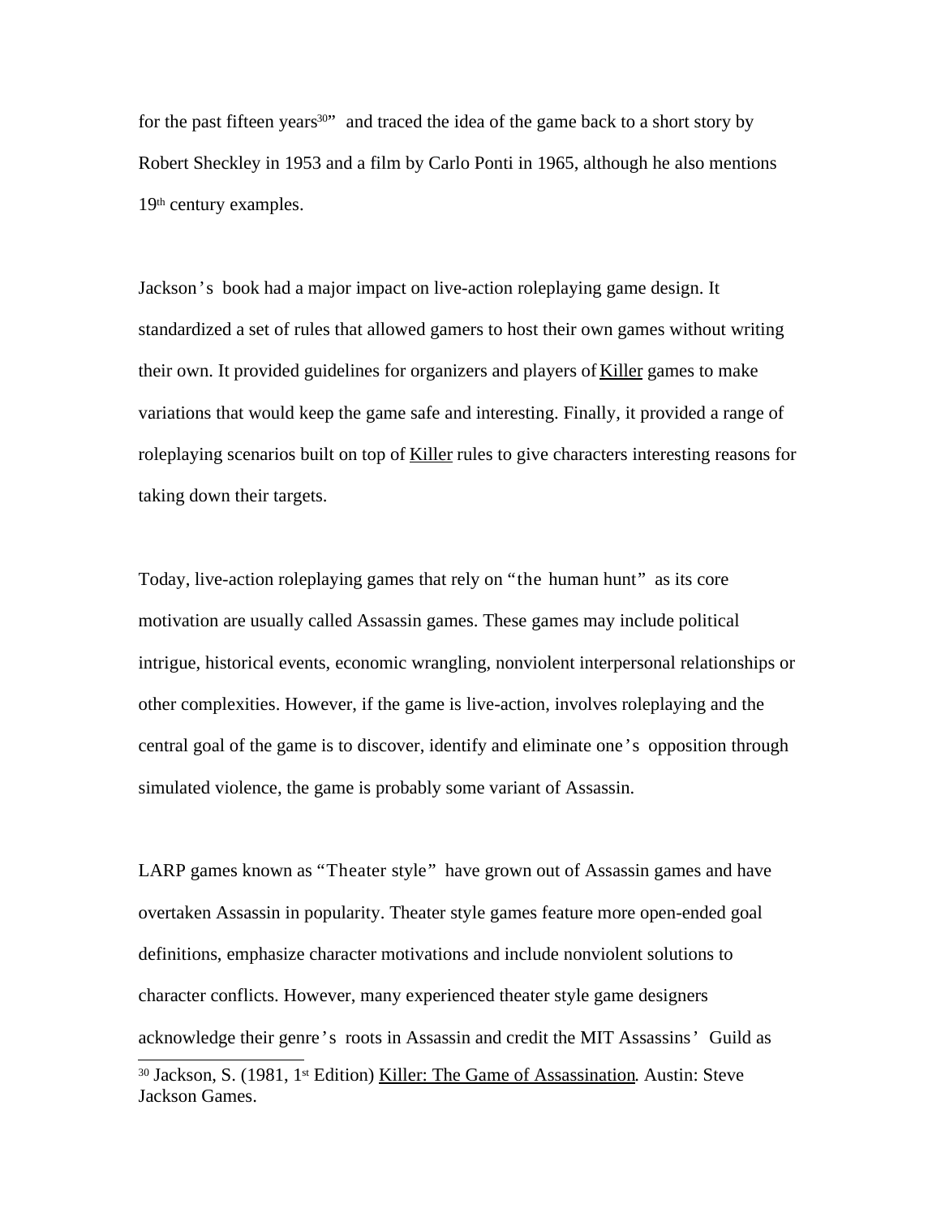for the past fifteen years[30]" and traced the idea of the game back to a short story by Robert Sheckley in 1953 and a film by Carlo Ponti in 1965, although he also mentions 19th century examples.

Jackson's book had a major impact on live-action roleplaying game design. It standardized a set of rules that allowed gamers to host their own games without writing their own. It provided guidelines for organizers and players of Killer games to make variations that would keep the game safe and interesting. Finally, it provided a range of roleplaying scenarios built on top of Killer rules to give characters interesting reasons for taking down their targets.

Today, live-action roleplaying games that rely on "the human hunt" as its core motivation are usually called Assassin games. These games may include political intrigue, historical events, economic wrangling, nonviolent interpersonal relationships or other complexities. However, if the game is live-action, involves roleplaying and the central goal of the game is to discover, identify and eliminate one's opposition through simulated violence, the game is probably some variant of Assassin.

LARP games known as "Theater style" have grown out of Assassin games and have overtaken Assassin in popularity. Theater style games feature more open-ended goal definitions, emphasize character motivations and include nonviolent solutions to character conflicts. However, many experienced theater style game designers acknowledge their genre's roots in Assassin and credit the MIT Assassins' Guild as

---

[30] Jackson, S. (1981, 1st Edition) Killer: The Game of Assassination. Austin: Steve Jackson Games.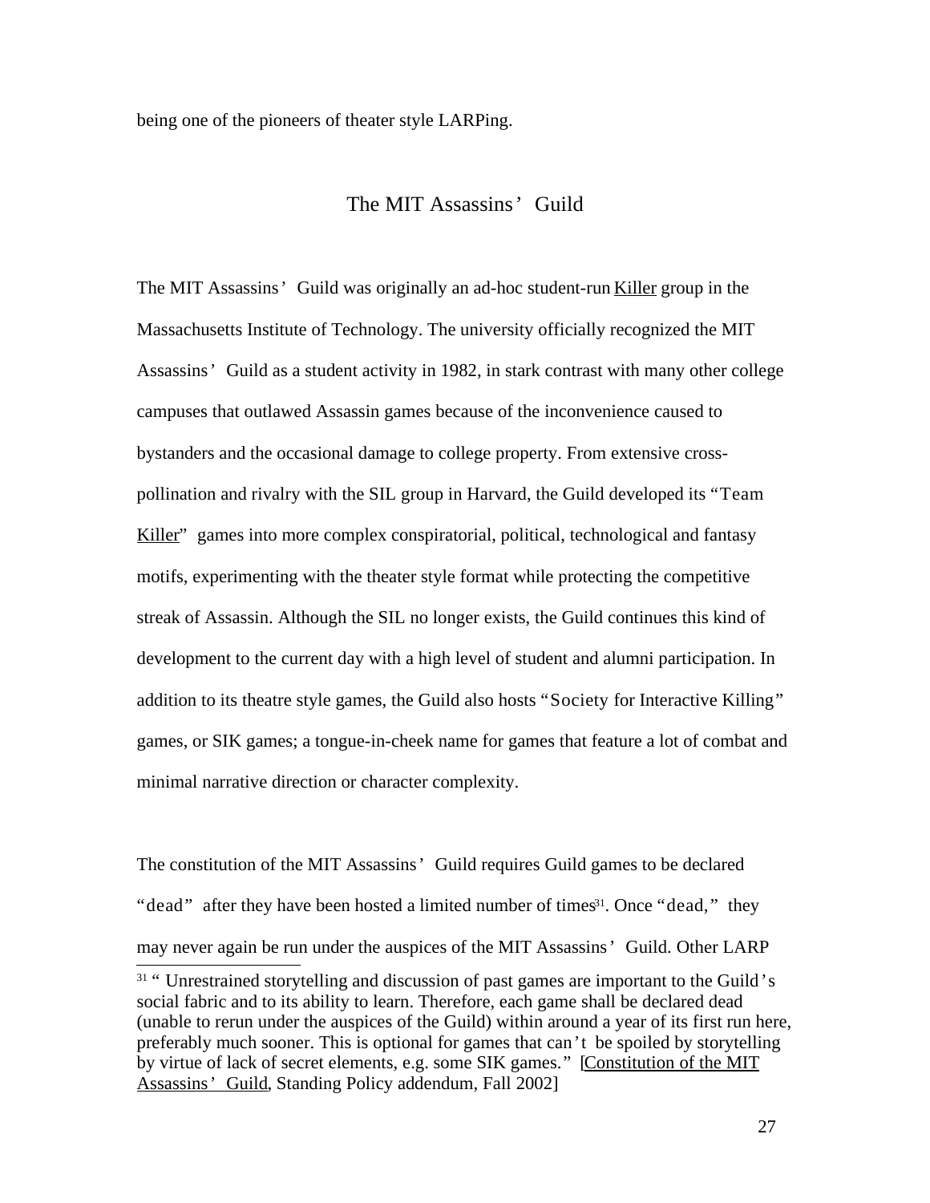being one of the pioneers of theater style LARPing.

## The MIT Assassins' Guild

The MIT Assassins' Guild was originally an ad-hoc student-run Killer group in the Massachusetts Institute of Technology. The university officially recognized the MIT Assassins' Guild as a student activity in 1982, in stark contrast with many other college campuses that outlawed Assassin games because of the inconvenience caused to bystanders and the occasional damage to college property. From extensive cross-pollination and rivalry with the SIL group in Harvard, the Guild developed its "Team Killer" games into more complex conspiratorial, political, technological and fantasy motifs, experimenting with the theater style format while protecting the competitive streak of Assassin. Although the SIL no longer exists, the Guild continues this kind of development to the current day with a high level of student and alumni participation. In addition to its theatre style games, the Guild also hosts "Society for Interactive Killing" games, or SIK games; a tongue-in-cheek name for games that feature a lot of combat and minimal narrative direction or character complexity.

The constitution of the MIT Assassins' Guild requires Guild games to be declared "dead" after they have been hosted a limited number of times[31]. Once "dead," they may never again be run under the auspices of the MIT Assassins' Guild. Other LARP

[31] " Unrestrained storytelling and discussion of past games are important to the Guild's social fabric and to its ability to learn. Therefore, each game shall be declared dead (unable to rerun under the auspices of the Guild) within around a year of its first run here, preferably much sooner. This is optional for games that can't be spoiled by storytelling by virtue of lack of secret elements, e.g. some SIK games." [Constitution of the MIT Assassins' Guild, Standing Policy addendum, Fall 2002]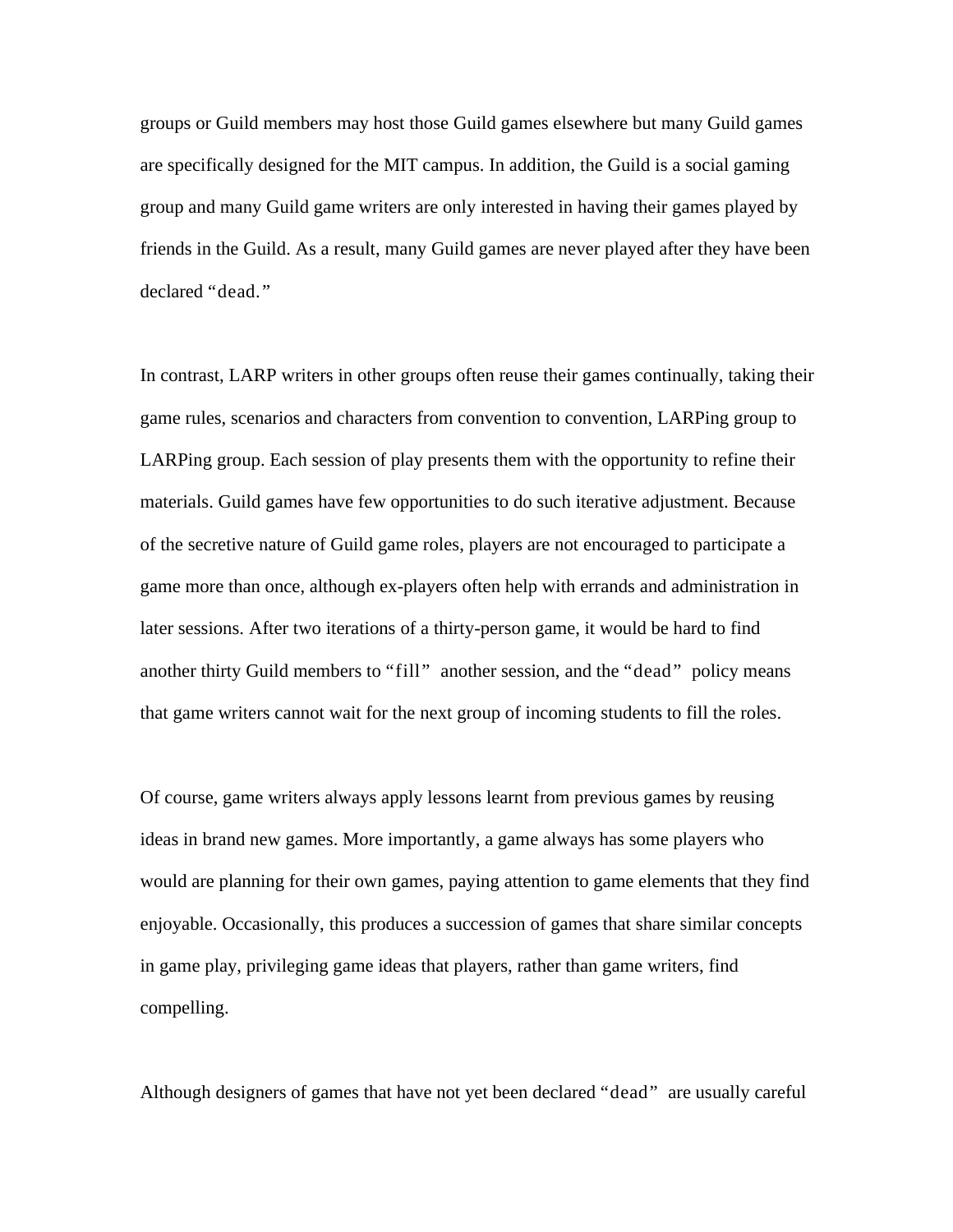groups or Guild members may host those Guild games elsewhere but many Guild games are specifically designed for the MIT campus. In addition, the Guild is a social gaming group and many Guild game writers are only interested in having their games played by friends in the Guild. As a result, many Guild games are never played after they have been declared “dead.”

In contrast, LARP writers in other groups often reuse their games continually, taking their game rules, scenarios and characters from convention to convention, LARPing group to LARPing group. Each session of play presents them with the opportunity to refine their materials. Guild games have few opportunities to do such iterative adjustment. Because of the secretive nature of Guild game roles, players are not encouraged to participate a game more than once, although ex-players often help with errands and administration in later sessions. After two iterations of a thirty-person game, it would be hard to find another thirty Guild members to “fill” another session, and the “dead” policy means that game writers cannot wait for the next group of incoming students to fill the roles.

Of course, game writers always apply lessons learnt from previous games by reusing ideas in brand new games. More importantly, a game always has some players who would are planning for their own games, paying attention to game elements that they find enjoyable. Occasionally, this produces a succession of games that share similar concepts in game play, privileging game ideas that players, rather than game writers, find compelling.

Although designers of games that have not yet been declared “dead” are usually careful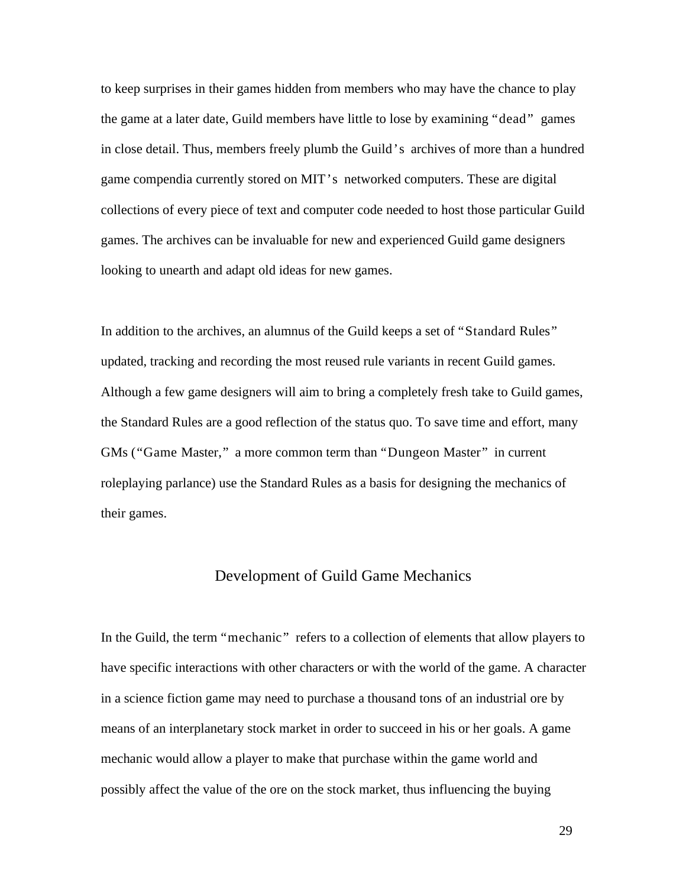to keep surprises in their games hidden from members who may have the chance to play the game at a later date, Guild members have little to lose by examining "dead" games in close detail. Thus, members freely plumb the Guild's archives of more than a hundred game compendia currently stored on MIT's networked computers. These are digital collections of every piece of text and computer code needed to host those particular Guild games. The archives can be invaluable for new and experienced Guild game designers looking to unearth and adapt old ideas for new games.

In addition to the archives, an alumnus of the Guild keeps a set of "Standard Rules" updated, tracking and recording the most reused rule variants in recent Guild games. Although a few game designers will aim to bring a completely fresh take to Guild games, the Standard Rules are a good reflection of the status quo. To save time and effort, many GMs ("Game Master," a more common term than "Dungeon Master" in current roleplaying parlance) use the Standard Rules as a basis for designing the mechanics of their games.

## Development of Guild Game Mechanics

In the Guild, the term "mechanic" refers to a collection of elements that allow players to have specific interactions with other characters or with the world of the game. A character in a science fiction game may need to purchase a thousand tons of an industrial ore by means of an interplanetary stock market in order to succeed in his or her goals. A game mechanic would allow a player to make that purchase within the game world and possibly affect the value of the ore on the stock market, thus influencing the buying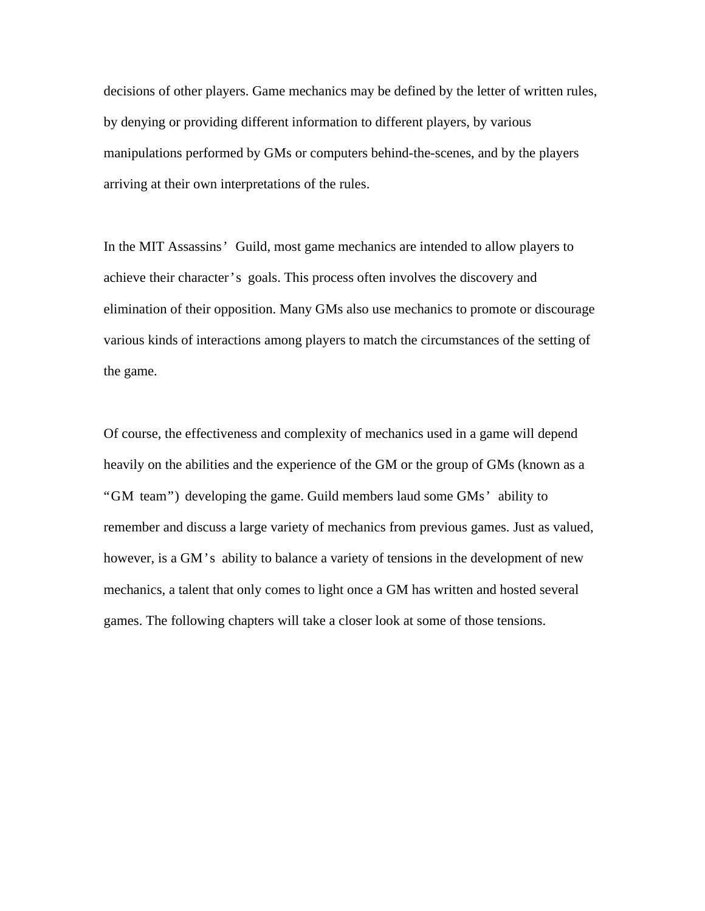decisions of other players. Game mechanics may be defined by the letter of written rules, by denying or providing different information to different players, by various manipulations performed by GMs or computers behind-the-scenes, and by the players arriving at their own interpretations of the rules.

In the MIT Assassins' Guild, most game mechanics are intended to allow players to achieve their character's goals. This process often involves the discovery and elimination of their opposition. Many GMs also use mechanics to promote or discourage various kinds of interactions among players to match the circumstances of the setting of the game.

Of course, the effectiveness and complexity of mechanics used in a game will depend heavily on the abilities and the experience of the GM or the group of GMs (known as a "GM team") developing the game. Guild members laud some GMs' ability to remember and discuss a large variety of mechanics from previous games. Just as valued, however, is a GM's ability to balance a variety of tensions in the development of new mechanics, a talent that only comes to light once a GM has written and hosted several games. The following chapters will take a closer look at some of those tensions.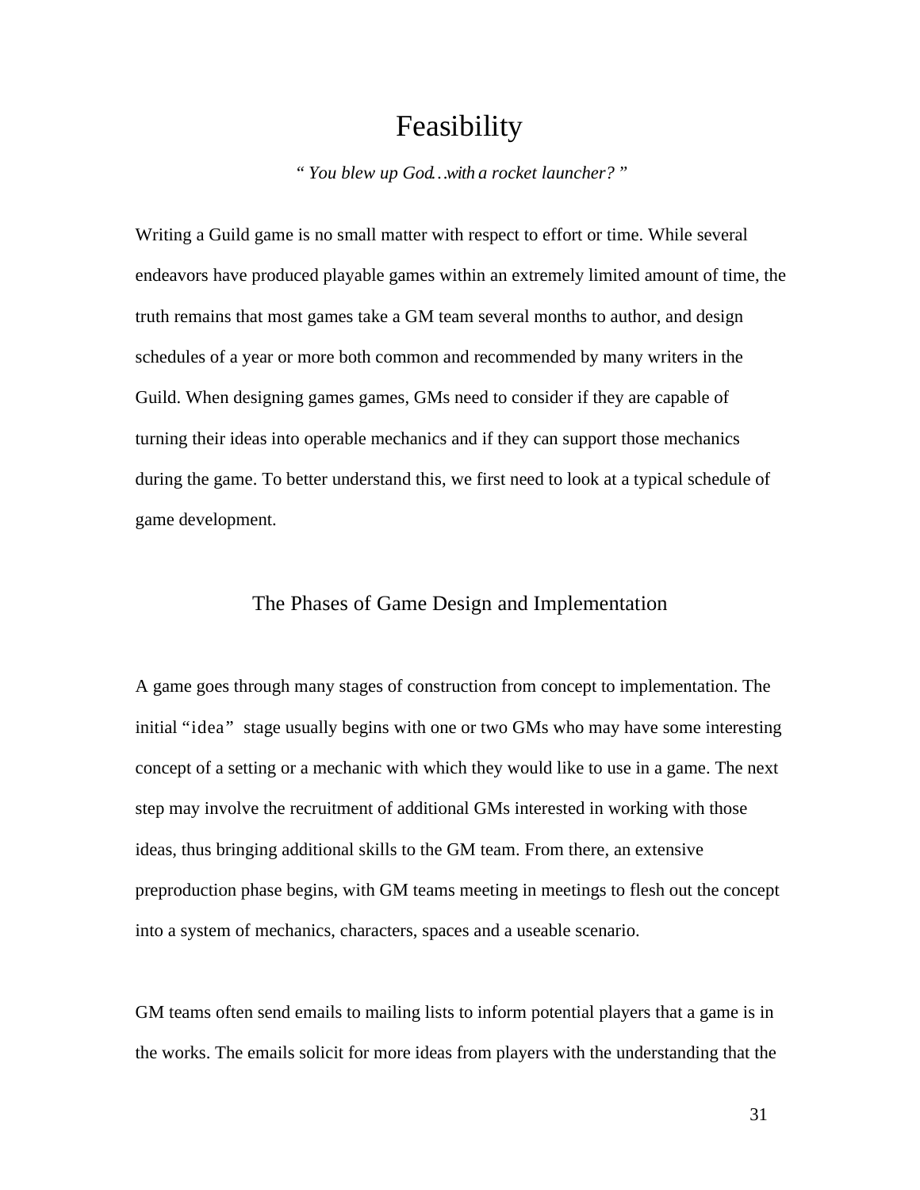# Feasibility

*"You blew up God…with a rocket launcher?"*

Writing a Guild game is no small matter with respect to effort or time. While several endeavors have produced playable games within an extremely limited amount of time, the truth remains that most games take a GM team several months to author, and design schedules of a year or more both common and recommended by many writers in the Guild. When designing games games, GMs need to consider if they are capable of turning their ideas into operable mechanics and if they can support those mechanics during the game. To better understand this, we first need to look at a typical schedule of game development.

## The Phases of Game Design and Implementation

A game goes through many stages of construction from concept to implementation. The initial "idea" stage usually begins with one or two GMs who may have some interesting concept of a setting or a mechanic with which they would like to use in a game. The next step may involve the recruitment of additional GMs interested in working with those ideas, thus bringing additional skills to the GM team. From there, an extensive preproduction phase begins, with GM teams meeting in meetings to flesh out the concept into a system of mechanics, characters, spaces and a useable scenario.

GM teams often send emails to mailing lists to inform potential players that a game is in the works. The emails solicit for more ideas from players with the understanding that the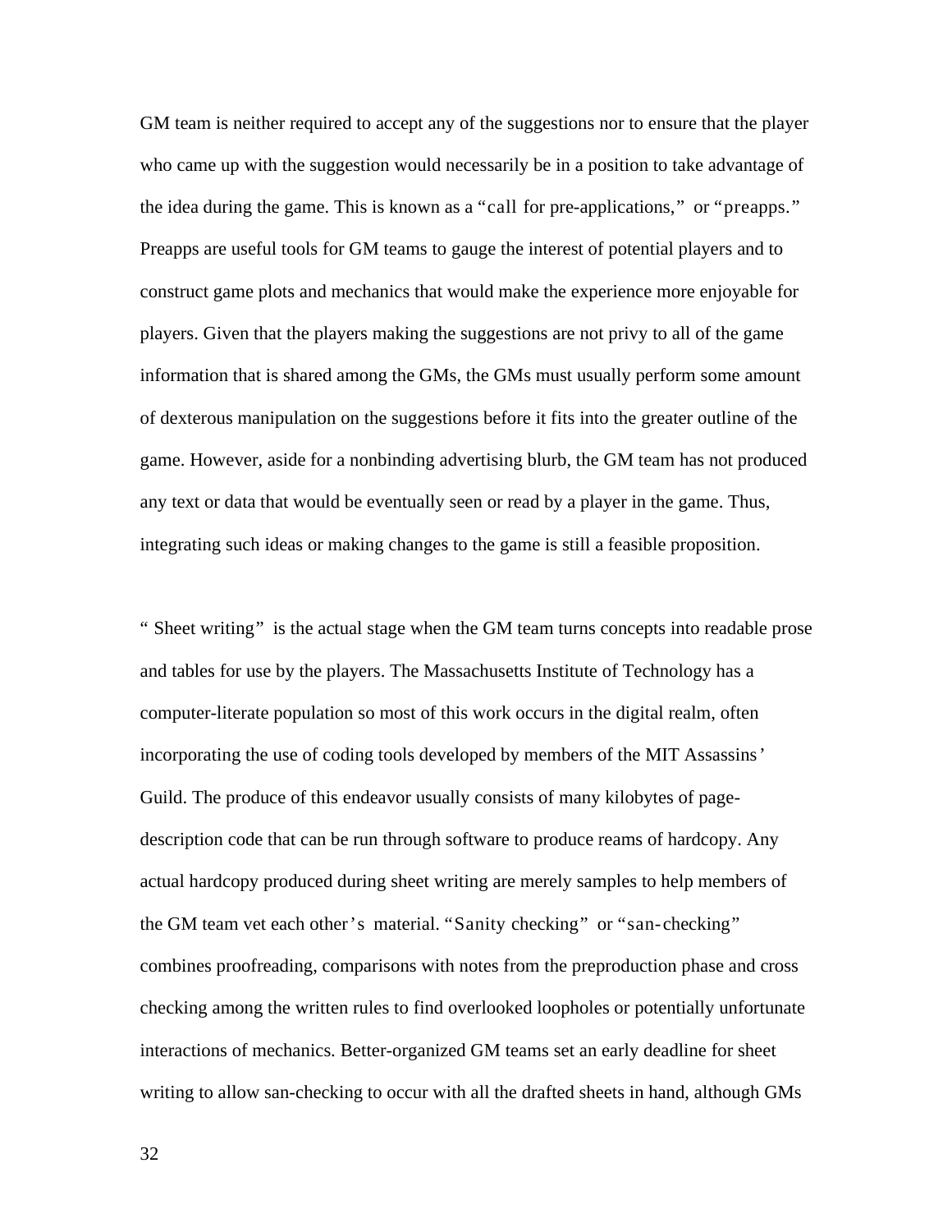GM team is neither required to accept any of the suggestions nor to ensure that the player who came up with the suggestion would necessarily be in a position to take advantage of the idea during the game. This is known as a "call for pre-applications," or "preapps." Preapps are useful tools for GM teams to gauge the interest of potential players and to construct game plots and mechanics that would make the experience more enjoyable for players. Given that the players making the suggestions are not privy to all of the game information that is shared among the GMs, the GMs must usually perform some amount of dexterous manipulation on the suggestions before it fits into the greater outline of the game. However, aside for a nonbinding advertising blurb, the GM team has not produced any text or data that would be eventually seen or read by a player in the game. Thus, integrating such ideas or making changes to the game is still a feasible proposition.

"Sheet writing" is the actual stage when the GM team turns concepts into readable prose and tables for use by the players. The Massachusetts Institute of Technology has a computer-literate population so most of this work occurs in the digital realm, often incorporating the use of coding tools developed by members of the MIT Assassins' Guild. The produce of this endeavor usually consists of many kilobytes of page-description code that can be run through software to produce reams of hardcopy. Any actual hardcopy produced during sheet writing are merely samples to help members of the GM team vet each other's material. "Sanity checking" or "san-checking" combines proofreading, comparisons with notes from the preproduction phase and cross checking among the written rules to find overlooked loopholes or potentially unfortunate interactions of mechanics. Better-organized GM teams set an early deadline for sheet writing to allow san-checking to occur with all the drafted sheets in hand, although GMs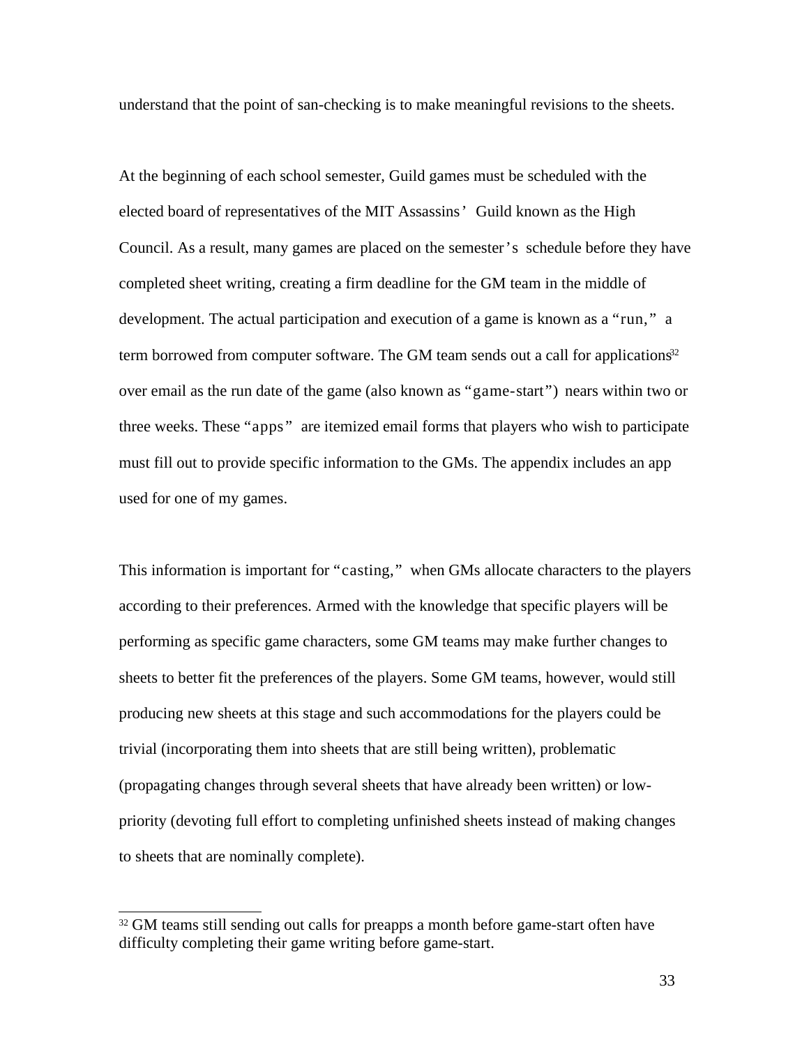understand that the point of san-checking is to make meaningful revisions to the sheets.

At the beginning of each school semester, Guild games must be scheduled with the elected board of representatives of the MIT Assassins' Guild known as the High Council. As a result, many games are placed on the semester's schedule before they have completed sheet writing, creating a firm deadline for the GM team in the middle of development. The actual participation and execution of a game is known as a "run," a term borrowed from computer software. The GM team sends out a call for applications[32] over email as the run date of the game (also known as "game-start") nears within two or three weeks. These "apps" are itemized email forms that players who wish to participate must fill out to provide specific information to the GMs. The appendix includes an app used for one of my games.

This information is important for "casting," when GMs allocate characters to the players according to their preferences. Armed with the knowledge that specific players will be performing as specific game characters, some GM teams may make further changes to sheets to better fit the preferences of the players. Some GM teams, however, would still producing new sheets at this stage and such accommodations for the players could be trivial (incorporating them into sheets that are still being written), problematic (propagating changes through several sheets that have already been written) or low-priority (devoting full effort to completing unfinished sheets instead of making changes to sheets that are nominally complete).

---

[32] GM teams still sending out calls for preapps a month before game-start often have difficulty completing their game writing before game-start.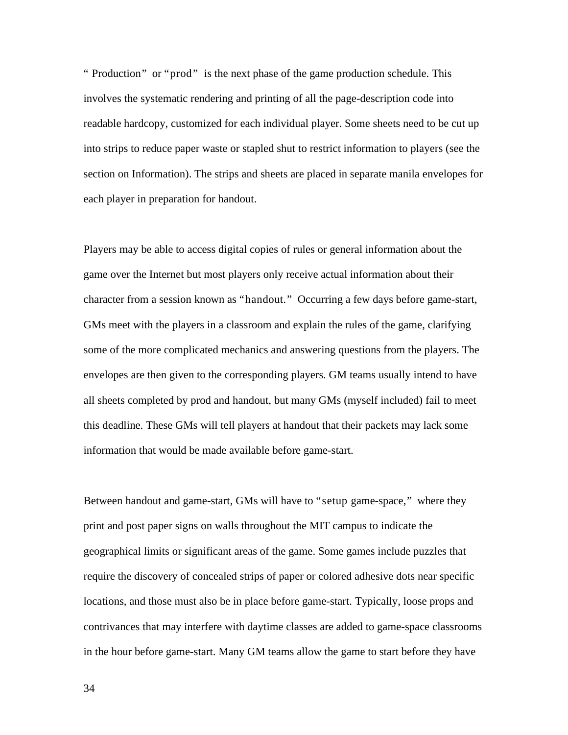"Production" or "prod" is the next phase of the game production schedule. This involves the systematic rendering and printing of all the page-description code into readable hardcopy, customized for each individual player. Some sheets need to be cut up into strips to reduce paper waste or stapled shut to restrict information to players (see the section on Information). The strips and sheets are placed in separate manila envelopes for each player in preparation for handout.

Players may be able to access digital copies of rules or general information about the game over the Internet but most players only receive actual information about their character from a session known as "handout." Occurring a few days before game-start, GMs meet with the players in a classroom and explain the rules of the game, clarifying some of the more complicated mechanics and answering questions from the players. The envelopes are then given to the corresponding players. GM teams usually intend to have all sheets completed by prod and handout, but many GMs (myself included) fail to meet this deadline. These GMs will tell players at handout that their packets may lack some information that would be made available before game-start.

Between handout and game-start, GMs will have to "setup game-space," where they print and post paper signs on walls throughout the MIT campus to indicate the geographical limits or significant areas of the game. Some games include puzzles that require the discovery of concealed strips of paper or colored adhesive dots near specific locations, and those must also be in place before game-start. Typically, loose props and contrivances that may interfere with daytime classes are added to game-space classrooms in the hour before game-start. Many GM teams allow the game to start before they have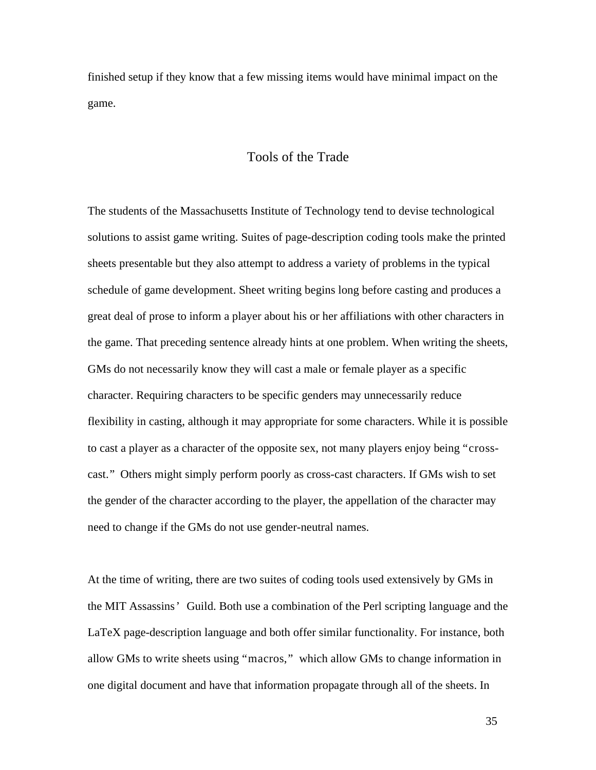finished setup if they know that a few missing items would have minimal impact on the game.

## Tools of the Trade

The students of the Massachusetts Institute of Technology tend to devise technological solutions to assist game writing. Suites of page-description coding tools make the printed sheets presentable but they also attempt to address a variety of problems in the typical schedule of game development. Sheet writing begins long before casting and produces a great deal of prose to inform a player about his or her affiliations with other characters in the game. That preceding sentence already hints at one problem. When writing the sheets, GMs do not necessarily know they will cast a male or female player as a specific character. Requiring characters to be specific genders may unnecessarily reduce flexibility in casting, although it may appropriate for some characters. While it is possible to cast a player as a character of the opposite sex, not many players enjoy being "cross-cast." Others might simply perform poorly as cross-cast characters. If GMs wish to set the gender of the character according to the player, the appellation of the character may need to change if the GMs do not use gender-neutral names.

At the time of writing, there are two suites of coding tools used extensively by GMs in the MIT Assassins' Guild. Both use a combination of the Perl scripting language and the LaTeX page-description language and both offer similar functionality. For instance, both allow GMs to write sheets using "macros," which allow GMs to change information in one digital document and have that information propagate through all of the sheets. In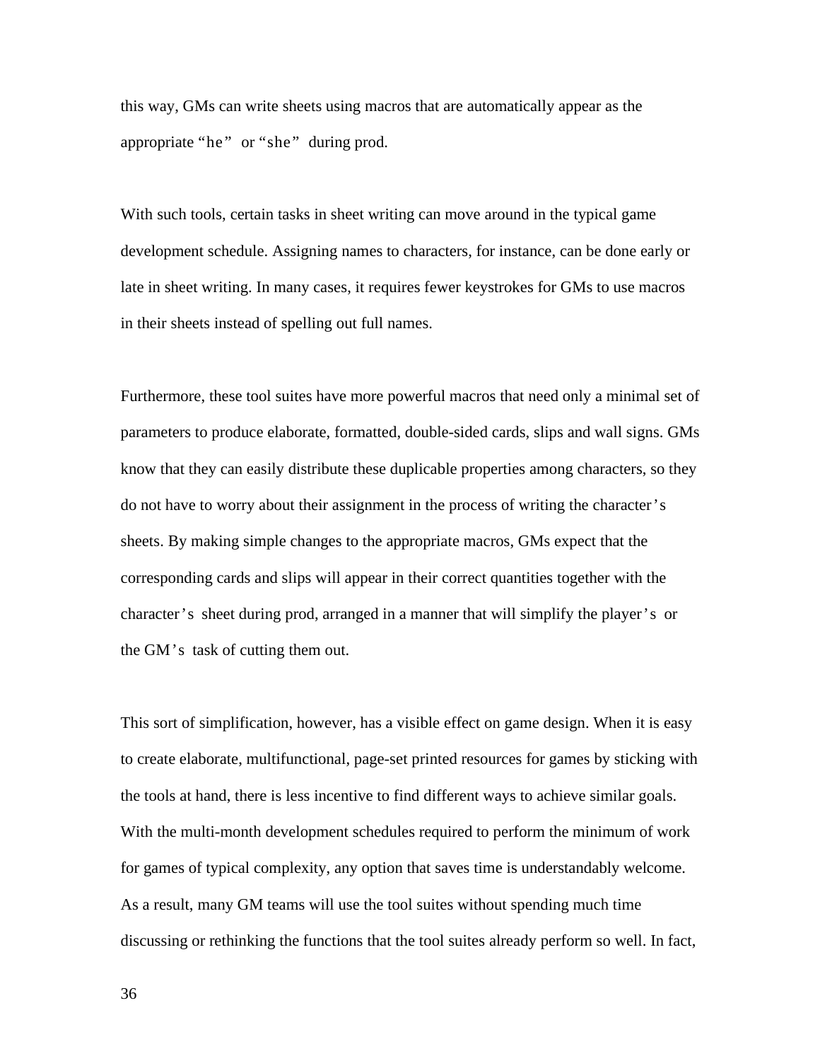this way, GMs can write sheets using macros that are automatically appear as the appropriate "he" or "she" during prod.

With such tools, certain tasks in sheet writing can move around in the typical game development schedule. Assigning names to characters, for instance, can be done early or late in sheet writing. In many cases, it requires fewer keystrokes for GMs to use macros in their sheets instead of spelling out full names.

Furthermore, these tool suites have more powerful macros that need only a minimal set of parameters to produce elaborate, formatted, double-sided cards, slips and wall signs. GMs know that they can easily distribute these duplicable properties among characters, so they do not have to worry about their assignment in the process of writing the character's sheets. By making simple changes to the appropriate macros, GMs expect that the corresponding cards and slips will appear in their correct quantities together with the character's sheet during prod, arranged in a manner that will simplify the player's or the GM's task of cutting them out.

This sort of simplification, however, has a visible effect on game design. When it is easy to create elaborate, multifunctional, page-set printed resources for games by sticking with the tools at hand, there is less incentive to find different ways to achieve similar goals. With the multi-month development schedules required to perform the minimum of work for games of typical complexity, any option that saves time is understandably welcome. As a result, many GM teams will use the tool suites without spending much time discussing or rethinking the functions that the tool suites already perform so well. In fact,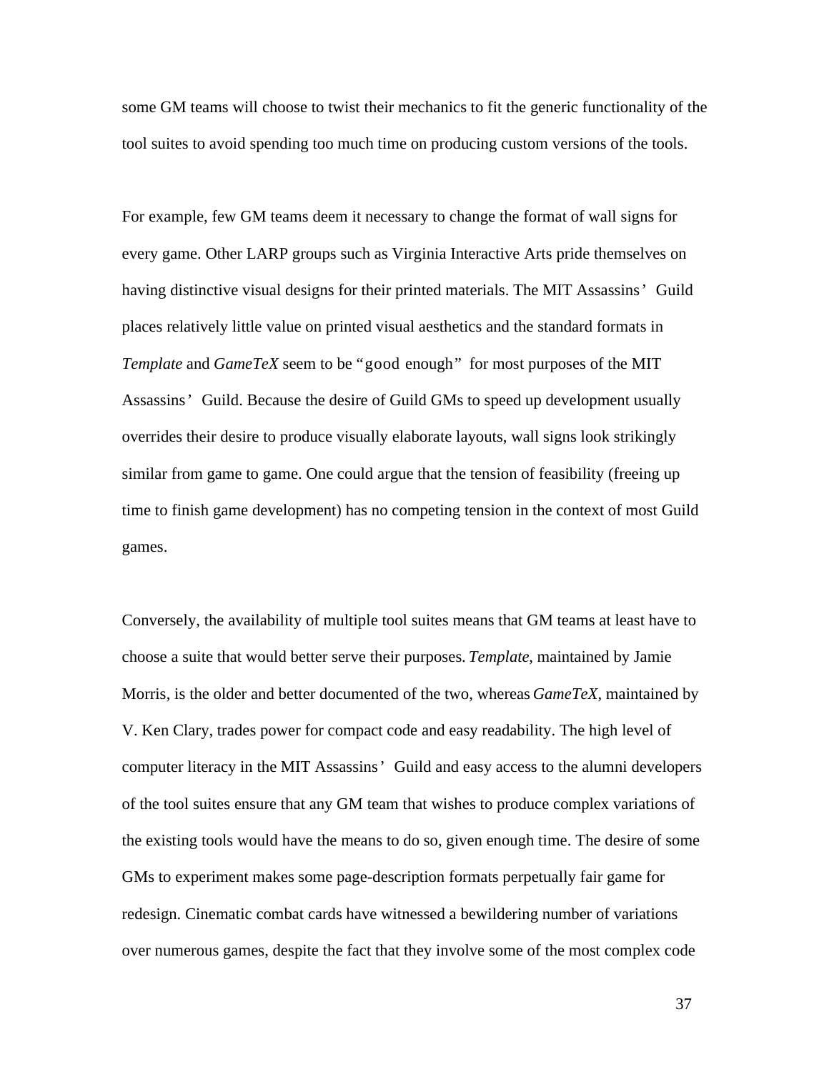some GM teams will choose to twist their mechanics to fit the generic functionality of the tool suites to avoid spending too much time on producing custom versions of the tools.

For example, few GM teams deem it necessary to change the format of wall signs for every game. Other LARP groups such as Virginia Interactive Arts pride themselves on having distinctive visual designs for their printed materials. The MIT Assassins' Guild places relatively little value on printed visual aesthetics and the standard formats in *Template* and *GameTeX* seem to be "good enough" for most purposes of the MIT Assassins' Guild. Because the desire of Guild GMs to speed up development usually overrides their desire to produce visually elaborate layouts, wall signs look strikingly similar from game to game. One could argue that the tension of feasibility (freeing up time to finish game development) has no competing tension in the context of most Guild games.

Conversely, the availability of multiple tool suites means that GM teams at least have to choose a suite that would better serve their purposes. *Template*, maintained by Jamie Morris, is the older and better documented of the two, whereas *GameTeX*, maintained by V. Ken Clary, trades power for compact code and easy readability. The high level of computer literacy in the MIT Assassins' Guild and easy access to the alumni developers of the tool suites ensure that any GM team that wishes to produce complex variations of the existing tools would have the means to do so, given enough time. The desire of some GMs to experiment makes some page-description formats perpetually fair game for redesign. Cinematic combat cards have witnessed a bewildering number of variations over numerous games, despite the fact that they involve some of the most complex code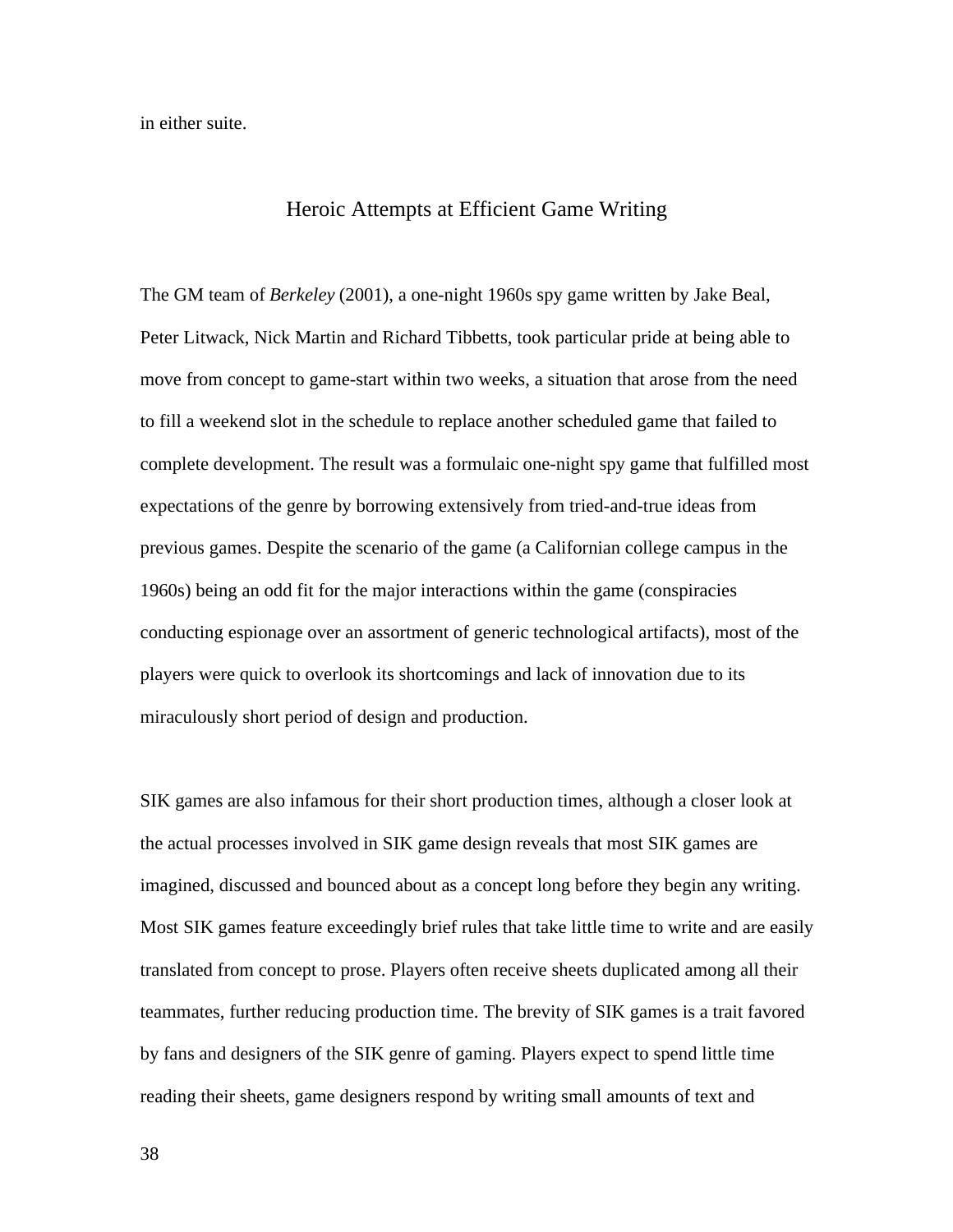in either suite.

## Heroic Attempts at Efficient Game Writing

The GM team of *Berkeley* (2001), a one-night 1960s spy game written by Jake Beal, Peter Litwack, Nick Martin and Richard Tibbetts, took particular pride at being able to move from concept to game-start within two weeks, a situation that arose from the need to fill a weekend slot in the schedule to replace another scheduled game that failed to complete development. The result was a formulaic one-night spy game that fulfilled most expectations of the genre by borrowing extensively from tried-and-true ideas from previous games. Despite the scenario of the game (a Californian college campus in the 1960s) being an odd fit for the major interactions within the game (conspiracies conducting espionage over an assortment of generic technological artifacts), most of the players were quick to overlook its shortcomings and lack of innovation due to its miraculously short period of design and production.

SIK games are also infamous for their short production times, although a closer look at the actual processes involved in SIK game design reveals that most SIK games are imagined, discussed and bounced about as a concept long before they begin any writing. Most SIK games feature exceedingly brief rules that take little time to write and are easily translated from concept to prose. Players often receive sheets duplicated among all their teammates, further reducing production time. The brevity of SIK games is a trait favored by fans and designers of the SIK genre of gaming. Players expect to spend little time reading their sheets, game designers respond by writing small amounts of text and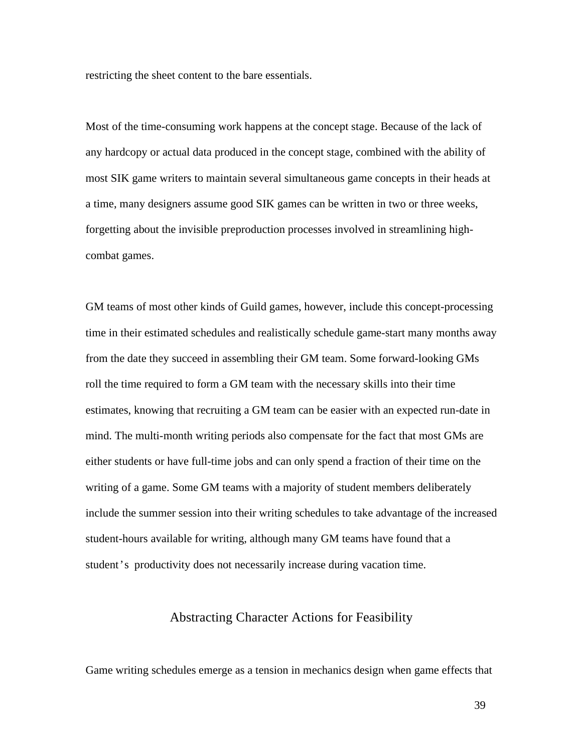restricting the sheet content to the bare essentials.

Most of the time-consuming work happens at the concept stage. Because of the lack of any hardcopy or actual data produced in the concept stage, combined with the ability of most SIK game writers to maintain several simultaneous game concepts in their heads at a time, many designers assume good SIK games can be written in two or three weeks, forgetting about the invisible preproduction processes involved in streamlining high-combat games.

GM teams of most other kinds of Guild games, however, include this concept-processing time in their estimated schedules and realistically schedule game-start many months away from the date they succeed in assembling their GM team. Some forward-looking GMs roll the time required to form a GM team with the necessary skills into their time estimates, knowing that recruiting a GM team can be easier with an expected run-date in mind. The multi-month writing periods also compensate for the fact that most GMs are either students or have full-time jobs and can only spend a fraction of their time on the writing of a game. Some GM teams with a majority of student members deliberately include the summer session into their writing schedules to take advantage of the increased student-hours available for writing, although many GM teams have found that a student's productivity does not necessarily increase during vacation time.

## Abstracting Character Actions for Feasibility

Game writing schedules emerge as a tension in mechanics design when game effects that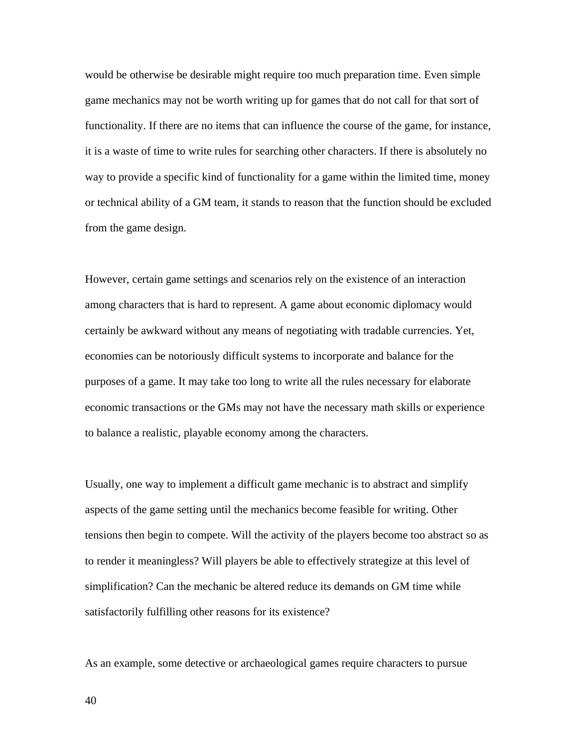would be otherwise be desirable might require too much preparation time. Even simple game mechanics may not be worth writing up for games that do not call for that sort of functionality. If there are no items that can influence the course of the game, for instance, it is a waste of time to write rules for searching other characters. If there is absolutely no way to provide a specific kind of functionality for a game within the limited time, money or technical ability of a GM team, it stands to reason that the function should be excluded from the game design.

However, certain game settings and scenarios rely on the existence of an interaction among characters that is hard to represent. A game about economic diplomacy would certainly be awkward without any means of negotiating with tradable currencies. Yet, economies can be notoriously difficult systems to incorporate and balance for the purposes of a game. It may take too long to write all the rules necessary for elaborate economic transactions or the GMs may not have the necessary math skills or experience to balance a realistic, playable economy among the characters.

Usually, one way to implement a difficult game mechanic is to abstract and simplify aspects of the game setting until the mechanics become feasible for writing. Other tensions then begin to compete. Will the activity of the players become too abstract so as to render it meaningless? Will players be able to effectively strategize at this level of simplification? Can the mechanic be altered reduce its demands on GM time while satisfactorily fulfilling other reasons for its existence?

As an example, some detective or archaeological games require characters to pursue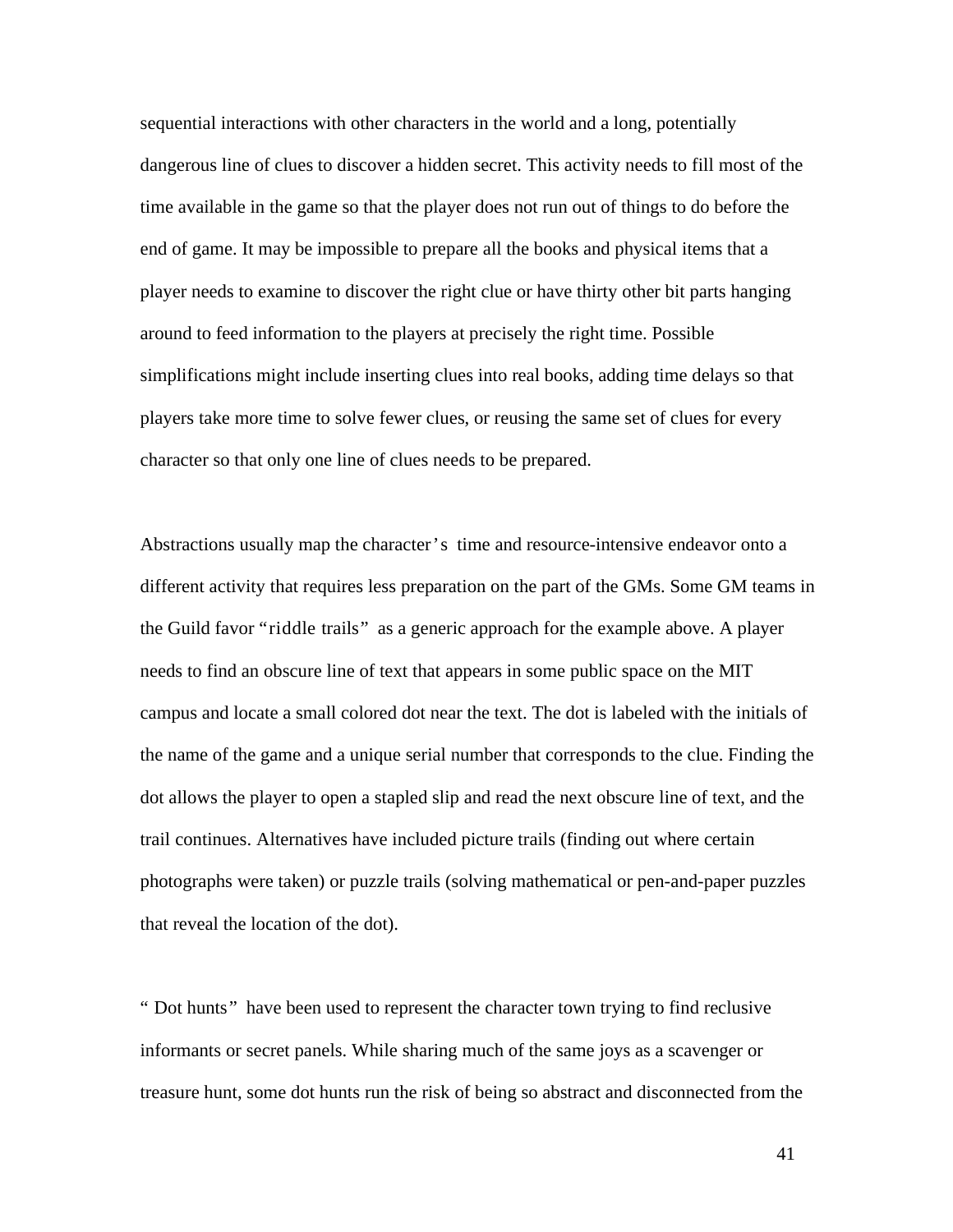sequential interactions with other characters in the world and a long, potentially dangerous line of clues to discover a hidden secret. This activity needs to fill most of the time available in the game so that the player does not run out of things to do before the end of game. It may be impossible to prepare all the books and physical items that a player needs to examine to discover the right clue or have thirty other bit parts hanging around to feed information to the players at precisely the right time. Possible simplifications might include inserting clues into real books, adding time delays so that players take more time to solve fewer clues, or reusing the same set of clues for every character so that only one line of clues needs to be prepared.

Abstractions usually map the character's time and resource-intensive endeavor onto a different activity that requires less preparation on the part of the GMs. Some GM teams in the Guild favor "riddle trails" as a generic approach for the example above. A player needs to find an obscure line of text that appears in some public space on the MIT campus and locate a small colored dot near the text. The dot is labeled with the initials of the name of the game and a unique serial number that corresponds to the clue. Finding the dot allows the player to open a stapled slip and read the next obscure line of text, and the trail continues. Alternatives have included picture trails (finding out where certain photographs were taken) or puzzle trails (solving mathematical or pen-and-paper puzzles that reveal the location of the dot).

"Dot hunts" have been used to represent the character town trying to find reclusive informants or secret panels. While sharing much of the same joys as a scavenger or treasure hunt, some dot hunts run the risk of being so abstract and disconnected from the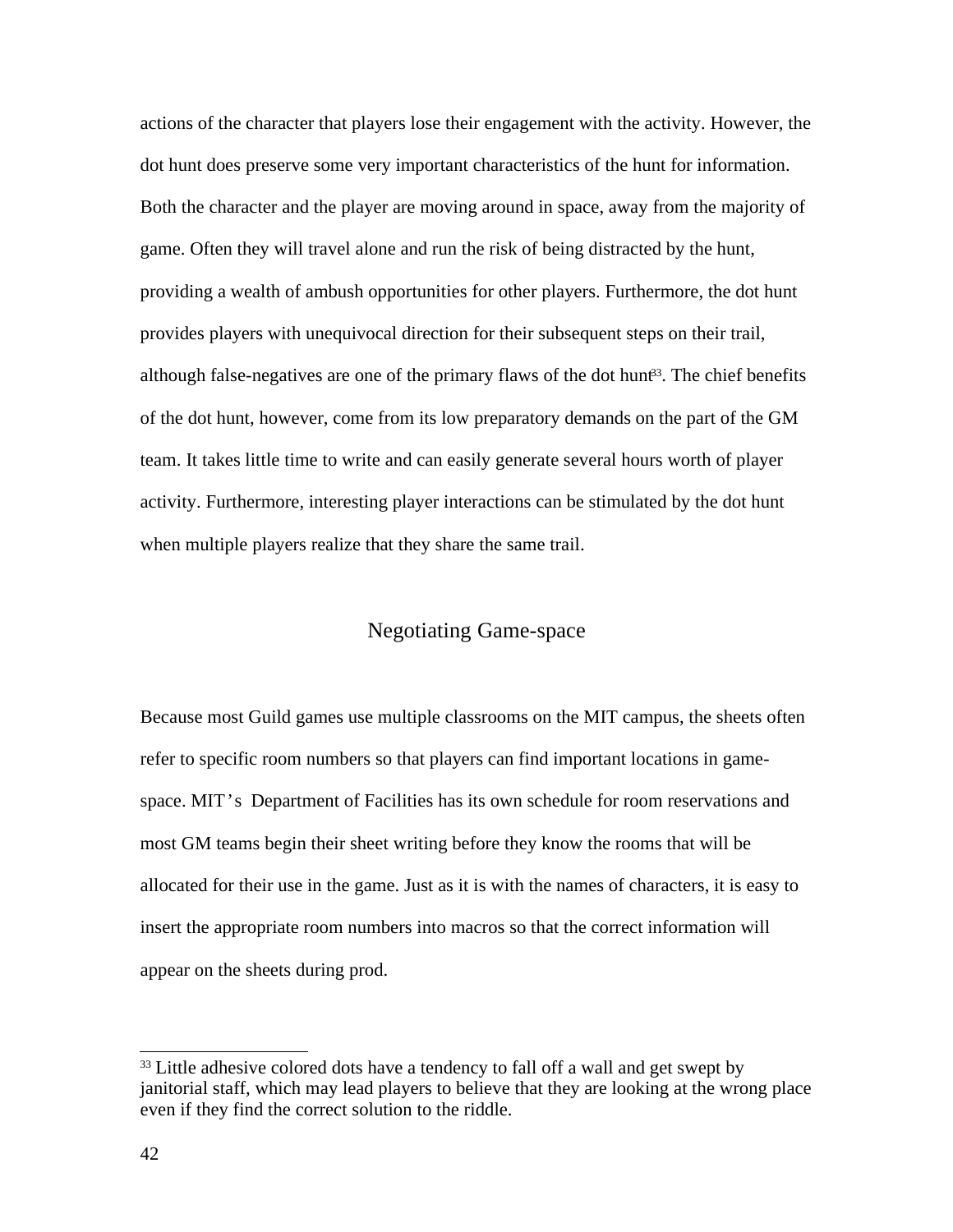actions of the character that players lose their engagement with the activity. However, the dot hunt does preserve some very important characteristics of the hunt for information. Both the character and the player are moving around in space, away from the majority of game. Often they will travel alone and run the risk of being distracted by the hunt, providing a wealth of ambush opportunities for other players. Furthermore, the dot hunt provides players with unequivocal direction for their subsequent steps on their trail, although false-negatives are one of the primary flaws of the dot hunt[33]. The chief benefits of the dot hunt, however, come from its low preparatory demands on the part of the GM team. It takes little time to write and can easily generate several hours worth of player activity. Furthermore, interesting player interactions can be stimulated by the dot hunt when multiple players realize that they share the same trail.

## Negotiating Game-space

Because most Guild games use multiple classrooms on the MIT campus, the sheets often refer to specific room numbers so that players can find important locations in game-space. MIT's Department of Facilities has its own schedule for room reservations and most GM teams begin their sheet writing before they know the rooms that will be allocated for their use in the game. Just as it is with the names of characters, it is easy to insert the appropriate room numbers into macros so that the correct information will appear on the sheets during prod.

[33] Little adhesive colored dots have a tendency to fall off a wall and get swept by janitorial staff, which may lead players to believe that they are looking at the wrong place even if they find the correct solution to the riddle.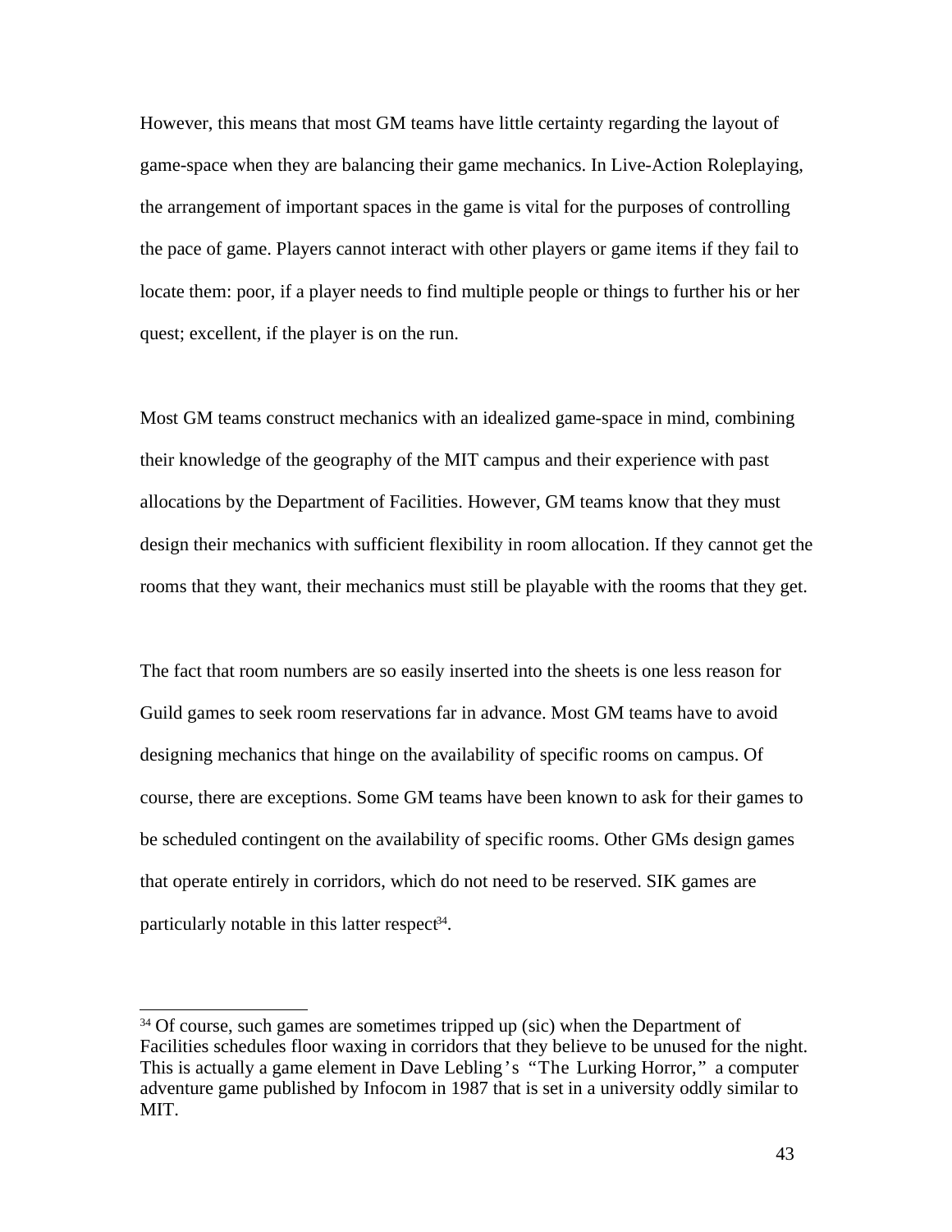However, this means that most GM teams have little certainty regarding the layout of game-space when they are balancing their game mechanics. In Live-Action Roleplaying, the arrangement of important spaces in the game is vital for the purposes of controlling the pace of game. Players cannot interact with other players or game items if they fail to locate them: poor, if a player needs to find multiple people or things to further his or her quest; excellent, if the player is on the run.

Most GM teams construct mechanics with an idealized game-space in mind, combining their knowledge of the geography of the MIT campus and their experience with past allocations by the Department of Facilities. However, GM teams know that they must design their mechanics with sufficient flexibility in room allocation. If they cannot get the rooms that they want, their mechanics must still be playable with the rooms that they get.

The fact that room numbers are so easily inserted into the sheets is one less reason for Guild games to seek room reservations far in advance. Most GM teams have to avoid designing mechanics that hinge on the availability of specific rooms on campus. Of course, there are exceptions. Some GM teams have been known to ask for their games to be scheduled contingent on the availability of specific rooms. Other GMs design games that operate entirely in corridors, which do not need to be reserved. SIK games are particularly notable in this latter respect[34].

---

[34] Of course, such games are sometimes tripped up (sic) when the Department of Facilities schedules floor waxing in corridors that they believe to be unused for the night. This is actually a game element in Dave Lebling's "The Lurking Horror," a computer adventure game published by Infocom in 1987 that is set in a university oddly similar to MIT.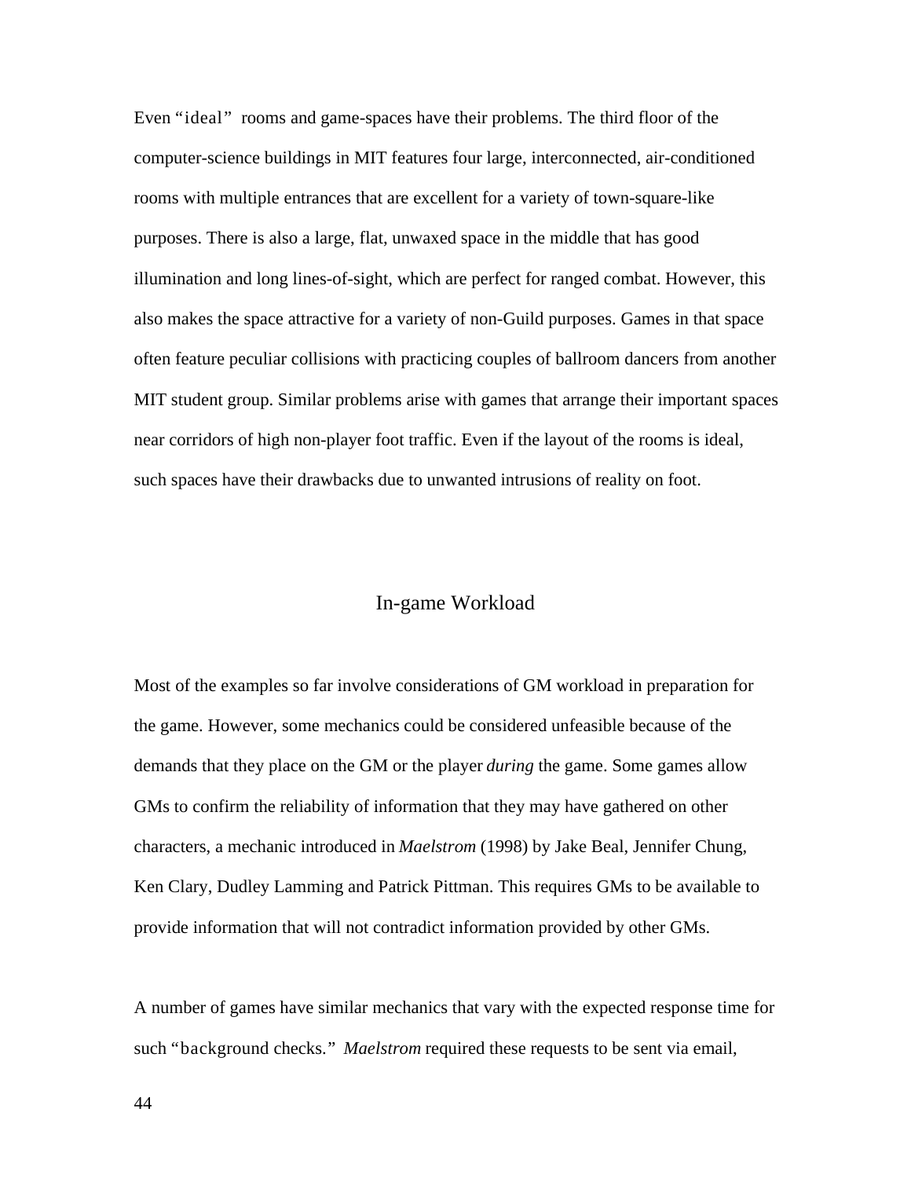Even "ideal" rooms and game-spaces have their problems. The third floor of the computer-science buildings in MIT features four large, interconnected, air-conditioned rooms with multiple entrances that are excellent for a variety of town-square-like purposes. There is also a large, flat, unwaxed space in the middle that has good illumination and long lines-of-sight, which are perfect for ranged combat. However, this also makes the space attractive for a variety of non-Guild purposes. Games in that space often feature peculiar collisions with practicing couples of ballroom dancers from another MIT student group. Similar problems arise with games that arrange their important spaces near corridors of high non-player foot traffic. Even if the layout of the rooms is ideal, such spaces have their drawbacks due to unwanted intrusions of reality on foot.

## In-game Workload

Most of the examples so far involve considerations of GM workload in preparation for the game. However, some mechanics could be considered unfeasible because of the demands that they place on the GM or the player *during* the game. Some games allow GMs to confirm the reliability of information that they may have gathered on other characters, a mechanic introduced in *Maelstrom* (1998) by Jake Beal, Jennifer Chung, Ken Clary, Dudley Lamming and Patrick Pittman. This requires GMs to be available to provide information that will not contradict information provided by other GMs.

A number of games have similar mechanics that vary with the expected response time for such "background checks." *Maelstrom* required these requests to be sent via email,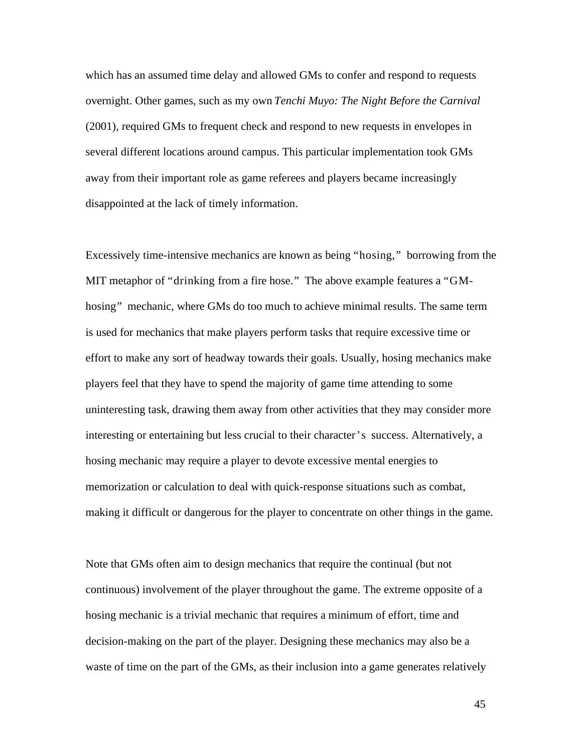which has an assumed time delay and allowed GMs to confer and respond to requests overnight. Other games, such as my own *Tenchi Muyo: The Night Before the Carnival* (2001), required GMs to frequent check and respond to new requests in envelopes in several different locations around campus. This particular implementation took GMs away from their important role as game referees and players became increasingly disappointed at the lack of timely information.

Excessively time-intensive mechanics are known as being "hosing," borrowing from the MIT metaphor of "drinking from a fire hose." The above example features a "GM-hosing" mechanic, where GMs do too much to achieve minimal results. The same term is used for mechanics that make players perform tasks that require excessive time or effort to make any sort of headway towards their goals. Usually, hosing mechanics make players feel that they have to spend the majority of game time attending to some uninteresting task, drawing them away from other activities that they may consider more interesting or entertaining but less crucial to their character's success. Alternatively, a hosing mechanic may require a player to devote excessive mental energies to memorization or calculation to deal with quick-response situations such as combat, making it difficult or dangerous for the player to concentrate on other things in the game.

Note that GMs often aim to design mechanics that require the continual (but not continuous) involvement of the player throughout the game. The extreme opposite of a hosing mechanic is a trivial mechanic that requires a minimum of effort, time and decision-making on the part of the player. Designing these mechanics may also be a waste of time on the part of the GMs, as their inclusion into a game generates relatively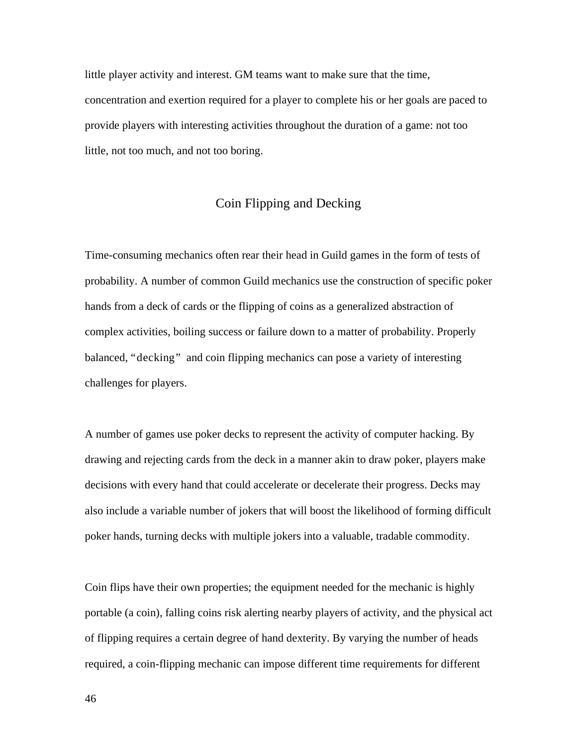little player activity and interest. GM teams want to make sure that the time, concentration and exertion required for a player to complete his or her goals are paced to provide players with interesting activities throughout the duration of a game: not too little, not too much, and not too boring.

## Coin Flipping and Decking

Time-consuming mechanics often rear their head in Guild games in the form of tests of probability. A number of common Guild mechanics use the construction of specific poker hands from a deck of cards or the flipping of coins as a generalized abstraction of complex activities, boiling success or failure down to a matter of probability. Properly balanced, "decking" and coin flipping mechanics can pose a variety of interesting challenges for players.

A number of games use poker decks to represent the activity of computer hacking. By drawing and rejecting cards from the deck in a manner akin to draw poker, players make decisions with every hand that could accelerate or decelerate their progress. Decks may also include a variable number of jokers that will boost the likelihood of forming difficult poker hands, turning decks with multiple jokers into a valuable, tradable commodity.

Coin flips have their own properties; the equipment needed for the mechanic is highly portable (a coin), falling coins risk alerting nearby players of activity, and the physical act of flipping requires a certain degree of hand dexterity. By varying the number of heads required, a coin-flipping mechanic can impose different time requirements for different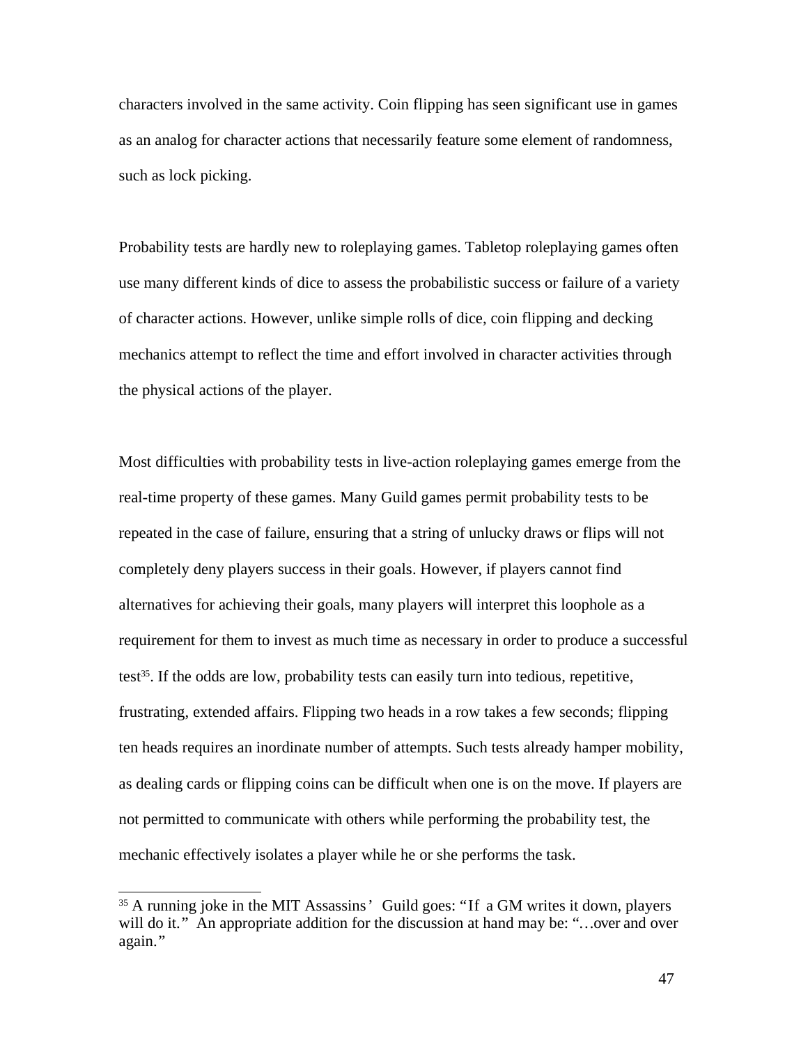characters involved in the same activity. Coin flipping has seen significant use in games as an analog for character actions that necessarily feature some element of randomness, such as lock picking.

Probability tests are hardly new to roleplaying games. Tabletop roleplaying games often use many different kinds of dice to assess the probabilistic success or failure of a variety of character actions. However, unlike simple rolls of dice, coin flipping and decking mechanics attempt to reflect the time and effort involved in character activities through the physical actions of the player.

Most difficulties with probability tests in live-action roleplaying games emerge from the real-time property of these games. Many Guild games permit probability tests to be repeated in the case of failure, ensuring that a string of unlucky draws or flips will not completely deny players success in their goals. However, if players cannot find alternatives for achieving their goals, many players will interpret this loophole as a requirement for them to invest as much time as necessary in order to produce a successful test[35]. If the odds are low, probability tests can easily turn into tedious, repetitive, frustrating, extended affairs. Flipping two heads in a row takes a few seconds; flipping ten heads requires an inordinate number of attempts. Such tests already hamper mobility, as dealing cards or flipping coins can be difficult when one is on the move. If players are not permitted to communicate with others while performing the probability test, the mechanic effectively isolates a player while he or she performs the task.

---

[35] A running joke in the MIT Assassins' Guild goes: "If a GM writes it down, players will do it." An appropriate addition for the discussion at hand may be: "…over and over again."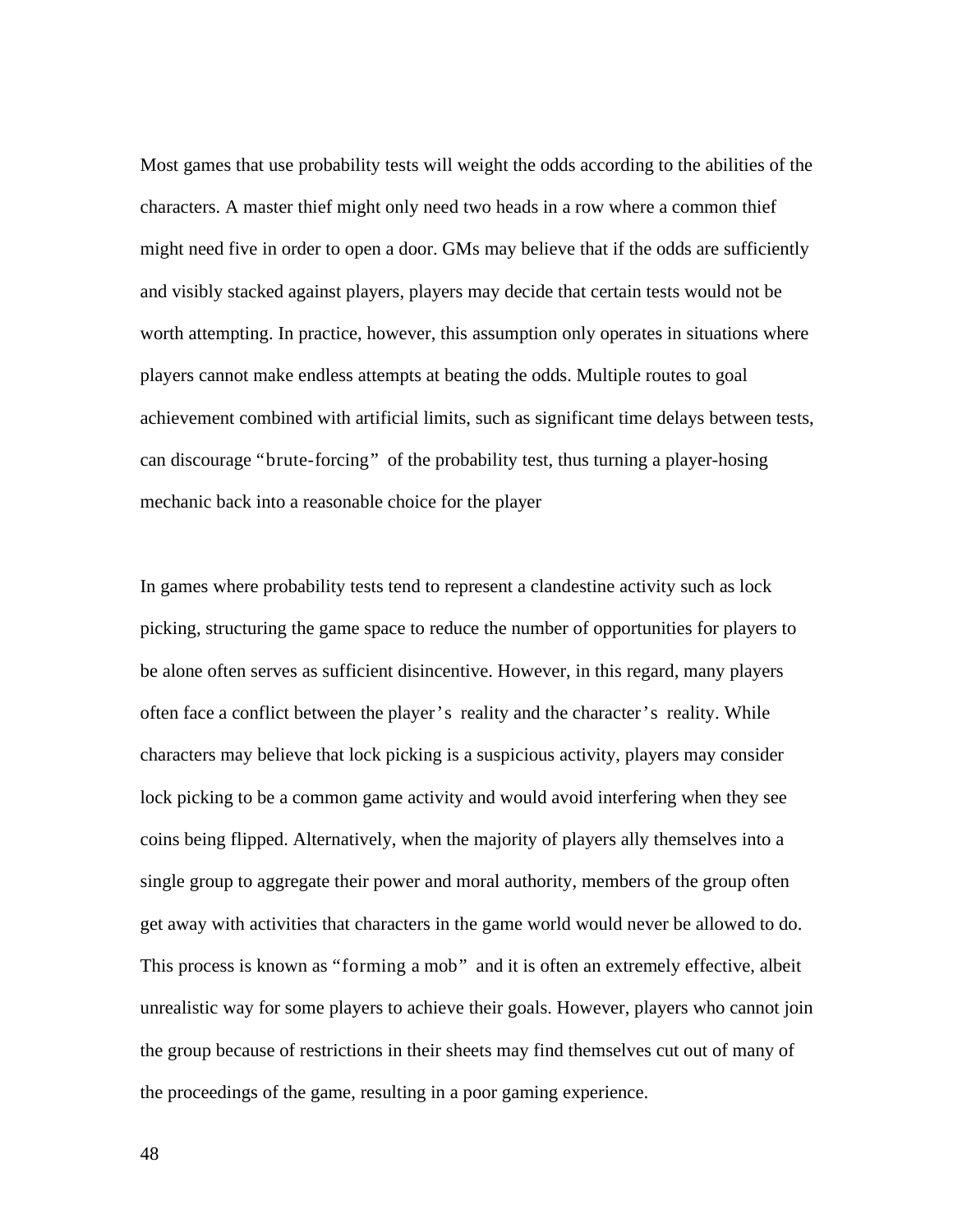Most games that use probability tests will weight the odds according to the abilities of the characters. A master thief might only need two heads in a row where a common thief might need five in order to open a door. GMs may believe that if the odds are sufficiently and visibly stacked against players, players may decide that certain tests would not be worth attempting. In practice, however, this assumption only operates in situations where players cannot make endless attempts at beating the odds. Multiple routes to goal achievement combined with artificial limits, such as significant time delays between tests, can discourage "brute-forcing" of the probability test, thus turning a player-hosing mechanic back into a reasonable choice for the player

In games where probability tests tend to represent a clandestine activity such as lock picking, structuring the game space to reduce the number of opportunities for players to be alone often serves as sufficient disincentive. However, in this regard, many players often face a conflict between the player's reality and the character's reality. While characters may believe that lock picking is a suspicious activity, players may consider lock picking to be a common game activity and would avoid interfering when they see coins being flipped. Alternatively, when the majority of players ally themselves into a single group to aggregate their power and moral authority, members of the group often get away with activities that characters in the game world would never be allowed to do. This process is known as "forming a mob" and it is often an extremely effective, albeit unrealistic way for some players to achieve their goals. However, players who cannot join the group because of restrictions in their sheets may find themselves cut out of many of the proceedings of the game, resulting in a poor gaming experience.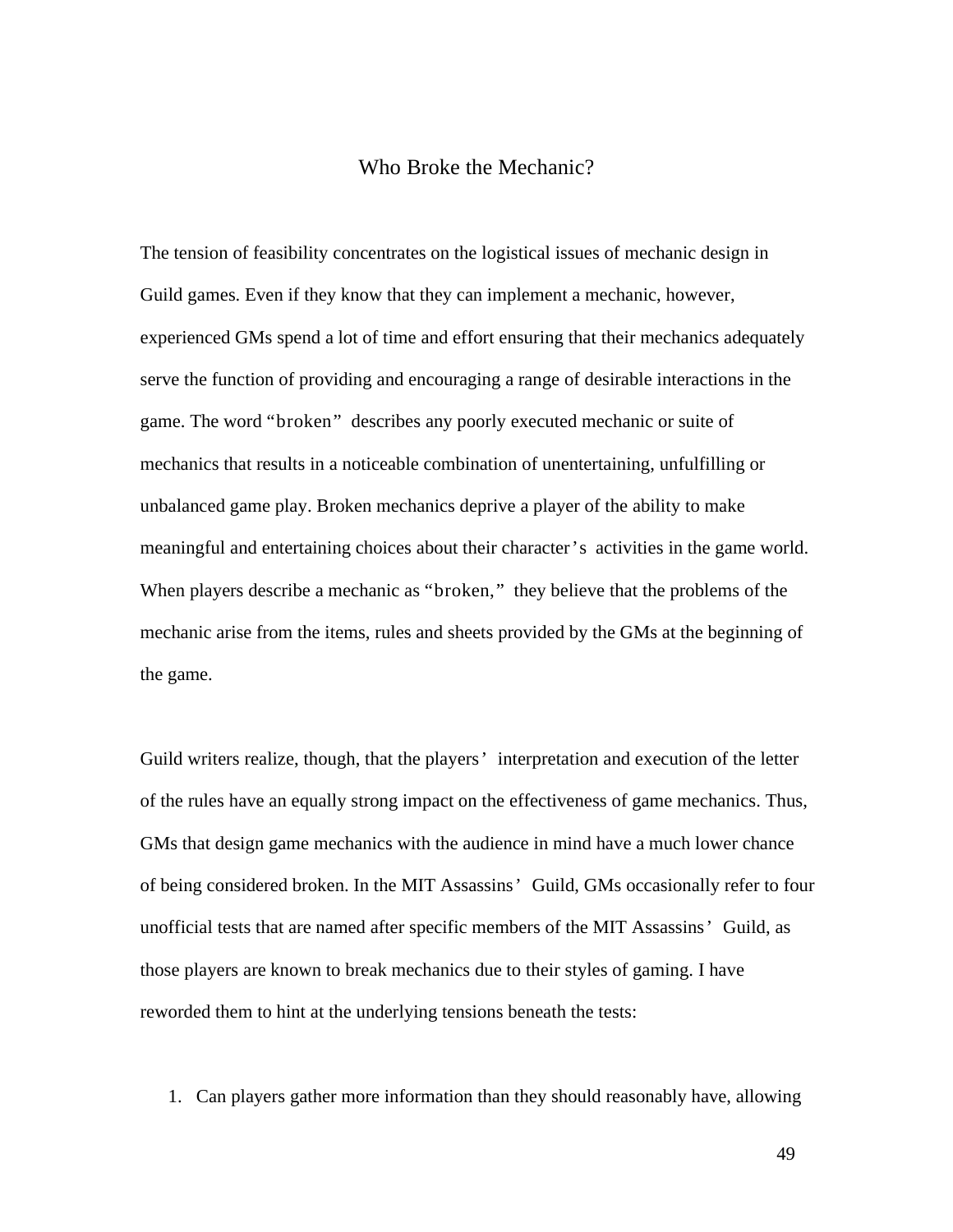## Who Broke the Mechanic?

The tension of feasibility concentrates on the logistical issues of mechanic design in Guild games. Even if they know that they can implement a mechanic, however, experienced GMs spend a lot of time and effort ensuring that their mechanics adequately serve the function of providing and encouraging a range of desirable interactions in the game. The word "broken" describes any poorly executed mechanic or suite of mechanics that results in a noticeable combination of unentertaining, unfulfilling or unbalanced game play. Broken mechanics deprive a player of the ability to make meaningful and entertaining choices about their character's activities in the game world. When players describe a mechanic as "broken," they believe that the problems of the mechanic arise from the items, rules and sheets provided by the GMs at the beginning of the game.

Guild writers realize, though, that the players' interpretation and execution of the letter of the rules have an equally strong impact on the effectiveness of game mechanics. Thus, GMs that design game mechanics with the audience in mind have a much lower chance of being considered broken. In the MIT Assassins' Guild, GMs occasionally refer to four unofficial tests that are named after specific members of the MIT Assassins' Guild, as those players are known to break mechanics due to their styles of gaming. I have reworded them to hint at the underlying tensions beneath the tests:

1. Can players gather more information than they should reasonably have, allowing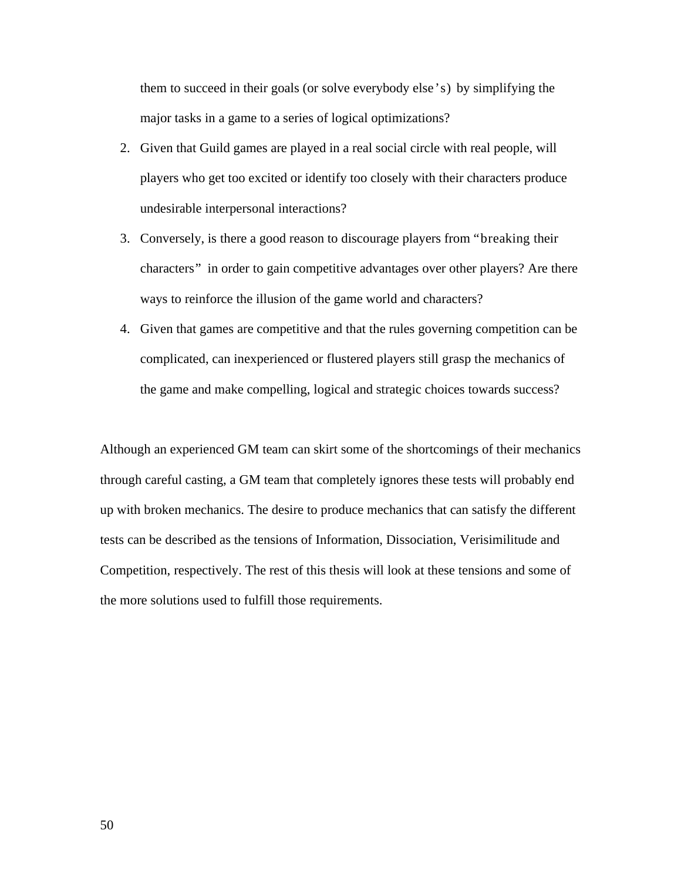them to succeed in their goals (or solve everybody else's) by simplifying the major tasks in a game to a series of logical optimizations?

2. Given that Guild games are played in a real social circle with real people, will players who get too excited or identify too closely with their characters produce undesirable interpersonal interactions?
3. Conversely, is there a good reason to discourage players from "breaking their characters" in order to gain competitive advantages over other players? Are there ways to reinforce the illusion of the game world and characters?
4. Given that games are competitive and that the rules governing competition can be complicated, can inexperienced or flustered players still grasp the mechanics of the game and make compelling, logical and strategic choices towards success?

Although an experienced GM team can skirt some of the shortcomings of their mechanics through careful casting, a GM team that completely ignores these tests will probably end up with broken mechanics. The desire to produce mechanics that can satisfy the different tests can be described as the tensions of Information, Dissociation, Verisimilitude and Competition, respectively. The rest of this thesis will look at these tensions and some of the more solutions used to fulfill those requirements.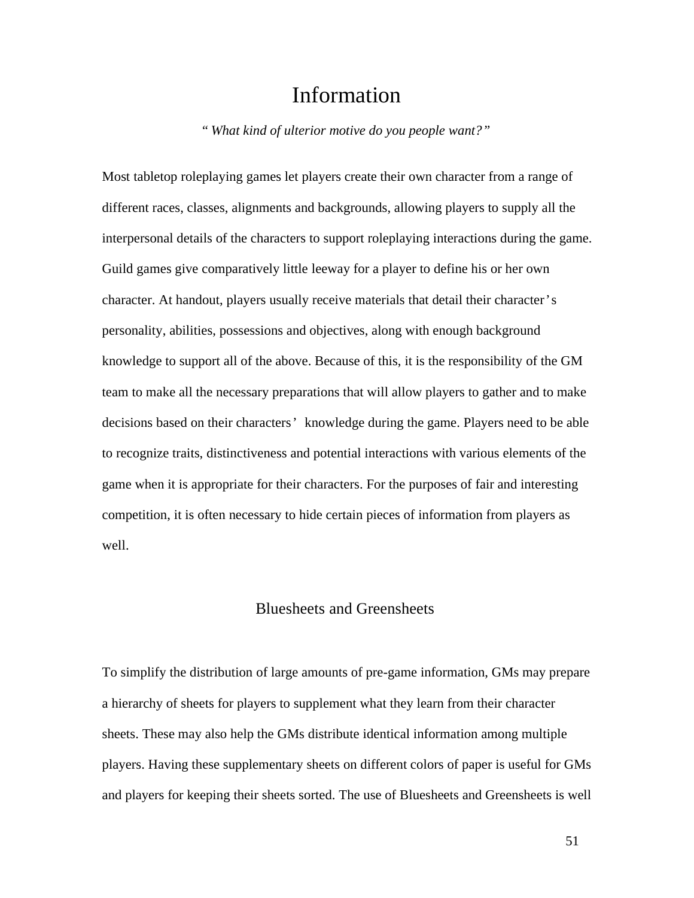# Information

*"What kind of ulterior motive do you people want?"*

Most tabletop roleplaying games let players create their own character from a range of different races, classes, alignments and backgrounds, allowing players to supply all the interpersonal details of the characters to support roleplaying interactions during the game. Guild games give comparatively little leeway for a player to define his or her own character. At handout, players usually receive materials that detail their character's personality, abilities, possessions and objectives, along with enough background knowledge to support all of the above. Because of this, it is the responsibility of the GM team to make all the necessary preparations that will allow players to gather and to make decisions based on their characters' knowledge during the game. Players need to be able to recognize traits, distinctiveness and potential interactions with various elements of the game when it is appropriate for their characters. For the purposes of fair and interesting competition, it is often necessary to hide certain pieces of information from players as well.

## Bluesheets and Greensheets

To simplify the distribution of large amounts of pre-game information, GMs may prepare a hierarchy of sheets for players to supplement what they learn from their character sheets. These may also help the GMs distribute identical information among multiple players. Having these supplementary sheets on different colors of paper is useful for GMs and players for keeping their sheets sorted. The use of Bluesheets and Greensheets is well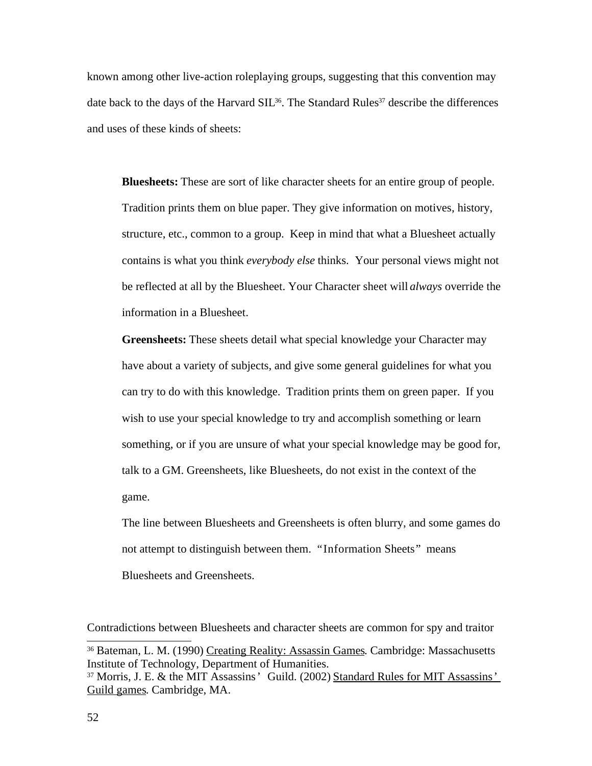known among other live-action roleplaying groups, suggesting that this convention may date back to the days of the Harvard SIL[36]. The Standard Rules[37] describe the differences and uses of these kinds of sheets:

> **Bluesheets:** These are sort of like character sheets for an entire group of people. Tradition prints them on blue paper. They give information on motives, history, structure, etc., common to a group. Keep in mind that what a Bluesheet actually contains is what you think *everybody else* thinks. Your personal views might not be reflected at all by the Bluesheet. Your Character sheet will *always* override the information in a Bluesheet.
>
> **Greensheets:** These sheets detail what special knowledge your Character may have about a variety of subjects, and give some general guidelines for what you can try to do with this knowledge. Tradition prints them on green paper. If you wish to use your special knowledge to try and accomplish something or learn something, or if you are unsure of what your special knowledge may be good for, talk to a GM. Greensheets, like Bluesheets, do not exist in the context of the game.
>
> The line between Bluesheets and Greensheets is often blurry, and some games do not attempt to distinguish between them. "Information Sheets" means Bluesheets and Greensheets.

Contradictions between Bluesheets and character sheets are common for spy and traitor

---

[36] Bateman, L. M. (1990) Creating Reality: Assassin Games. Cambridge: Massachusetts Institute of Technology, Department of Humanities.

[37] Morris, J. E. & the MIT Assassins' Guild. (2002) Standard Rules for MIT Assassins' Guild games. Cambridge, MA.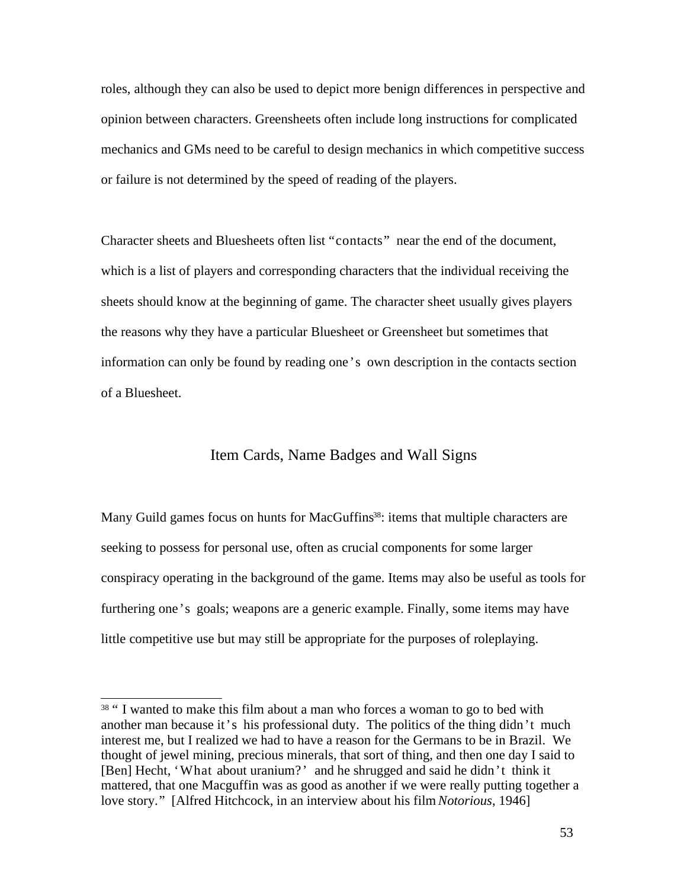roles, although they can also be used to depict more benign differences in perspective and opinion between characters. Greensheets often include long instructions for complicated mechanics and GMs need to be careful to design mechanics in which competitive success or failure is not determined by the speed of reading of the players.

Character sheets and Bluesheets often list "contacts" near the end of the document, which is a list of players and corresponding characters that the individual receiving the sheets should know at the beginning of game. The character sheet usually gives players the reasons why they have a particular Bluesheet or Greensheet but sometimes that information can only be found by reading one's own description in the contacts section of a Bluesheet.

## Item Cards, Name Badges and Wall Signs

Many Guild games focus on hunts for MacGuffins[38]: items that multiple characters are seeking to possess for personal use, often as crucial components for some larger conspiracy operating in the background of the game. Items may also be useful as tools for furthering one's goals; weapons are a generic example. Finally, some items may have little competitive use but may still be appropriate for the purposes of roleplaying.

---

[38] " I wanted to make this film about a man who forces a woman to go to bed with another man because it's his professional duty. The politics of the thing didn't much interest me, but I realized we had to have a reason for the Germans to be in Brazil. We thought of jewel mining, precious minerals, that sort of thing, and then one day I said to [Ben] Hecht, 'What about uranium?' and he shrugged and said he didn't think it mattered, that one Macguffin was as good as another if we were really putting together a love story." [Alfred Hitchcock, in an interview about his film *Notorious*, 1946]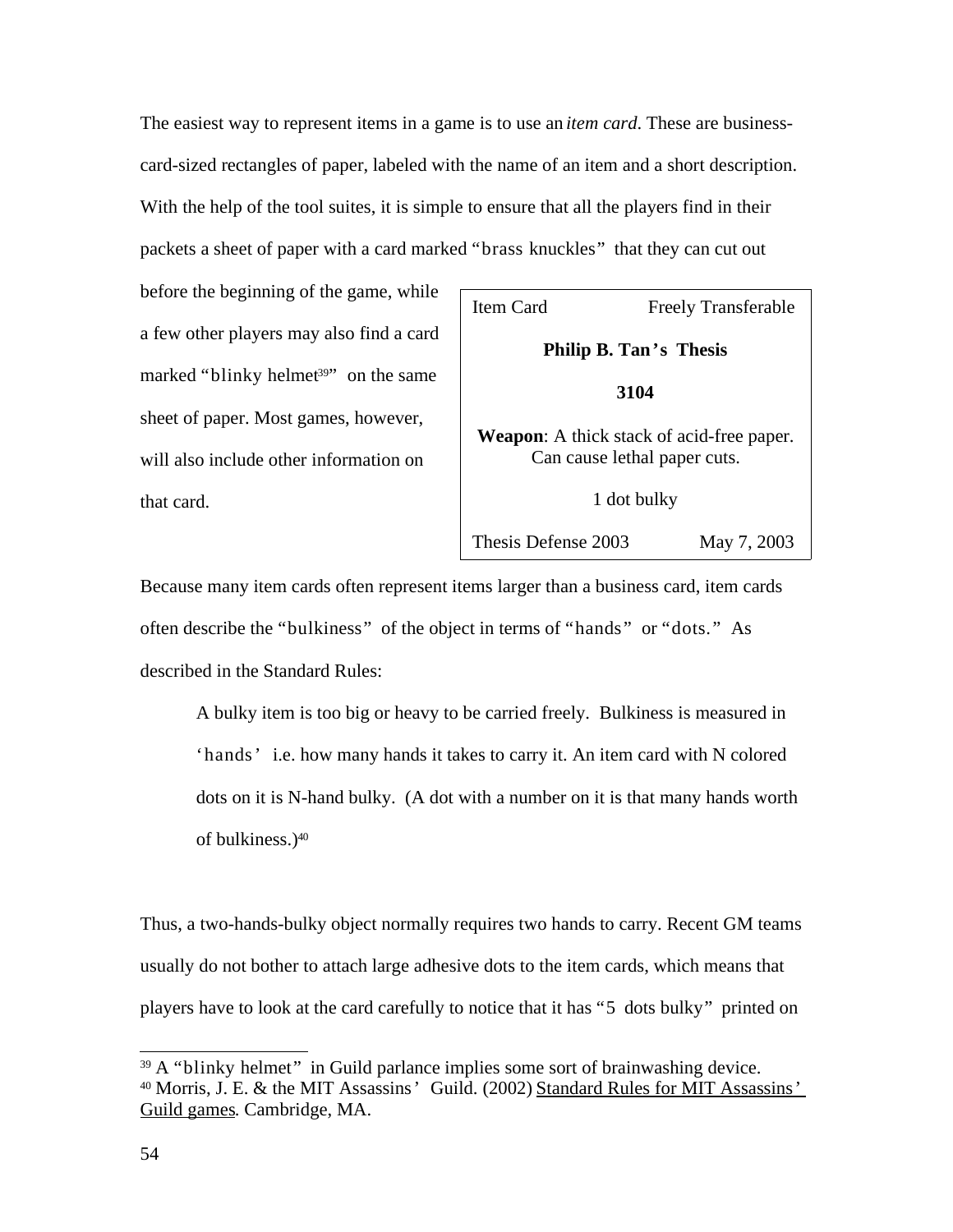The easiest way to represent items in a game is to use an *item card*. These are business-card-sized rectangles of paper, labeled with the name of an item and a short description. With the help of the tool suites, it is simple to ensure that all the players find in their packets a sheet of paper with a card marked "brass knuckles" that they can cut out before the beginning of the game, while a few other players may also find a card marked "blinky helmet[39]" on the same sheet of paper. Most games, however, will also include other information on that card.

| Item Card | Freely Transferable |
|---|---|
| **Philip B. Tan's Thesis** | |
| **3104** | |
| **Weapon**: A thick stack of acid-free paper. Can cause lethal paper cuts. | |
| 1 dot bulky | |
| Thesis Defense 2003 | May 7, 2003 |

Because many item cards often represent items larger than a business card, item cards often describe the "bulkiness" of the object in terms of "hands" or "dots." As described in the Standard Rules:

> A bulky item is too big or heavy to be carried freely. Bulkiness is measured in 'hands' i.e. how many hands it takes to carry it. An item card with N colored dots on it is N-hand bulky. (A dot with a number on it is that many hands worth of bulkiness.)[40]

Thus, a two-hands-bulky object normally requires two hands to carry. Recent GM teams usually do not bother to attach large adhesive dots to the item cards, which means that players have to look at the card carefully to notice that it has "5 dots bulky" printed on

---

[39] A "blinky helmet" in Guild parlance implies some sort of brainwashing device.

[40] Morris, J. E. & the MIT Assassins' Guild. (2002) Standard Rules for MIT Assassins' Guild games. Cambridge, MA.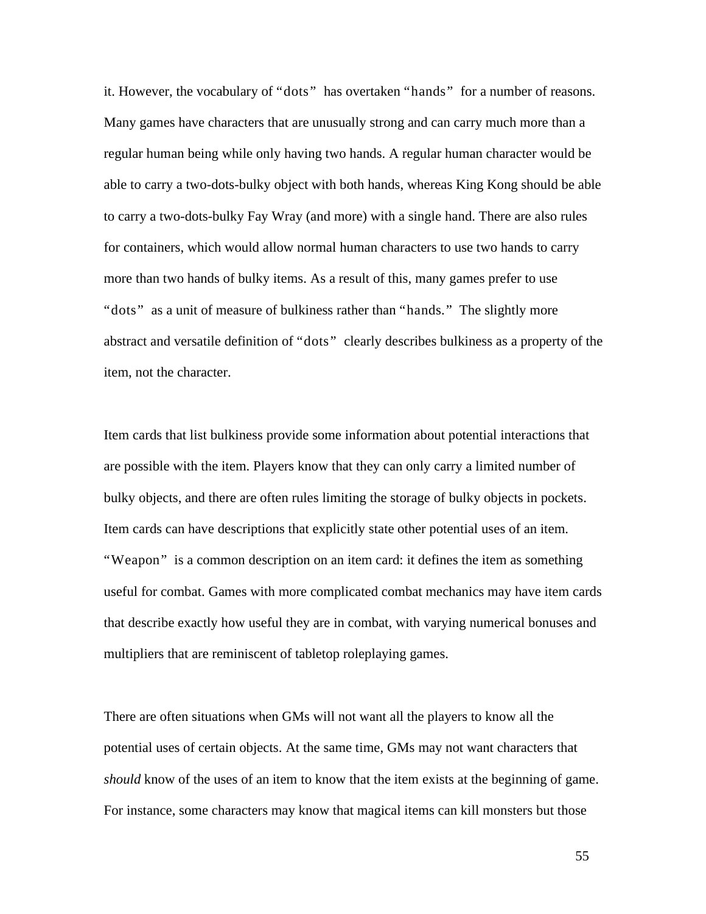it. However, the vocabulary of "dots" has overtaken "hands" for a number of reasons. Many games have characters that are unusually strong and can carry much more than a regular human being while only having two hands. A regular human character would be able to carry a two-dots-bulky object with both hands, whereas King Kong should be able to carry a two-dots-bulky Fay Wray (and more) with a single hand. There are also rules for containers, which would allow normal human characters to use two hands to carry more than two hands of bulky items. As a result of this, many games prefer to use "dots" as a unit of measure of bulkiness rather than "hands." The slightly more abstract and versatile definition of "dots" clearly describes bulkiness as a property of the item, not the character.

Item cards that list bulkiness provide some information about potential interactions that are possible with the item. Players know that they can only carry a limited number of bulky objects, and there are often rules limiting the storage of bulky objects in pockets. Item cards can have descriptions that explicitly state other potential uses of an item. "Weapon" is a common description on an item card: it defines the item as something useful for combat. Games with more complicated combat mechanics may have item cards that describe exactly how useful they are in combat, with varying numerical bonuses and multipliers that are reminiscent of tabletop roleplaying games.

There are often situations when GMs will not want all the players to know all the potential uses of certain objects. At the same time, GMs may not want characters that *should* know of the uses of an item to know that the item exists at the beginning of game. For instance, some characters may know that magical items can kill monsters but those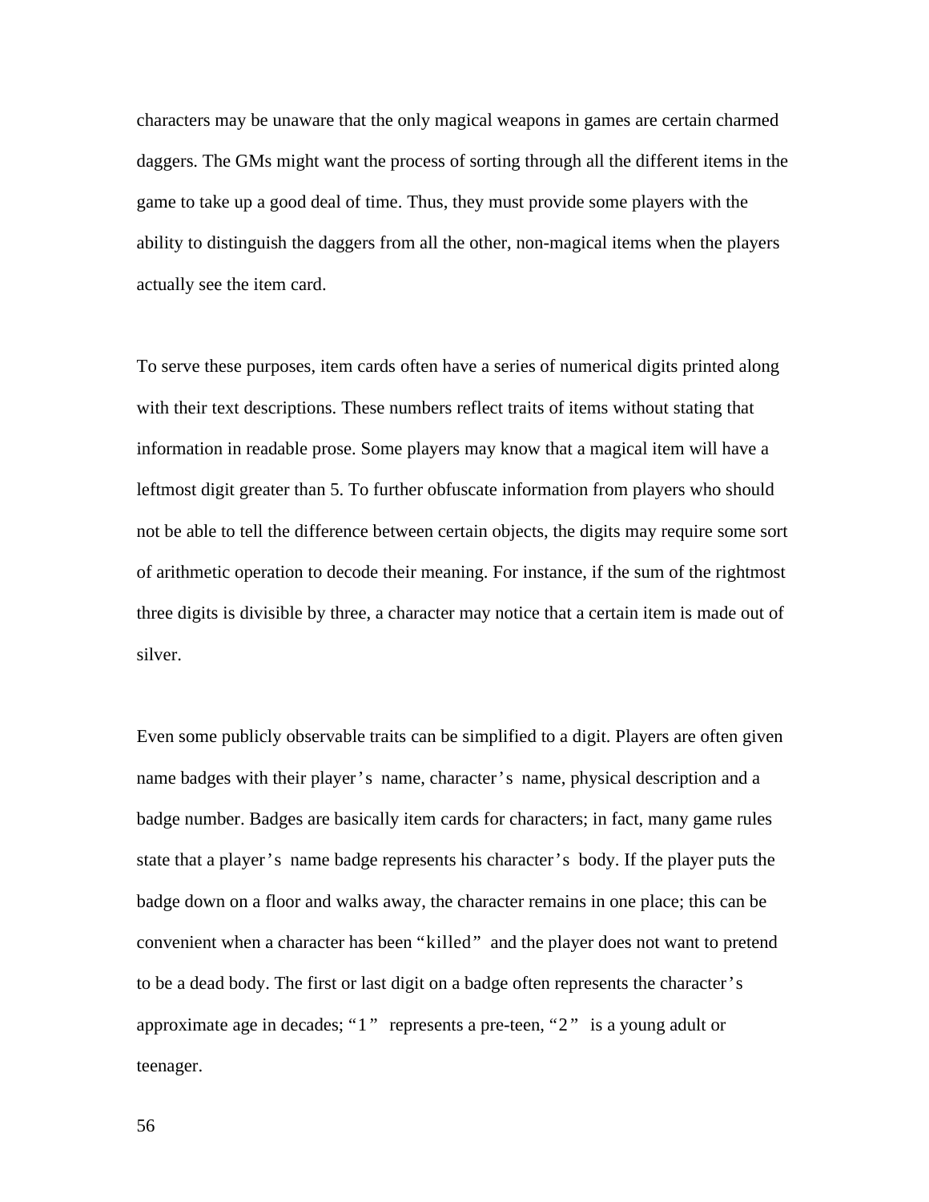characters may be unaware that the only magical weapons in games are certain charmed daggers. The GMs might want the process of sorting through all the different items in the game to take up a good deal of time. Thus, they must provide some players with the ability to distinguish the daggers from all the other, non-magical items when the players actually see the item card.

To serve these purposes, item cards often have a series of numerical digits printed along with their text descriptions. These numbers reflect traits of items without stating that information in readable prose. Some players may know that a magical item will have a leftmost digit greater than 5. To further obfuscate information from players who should not be able to tell the difference between certain objects, the digits may require some sort of arithmetic operation to decode their meaning. For instance, if the sum of the rightmost three digits is divisible by three, a character may notice that a certain item is made out of silver.

Even some publicly observable traits can be simplified to a digit. Players are often given name badges with their player's name, character's name, physical description and a badge number. Badges are basically item cards for characters; in fact, many game rules state that a player's name badge represents his character's body. If the player puts the badge down on a floor and walks away, the character remains in one place; this can be convenient when a character has been "killed" and the player does not want to pretend to be a dead body. The first or last digit on a badge often represents the character's approximate age in decades; "1" represents a pre-teen, "2" is a young adult or teenager.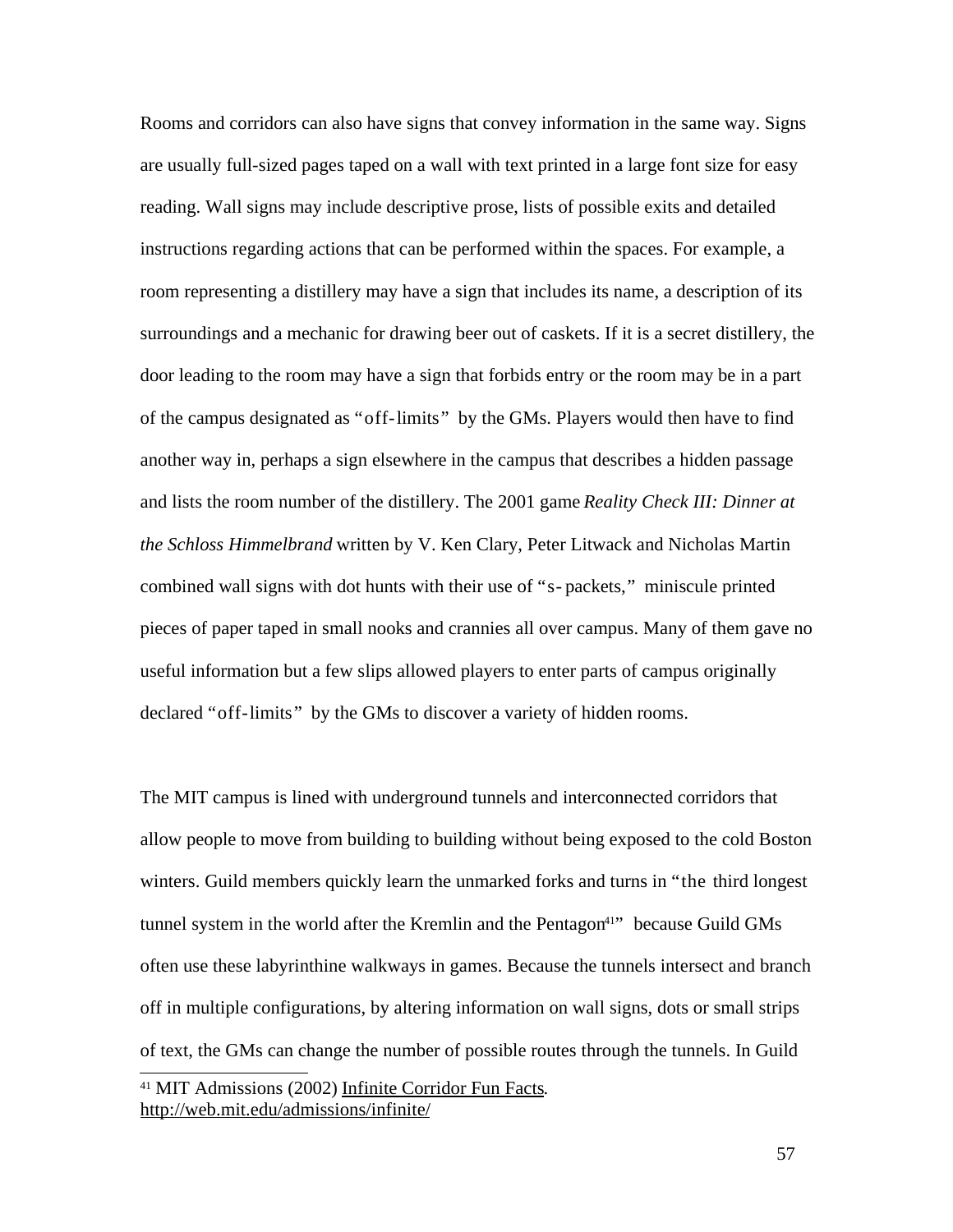Rooms and corridors can also have signs that convey information in the same way. Signs are usually full-sized pages taped on a wall with text printed in a large font size for easy reading. Wall signs may include descriptive prose, lists of possible exits and detailed instructions regarding actions that can be performed within the spaces. For example, a room representing a distillery may have a sign that includes its name, a description of its surroundings and a mechanic for drawing beer out of caskets. If it is a secret distillery, the door leading to the room may have a sign that forbids entry or the room may be in a part of the campus designated as "off-limits" by the GMs. Players would then have to find another way in, perhaps a sign elsewhere in the campus that describes a hidden passage and lists the room number of the distillery. The 2001 game *Reality Check III: Dinner at the Schloss Himmelbrand* written by V. Ken Clary, Peter Litwack and Nicholas Martin combined wall signs with dot hunts with their use of "s-packets," miniscule printed pieces of paper taped in small nooks and crannies all over campus. Many of them gave no useful information but a few slips allowed players to enter parts of campus originally declared "off-limits" by the GMs to discover a variety of hidden rooms.

The MIT campus is lined with underground tunnels and interconnected corridors that allow people to move from building to building without being exposed to the cold Boston winters. Guild members quickly learn the unmarked forks and turns in "the third longest tunnel system in the world after the Kremlin and the Pentagon[41]" because Guild GMs often use these labyrinthine walkways in games. Because the tunnels intersect and branch off in multiple configurations, by altering information on wall signs, dots or small strips of text, the GMs can change the number of possible routes through the tunnels. In Guild

---

[41] MIT Admissions (2002) Infinite Corridor Fun Facts. http://web.mit.edu/admissions/infinite/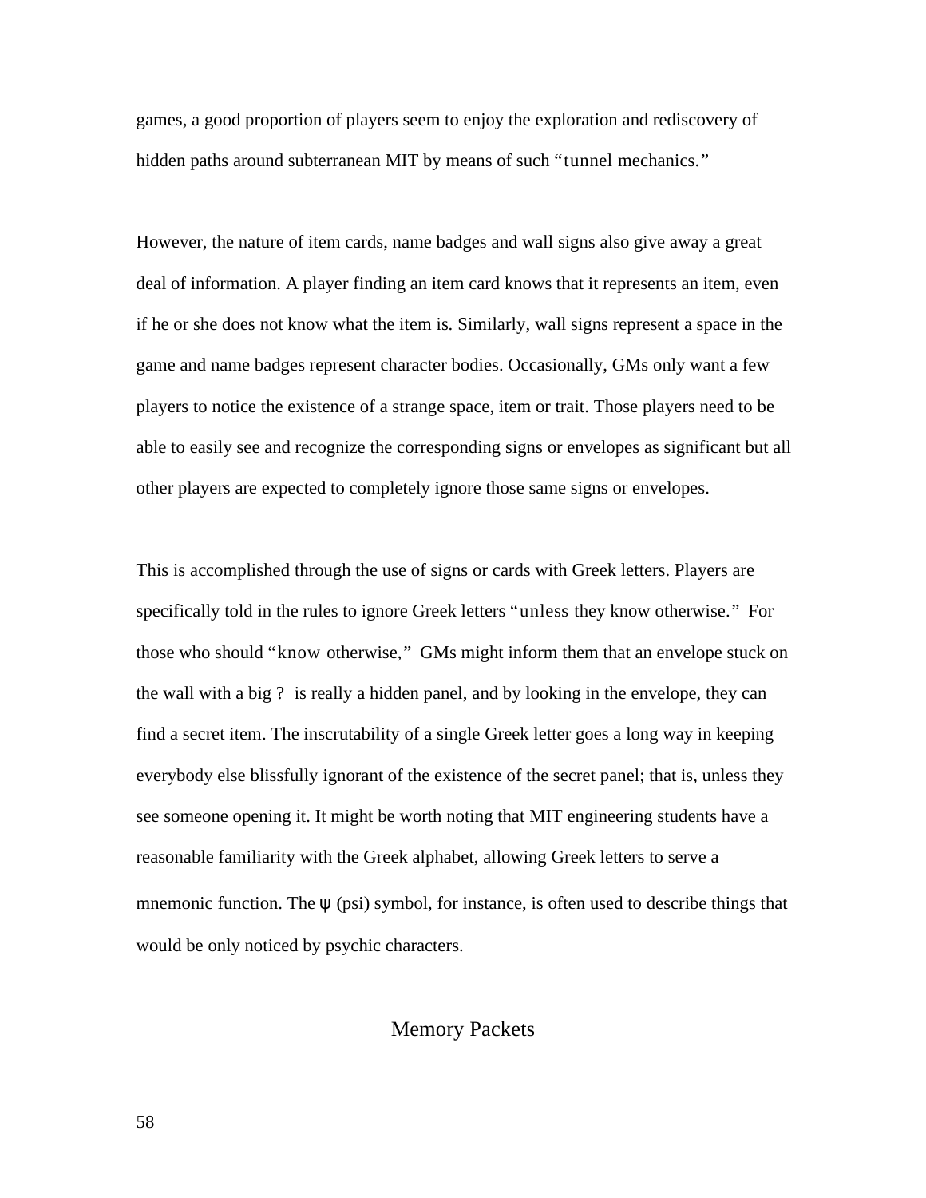games, a good proportion of players seem to enjoy the exploration and rediscovery of hidden paths around subterranean MIT by means of such "tunnel mechanics."

However, the nature of item cards, name badges and wall signs also give away a great deal of information. A player finding an item card knows that it represents an item, even if he or she does not know what the item is. Similarly, wall signs represent a space in the game and name badges represent character bodies. Occasionally, GMs only want a few players to notice the existence of a strange space, item or trait. Those players need to be able to easily see and recognize the corresponding signs or envelopes as significant but all other players are expected to completely ignore those same signs or envelopes.

This is accomplished through the use of signs or cards with Greek letters. Players are specifically told in the rules to ignore Greek letters "unless they know otherwise." For those who should "know otherwise," GMs might inform them that an envelope stuck on the wall with a big ? is really a hidden panel, and by looking in the envelope, they can find a secret item. The inscrutability of a single Greek letter goes a long way in keeping everybody else blissfully ignorant of the existence of the secret panel; that is, unless they see someone opening it. It might be worth noting that MIT engineering students have a reasonable familiarity with the Greek alphabet, allowing Greek letters to serve a mnemonic function. The ψ (psi) symbol, for instance, is often used to describe things that would be only noticed by psychic characters.

## Memory Packets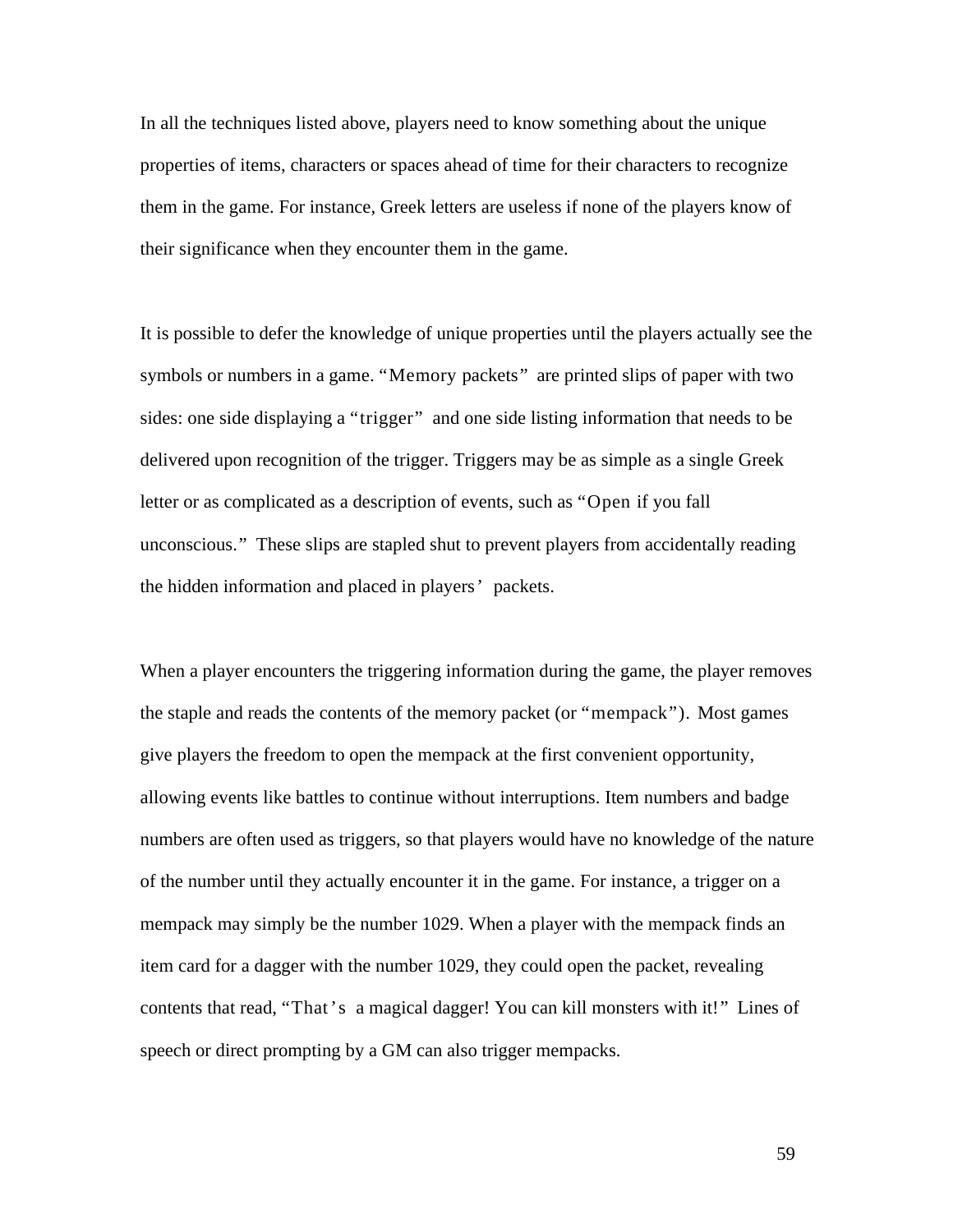In all the techniques listed above, players need to know something about the unique properties of items, characters or spaces ahead of time for their characters to recognize them in the game. For instance, Greek letters are useless if none of the players know of their significance when they encounter them in the game.

It is possible to defer the knowledge of unique properties until the players actually see the symbols or numbers in a game. "Memory packets" are printed slips of paper with two sides: one side displaying a "trigger" and one side listing information that needs to be delivered upon recognition of the trigger. Triggers may be as simple as a single Greek letter or as complicated as a description of events, such as "Open if you fall unconscious." These slips are stapled shut to prevent players from accidentally reading the hidden information and placed in players' packets.

When a player encounters the triggering information during the game, the player removes the staple and reads the contents of the memory packet (or "mempack"). Most games give players the freedom to open the mempack at the first convenient opportunity, allowing events like battles to continue without interruptions. Item numbers and badge numbers are often used as triggers, so that players would have no knowledge of the nature of the number until they actually encounter it in the game. For instance, a trigger on a mempack may simply be the number 1029. When a player with the mempack finds an item card for a dagger with the number 1029, they could open the packet, revealing contents that read, "That's a magical dagger! You can kill monsters with it!" Lines of speech or direct prompting by a GM can also trigger mempacks.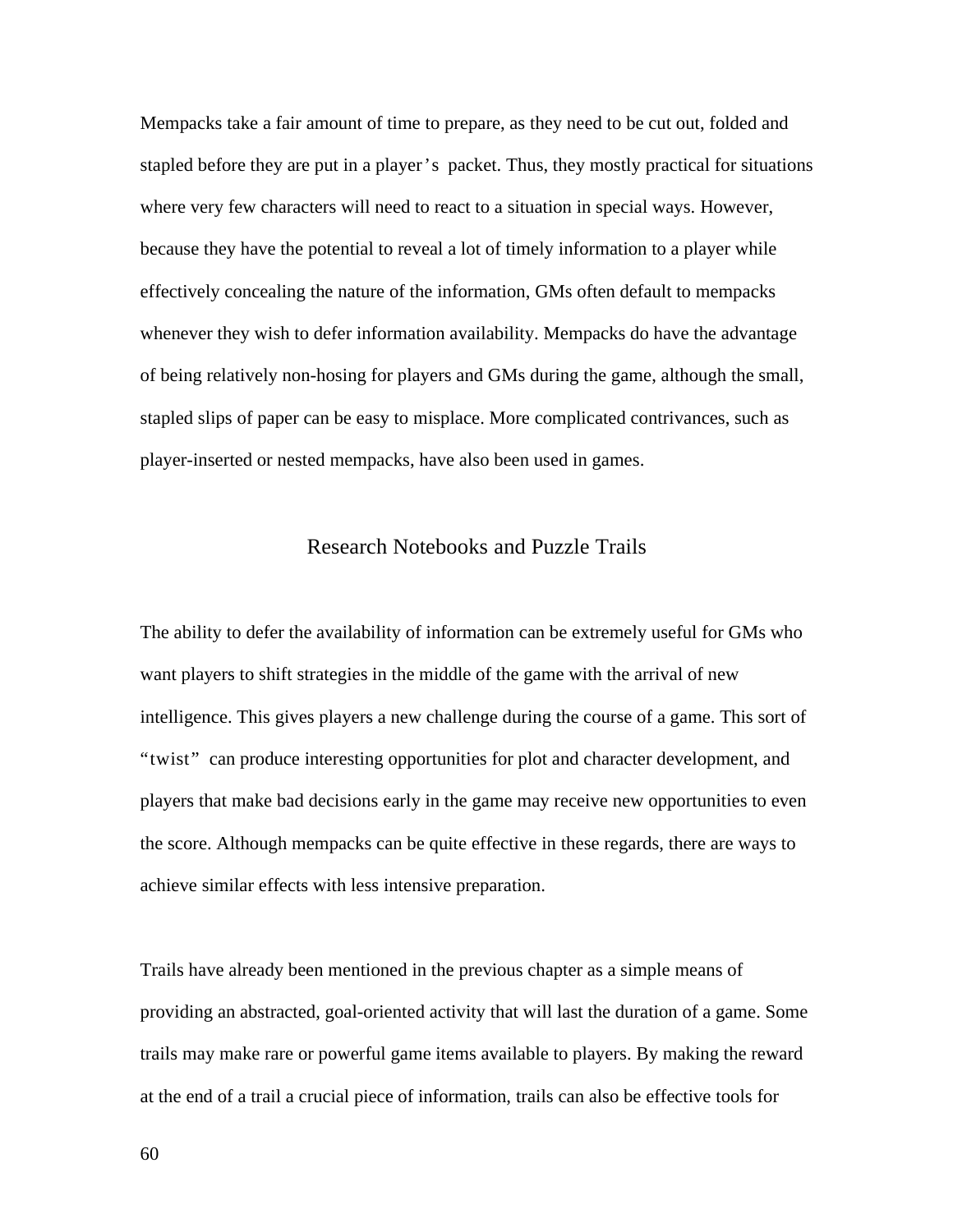Mempacks take a fair amount of time to prepare, as they need to be cut out, folded and stapled before they are put in a player's packet. Thus, they mostly practical for situations where very few characters will need to react to a situation in special ways. However, because they have the potential to reveal a lot of timely information to a player while effectively concealing the nature of the information, GMs often default to mempacks whenever they wish to defer information availability. Mempacks do have the advantage of being relatively non-hosing for players and GMs during the game, although the small, stapled slips of paper can be easy to misplace. More complicated contrivances, such as player-inserted or nested mempacks, have also been used in games.

## Research Notebooks and Puzzle Trails

The ability to defer the availability of information can be extremely useful for GMs who want players to shift strategies in the middle of the game with the arrival of new intelligence. This gives players a new challenge during the course of a game. This sort of "twist" can produce interesting opportunities for plot and character development, and players that make bad decisions early in the game may receive new opportunities to even the score. Although mempacks can be quite effective in these regards, there are ways to achieve similar effects with less intensive preparation.

Trails have already been mentioned in the previous chapter as a simple means of providing an abstracted, goal-oriented activity that will last the duration of a game. Some trails may make rare or powerful game items available to players. By making the reward at the end of a trail a crucial piece of information, trails can also be effective tools for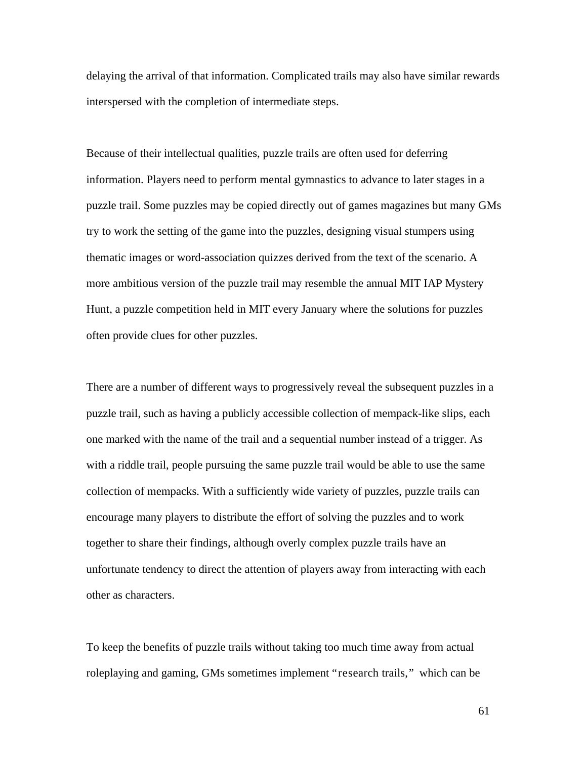delaying the arrival of that information. Complicated trails may also have similar rewards interspersed with the completion of intermediate steps.

Because of their intellectual qualities, puzzle trails are often used for deferring information. Players need to perform mental gymnastics to advance to later stages in a puzzle trail. Some puzzles may be copied directly out of games magazines but many GMs try to work the setting of the game into the puzzles, designing visual stumpers using thematic images or word-association quizzes derived from the text of the scenario. A more ambitious version of the puzzle trail may resemble the annual MIT IAP Mystery Hunt, a puzzle competition held in MIT every January where the solutions for puzzles often provide clues for other puzzles.

There are a number of different ways to progressively reveal the subsequent puzzles in a puzzle trail, such as having a publicly accessible collection of mempack-like slips, each one marked with the name of the trail and a sequential number instead of a trigger. As with a riddle trail, people pursuing the same puzzle trail would be able to use the same collection of mempacks. With a sufficiently wide variety of puzzles, puzzle trails can encourage many players to distribute the effort of solving the puzzles and to work together to share their findings, although overly complex puzzle trails have an unfortunate tendency to direct the attention of players away from interacting with each other as characters.

To keep the benefits of puzzle trails without taking too much time away from actual roleplaying and gaming, GMs sometimes implement "research trails," which can be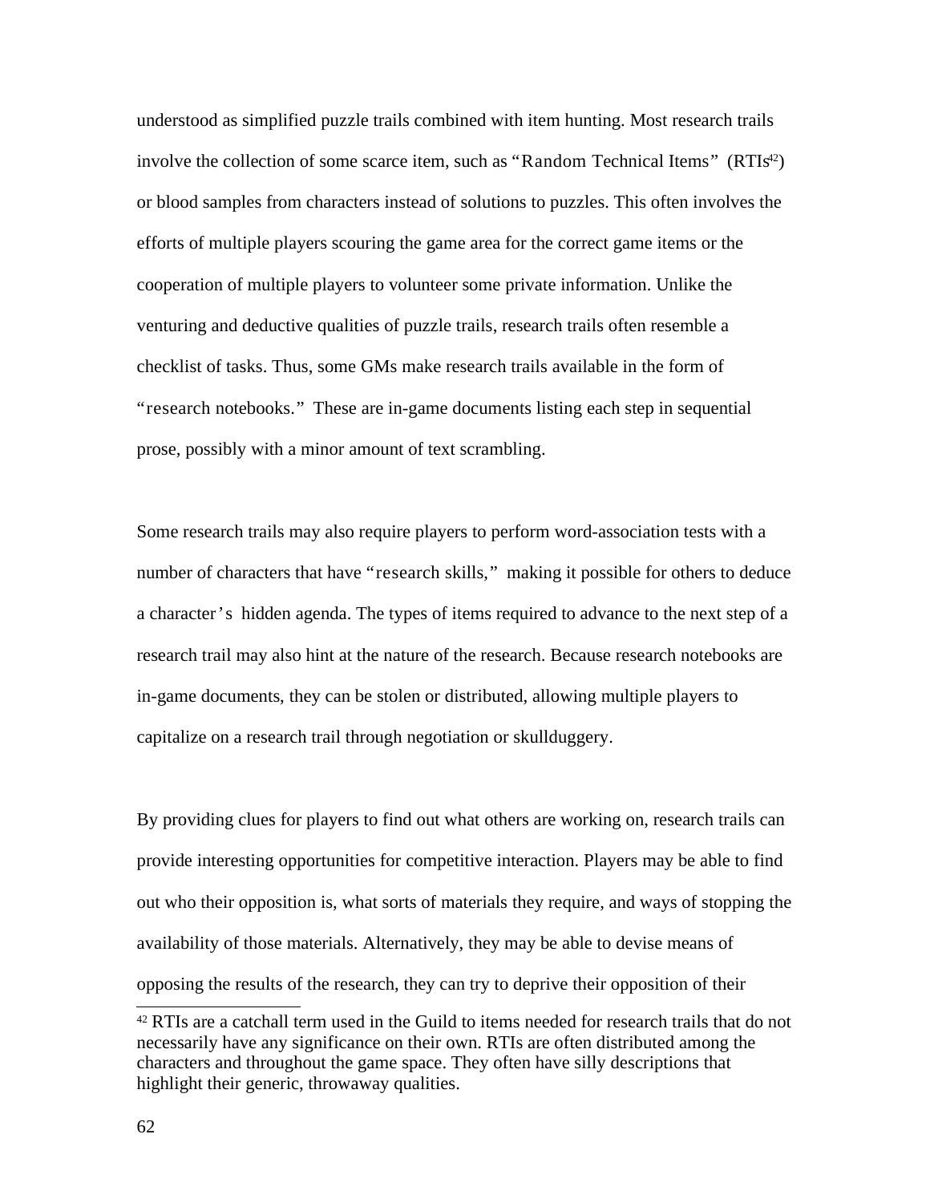understood as simplified puzzle trails combined with item hunting. Most research trails involve the collection of some scarce item, such as "Random Technical Items" (RTIs[42]) or blood samples from characters instead of solutions to puzzles. This often involves the efforts of multiple players scouring the game area for the correct game items or the cooperation of multiple players to volunteer some private information. Unlike the venturing and deductive qualities of puzzle trails, research trails often resemble a checklist of tasks. Thus, some GMs make research trails available in the form of "research notebooks." These are in-game documents listing each step in sequential prose, possibly with a minor amount of text scrambling.

Some research trails may also require players to perform word-association tests with a number of characters that have "research skills," making it possible for others to deduce a character's hidden agenda. The types of items required to advance to the next step of a research trail may also hint at the nature of the research. Because research notebooks are in-game documents, they can be stolen or distributed, allowing multiple players to capitalize on a research trail through negotiation or skullduggery.

By providing clues for players to find out what others are working on, research trails can provide interesting opportunities for competitive interaction. Players may be able to find out who their opposition is, what sorts of materials they require, and ways of stopping the availability of those materials. Alternatively, they may be able to devise means of opposing the results of the research, they can try to deprive their opposition of their

[42] RTIs are a catchall term used in the Guild to items needed for research trails that do not necessarily have any significance on their own. RTIs are often distributed among the characters and throughout the game space. They often have silly descriptions that highlight their generic, throwaway qualities.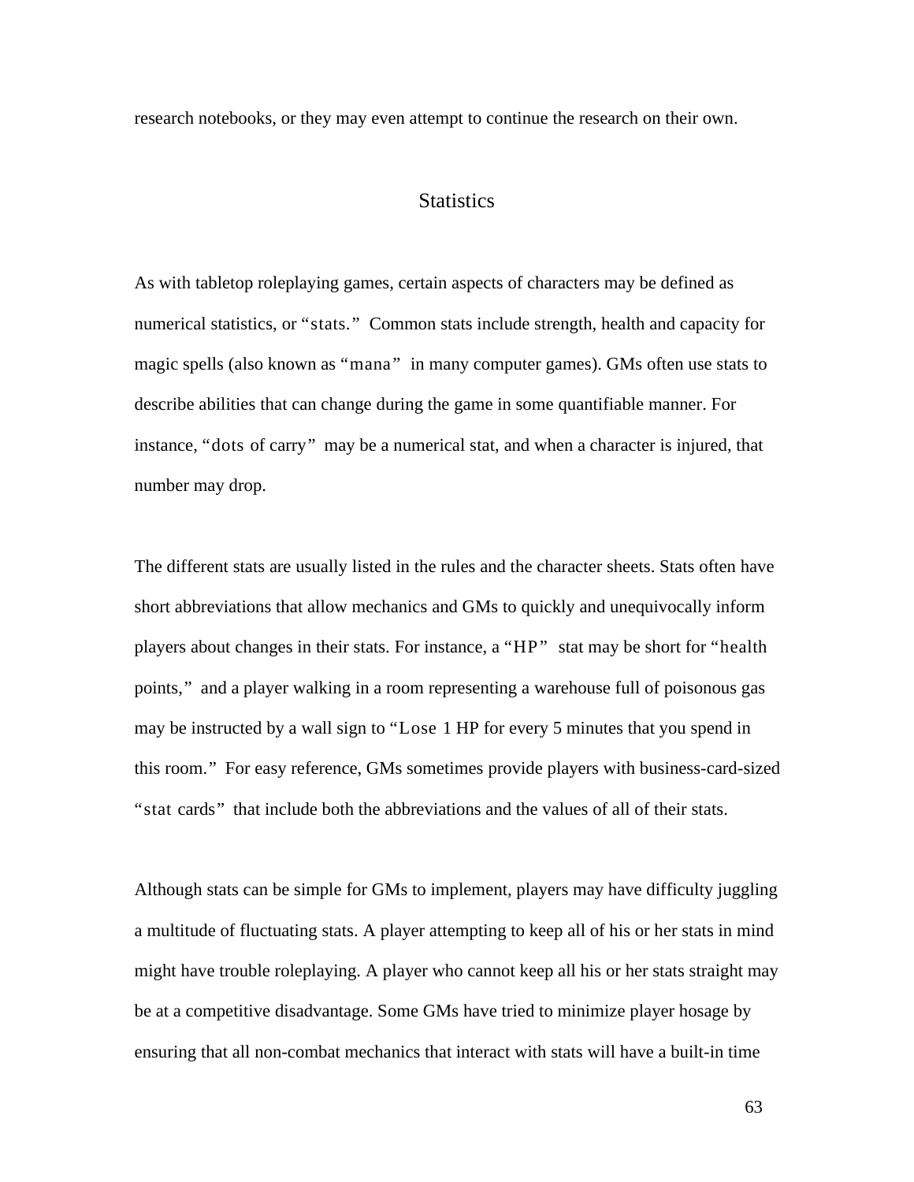research notebooks, or they may even attempt to continue the research on their own.

## Statistics

As with tabletop roleplaying games, certain aspects of characters may be defined as numerical statistics, or "stats." Common stats include strength, health and capacity for magic spells (also known as "mana" in many computer games). GMs often use stats to describe abilities that can change during the game in some quantifiable manner. For instance, "dots of carry" may be a numerical stat, and when a character is injured, that number may drop.

The different stats are usually listed in the rules and the character sheets. Stats often have short abbreviations that allow mechanics and GMs to quickly and unequivocally inform players about changes in their stats. For instance, a "HP" stat may be short for "health points," and a player walking in a room representing a warehouse full of poisonous gas may be instructed by a wall sign to "Lose 1 HP for every 5 minutes that you spend in this room." For easy reference, GMs sometimes provide players with business-card-sized "stat cards" that include both the abbreviations and the values of all of their stats.

Although stats can be simple for GMs to implement, players may have difficulty juggling a multitude of fluctuating stats. A player attempting to keep all of his or her stats in mind might have trouble roleplaying. A player who cannot keep all his or her stats straight may be at a competitive disadvantage. Some GMs have tried to minimize player hosage by ensuring that all non-combat mechanics that interact with stats will have a built-in time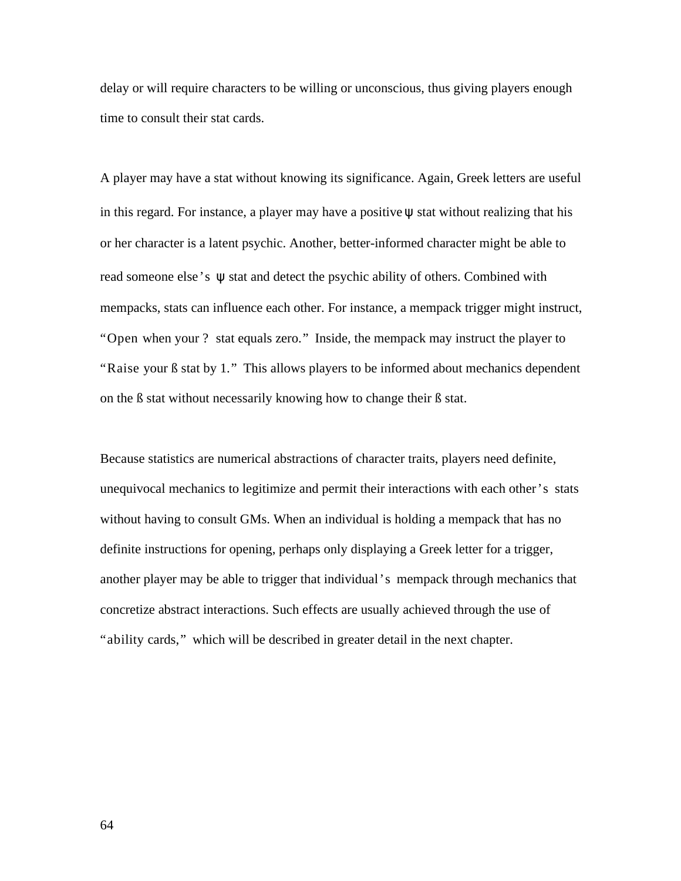delay or will require characters to be willing or unconscious, thus giving players enough time to consult their stat cards.

A player may have a stat without knowing its significance. Again, Greek letters are useful in this regard. For instance, a player may have a positive ψ stat without realizing that his or her character is a latent psychic. Another, better-informed character might be able to read someone else's ψ stat and detect the psychic ability of others. Combined with mempacks, stats can influence each other. For instance, a mempack trigger might instruct, "Open when your ? stat equals zero." Inside, the mempack may instruct the player to "Raise your ß stat by 1." This allows players to be informed about mechanics dependent on the ß stat without necessarily knowing how to change their ß stat.

Because statistics are numerical abstractions of character traits, players need definite, unequivocal mechanics to legitimize and permit their interactions with each other's stats without having to consult GMs. When an individual is holding a mempack that has no definite instructions for opening, perhaps only displaying a Greek letter for a trigger, another player may be able to trigger that individual's mempack through mechanics that concretize abstract interactions. Such effects are usually achieved through the use of "ability cards," which will be described in greater detail in the next chapter.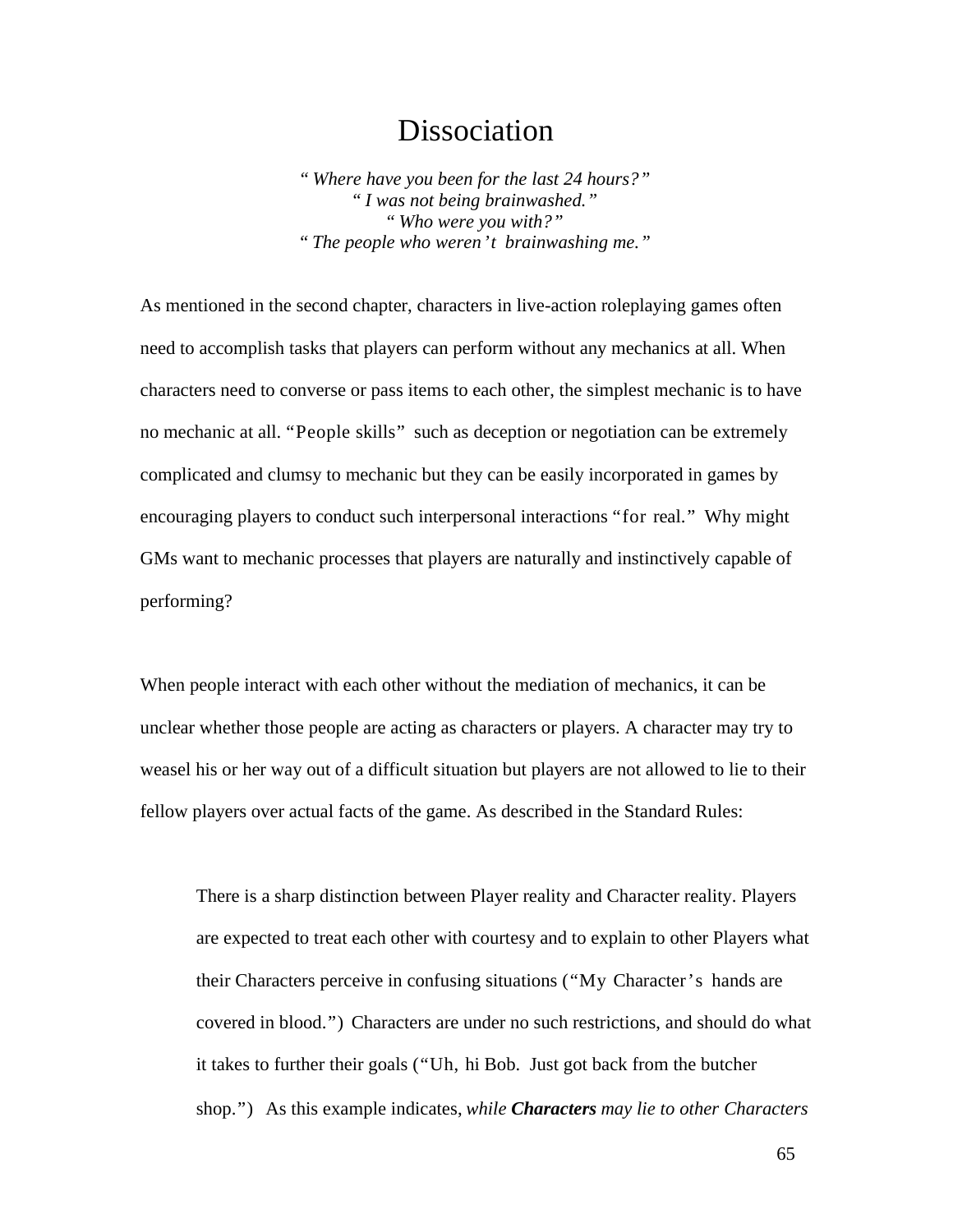# Dissociation

*"Where have you been for the last 24 hours?"*
*"I was not being brainwashed."*
*"Who were you with?"*
*"The people who weren't brainwashing me."*

As mentioned in the second chapter, characters in live-action roleplaying games often need to accomplish tasks that players can perform without any mechanics at all. When characters need to converse or pass items to each other, the simplest mechanic is to have no mechanic at all. "People skills" such as deception or negotiation can be extremely complicated and clumsy to mechanic but they can be easily incorporated in games by encouraging players to conduct such interpersonal interactions "for real." Why might GMs want to mechanic processes that players are naturally and instinctively capable of performing?

When people interact with each other without the mediation of mechanics, it can be unclear whether those people are acting as characters or players. A character may try to weasel his or her way out of a difficult situation but players are not allowed to lie to their fellow players over actual facts of the game. As described in the Standard Rules:

> There is a sharp distinction between Player reality and Character reality. Players are expected to treat each other with courtesy and to explain to other Players what their Characters perceive in confusing situations ("My Character's hands are covered in blood.") Characters are under no such restrictions, and should do what it takes to further their goals ("Uh, hi Bob. Just got back from the butcher shop.") As this example indicates, *while **Characters** may lie to other Characters*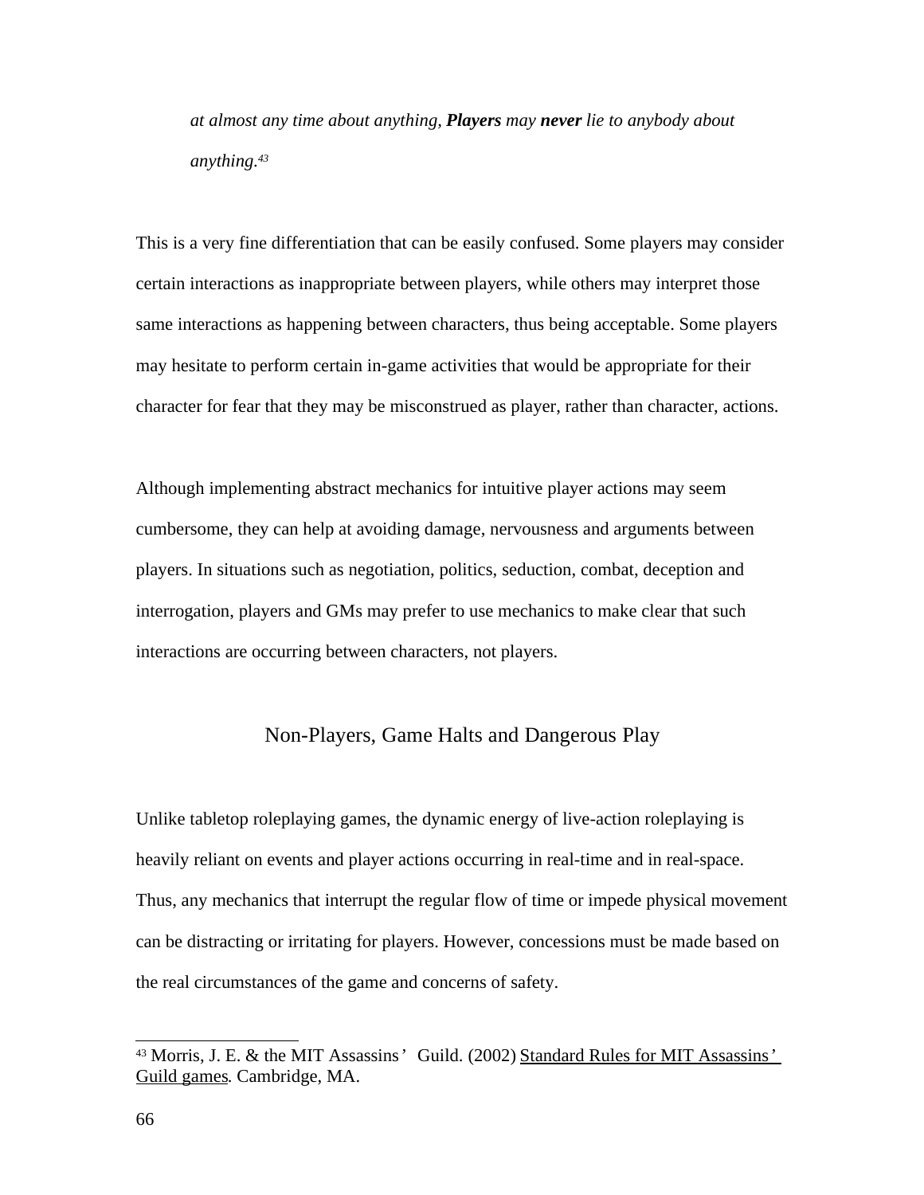*at almost any time about anything, **Players** may **never** lie to anybody about anything.*[43]

This is a very fine differentiation that can be easily confused. Some players may consider certain interactions as inappropriate between players, while others may interpret those same interactions as happening between characters, thus being acceptable. Some players may hesitate to perform certain in-game activities that would be appropriate for their character for fear that they may be misconstrued as player, rather than character, actions.

Although implementing abstract mechanics for intuitive player actions may seem cumbersome, they can help at avoiding damage, nervousness and arguments between players. In situations such as negotiation, politics, seduction, combat, deception and interrogation, players and GMs may prefer to use mechanics to make clear that such interactions are occurring between characters, not players.

## Non-Players, Game Halts and Dangerous Play

Unlike tabletop roleplaying games, the dynamic energy of live-action roleplaying is heavily reliant on events and player actions occurring in real-time and in real-space. Thus, any mechanics that interrupt the regular flow of time or impede physical movement can be distracting or irritating for players. However, concessions must be made based on the real circumstances of the game and concerns of safety.

---

[43] Morris, J. E. & the MIT Assassins' Guild. (2002) Standard Rules for MIT Assassins' Guild games. Cambridge, MA.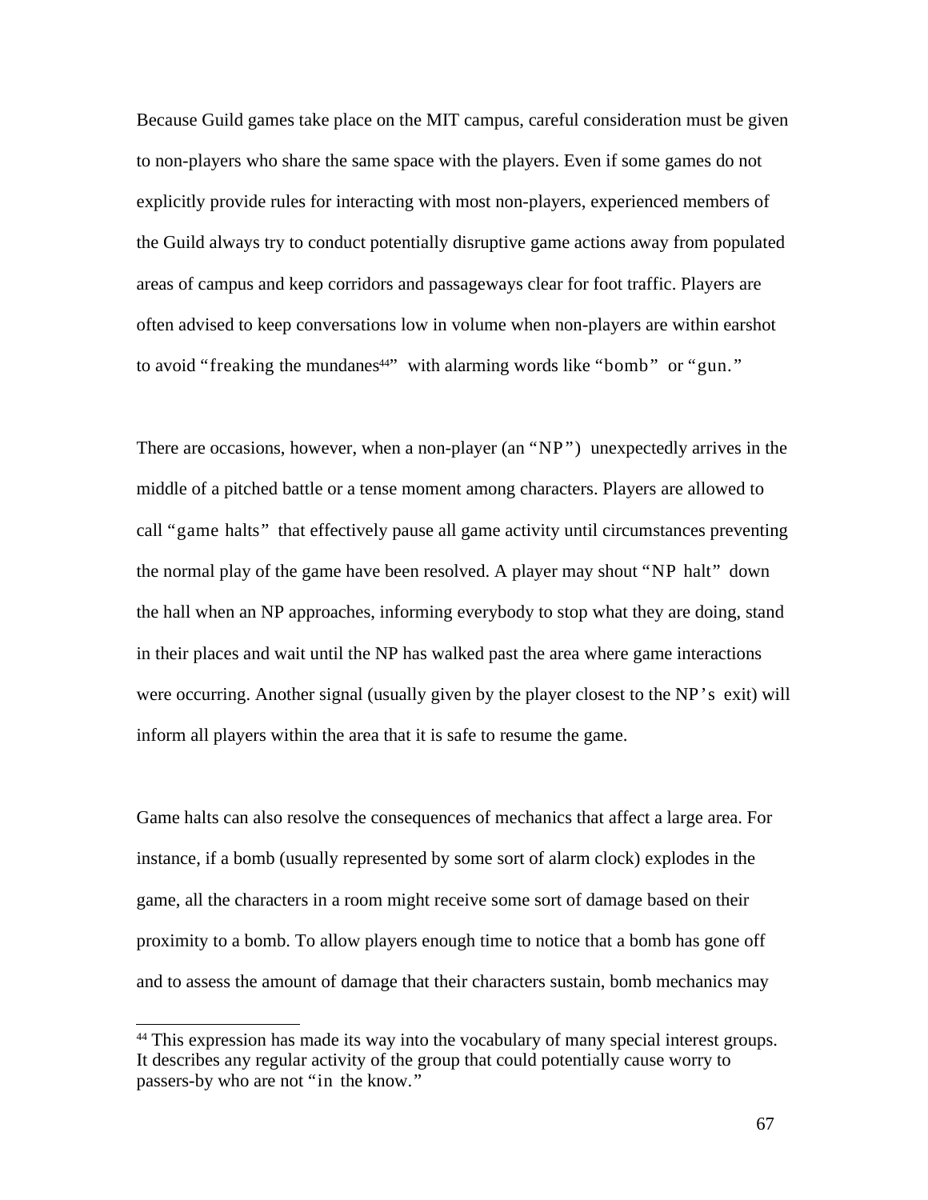Because Guild games take place on the MIT campus, careful consideration must be given to non-players who share the same space with the players. Even if some games do not explicitly provide rules for interacting with most non-players, experienced members of the Guild always try to conduct potentially disruptive game actions away from populated areas of campus and keep corridors and passageways clear for foot traffic. Players are often advised to keep conversations low in volume when non-players are within earshot to avoid "freaking the mundanes[44]" with alarming words like "bomb" or "gun."

There are occasions, however, when a non-player (an "NP") unexpectedly arrives in the middle of a pitched battle or a tense moment among characters. Players are allowed to call "game halts" that effectively pause all game activity until circumstances preventing the normal play of the game have been resolved. A player may shout "NP halt" down the hall when an NP approaches, informing everybody to stop what they are doing, stand in their places and wait until the NP has walked past the area where game interactions were occurring. Another signal (usually given by the player closest to the NP's exit) will inform all players within the area that it is safe to resume the game.

Game halts can also resolve the consequences of mechanics that affect a large area. For instance, if a bomb (usually represented by some sort of alarm clock) explodes in the game, all the characters in a room might receive some sort of damage based on their proximity to a bomb. To allow players enough time to notice that a bomb has gone off and to assess the amount of damage that their characters sustain, bomb mechanics may

---

[44] This expression has made its way into the vocabulary of many special interest groups. It describes any regular activity of the group that could potentially cause worry to passers-by who are not "in the know."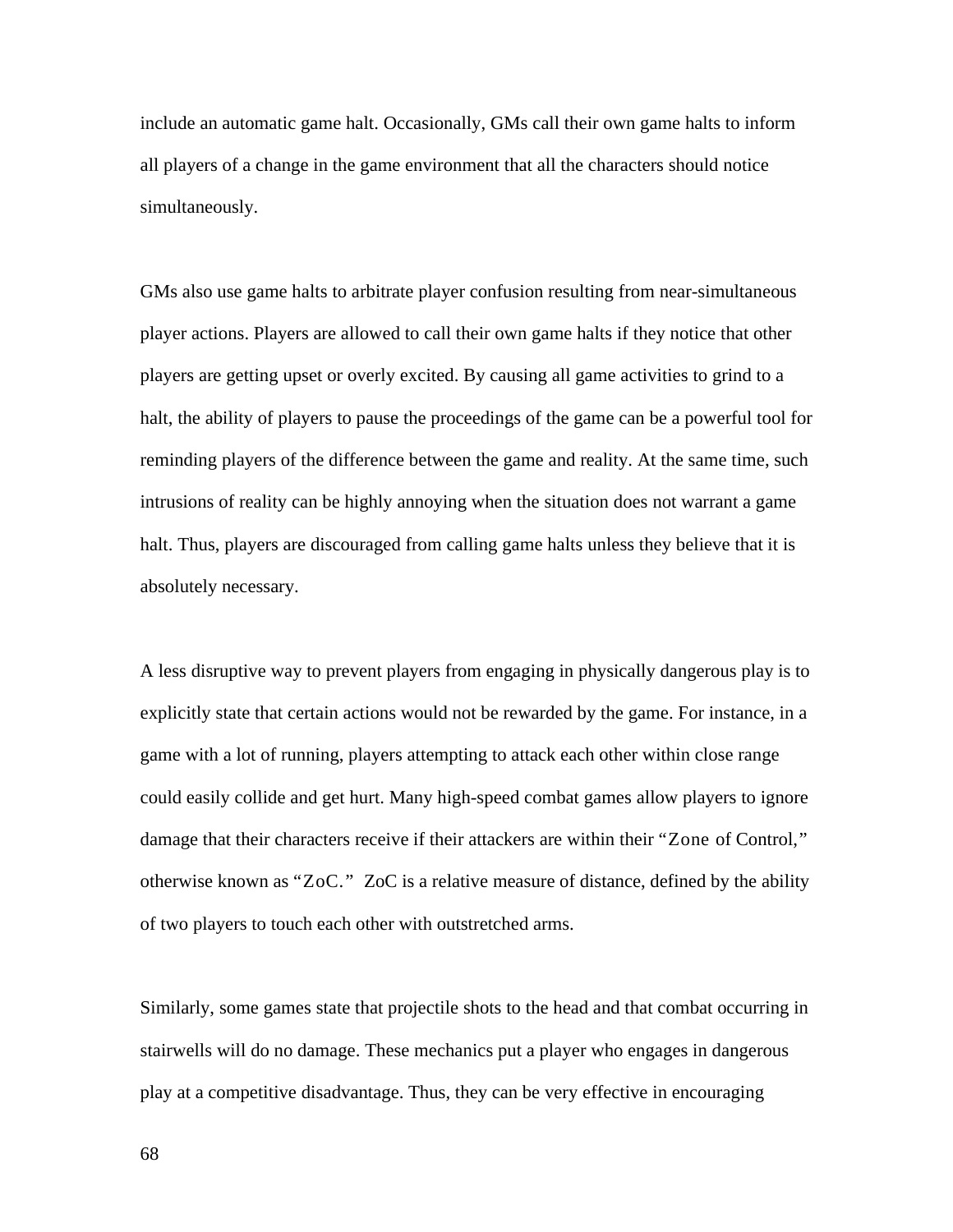include an automatic game halt. Occasionally, GMs call their own game halts to inform all players of a change in the game environment that all the characters should notice simultaneously.

GMs also use game halts to arbitrate player confusion resulting from near-simultaneous player actions. Players are allowed to call their own game halts if they notice that other players are getting upset or overly excited. By causing all game activities to grind to a halt, the ability of players to pause the proceedings of the game can be a powerful tool for reminding players of the difference between the game and reality. At the same time, such intrusions of reality can be highly annoying when the situation does not warrant a game halt. Thus, players are discouraged from calling game halts unless they believe that it is absolutely necessary.

A less disruptive way to prevent players from engaging in physically dangerous play is to explicitly state that certain actions would not be rewarded by the game. For instance, in a game with a lot of running, players attempting to attack each other within close range could easily collide and get hurt. Many high-speed combat games allow players to ignore damage that their characters receive if their attackers are within their "Zone of Control," otherwise known as "ZoC." ZoC is a relative measure of distance, defined by the ability of two players to touch each other with outstretched arms.

Similarly, some games state that projectile shots to the head and that combat occurring in stairwells will do no damage. These mechanics put a player who engages in dangerous play at a competitive disadvantage. Thus, they can be very effective in encouraging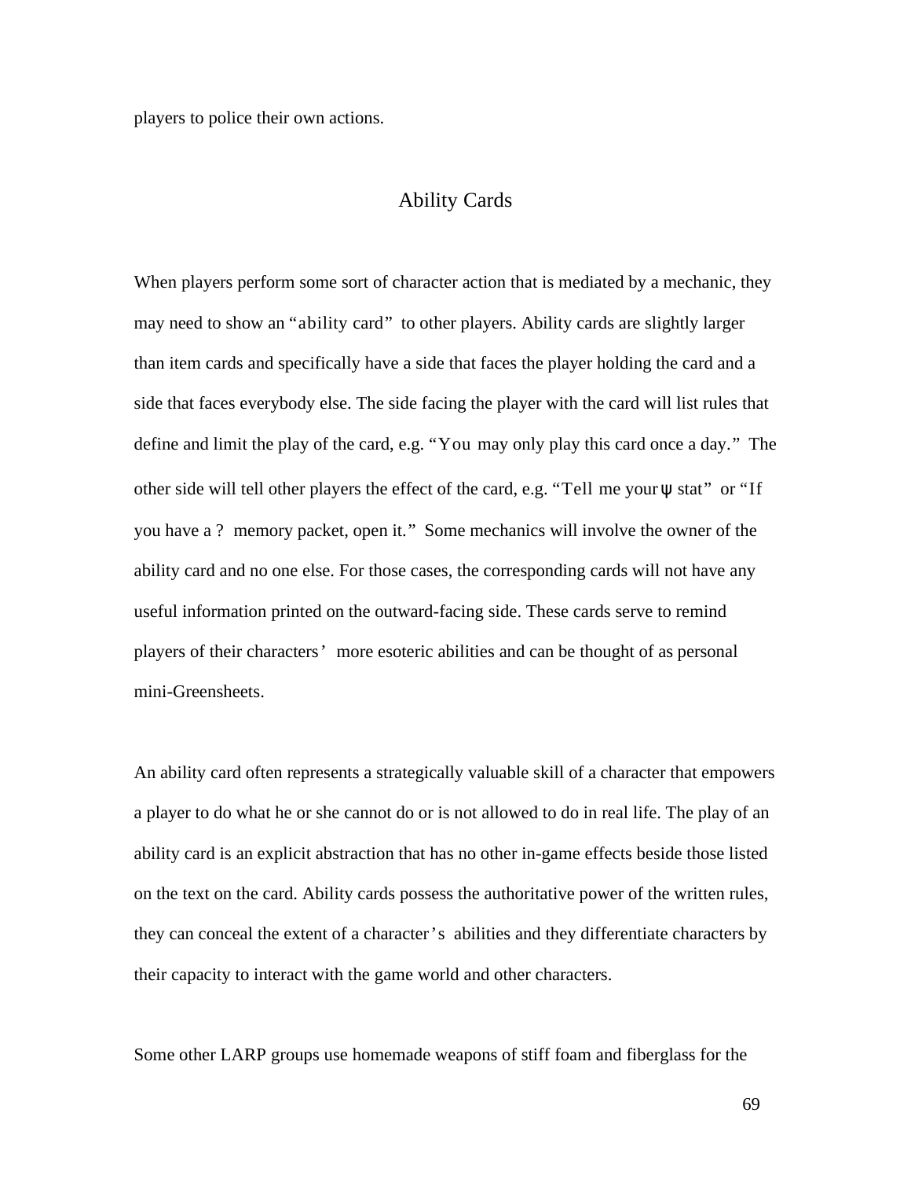players to police their own actions.

## Ability Cards

When players perform some sort of character action that is mediated by a mechanic, they may need to show an "ability card" to other players. Ability cards are slightly larger than item cards and specifically have a side that faces the player holding the card and a side that faces everybody else. The side facing the player with the card will list rules that define and limit the play of the card, e.g. "You may only play this card once a day." The other side will tell other players the effect of the card, e.g. "Tell me your ψ stat" or "If you have a ? memory packet, open it." Some mechanics will involve the owner of the ability card and no one else. For those cases, the corresponding cards will not have any useful information printed on the outward-facing side. These cards serve to remind players of their characters' more esoteric abilities and can be thought of as personal mini-Greensheets.

An ability card often represents a strategically valuable skill of a character that empowers a player to do what he or she cannot do or is not allowed to do in real life. The play of an ability card is an explicit abstraction that has no other in-game effects beside those listed on the text on the card. Ability cards possess the authoritative power of the written rules, they can conceal the extent of a character's abilities and they differentiate characters by their capacity to interact with the game world and other characters.

Some other LARP groups use homemade weapons of stiff foam and fiberglass for the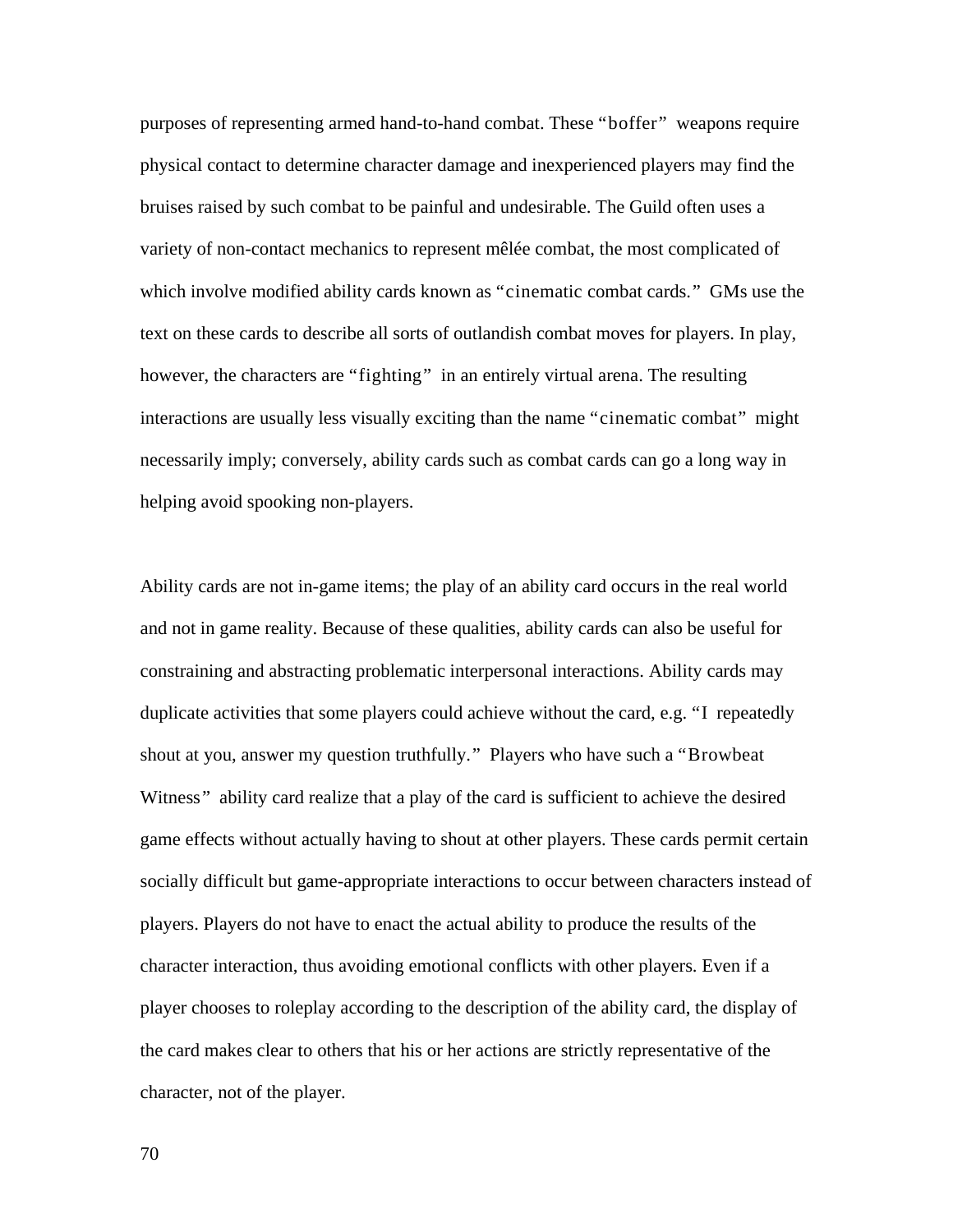purposes of representing armed hand-to-hand combat. These “boffer” weapons require physical contact to determine character damage and inexperienced players may find the bruises raised by such combat to be painful and undesirable. The Guild often uses a variety of non-contact mechanics to represent mêlée combat, the most complicated of which involve modified ability cards known as “cinematic combat cards.” GMs use the text on these cards to describe all sorts of outlandish combat moves for players. In play, however, the characters are “fighting” in an entirely virtual arena. The resulting interactions are usually less visually exciting than the name “cinematic combat” might necessarily imply; conversely, ability cards such as combat cards can go a long way in helping avoid spooking non-players.

Ability cards are not in-game items; the play of an ability card occurs in the real world and not in game reality. Because of these qualities, ability cards can also be useful for constraining and abstracting problematic interpersonal interactions. Ability cards may duplicate activities that some players could achieve without the card, e.g. “I repeatedly shout at you, answer my question truthfully.” Players who have such a “Browbeat Witness” ability card realize that a play of the card is sufficient to achieve the desired game effects without actually having to shout at other players. These cards permit certain socially difficult but game-appropriate interactions to occur between characters instead of players. Players do not have to enact the actual ability to produce the results of the character interaction, thus avoiding emotional conflicts with other players. Even if a player chooses to roleplay according to the description of the ability card, the display of the card makes clear to others that his or her actions are strictly representative of the character, not of the player.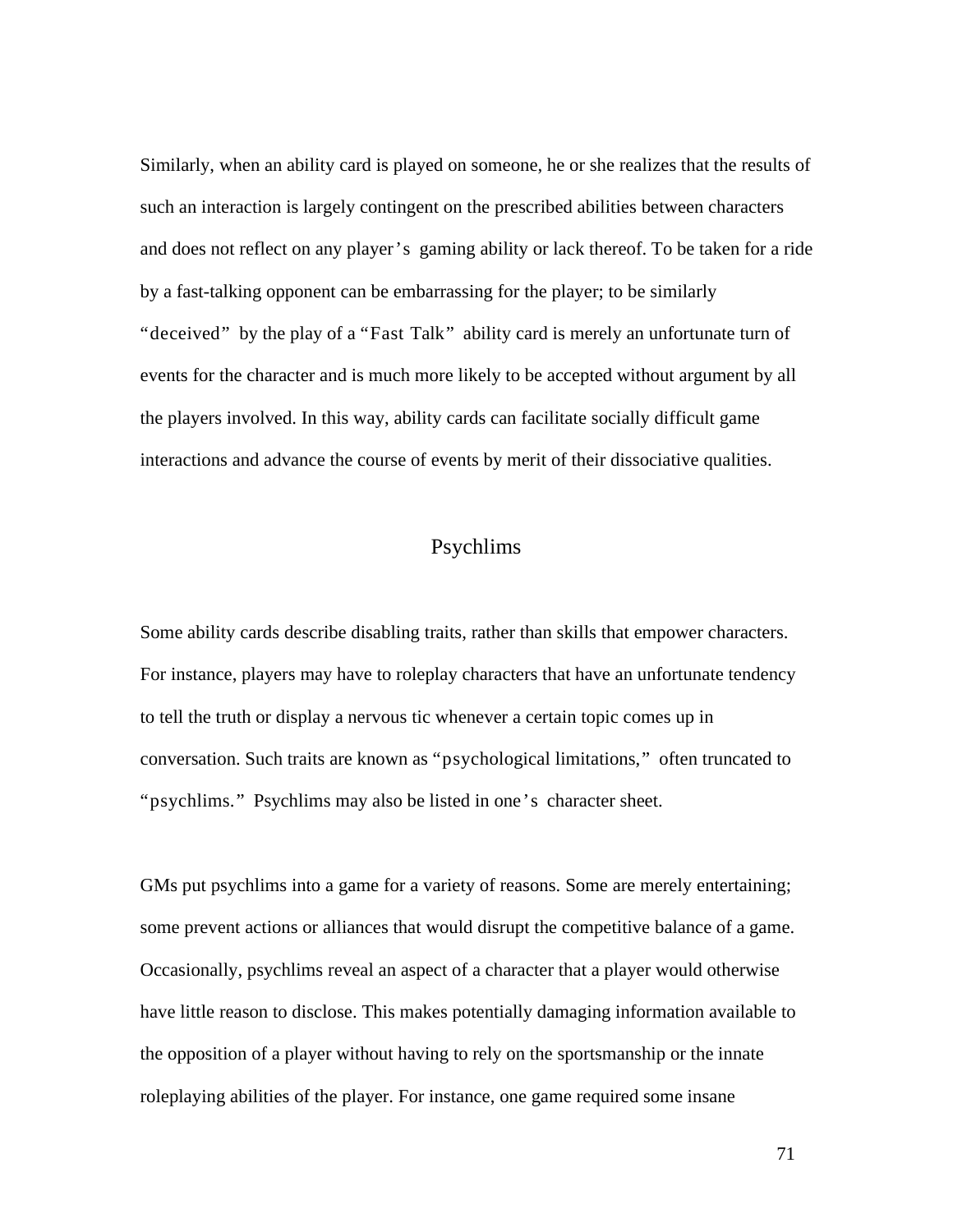Similarly, when an ability card is played on someone, he or she realizes that the results of such an interaction is largely contingent on the prescribed abilities between characters and does not reflect on any player's gaming ability or lack thereof. To be taken for a ride by a fast-talking opponent can be embarrassing for the player; to be similarly "deceived" by the play of a "Fast Talk" ability card is merely an unfortunate turn of events for the character and is much more likely to be accepted without argument by all the players involved. In this way, ability cards can facilitate socially difficult game interactions and advance the course of events by merit of their dissociative qualities.

## Psychlims

Some ability cards describe disabling traits, rather than skills that empower characters. For instance, players may have to roleplay characters that have an unfortunate tendency to tell the truth or display a nervous tic whenever a certain topic comes up in conversation. Such traits are known as "psychological limitations," often truncated to "psychlims." Psychlims may also be listed in one's character sheet.

GMs put psychlims into a game for a variety of reasons. Some are merely entertaining; some prevent actions or alliances that would disrupt the competitive balance of a game. Occasionally, psychlims reveal an aspect of a character that a player would otherwise have little reason to disclose. This makes potentially damaging information available to the opposition of a player without having to rely on the sportsmanship or the innate roleplaying abilities of the player. For instance, one game required some insane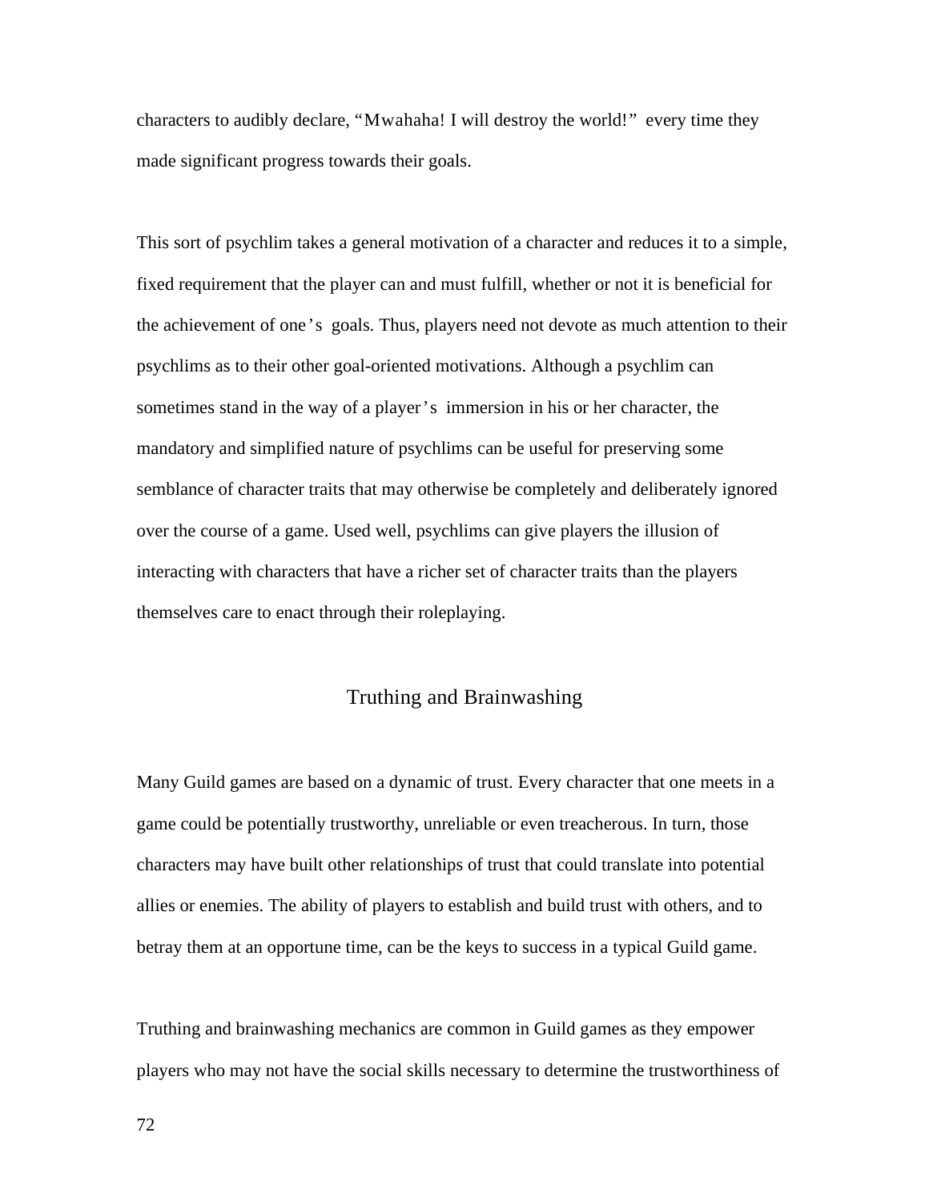characters to audibly declare, "Mwahaha! I will destroy the world!" every time they made significant progress towards their goals.

This sort of psychlim takes a general motivation of a character and reduces it to a simple, fixed requirement that the player can and must fulfill, whether or not it is beneficial for the achievement of one's goals. Thus, players need not devote as much attention to their psychlims as to their other goal-oriented motivations. Although a psychlim can sometimes stand in the way of a player's immersion in his or her character, the mandatory and simplified nature of psychlims can be useful for preserving some semblance of character traits that may otherwise be completely and deliberately ignored over the course of a game. Used well, psychlims can give players the illusion of interacting with characters that have a richer set of character traits than the players themselves care to enact through their roleplaying.

## Truthing and Brainwashing

Many Guild games are based on a dynamic of trust. Every character that one meets in a game could be potentially trustworthy, unreliable or even treacherous. In turn, those characters may have built other relationships of trust that could translate into potential allies or enemies. The ability of players to establish and build trust with others, and to betray them at an opportune time, can be the keys to success in a typical Guild game.

Truthing and brainwashing mechanics are common in Guild games as they empower players who may not have the social skills necessary to determine the trustworthiness of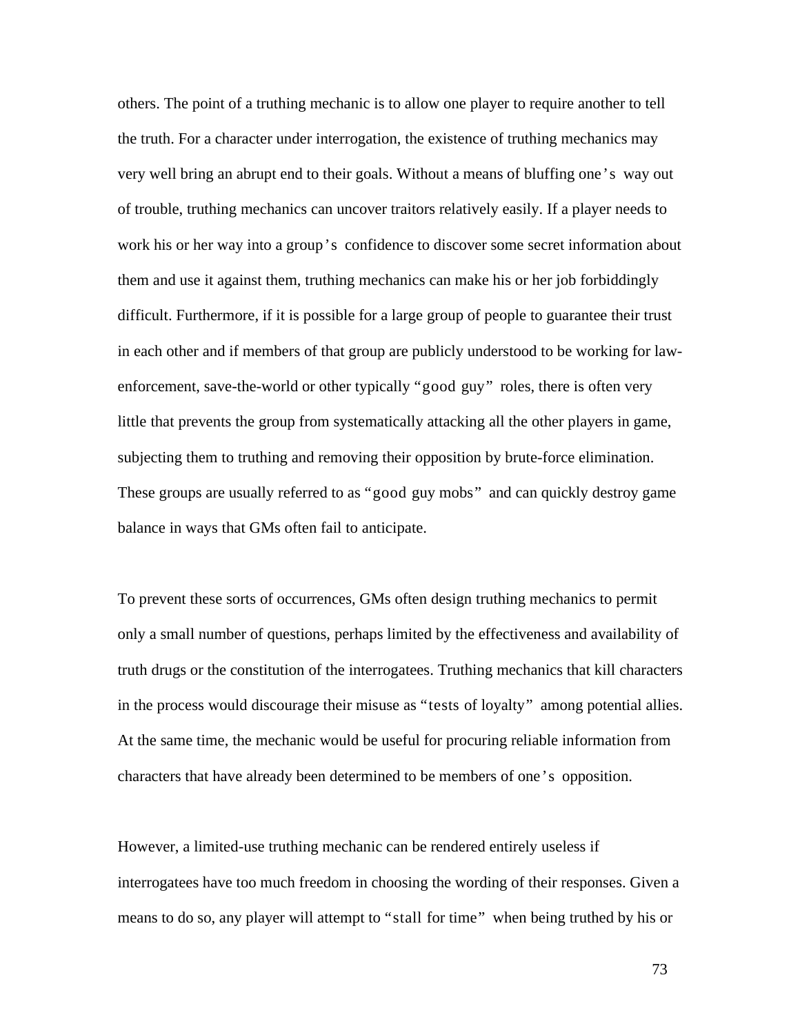others. The point of a truthing mechanic is to allow one player to require another to tell the truth. For a character under interrogation, the existence of truthing mechanics may very well bring an abrupt end to their goals. Without a means of bluffing one's way out of trouble, truthing mechanics can uncover traitors relatively easily. If a player needs to work his or her way into a group's confidence to discover some secret information about them and use it against them, truthing mechanics can make his or her job forbiddingly difficult. Furthermore, if it is possible for a large group of people to guarantee their trust in each other and if members of that group are publicly understood to be working for law-enforcement, save-the-world or other typically "good guy" roles, there is often very little that prevents the group from systematically attacking all the other players in game, subjecting them to truthing and removing their opposition by brute-force elimination. These groups are usually referred to as "good guy mobs" and can quickly destroy game balance in ways that GMs often fail to anticipate.

To prevent these sorts of occurrences, GMs often design truthing mechanics to permit only a small number of questions, perhaps limited by the effectiveness and availability of truth drugs or the constitution of the interrogatees. Truthing mechanics that kill characters in the process would discourage their misuse as "tests of loyalty" among potential allies. At the same time, the mechanic would be useful for procuring reliable information from characters that have already been determined to be members of one's opposition.

However, a limited-use truthing mechanic can be rendered entirely useless if interrogatees have too much freedom in choosing the wording of their responses. Given a means to do so, any player will attempt to "stall for time" when being truthed by his or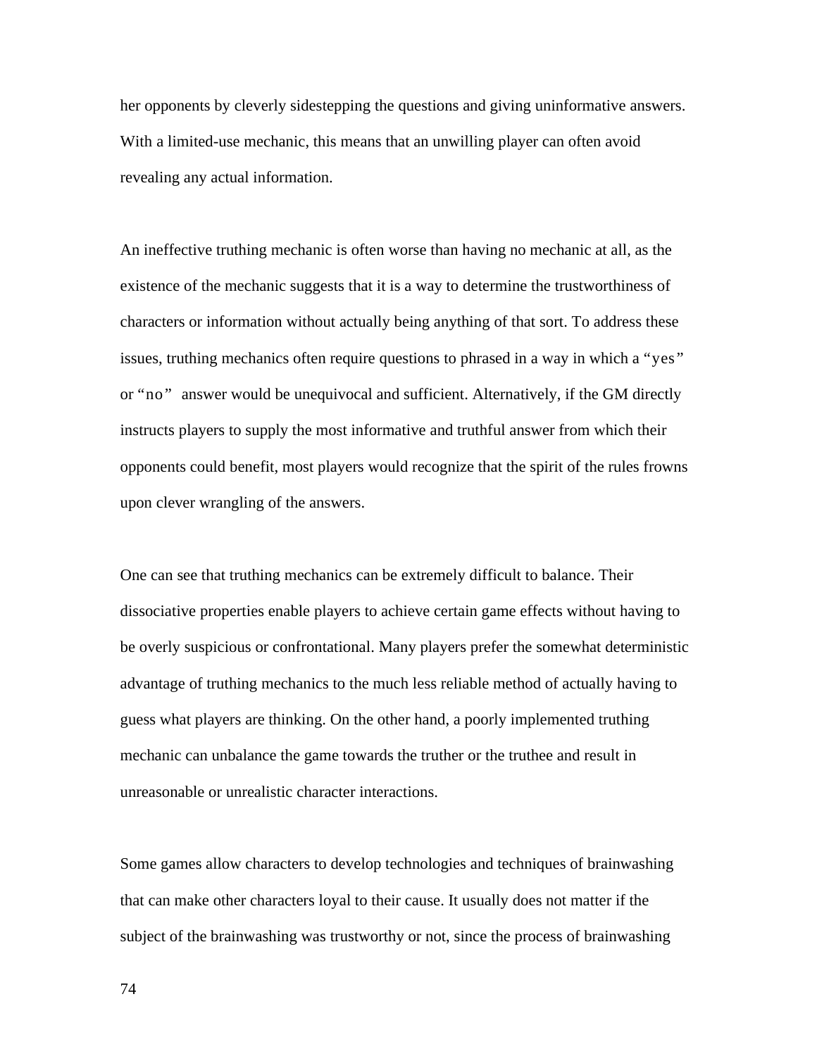her opponents by cleverly sidestepping the questions and giving uninformative answers. With a limited-use mechanic, this means that an unwilling player can often avoid revealing any actual information.

An ineffective truthing mechanic is often worse than having no mechanic at all, as the existence of the mechanic suggests that it is a way to determine the trustworthiness of characters or information without actually being anything of that sort. To address these issues, truthing mechanics often require questions to phrased in a way in which a "yes" or "no" answer would be unequivocal and sufficient. Alternatively, if the GM directly instructs players to supply the most informative and truthful answer from which their opponents could benefit, most players would recognize that the spirit of the rules frowns upon clever wrangling of the answers.

One can see that truthing mechanics can be extremely difficult to balance. Their dissociative properties enable players to achieve certain game effects without having to be overly suspicious or confrontational. Many players prefer the somewhat deterministic advantage of truthing mechanics to the much less reliable method of actually having to guess what players are thinking. On the other hand, a poorly implemented truthing mechanic can unbalance the game towards the truther or the truthee and result in unreasonable or unrealistic character interactions.

Some games allow characters to develop technologies and techniques of brainwashing that can make other characters loyal to their cause. It usually does not matter if the subject of the brainwashing was trustworthy or not, since the process of brainwashing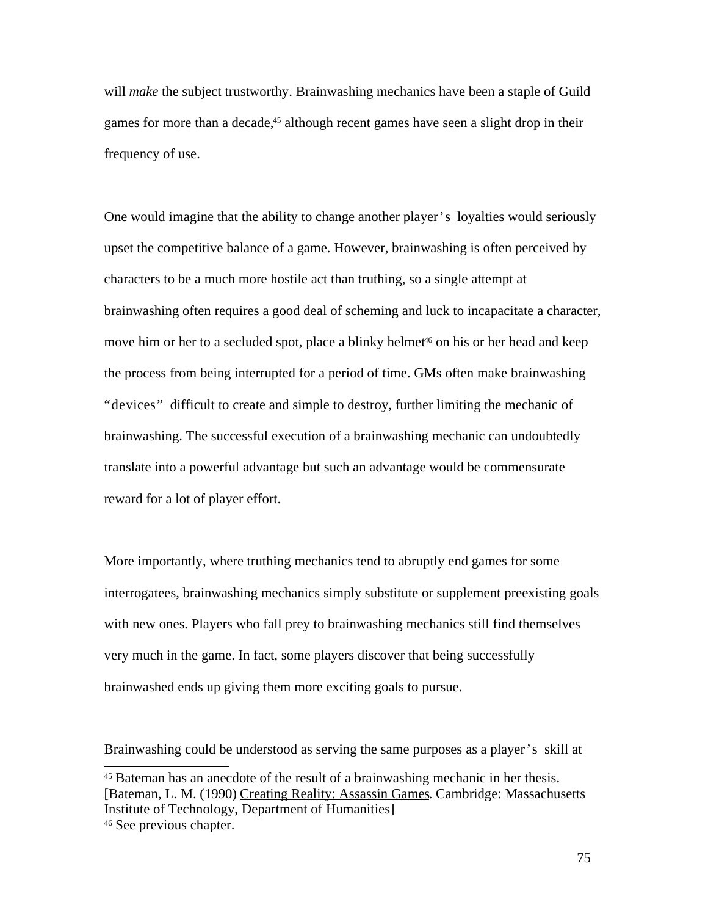will *make* the subject trustworthy. Brainwashing mechanics have been a staple of Guild games for more than a decade,[45] although recent games have seen a slight drop in their frequency of use.

One would imagine that the ability to change another player's loyalties would seriously upset the competitive balance of a game. However, brainwashing is often perceived by characters to be a much more hostile act than truthing, so a single attempt at brainwashing often requires a good deal of scheming and luck to incapacitate a character, move him or her to a secluded spot, place a blinky helmet[46] on his or her head and keep the process from being interrupted for a period of time. GMs often make brainwashing "devices" difficult to create and simple to destroy, further limiting the mechanic of brainwashing. The successful execution of a brainwashing mechanic can undoubtedly translate into a powerful advantage but such an advantage would be commensurate reward for a lot of player effort.

More importantly, where truthing mechanics tend to abruptly end games for some interrogatees, brainwashing mechanics simply substitute or supplement preexisting goals with new ones. Players who fall prey to brainwashing mechanics still find themselves very much in the game. In fact, some players discover that being successfully brainwashed ends up giving them more exciting goals to pursue.

Brainwashing could be understood as serving the same purposes as a player's skill at

---

[45] Bateman has an anecdote of the result of a brainwashing mechanic in her thesis. [Bateman, L. M. (1990) Creating Reality: Assassin Games. Cambridge: Massachusetts Institute of Technology, Department of Humanities]

[46] See previous chapter.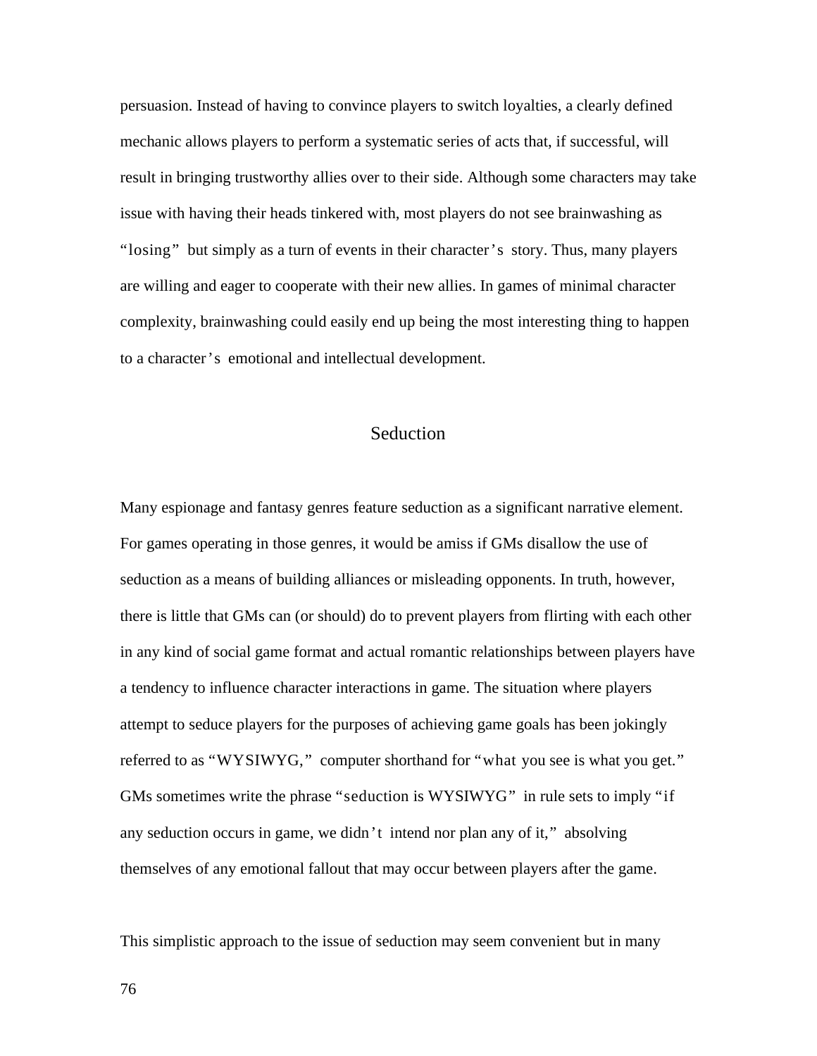persuasion. Instead of having to convince players to switch loyalties, a clearly defined mechanic allows players to perform a systematic series of acts that, if successful, will result in bringing trustworthy allies over to their side. Although some characters may take issue with having their heads tinkered with, most players do not see brainwashing as "losing" but simply as a turn of events in their character's story. Thus, many players are willing and eager to cooperate with their new allies. In games of minimal character complexity, brainwashing could easily end up being the most interesting thing to happen to a character's emotional and intellectual development.

## Seduction

Many espionage and fantasy genres feature seduction as a significant narrative element. For games operating in those genres, it would be amiss if GMs disallow the use of seduction as a means of building alliances or misleading opponents. In truth, however, there is little that GMs can (or should) do to prevent players from flirting with each other in any kind of social game format and actual romantic relationships between players have a tendency to influence character interactions in game. The situation where players attempt to seduce players for the purposes of achieving game goals has been jokingly referred to as "WYSIWYG," computer shorthand for "what you see is what you get." GMs sometimes write the phrase "seduction is WYSIWYG" in rule sets to imply "if any seduction occurs in game, we didn't intend nor plan any of it," absolving themselves of any emotional fallout that may occur between players after the game.

This simplistic approach to the issue of seduction may seem convenient but in many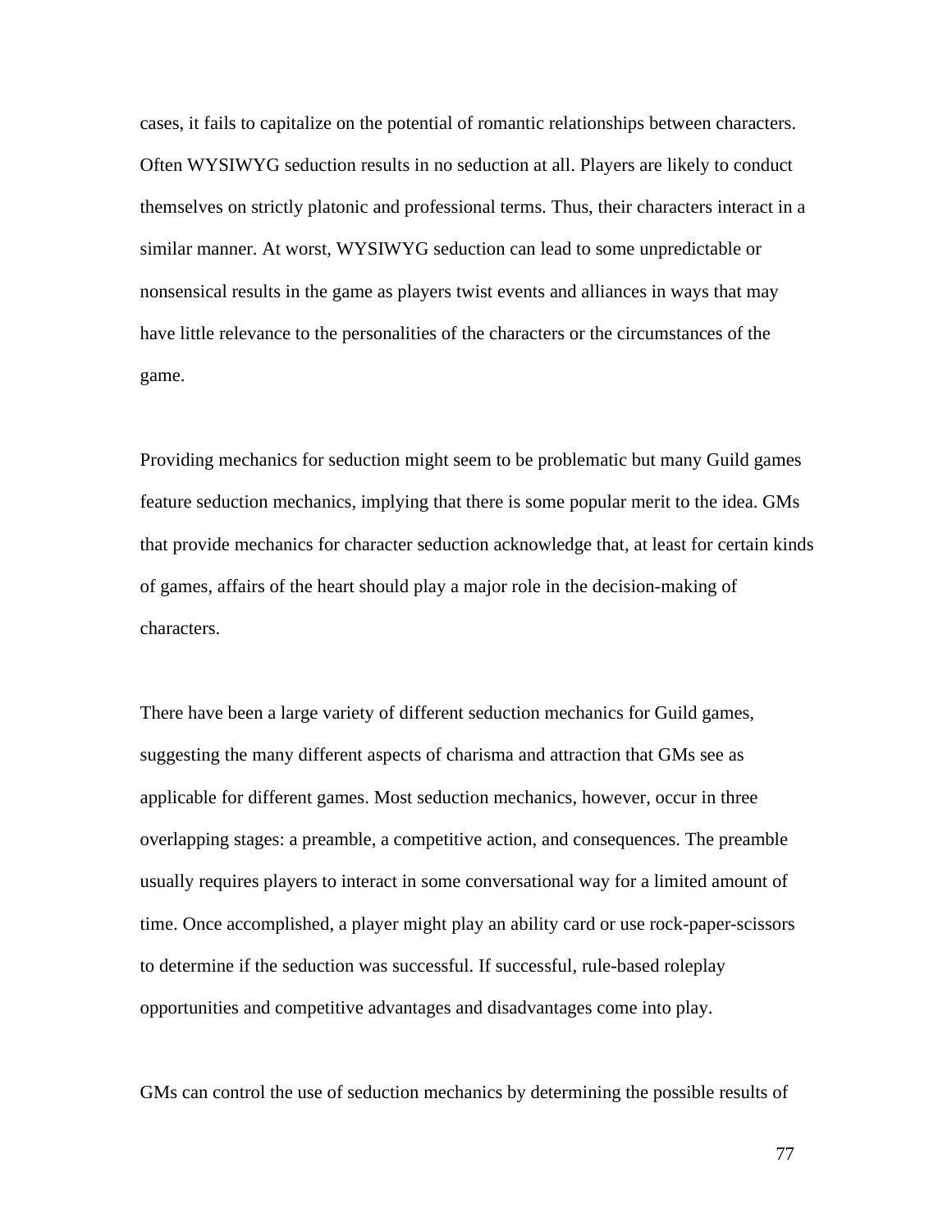cases, it fails to capitalize on the potential of romantic relationships between characters. Often WYSIWYG seduction results in no seduction at all. Players are likely to conduct themselves on strictly platonic and professional terms. Thus, their characters interact in a similar manner. At worst, WYSIWYG seduction can lead to some unpredictable or nonsensical results in the game as players twist events and alliances in ways that may have little relevance to the personalities of the characters or the circumstances of the game.

Providing mechanics for seduction might seem to be problematic but many Guild games feature seduction mechanics, implying that there is some popular merit to the idea. GMs that provide mechanics for character seduction acknowledge that, at least for certain kinds of games, affairs of the heart should play a major role in the decision-making of characters.

There have been a large variety of different seduction mechanics for Guild games, suggesting the many different aspects of charisma and attraction that GMs see as applicable for different games. Most seduction mechanics, however, occur in three overlapping stages: a preamble, a competitive action, and consequences. The preamble usually requires players to interact in some conversational way for a limited amount of time. Once accomplished, a player might play an ability card or use rock-paper-scissors to determine if the seduction was successful. If successful, rule-based roleplay opportunities and competitive advantages and disadvantages come into play.

GMs can control the use of seduction mechanics by determining the possible results of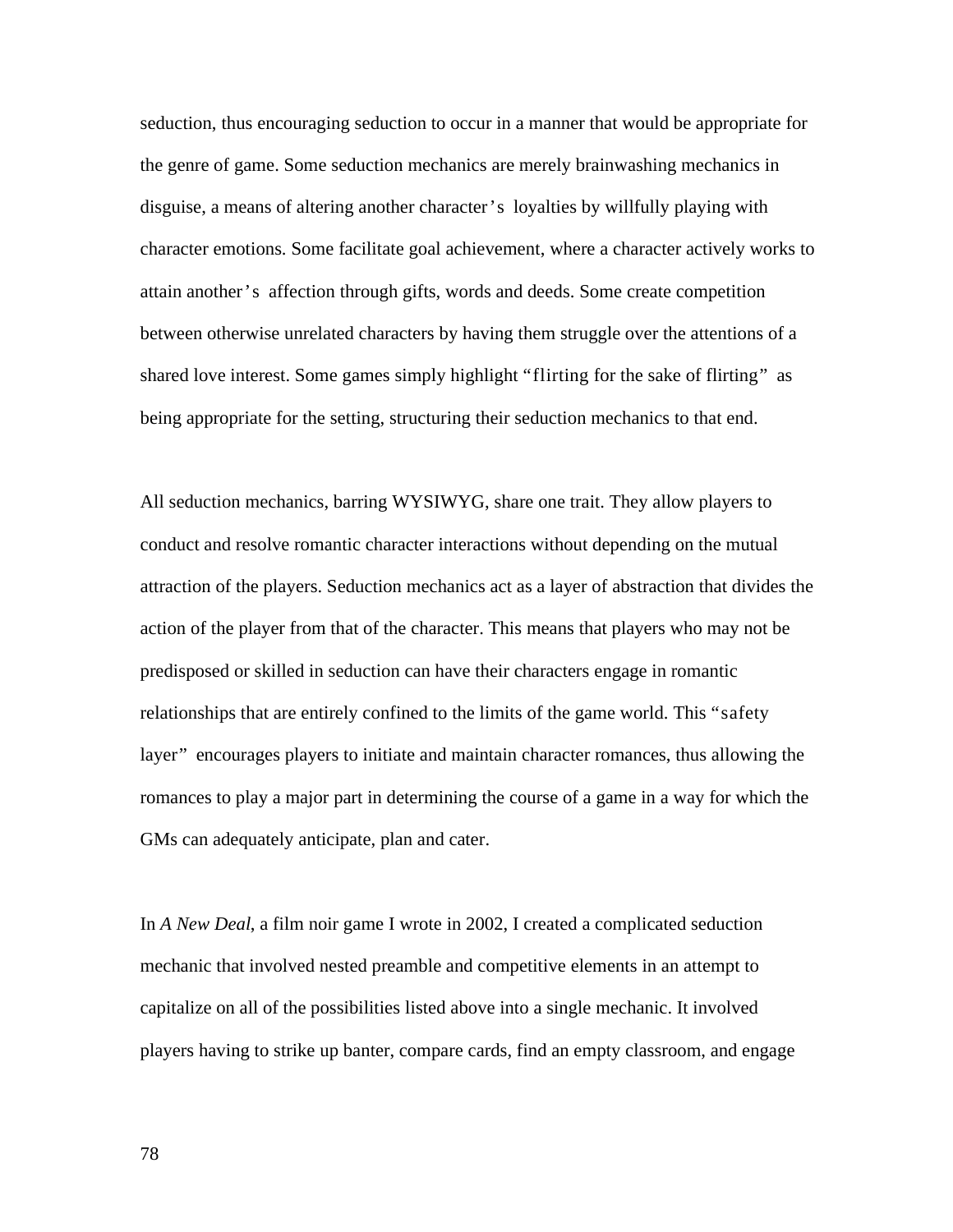seduction, thus encouraging seduction to occur in a manner that would be appropriate for the genre of game. Some seduction mechanics are merely brainwashing mechanics in disguise, a means of altering another character's loyalties by willfully playing with character emotions. Some facilitate goal achievement, where a character actively works to attain another's affection through gifts, words and deeds. Some create competition between otherwise unrelated characters by having them struggle over the attentions of a shared love interest. Some games simply highlight "flirting for the sake of flirting" as being appropriate for the setting, structuring their seduction mechanics to that end.

All seduction mechanics, barring WYSIWYG, share one trait. They allow players to conduct and resolve romantic character interactions without depending on the mutual attraction of the players. Seduction mechanics act as a layer of abstraction that divides the action of the player from that of the character. This means that players who may not be predisposed or skilled in seduction can have their characters engage in romantic relationships that are entirely confined to the limits of the game world. This "safety layer" encourages players to initiate and maintain character romances, thus allowing the romances to play a major part in determining the course of a game in a way for which the GMs can adequately anticipate, plan and cater.

In *A New Deal*, a film noir game I wrote in 2002, I created a complicated seduction mechanic that involved nested preamble and competitive elements in an attempt to capitalize on all of the possibilities listed above into a single mechanic. It involved players having to strike up banter, compare cards, find an empty classroom, and engage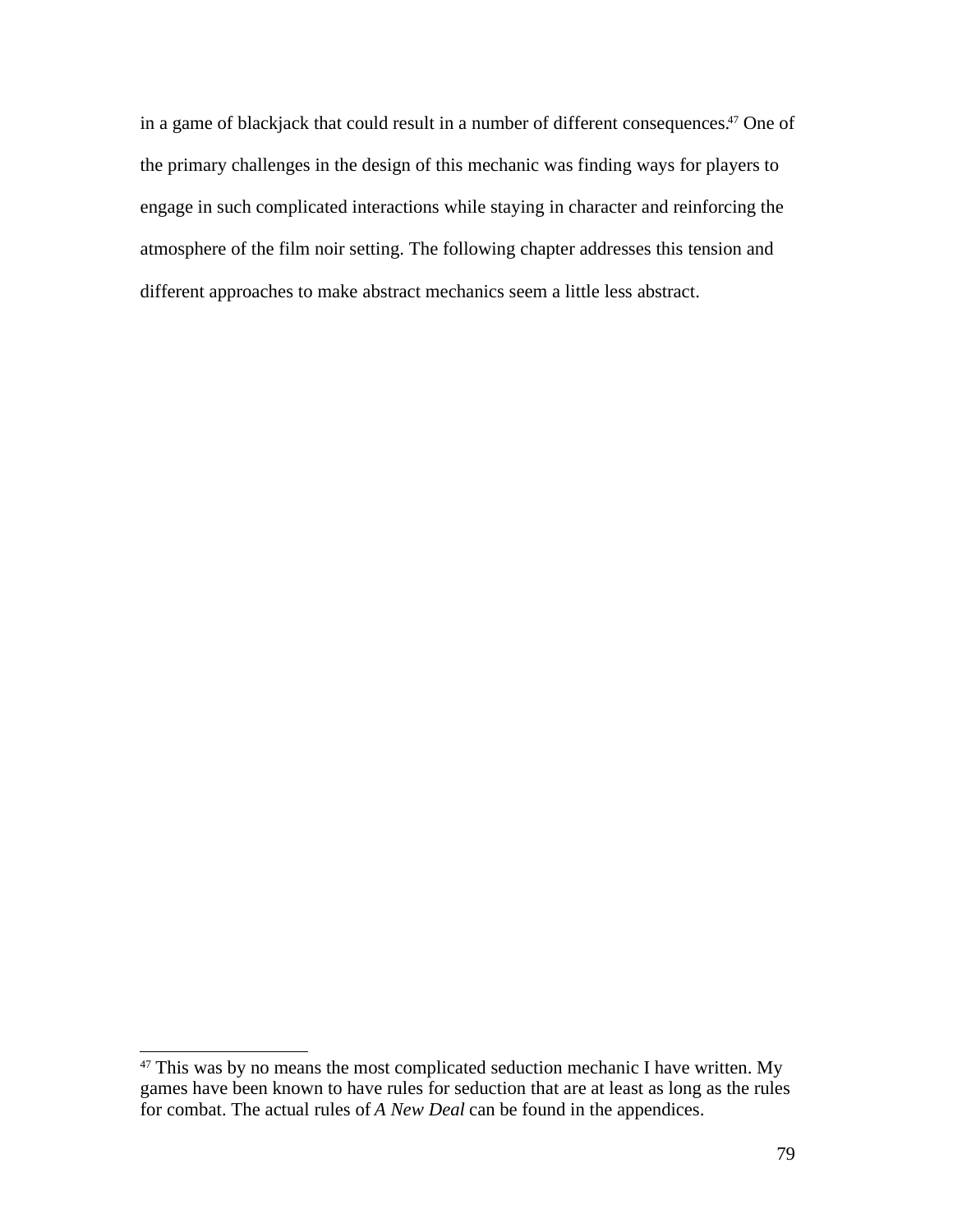in a game of blackjack that could result in a number of different consequences.[47] One of the primary challenges in the design of this mechanic was finding ways for players to engage in such complicated interactions while staying in character and reinforcing the atmosphere of the film noir setting. The following chapter addresses this tension and different approaches to make abstract mechanics seem a little less abstract.

---

[47] This was by no means the most complicated seduction mechanic I have written. My games have been known to have rules for seduction that are at least as long as the rules for combat. The actual rules of *A New Deal* can be found in the appendices.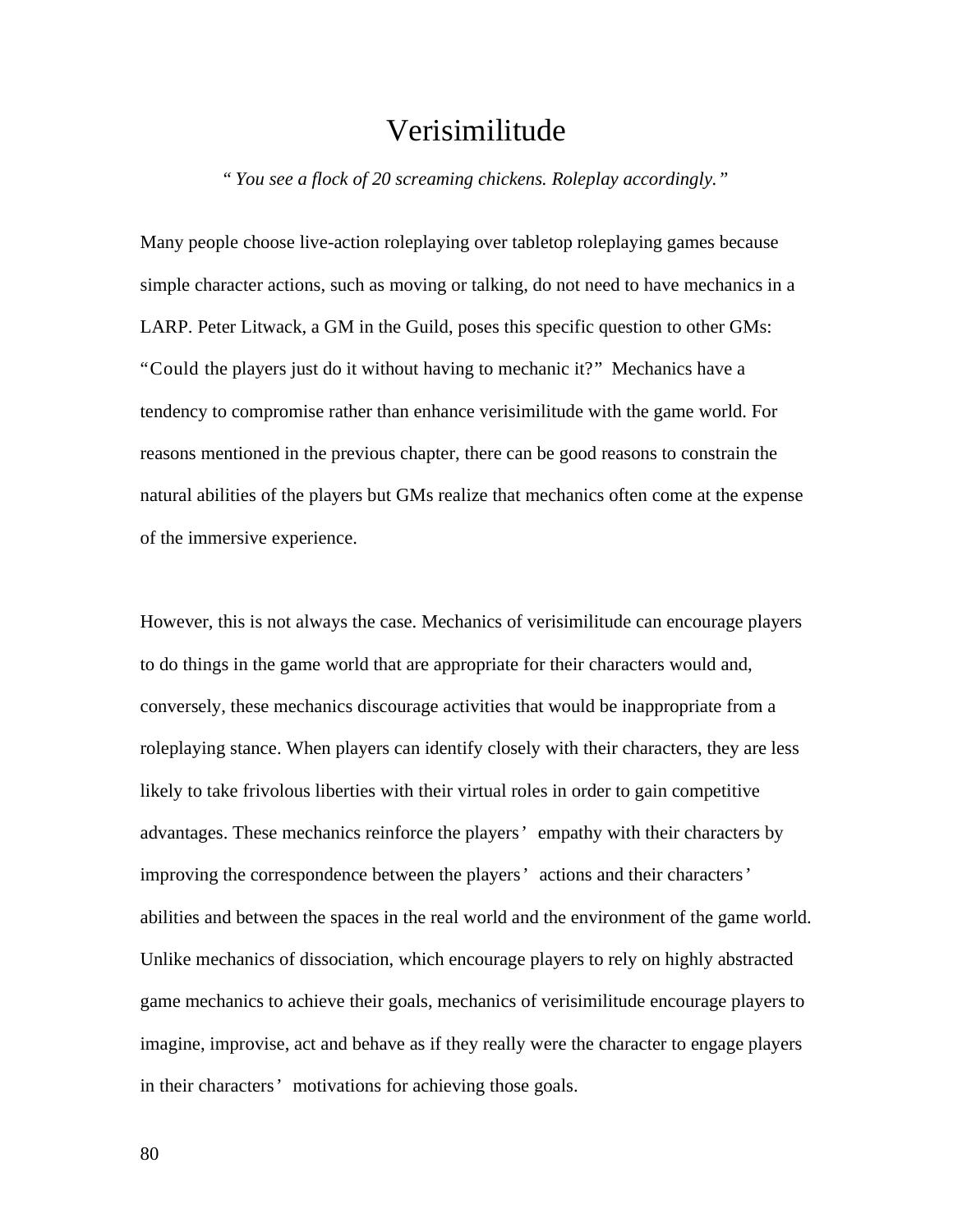# Verisimilitude

*"You see a flock of 20 screaming chickens. Roleplay accordingly."*

Many people choose live-action roleplaying over tabletop roleplaying games because simple character actions, such as moving or talking, do not need to have mechanics in a LARP. Peter Litwack, a GM in the Guild, poses this specific question to other GMs: "Could the players just do it without having to mechanic it?" Mechanics have a tendency to compromise rather than enhance verisimilitude with the game world. For reasons mentioned in the previous chapter, there can be good reasons to constrain the natural abilities of the players but GMs realize that mechanics often come at the expense of the immersive experience.

However, this is not always the case. Mechanics of verisimilitude can encourage players to do things in the game world that are appropriate for their characters would and, conversely, these mechanics discourage activities that would be inappropriate from a roleplaying stance. When players can identify closely with their characters, they are less likely to take frivolous liberties with their virtual roles in order to gain competitive advantages. These mechanics reinforce the players' empathy with their characters by improving the correspondence between the players' actions and their characters' abilities and between the spaces in the real world and the environment of the game world. Unlike mechanics of dissociation, which encourage players to rely on highly abstracted game mechanics to achieve their goals, mechanics of verisimilitude encourage players to imagine, improvise, act and behave as if they really were the character to engage players in their characters' motivations for achieving those goals.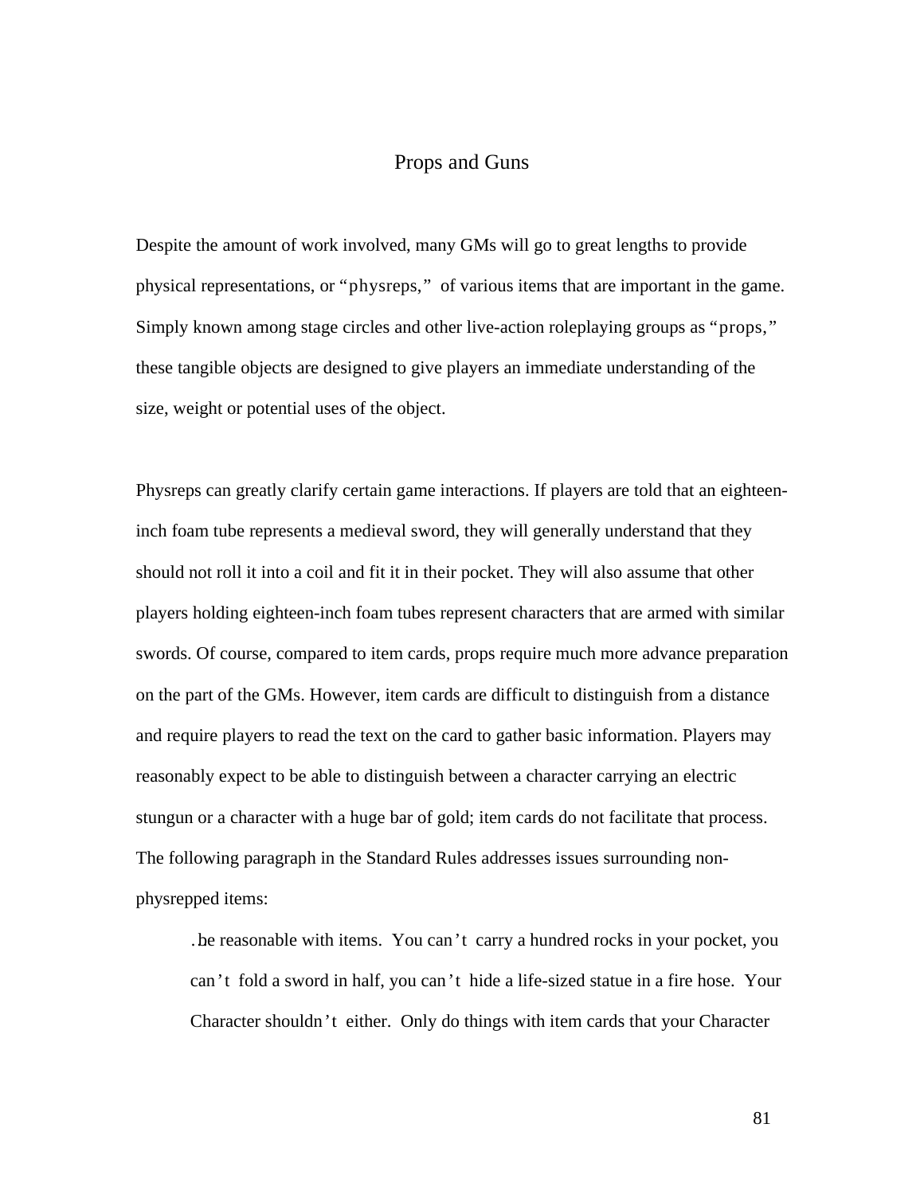# Props and Guns

Despite the amount of work involved, many GMs will go to great lengths to provide physical representations, or "physreps," of various items that are important in the game. Simply known among stage circles and other live-action roleplaying groups as "props," these tangible objects are designed to give players an immediate understanding of the size, weight or potential uses of the object.

Physreps can greatly clarify certain game interactions. If players are told that an eighteen-inch foam tube represents a medieval sword, they will generally understand that they should not roll it into a coil and fit it in their pocket. They will also assume that other players holding eighteen-inch foam tubes represent characters that are armed with similar swords. Of course, compared to item cards, props require much more advance preparation on the part of the GMs. However, item cards are difficult to distinguish from a distance and require players to read the text on the card to gather basic information. Players may reasonably expect to be able to distinguish between a character carrying an electric stungun or a character with a huge bar of gold; item cards do not facilitate that process. The following paragraph in the Standard Rules addresses issues surrounding non-physrepped items:

> . be reasonable with items. You can't carry a hundred rocks in your pocket, you can't fold a sword in half, you can't hide a life-sized statue in a fire hose. Your Character shouldn't either. Only do things with item cards that your Character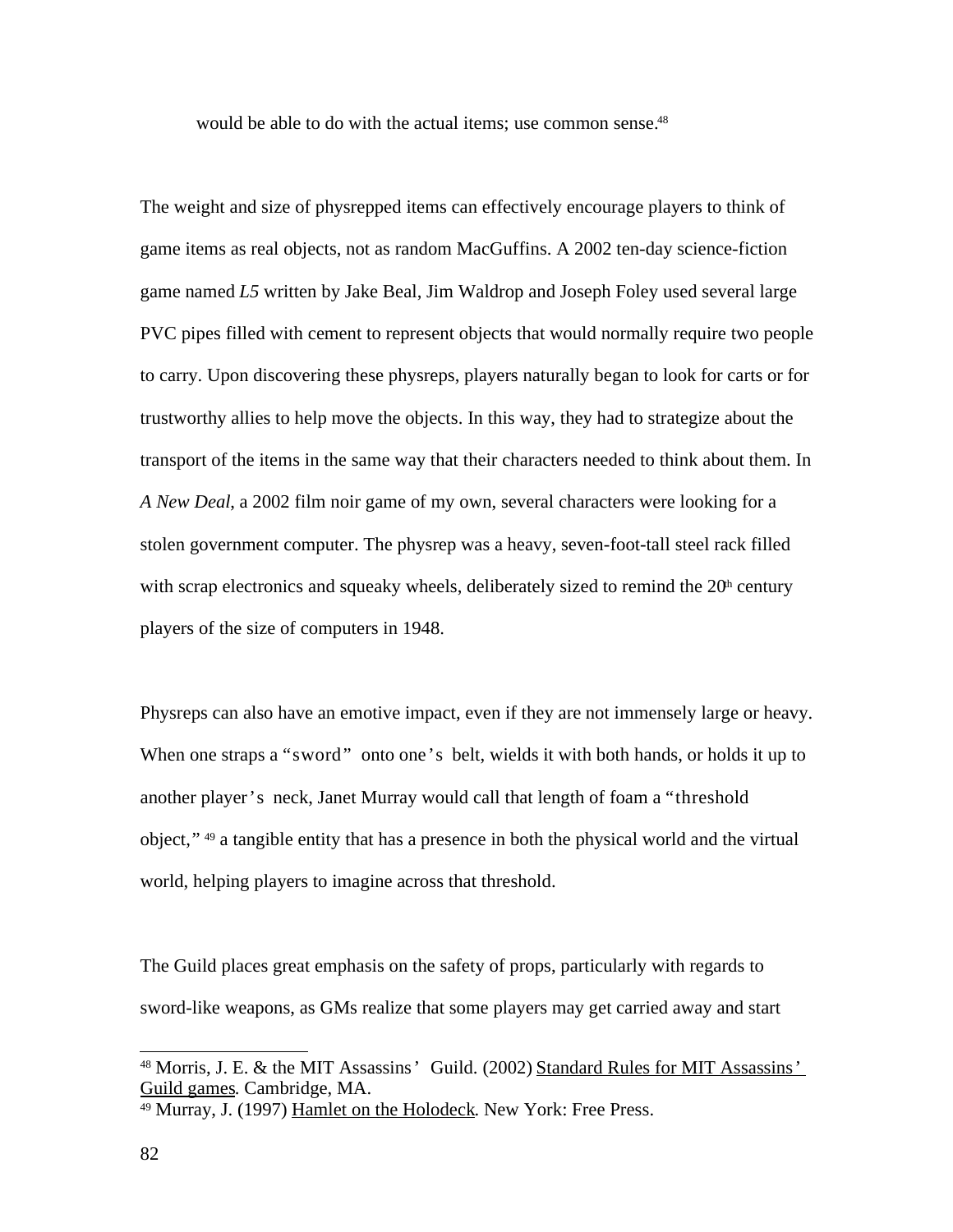would be able to do with the actual items; use common sense.[48]

The weight and size of physrepped items can effectively encourage players to think of game items as real objects, not as random MacGuffins. A 2002 ten-day science-fiction game named *L5* written by Jake Beal, Jim Waldrop and Joseph Foley used several large PVC pipes filled with cement to represent objects that would normally require two people to carry. Upon discovering these physreps, players naturally began to look for carts or for trustworthy allies to help move the objects. In this way, they had to strategize about the transport of the items in the same way that their characters needed to think about them. In *A New Deal*, a 2002 film noir game of my own, several characters were looking for a stolen government computer. The physrep was a heavy, seven-foot-tall steel rack filled with scrap electronics and squeaky wheels, deliberately sized to remind the 20th century players of the size of computers in 1948.

Physreps can also have an emotive impact, even if they are not immensely large or heavy. When one straps a "sword" onto one's belt, wields it with both hands, or holds it up to another player's neck, Janet Murray would call that length of foam a "threshold object,"[49] a tangible entity that has a presence in both the physical world and the virtual world, helping players to imagine across that threshold.

The Guild places great emphasis on the safety of props, particularly with regards to sword-like weapons, as GMs realize that some players may get carried away and start

---

[48] Morris, J. E. & the MIT Assassins' Guild. (2002) Standard Rules for MIT Assassins' Guild games. Cambridge, MA.

[49] Murray, J. (1997) Hamlet on the Holodeck. New York: Free Press.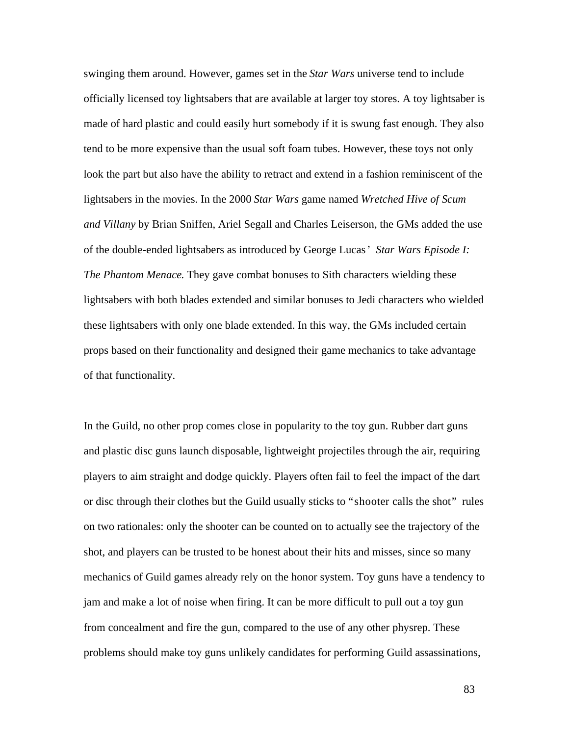swinging them around. However, games set in the *Star Wars* universe tend to include officially licensed toy lightsabers that are available at larger toy stores. A toy lightsaber is made of hard plastic and could easily hurt somebody if it is swung fast enough. They also tend to be more expensive than the usual soft foam tubes. However, these toys not only look the part but also have the ability to retract and extend in a fashion reminiscent of the lightsabers in the movies. In the 2000 *Star Wars* game named *Wretched Hive of Scum and Villany* by Brian Sniffen, Ariel Segall and Charles Leiserson, the GMs added the use of the double-ended lightsabers as introduced by George Lucas' *Star Wars Episode I: The Phantom Menace.* They gave combat bonuses to Sith characters wielding these lightsabers with both blades extended and similar bonuses to Jedi characters who wielded these lightsabers with only one blade extended. In this way, the GMs included certain props based on their functionality and designed their game mechanics to take advantage of that functionality.

In the Guild, no other prop comes close in popularity to the toy gun. Rubber dart guns and plastic disc guns launch disposable, lightweight projectiles through the air, requiring players to aim straight and dodge quickly. Players often fail to feel the impact of the dart or disc through their clothes but the Guild usually sticks to "shooter calls the shot" rules on two rationales: only the shooter can be counted on to actually see the trajectory of the shot, and players can be trusted to be honest about their hits and misses, since so many mechanics of Guild games already rely on the honor system. Toy guns have a tendency to jam and make a lot of noise when firing. It can be more difficult to pull out a toy gun from concealment and fire the gun, compared to the use of any other physrep. These problems should make toy guns unlikely candidates for performing Guild assassinations,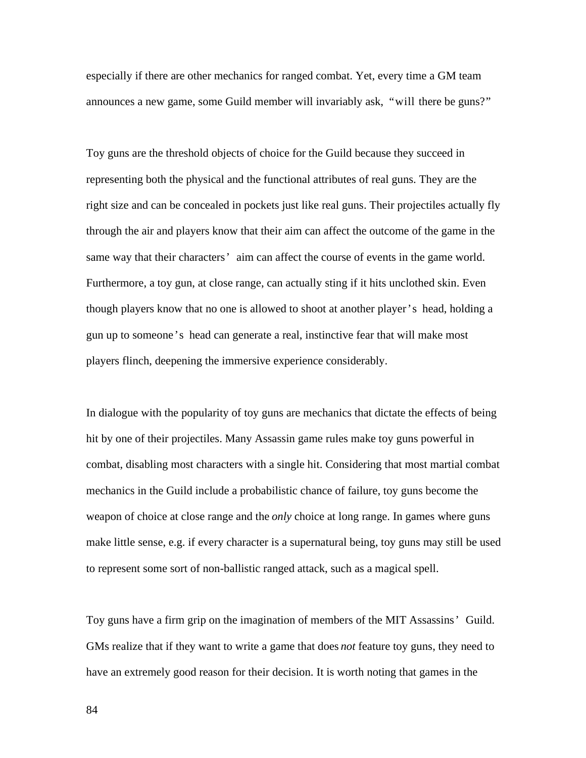especially if there are other mechanics for ranged combat. Yet, every time a GM team announces a new game, some Guild member will invariably ask, "will there be guns?"

Toy guns are the threshold objects of choice for the Guild because they succeed in representing both the physical and the functional attributes of real guns. They are the right size and can be concealed in pockets just like real guns. Their projectiles actually fly through the air and players know that their aim can affect the outcome of the game in the same way that their characters' aim can affect the course of events in the game world. Furthermore, a toy gun, at close range, can actually sting if it hits unclothed skin. Even though players know that no one is allowed to shoot at another player's head, holding a gun up to someone's head can generate a real, instinctive fear that will make most players flinch, deepening the immersive experience considerably.

In dialogue with the popularity of toy guns are mechanics that dictate the effects of being hit by one of their projectiles. Many Assassin game rules make toy guns powerful in combat, disabling most characters with a single hit. Considering that most martial combat mechanics in the Guild include a probabilistic chance of failure, toy guns become the weapon of choice at close range and the *only* choice at long range. In games where guns make little sense, e.g. if every character is a supernatural being, toy guns may still be used to represent some sort of non-ballistic ranged attack, such as a magical spell.

Toy guns have a firm grip on the imagination of members of the MIT Assassins' Guild. GMs realize that if they want to write a game that does *not* feature toy guns, they need to have an extremely good reason for their decision. It is worth noting that games in the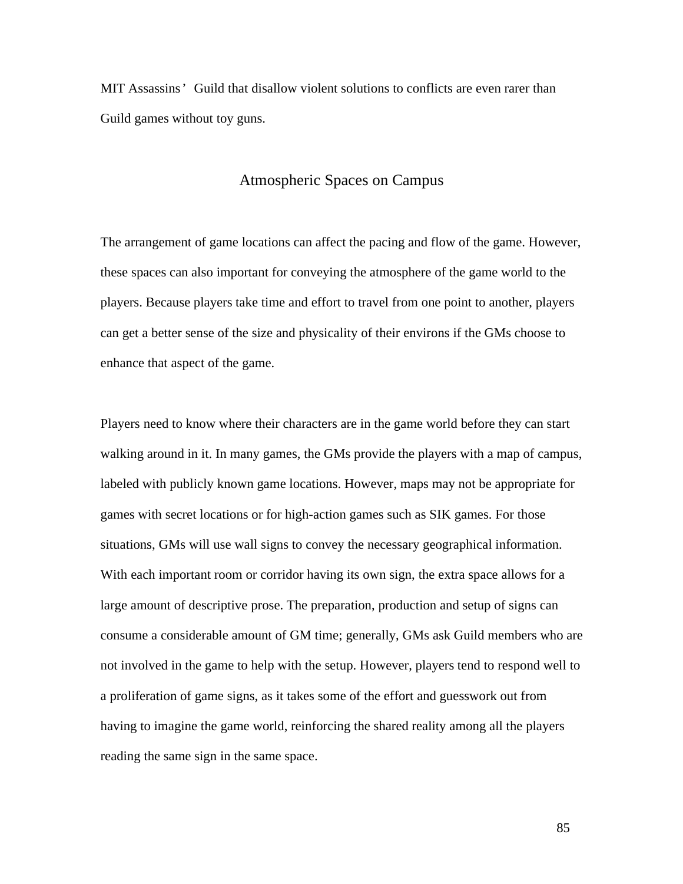MIT Assassins' Guild that disallow violent solutions to conflicts are even rarer than Guild games without toy guns.

## Atmospheric Spaces on Campus

The arrangement of game locations can affect the pacing and flow of the game. However, these spaces can also important for conveying the atmosphere of the game world to the players. Because players take time and effort to travel from one point to another, players can get a better sense of the size and physicality of their environs if the GMs choose to enhance that aspect of the game.

Players need to know where their characters are in the game world before they can start walking around in it. In many games, the GMs provide the players with a map of campus, labeled with publicly known game locations. However, maps may not be appropriate for games with secret locations or for high-action games such as SIK games. For those situations, GMs will use wall signs to convey the necessary geographical information. With each important room or corridor having its own sign, the extra space allows for a large amount of descriptive prose. The preparation, production and setup of signs can consume a considerable amount of GM time; generally, GMs ask Guild members who are not involved in the game to help with the setup. However, players tend to respond well to a proliferation of game signs, as it takes some of the effort and guesswork out from having to imagine the game world, reinforcing the shared reality among all the players reading the same sign in the same space.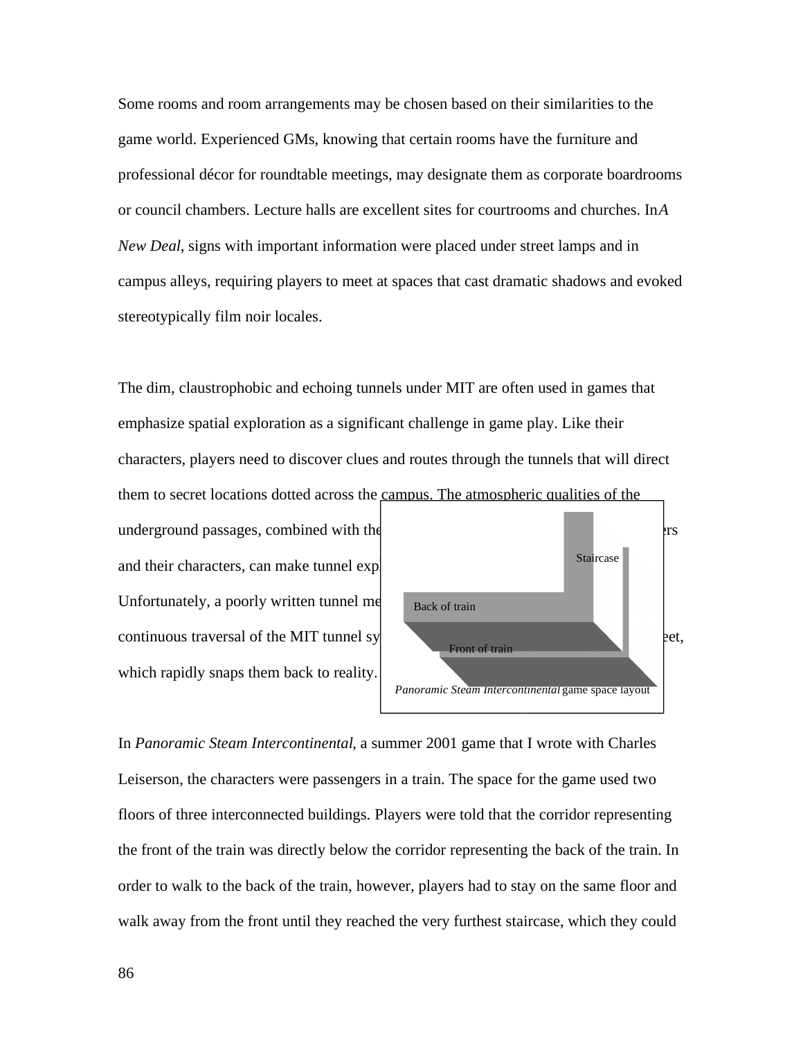Some rooms and room arrangements may be chosen based on their similarities to the game world. Experienced GMs, knowing that certain rooms have the furniture and professional décor for roundtable meetings, may designate them as corporate boardrooms or council chambers. Lecture halls are excellent sites for courtrooms and churches. In *A New Deal*, signs with important information were placed under street lamps and in campus alleys, requiring players to meet at spaces that cast dramatic shadows and evoked stereotypically film noir locales.

The dim, claustrophobic and echoing tunnels under MIT are often used in games that emphasize spatial exploration as a significant challenge in game play. Like their characters, players need to discover clues and routes through the tunnels that will direct them to secret locations dotted across the campus. The atmospheric qualities of the underground passages, combined with the ... ers and their characters, can make tunnel expl... Unfortunately, a poorly written tunnel me... continuous traversal of the MIT tunnel sy... eet, which rapidly snaps them back to reality.

Staircase

Back of train

Front of train

*Panoramic Steam Intercontinental* game space layout

In *Panoramic Steam Intercontinental*, a summer 2001 game that I wrote with Charles Leiserson, the characters were passengers in a train. The space for the game used two floors of three interconnected buildings. Players were told that the corridor representing the front of the train was directly below the corridor representing the back of the train. In order to walk to the back of the train, however, players had to stay on the same floor and walk away from the front until they reached the very furthest staircase, which they could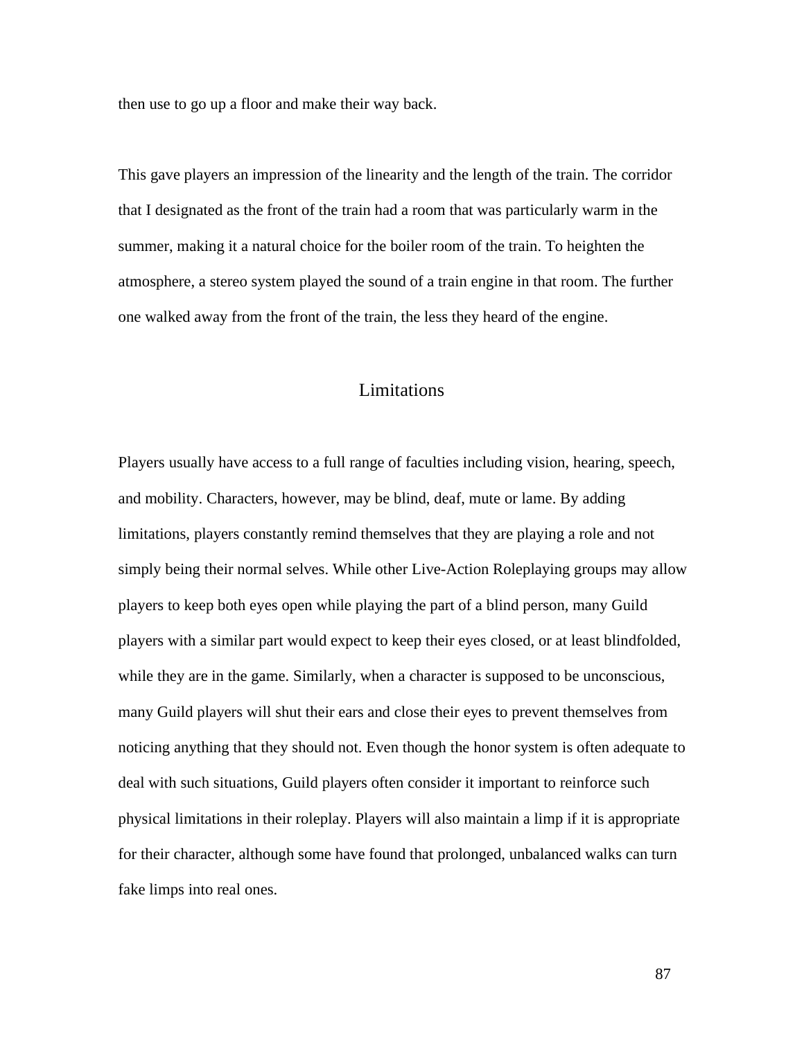then use to go up a floor and make their way back.

This gave players an impression of the linearity and the length of the train. The corridor that I designated as the front of the train had a room that was particularly warm in the summer, making it a natural choice for the boiler room of the train. To heighten the atmosphere, a stereo system played the sound of a train engine in that room. The further one walked away from the front of the train, the less they heard of the engine.

## Limitations

Players usually have access to a full range of faculties including vision, hearing, speech, and mobility. Characters, however, may be blind, deaf, mute or lame. By adding limitations, players constantly remind themselves that they are playing a role and not simply being their normal selves. While other Live-Action Roleplaying groups may allow players to keep both eyes open while playing the part of a blind person, many Guild players with a similar part would expect to keep their eyes closed, or at least blindfolded, while they are in the game. Similarly, when a character is supposed to be unconscious, many Guild players will shut their ears and close their eyes to prevent themselves from noticing anything that they should not. Even though the honor system is often adequate to deal with such situations, Guild players often consider it important to reinforce such physical limitations in their roleplay. Players will also maintain a limp if it is appropriate for their character, although some have found that prolonged, unbalanced walks can turn fake limps into real ones.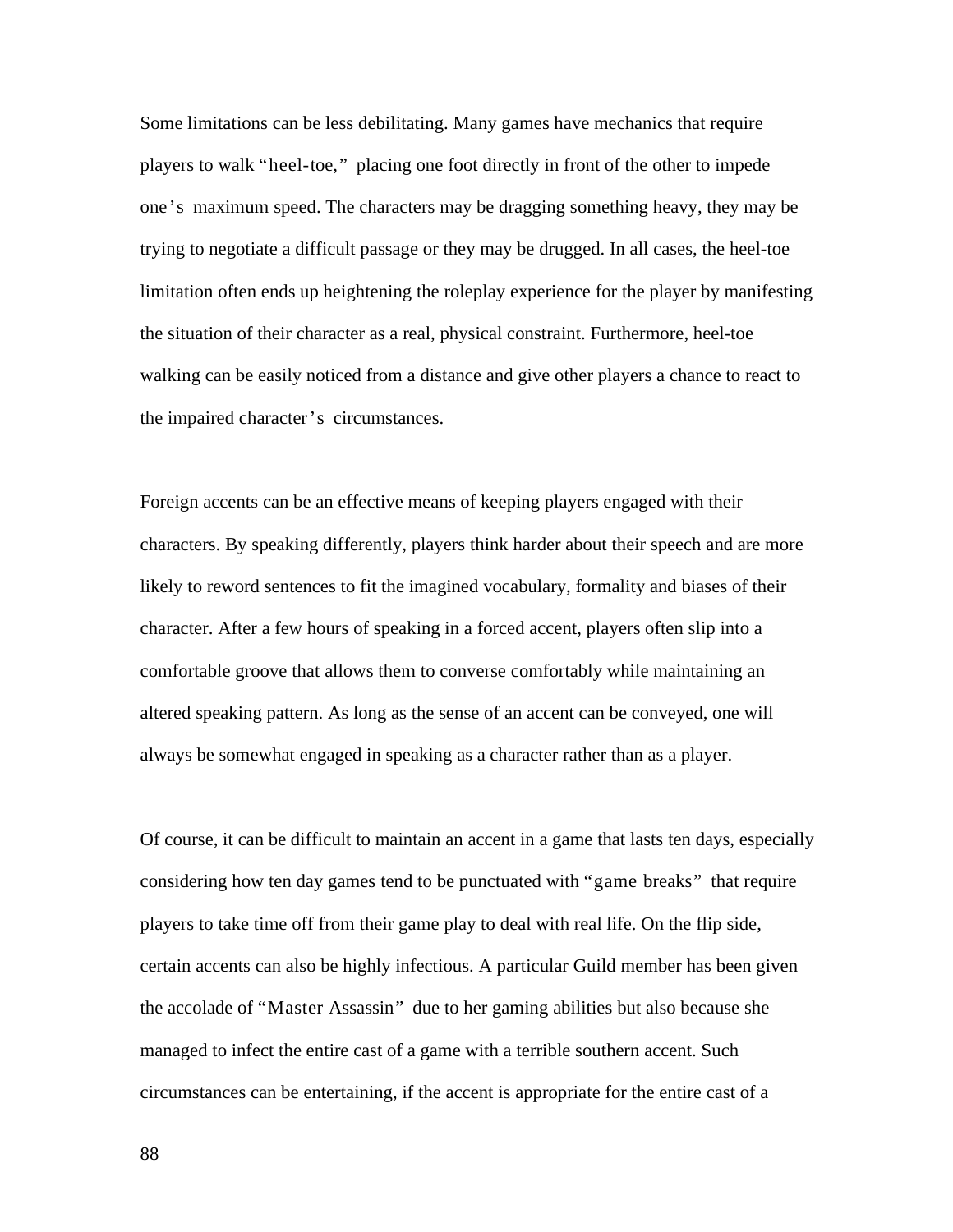Some limitations can be less debilitating. Many games have mechanics that require players to walk "heel-toe," placing one foot directly in front of the other to impede one's maximum speed. The characters may be dragging something heavy, they may be trying to negotiate a difficult passage or they may be drugged. In all cases, the heel-toe limitation often ends up heightening the roleplay experience for the player by manifesting the situation of their character as a real, physical constraint. Furthermore, heel-toe walking can be easily noticed from a distance and give other players a chance to react to the impaired character's circumstances.

Foreign accents can be an effective means of keeping players engaged with their characters. By speaking differently, players think harder about their speech and are more likely to reword sentences to fit the imagined vocabulary, formality and biases of their character. After a few hours of speaking in a forced accent, players often slip into a comfortable groove that allows them to converse comfortably while maintaining an altered speaking pattern. As long as the sense of an accent can be conveyed, one will always be somewhat engaged in speaking as a character rather than as a player.

Of course, it can be difficult to maintain an accent in a game that lasts ten days, especially considering how ten day games tend to be punctuated with "game breaks" that require players to take time off from their game play to deal with real life. On the flip side, certain accents can also be highly infectious. A particular Guild member has been given the accolade of "Master Assassin" due to her gaming abilities but also because she managed to infect the entire cast of a game with a terrible southern accent. Such circumstances can be entertaining, if the accent is appropriate for the entire cast of a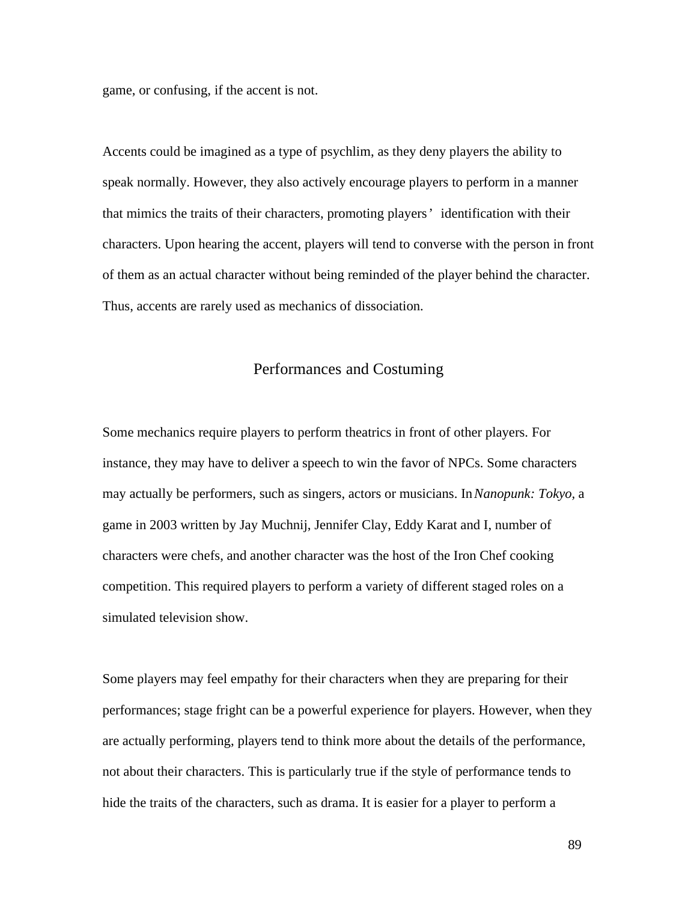game, or confusing, if the accent is not.

Accents could be imagined as a type of psychlim, as they deny players the ability to speak normally. However, they also actively encourage players to perform in a manner that mimics the traits of their characters, promoting players' identification with their characters. Upon hearing the accent, players will tend to converse with the person in front of them as an actual character without being reminded of the player behind the character. Thus, accents are rarely used as mechanics of dissociation.

## Performances and Costuming

Some mechanics require players to perform theatrics in front of other players. For instance, they may have to deliver a speech to win the favor of NPCs. Some characters may actually be performers, such as singers, actors or musicians. In *Nanopunk: Tokyo*, a game in 2003 written by Jay Muchnij, Jennifer Clay, Eddy Karat and I, number of characters were chefs, and another character was the host of the Iron Chef cooking competition. This required players to perform a variety of different staged roles on a simulated television show.

Some players may feel empathy for their characters when they are preparing for their performances; stage fright can be a powerful experience for players. However, when they are actually performing, players tend to think more about the details of the performance, not about their characters. This is particularly true if the style of performance tends to hide the traits of the characters, such as drama. It is easier for a player to perform a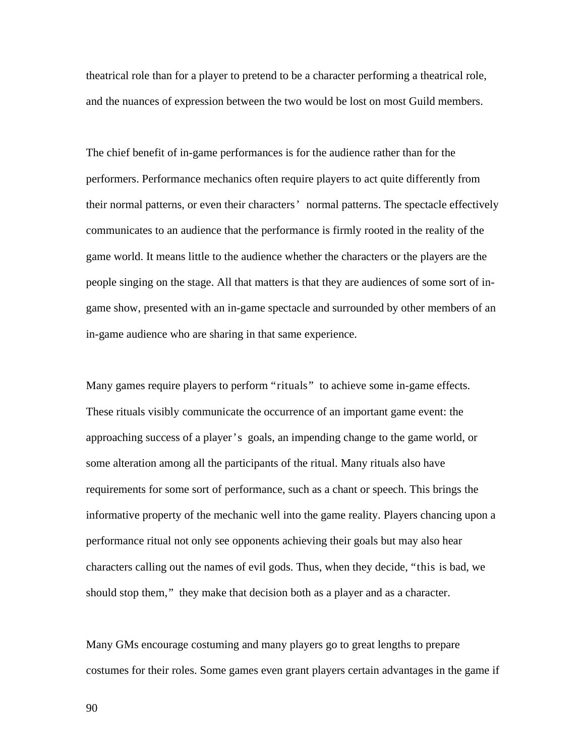theatrical role than for a player to pretend to be a character performing a theatrical role, and the nuances of expression between the two would be lost on most Guild members.

The chief benefit of in-game performances is for the audience rather than for the performers. Performance mechanics often require players to act quite differently from their normal patterns, or even their characters' normal patterns. The spectacle effectively communicates to an audience that the performance is firmly rooted in the reality of the game world. It means little to the audience whether the characters or the players are the people singing on the stage. All that matters is that they are audiences of some sort of in-game show, presented with an in-game spectacle and surrounded by other members of an in-game audience who are sharing in that same experience.

Many games require players to perform "rituals" to achieve some in-game effects. These rituals visibly communicate the occurrence of an important game event: the approaching success of a player's goals, an impending change to the game world, or some alteration among all the participants of the ritual. Many rituals also have requirements for some sort of performance, such as a chant or speech. This brings the informative property of the mechanic well into the game reality. Players chancing upon a performance ritual not only see opponents achieving their goals but may also hear characters calling out the names of evil gods. Thus, when they decide, "this is bad, we should stop them," they make that decision both as a player and as a character.

Many GMs encourage costuming and many players go to great lengths to prepare costumes for their roles. Some games even grant players certain advantages in the game if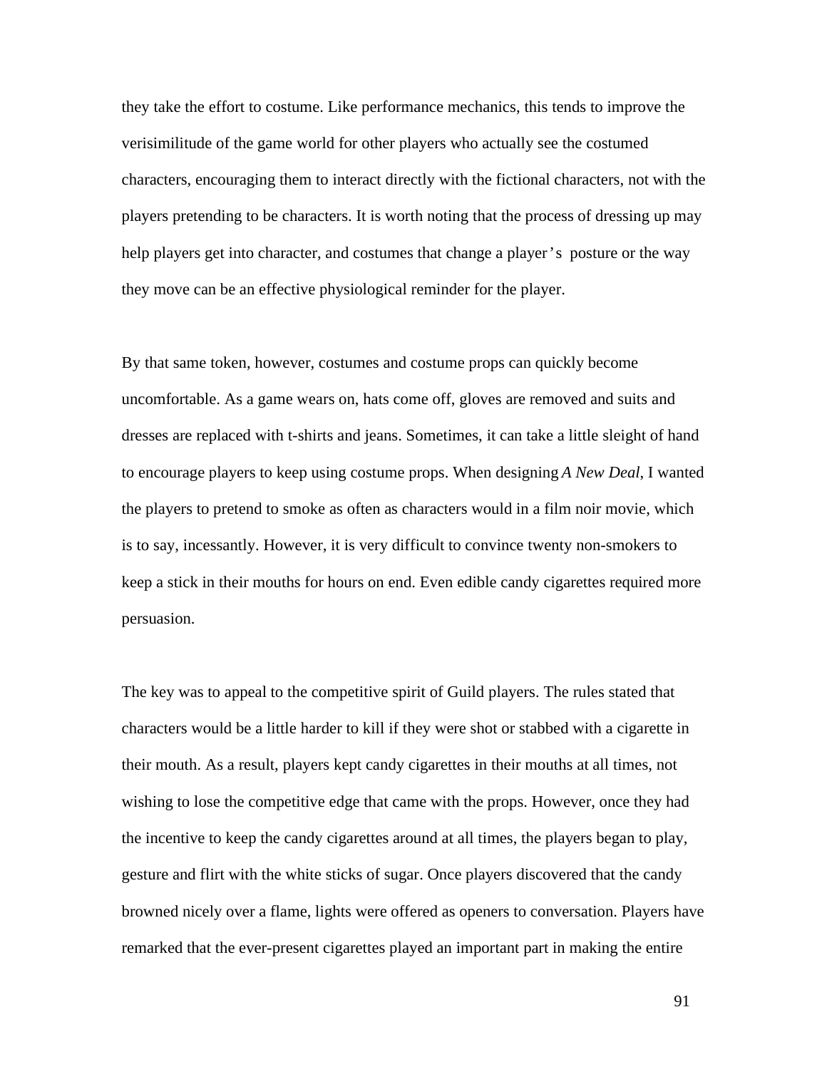they take the effort to costume. Like performance mechanics, this tends to improve the verisimilitude of the game world for other players who actually see the costumed characters, encouraging them to interact directly with the fictional characters, not with the players pretending to be characters. It is worth noting that the process of dressing up may help players get into character, and costumes that change a player's posture or the way they move can be an effective physiological reminder for the player.

By that same token, however, costumes and costume props can quickly become uncomfortable. As a game wears on, hats come off, gloves are removed and suits and dresses are replaced with t-shirts and jeans. Sometimes, it can take a little sleight of hand to encourage players to keep using costume props. When designing *A New Deal*, I wanted the players to pretend to smoke as often as characters would in a film noir movie, which is to say, incessantly. However, it is very difficult to convince twenty non-smokers to keep a stick in their mouths for hours on end. Even edible candy cigarettes required more persuasion.

The key was to appeal to the competitive spirit of Guild players. The rules stated that characters would be a little harder to kill if they were shot or stabbed with a cigarette in their mouth. As a result, players kept candy cigarettes in their mouths at all times, not wishing to lose the competitive edge that came with the props. However, once they had the incentive to keep the candy cigarettes around at all times, the players began to play, gesture and flirt with the white sticks of sugar. Once players discovered that the candy browned nicely over a flame, lights were offered as openers to conversation. Players have remarked that the ever-present cigarettes played an important part in making the entire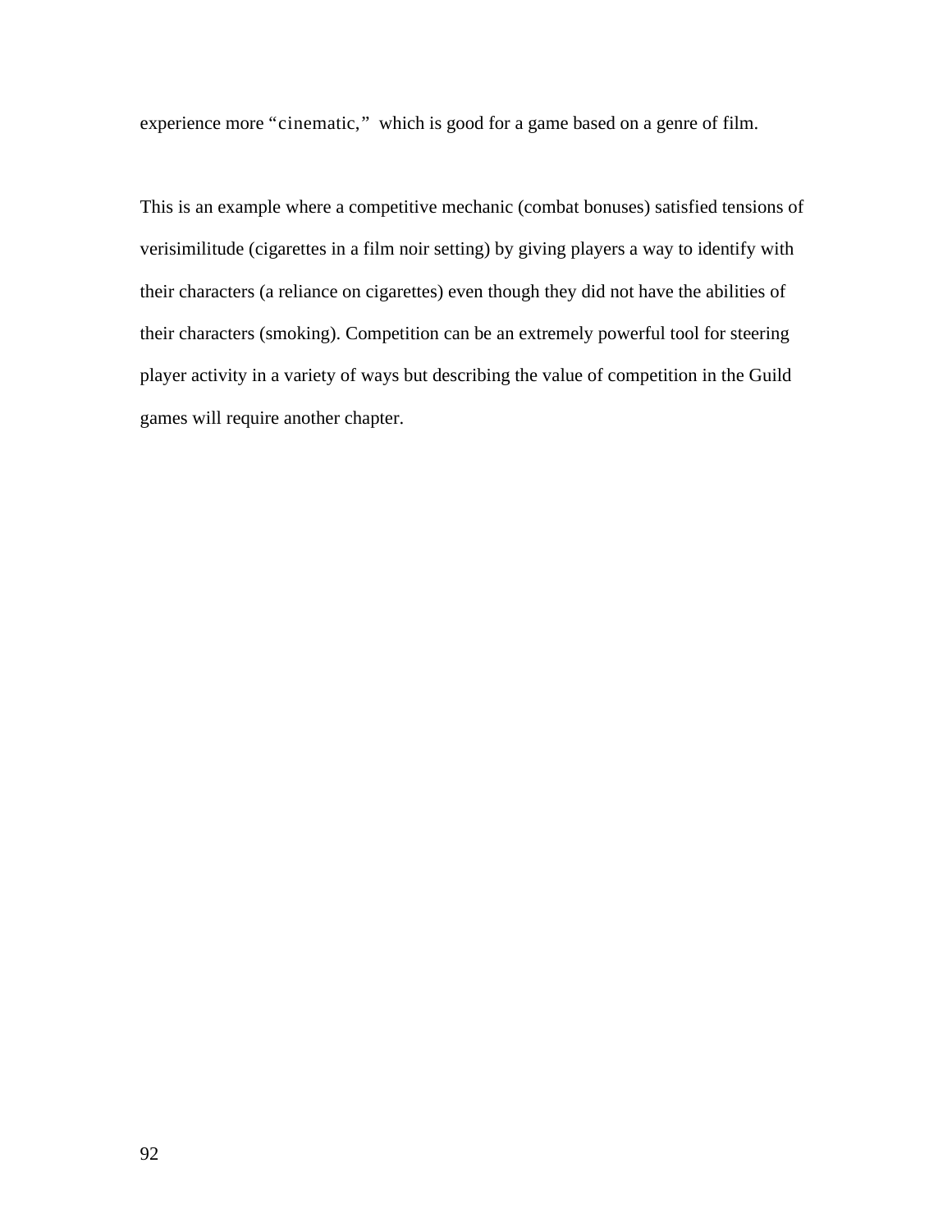experience more "cinematic," which is good for a game based on a genre of film.

This is an example where a competitive mechanic (combat bonuses) satisfied tensions of verisimilitude (cigarettes in a film noir setting) by giving players a way to identify with their characters (a reliance on cigarettes) even though they did not have the abilities of their characters (smoking). Competition can be an extremely powerful tool for steering player activity in a variety of ways but describing the value of competition in the Guild games will require another chapter.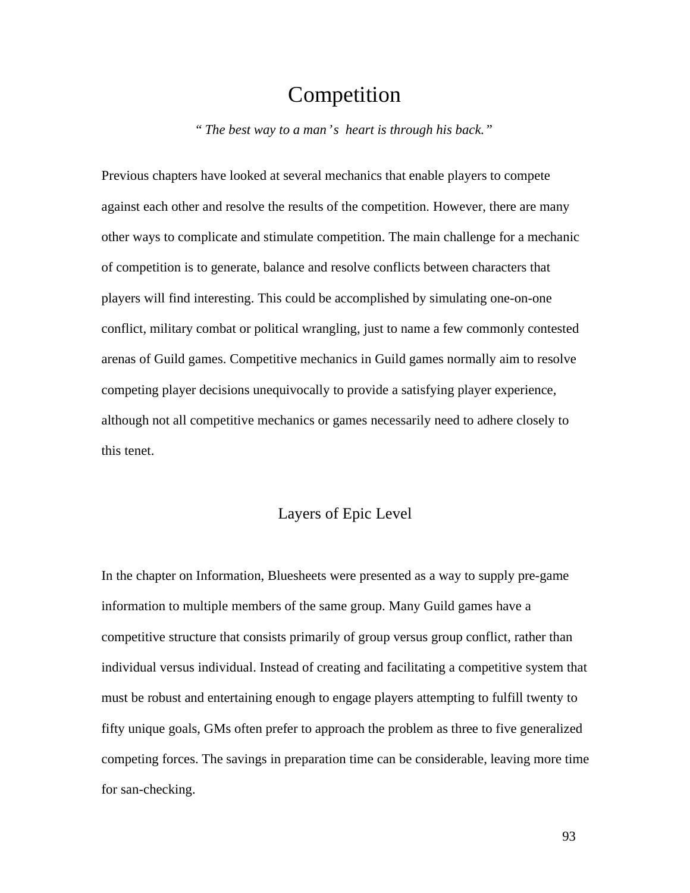# Competition

*" The best way to a man's heart is through his back."*

Previous chapters have looked at several mechanics that enable players to compete against each other and resolve the results of the competition. However, there are many other ways to complicate and stimulate competition. The main challenge for a mechanic of competition is to generate, balance and resolve conflicts between characters that players will find interesting. This could be accomplished by simulating one-on-one conflict, military combat or political wrangling, just to name a few commonly contested arenas of Guild games. Competitive mechanics in Guild games normally aim to resolve competing player decisions unequivocally to provide a satisfying player experience, although not all competitive mechanics or games necessarily need to adhere closely to this tenet.

## Layers of Epic Level

In the chapter on Information, Bluesheets were presented as a way to supply pre-game information to multiple members of the same group. Many Guild games have a competitive structure that consists primarily of group versus group conflict, rather than individual versus individual. Instead of creating and facilitating a competitive system that must be robust and entertaining enough to engage players attempting to fulfill twenty to fifty unique goals, GMs often prefer to approach the problem as three to five generalized competing forces. The savings in preparation time can be considerable, leaving more time for san-checking.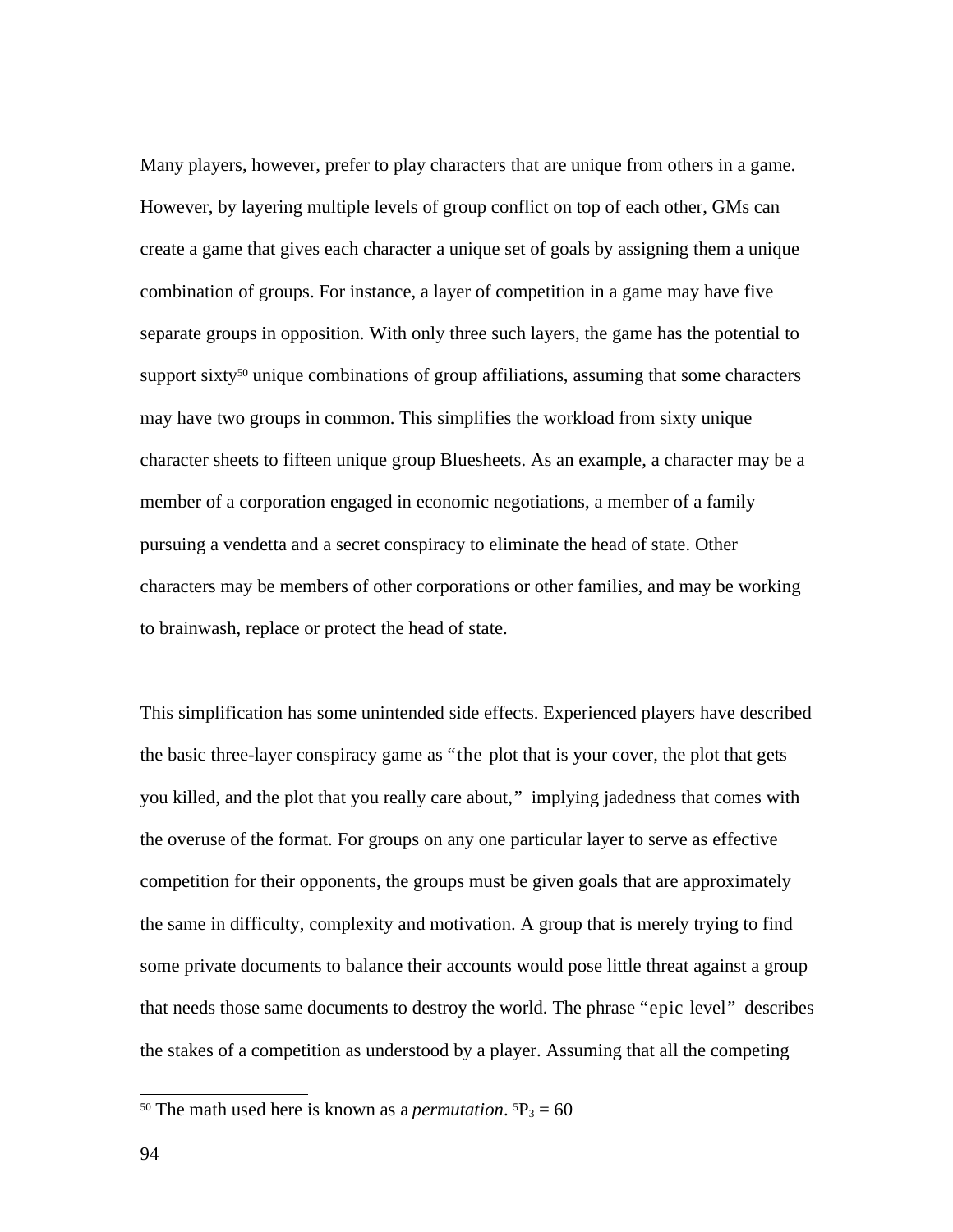Many players, however, prefer to play characters that are unique from others in a game. However, by layering multiple levels of group conflict on top of each other, GMs can create a game that gives each character a unique set of goals by assigning them a unique combination of groups. For instance, a layer of competition in a game may have five separate groups in opposition. With only three such layers, the game has the potential to support sixty[50] unique combinations of group affiliations, assuming that some characters may have two groups in common. This simplifies the workload from sixty unique character sheets to fifteen unique group Bluesheets. As an example, a character may be a member of a corporation engaged in economic negotiations, a member of a family pursuing a vendetta and a secret conspiracy to eliminate the head of state. Other characters may be members of other corporations or other families, and may be working to brainwash, replace or protect the head of state.

This simplification has some unintended side effects. Experienced players have described the basic three-layer conspiracy game as "the plot that is your cover, the plot that gets you killed, and the plot that you really care about," implying jadedness that comes with the overuse of the format. For groups on any one particular layer to serve as effective competition for their opponents, the groups must be given goals that are approximately the same in difficulty, complexity and motivation. A group that is merely trying to find some private documents to balance their accounts would pose little threat against a group that needs those same documents to destroy the world. The phrase "epic level" describes the stakes of a competition as understood by a player. Assuming that all the competing

---

[50] The math used here is known as a *permutation*. ${}^{5}P_{3} = 60$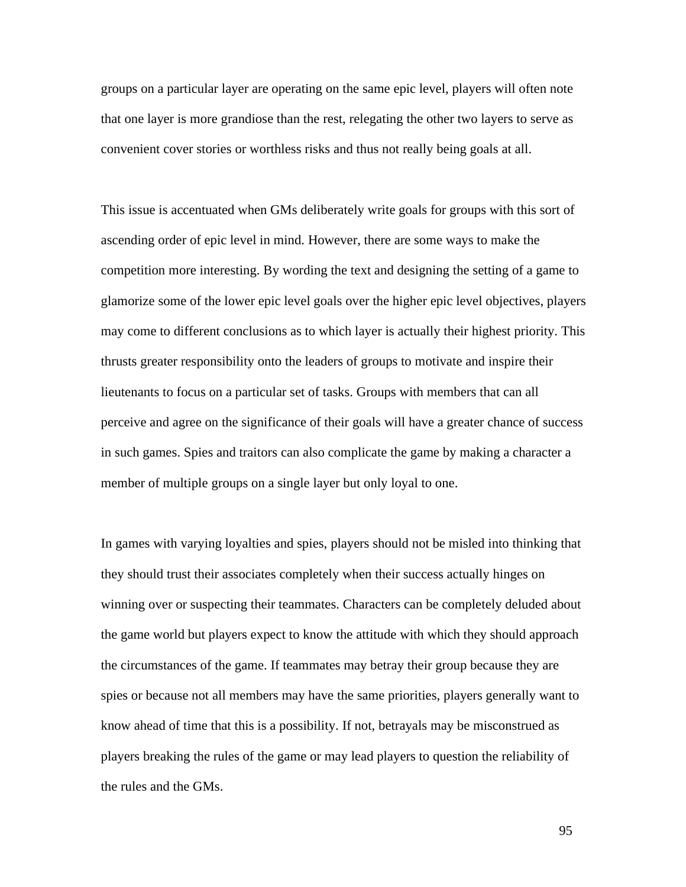groups on a particular layer are operating on the same epic level, players will often note that one layer is more grandiose than the rest, relegating the other two layers to serve as convenient cover stories or worthless risks and thus not really being goals at all.

This issue is accentuated when GMs deliberately write goals for groups with this sort of ascending order of epic level in mind. However, there are some ways to make the competition more interesting. By wording the text and designing the setting of a game to glamorize some of the lower epic level goals over the higher epic level objectives, players may come to different conclusions as to which layer is actually their highest priority. This thrusts greater responsibility onto the leaders of groups to motivate and inspire their lieutenants to focus on a particular set of tasks. Groups with members that can all perceive and agree on the significance of their goals will have a greater chance of success in such games. Spies and traitors can also complicate the game by making a character a member of multiple groups on a single layer but only loyal to one.

In games with varying loyalties and spies, players should not be misled into thinking that they should trust their associates completely when their success actually hinges on winning over or suspecting their teammates. Characters can be completely deluded about the game world but players expect to know the attitude with which they should approach the circumstances of the game. If teammates may betray their group because they are spies or because not all members may have the same priorities, players generally want to know ahead of time that this is a possibility. If not, betrayals may be misconstrued as players breaking the rules of the game or may lead players to question the reliability of the rules and the GMs.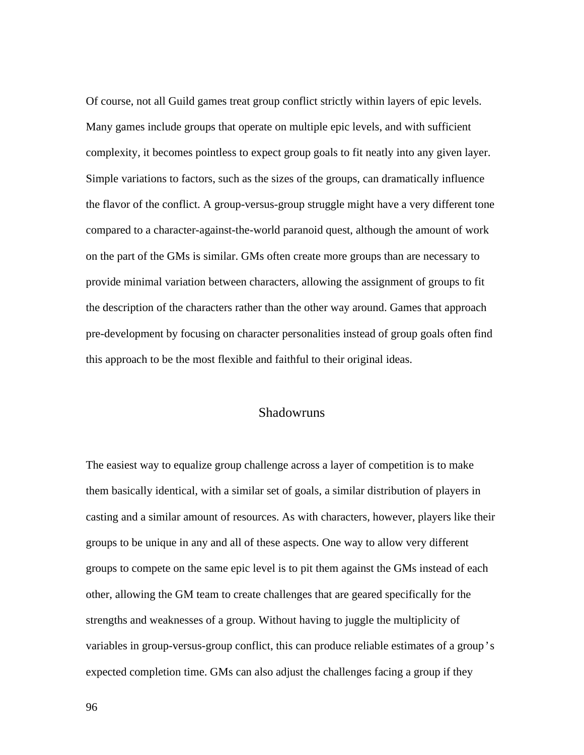Of course, not all Guild games treat group conflict strictly within layers of epic levels. Many games include groups that operate on multiple epic levels, and with sufficient complexity, it becomes pointless to expect group goals to fit neatly into any given layer. Simple variations to factors, such as the sizes of the groups, can dramatically influence the flavor of the conflict. A group-versus-group struggle might have a very different tone compared to a character-against-the-world paranoid quest, although the amount of work on the part of the GMs is similar. GMs often create more groups than are necessary to provide minimal variation between characters, allowing the assignment of groups to fit the description of the characters rather than the other way around. Games that approach pre-development by focusing on character personalities instead of group goals often find this approach to be the most flexible and faithful to their original ideas.

## Shadowruns

The easiest way to equalize group challenge across a layer of competition is to make them basically identical, with a similar set of goals, a similar distribution of players in casting and a similar amount of resources. As with characters, however, players like their groups to be unique in any and all of these aspects. One way to allow very different groups to compete on the same epic level is to pit them against the GMs instead of each other, allowing the GM team to create challenges that are geared specifically for the strengths and weaknesses of a group. Without having to juggle the multiplicity of variables in group-versus-group conflict, this can produce reliable estimates of a group's expected completion time. GMs can also adjust the challenges facing a group if they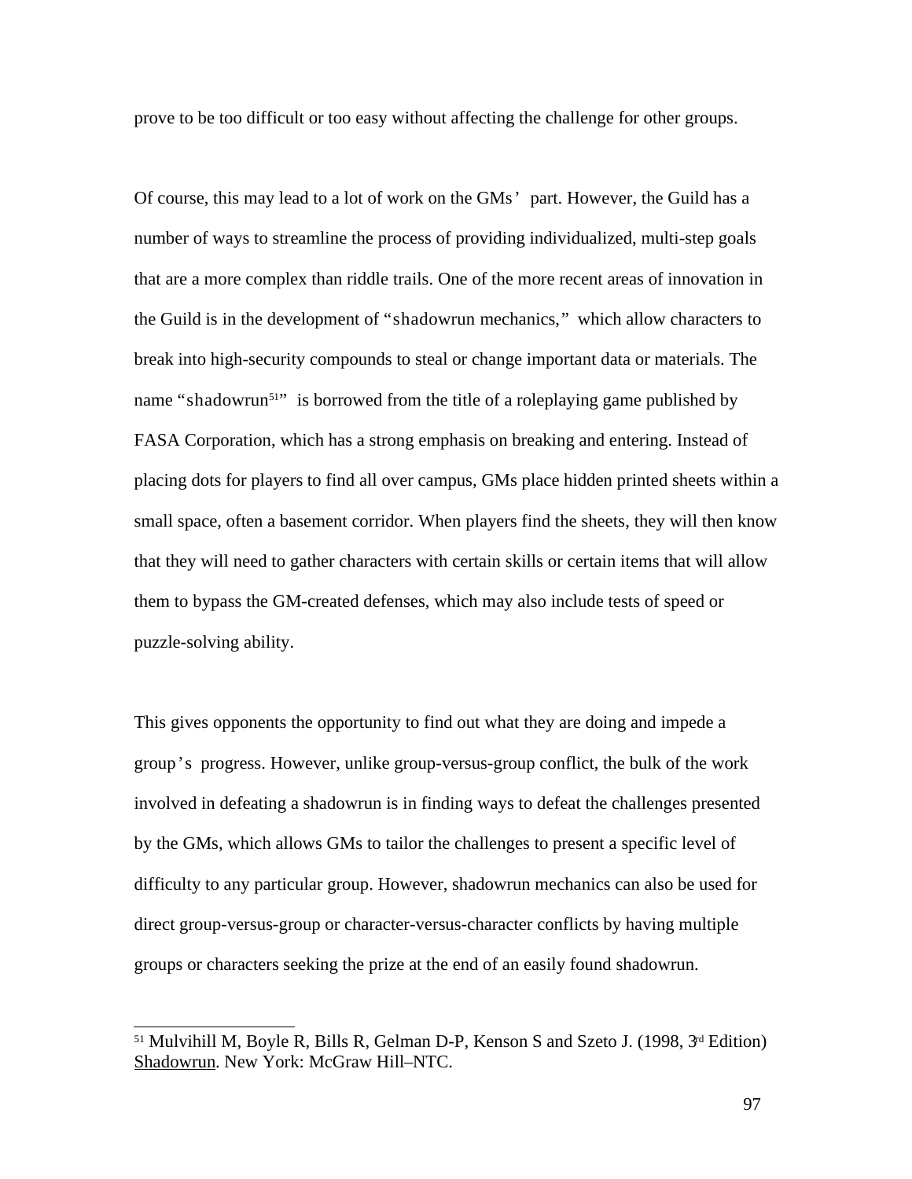prove to be too difficult or too easy without affecting the challenge for other groups.

Of course, this may lead to a lot of work on the GMs' part. However, the Guild has a number of ways to streamline the process of providing individualized, multi-step goals that are a more complex than riddle trails. One of the more recent areas of innovation in the Guild is in the development of "shadowrun mechanics," which allow characters to break into high-security compounds to steal or change important data or materials. The name "shadowrun[51]" is borrowed from the title of a roleplaying game published by FASA Corporation, which has a strong emphasis on breaking and entering. Instead of placing dots for players to find all over campus, GMs place hidden printed sheets within a small space, often a basement corridor. When players find the sheets, they will then know that they will need to gather characters with certain skills or certain items that will allow them to bypass the GM-created defenses, which may also include tests of speed or puzzle-solving ability.

This gives opponents the opportunity to find out what they are doing and impede a group's progress. However, unlike group-versus-group conflict, the bulk of the work involved in defeating a shadowrun is in finding ways to defeat the challenges presented by the GMs, which allows GMs to tailor the challenges to present a specific level of difficulty to any particular group. However, shadowrun mechanics can also be used for direct group-versus-group or character-versus-character conflicts by having multiple groups or characters seeking the prize at the end of an easily found shadowrun.

---

[51] Mulvihill M, Boyle R, Bills R, Gelman D-P, Kenson S and Szeto J. (1998, 3rd Edition) Shadowrun. New York: McGraw Hill–NTC.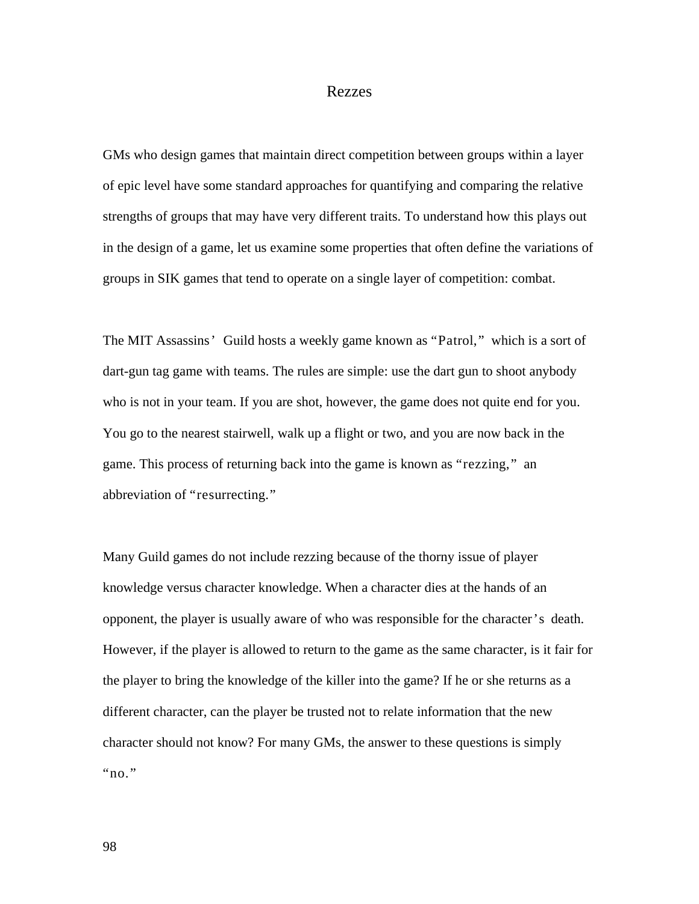## Rezzes

GMs who design games that maintain direct competition between groups within a layer of epic level have some standard approaches for quantifying and comparing the relative strengths of groups that may have very different traits. To understand how this plays out in the design of a game, let us examine some properties that often define the variations of groups in SIK games that tend to operate on a single layer of competition: combat.

The MIT Assassins' Guild hosts a weekly game known as "Patrol," which is a sort of dart-gun tag game with teams. The rules are simple: use the dart gun to shoot anybody who is not in your team. If you are shot, however, the game does not quite end for you. You go to the nearest stairwell, walk up a flight or two, and you are now back in the game. This process of returning back into the game is known as "rezzing," an abbreviation of "resurrecting."

Many Guild games do not include rezzing because of the thorny issue of player knowledge versus character knowledge. When a character dies at the hands of an opponent, the player is usually aware of who was responsible for the character's death. However, if the player is allowed to return to the game as the same character, is it fair for the player to bring the knowledge of the killer into the game? If he or she returns as a different character, can the player be trusted not to relate information that the new character should not know? For many GMs, the answer to these questions is simply "no."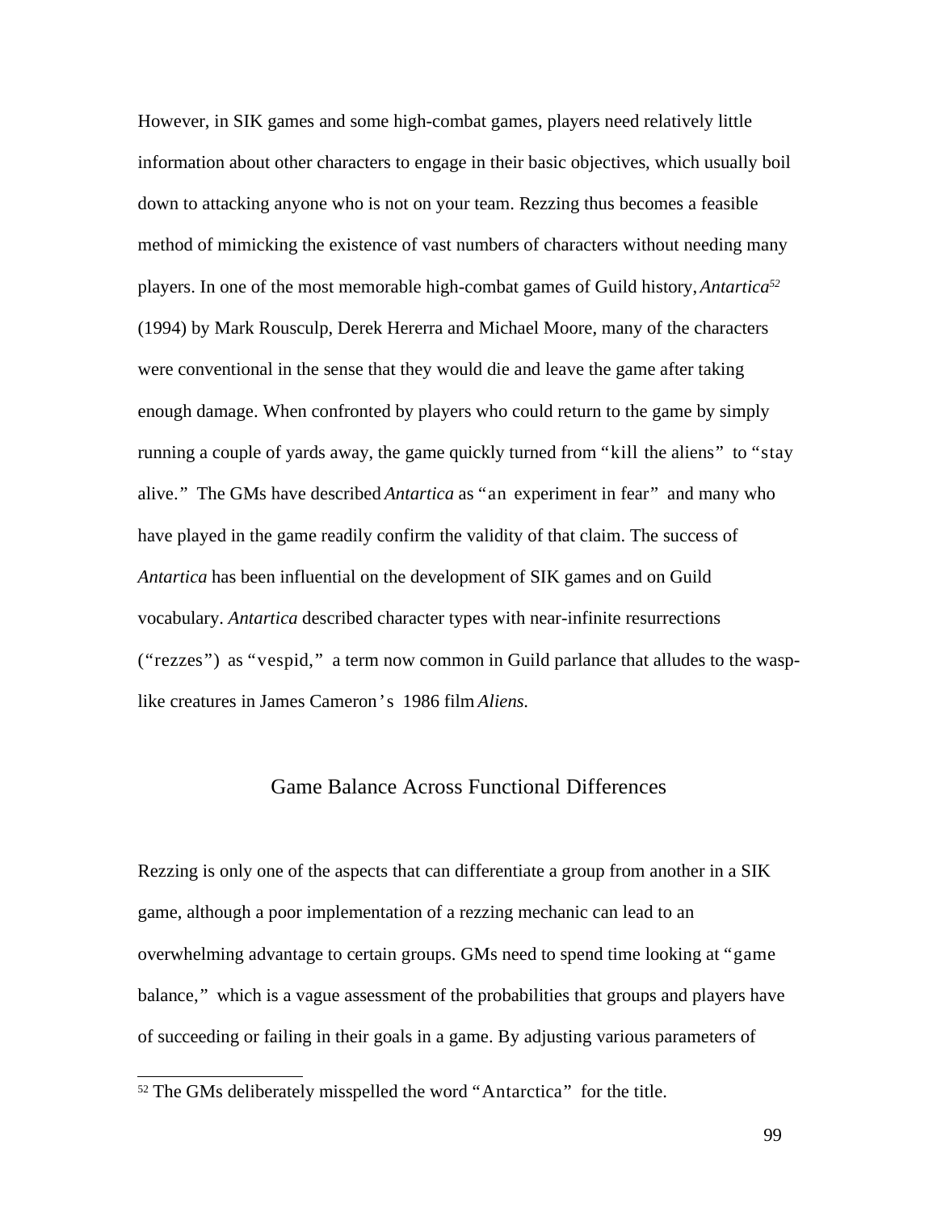However, in SIK games and some high-combat games, players need relatively little information about other characters to engage in their basic objectives, which usually boil down to attacking anyone who is not on your team. Rezzing thus becomes a feasible method of mimicking the existence of vast numbers of characters without needing many players. In one of the most memorable high-combat games of Guild history, *Antartica*[52] (1994) by Mark Rousculp, Derek Hererra and Michael Moore, many of the characters were conventional in the sense that they would die and leave the game after taking enough damage. When confronted by players who could return to the game by simply running a couple of yards away, the game quickly turned from "kill the aliens" to "stay alive." The GMs have described *Antartica* as "an experiment in fear" and many who have played in the game readily confirm the validity of that claim. The success of *Antartica* has been influential on the development of SIK games and on Guild vocabulary. *Antartica* described character types with near-infinite resurrections ("rezzes") as "vespid," a term now common in Guild parlance that alludes to the wasp-like creatures in James Cameron's 1986 film *Aliens.*

## Game Balance Across Functional Differences

Rezzing is only one of the aspects that can differentiate a group from another in a SIK game, although a poor implementation of a rezzing mechanic can lead to an overwhelming advantage to certain groups. GMs need to spend time looking at "game balance," which is a vague assessment of the probabilities that groups and players have of succeeding or failing in their goals in a game. By adjusting various parameters of

[52] The GMs deliberately misspelled the word "Antarctica" for the title.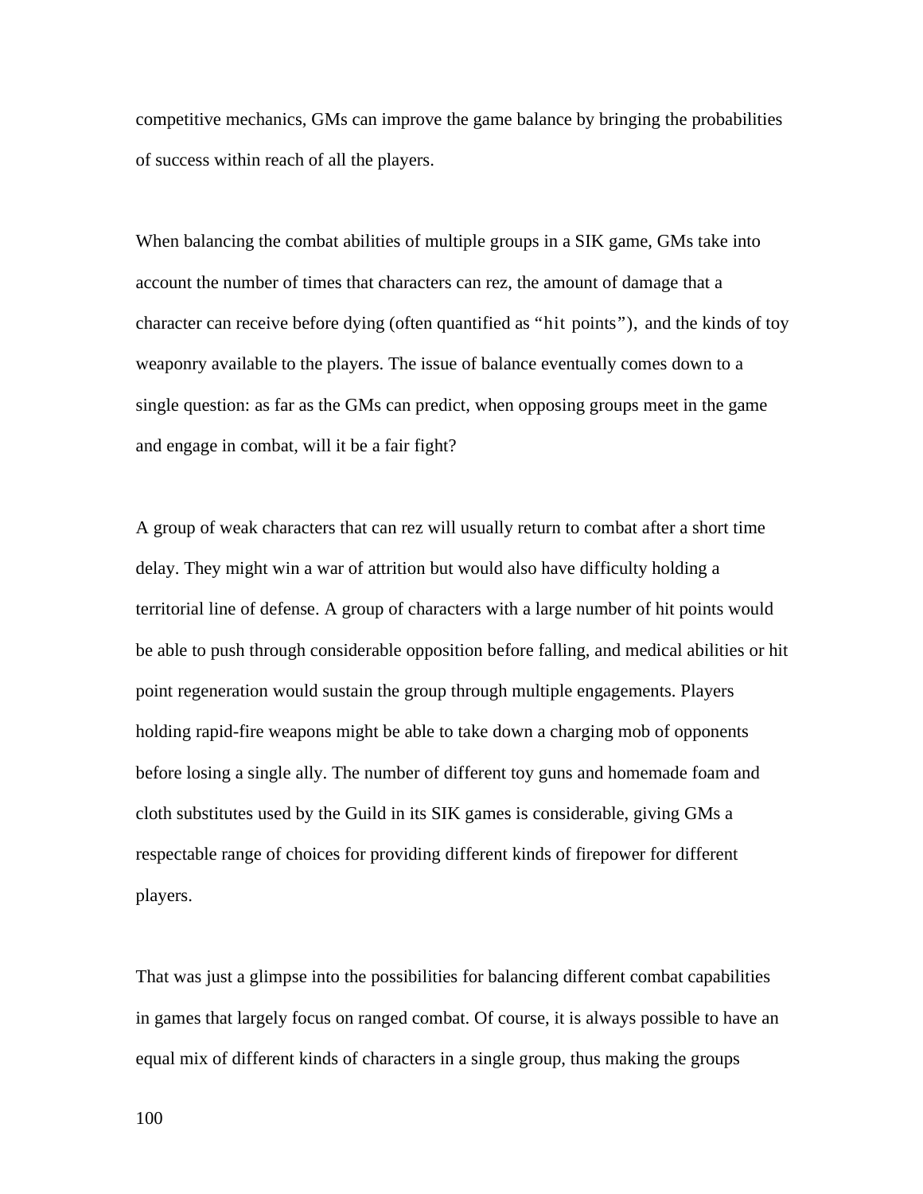competitive mechanics, GMs can improve the game balance by bringing the probabilities of success within reach of all the players.

When balancing the combat abilities of multiple groups in a SIK game, GMs take into account the number of times that characters can rez, the amount of damage that a character can receive before dying (often quantified as "hit points"), and the kinds of toy weaponry available to the players. The issue of balance eventually comes down to a single question: as far as the GMs can predict, when opposing groups meet in the game and engage in combat, will it be a fair fight?

A group of weak characters that can rez will usually return to combat after a short time delay. They might win a war of attrition but would also have difficulty holding a territorial line of defense. A group of characters with a large number of hit points would be able to push through considerable opposition before falling, and medical abilities or hit point regeneration would sustain the group through multiple engagements. Players holding rapid-fire weapons might be able to take down a charging mob of opponents before losing a single ally. The number of different toy guns and homemade foam and cloth substitutes used by the Guild in its SIK games is considerable, giving GMs a respectable range of choices for providing different kinds of firepower for different players.

That was just a glimpse into the possibilities for balancing different combat capabilities in games that largely focus on ranged combat. Of course, it is always possible to have an equal mix of different kinds of characters in a single group, thus making the groups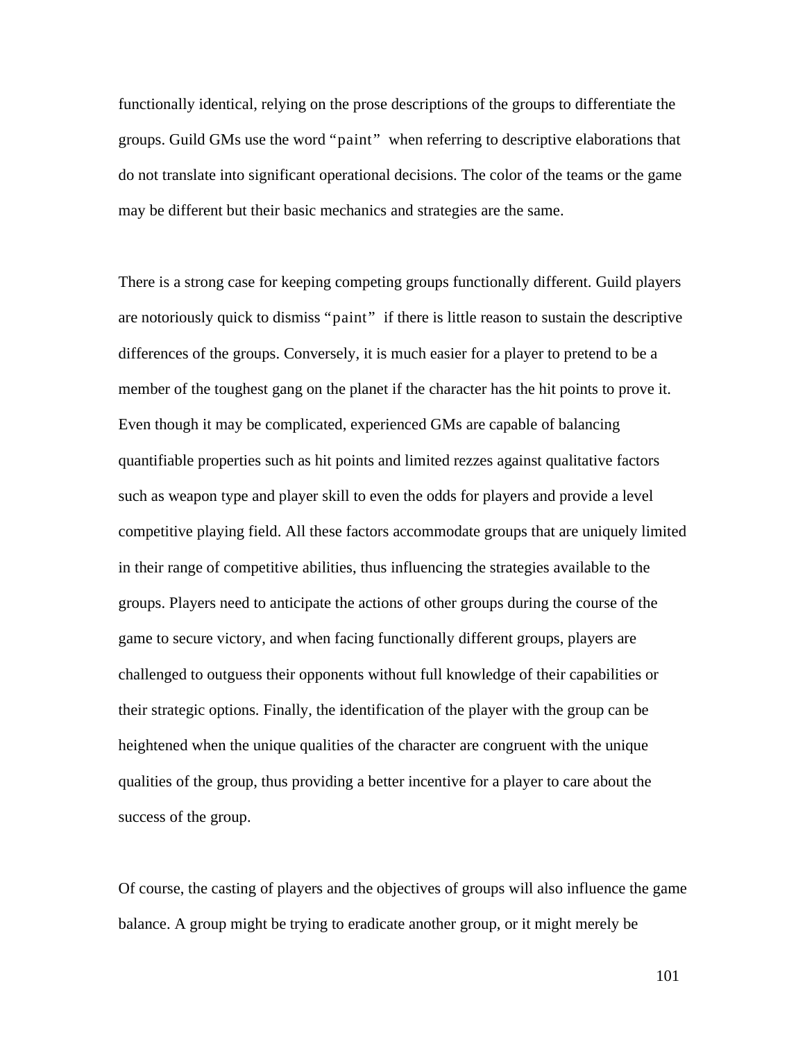functionally identical, relying on the prose descriptions of the groups to differentiate the groups. Guild GMs use the word "paint" when referring to descriptive elaborations that do not translate into significant operational decisions. The color of the teams or the game may be different but their basic mechanics and strategies are the same.

There is a strong case for keeping competing groups functionally different. Guild players are notoriously quick to dismiss "paint" if there is little reason to sustain the descriptive differences of the groups. Conversely, it is much easier for a player to pretend to be a member of the toughest gang on the planet if the character has the hit points to prove it. Even though it may be complicated, experienced GMs are capable of balancing quantifiable properties such as hit points and limited rezzes against qualitative factors such as weapon type and player skill to even the odds for players and provide a level competitive playing field. All these factors accommodate groups that are uniquely limited in their range of competitive abilities, thus influencing the strategies available to the groups. Players need to anticipate the actions of other groups during the course of the game to secure victory, and when facing functionally different groups, players are challenged to outguess their opponents without full knowledge of their capabilities or their strategic options. Finally, the identification of the player with the group can be heightened when the unique qualities of the character are congruent with the unique qualities of the group, thus providing a better incentive for a player to care about the success of the group.

Of course, the casting of players and the objectives of groups will also influence the game balance. A group might be trying to eradicate another group, or it might merely be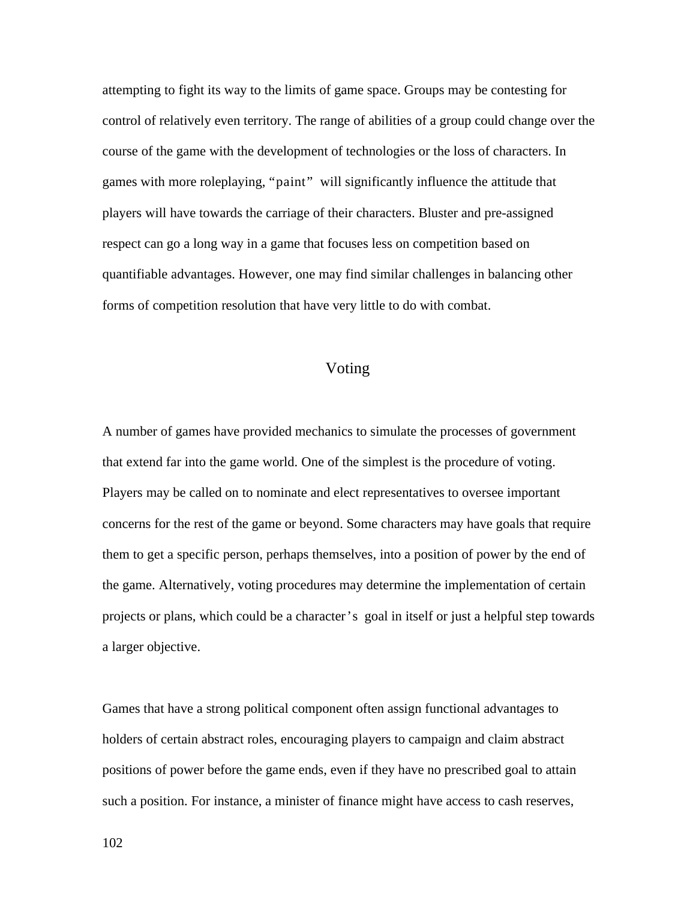attempting to fight its way to the limits of game space. Groups may be contesting for control of relatively even territory. The range of abilities of a group could change over the course of the game with the development of technologies or the loss of characters. In games with more roleplaying, "paint" will significantly influence the attitude that players will have towards the carriage of their characters. Bluster and pre-assigned respect can go a long way in a game that focuses less on competition based on quantifiable advantages. However, one may find similar challenges in balancing other forms of competition resolution that have very little to do with combat.

## Voting

A number of games have provided mechanics to simulate the processes of government that extend far into the game world. One of the simplest is the procedure of voting. Players may be called on to nominate and elect representatives to oversee important concerns for the rest of the game or beyond. Some characters may have goals that require them to get a specific person, perhaps themselves, into a position of power by the end of the game. Alternatively, voting procedures may determine the implementation of certain projects or plans, which could be a character's goal in itself or just a helpful step towards a larger objective.

Games that have a strong political component often assign functional advantages to holders of certain abstract roles, encouraging players to campaign and claim abstract positions of power before the game ends, even if they have no prescribed goal to attain such a position. For instance, a minister of finance might have access to cash reserves,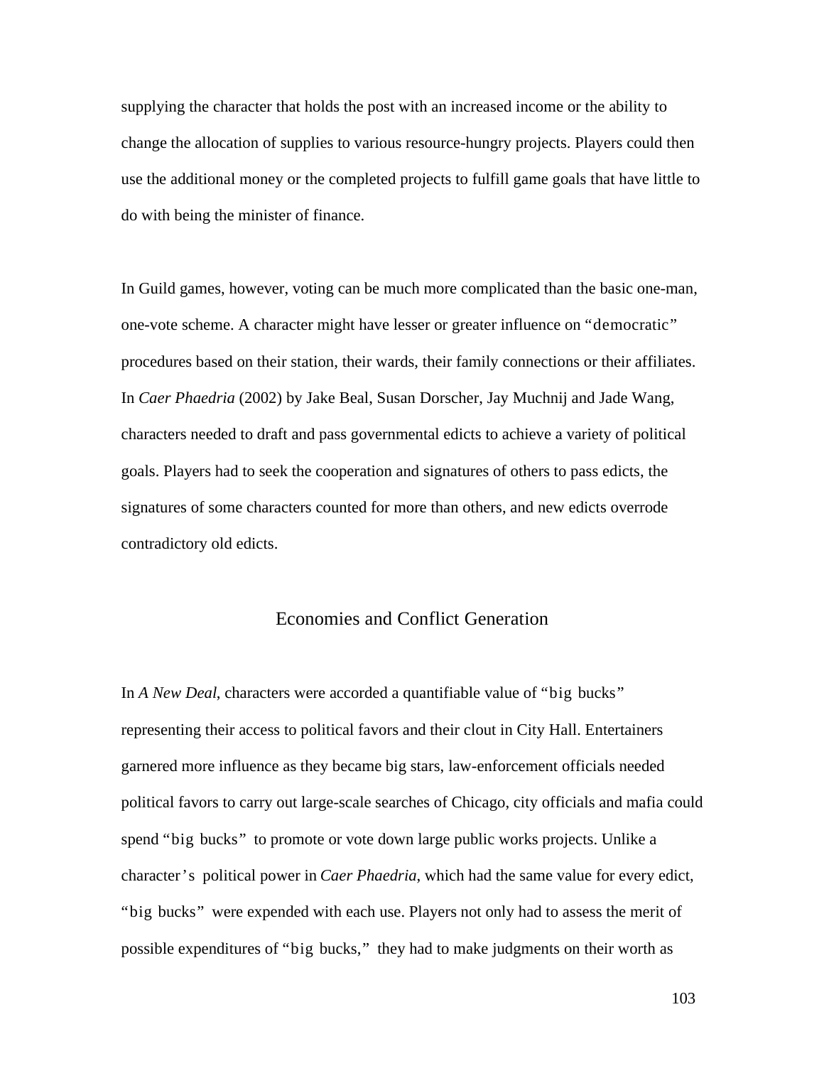supplying the character that holds the post with an increased income or the ability to change the allocation of supplies to various resource-hungry projects. Players could then use the additional money or the completed projects to fulfill game goals that have little to do with being the minister of finance.

In Guild games, however, voting can be much more complicated than the basic one-man, one-vote scheme. A character might have lesser or greater influence on "democratic" procedures based on their station, their wards, their family connections or their affiliates. In *Caer Phaedria* (2002) by Jake Beal, Susan Dorscher, Jay Muchnij and Jade Wang, characters needed to draft and pass governmental edicts to achieve a variety of political goals. Players had to seek the cooperation and signatures of others to pass edicts, the signatures of some characters counted for more than others, and new edicts overrode contradictory old edicts.

## Economies and Conflict Generation

In *A New Deal*, characters were accorded a quantifiable value of "big bucks" representing their access to political favors and their clout in City Hall. Entertainers garnered more influence as they became big stars, law-enforcement officials needed political favors to carry out large-scale searches of Chicago, city officials and mafia could spend "big bucks" to promote or vote down large public works projects. Unlike a character's political power in *Caer Phaedria*, which had the same value for every edict, "big bucks" were expended with each use. Players not only had to assess the merit of possible expenditures of "big bucks," they had to make judgments on their worth as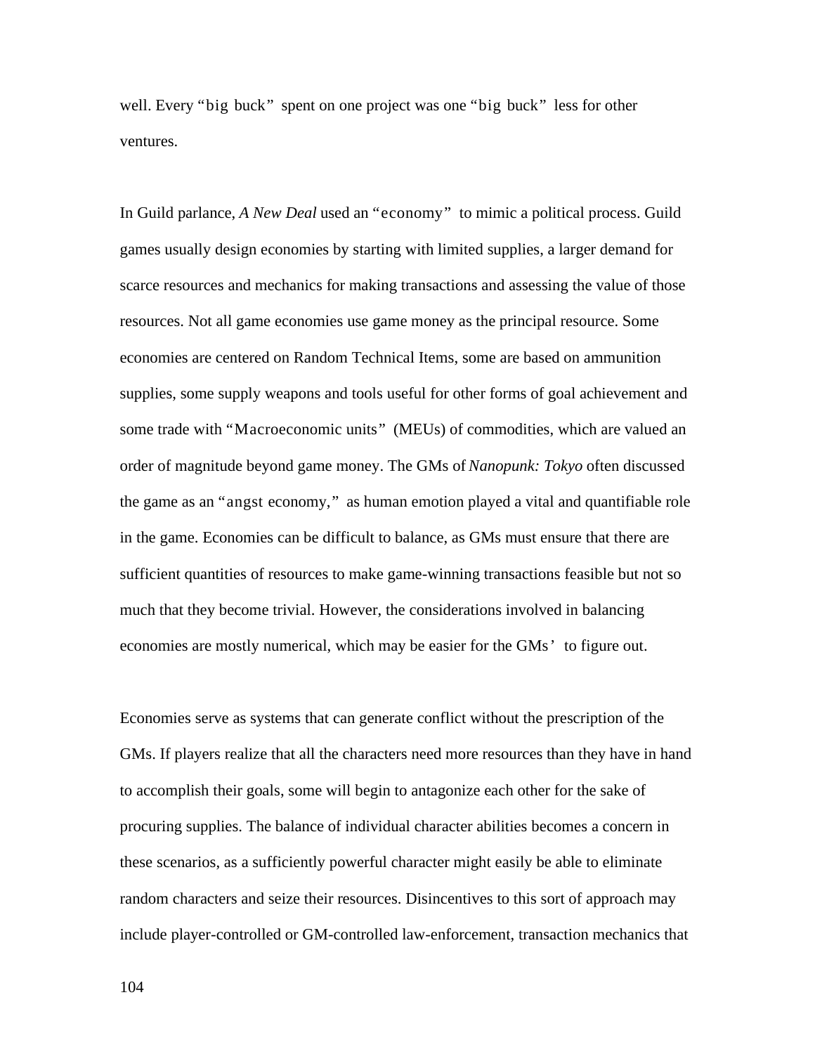well. Every "big buck" spent on one project was one "big buck" less for other ventures.

In Guild parlance, *A New Deal* used an "economy" to mimic a political process. Guild games usually design economies by starting with limited supplies, a larger demand for scarce resources and mechanics for making transactions and assessing the value of those resources. Not all game economies use game money as the principal resource. Some economies are centered on Random Technical Items, some are based on ammunition supplies, some supply weapons and tools useful for other forms of goal achievement and some trade with "Macroeconomic units" (MEUs) of commodities, which are valued an order of magnitude beyond game money. The GMs of *Nanopunk: Tokyo* often discussed the game as an "angst economy," as human emotion played a vital and quantifiable role in the game. Economies can be difficult to balance, as GMs must ensure that there are sufficient quantities of resources to make game-winning transactions feasible but not so much that they become trivial. However, the considerations involved in balancing economies are mostly numerical, which may be easier for the GMs' to figure out.

Economies serve as systems that can generate conflict without the prescription of the GMs. If players realize that all the characters need more resources than they have in hand to accomplish their goals, some will begin to antagonize each other for the sake of procuring supplies. The balance of individual character abilities becomes a concern in these scenarios, as a sufficiently powerful character might easily be able to eliminate random characters and seize their resources. Disincentives to this sort of approach may include player-controlled or GM-controlled law-enforcement, transaction mechanics that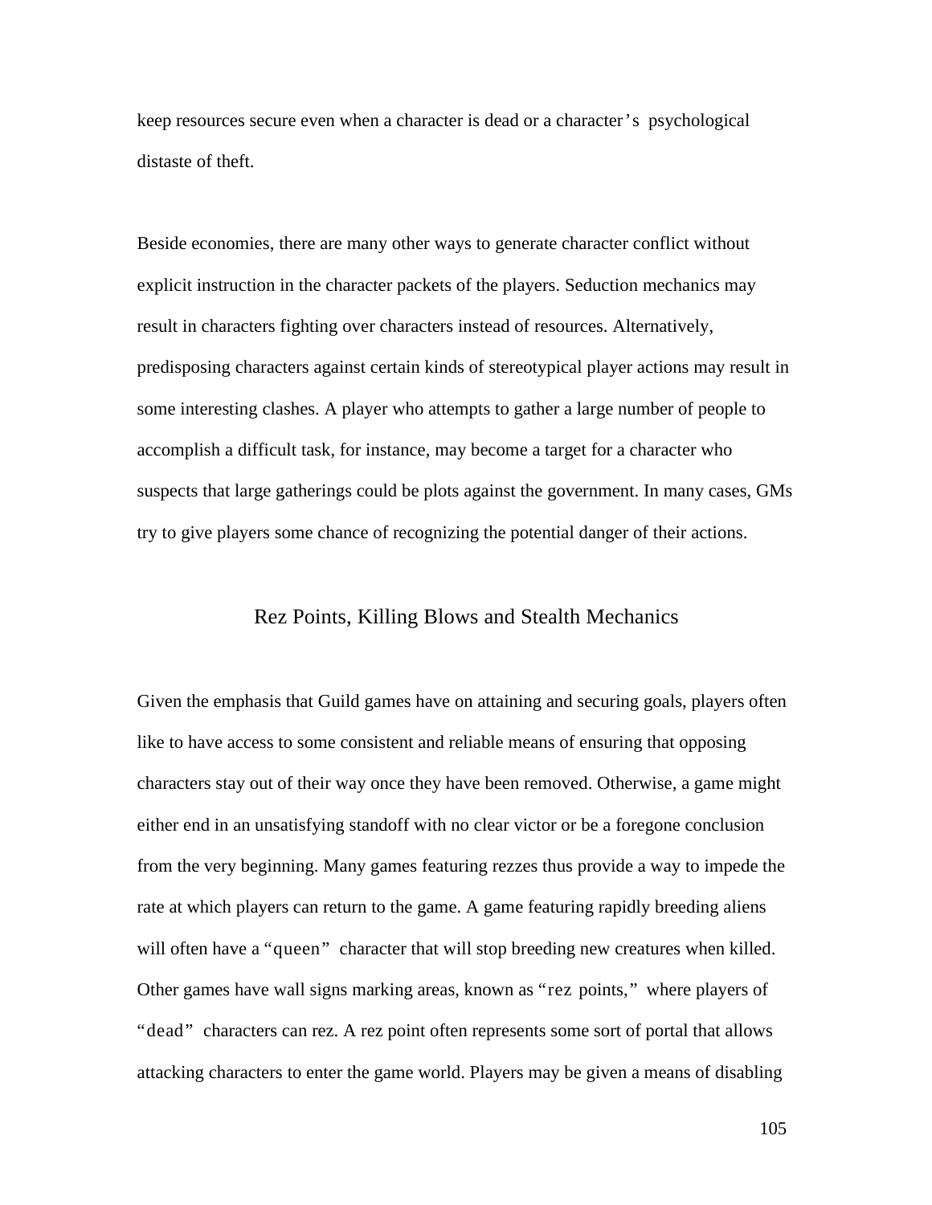keep resources secure even when a character is dead or a character's psychological distaste of theft.

Beside economies, there are many other ways to generate character conflict without explicit instruction in the character packets of the players. Seduction mechanics may result in characters fighting over characters instead of resources. Alternatively, predisposing characters against certain kinds of stereotypical player actions may result in some interesting clashes. A player who attempts to gather a large number of people to accomplish a difficult task, for instance, may become a target for a character who suspects that large gatherings could be plots against the government. In many cases, GMs try to give players some chance of recognizing the potential danger of their actions.

## Rez Points, Killing Blows and Stealth Mechanics

Given the emphasis that Guild games have on attaining and securing goals, players often like to have access to some consistent and reliable means of ensuring that opposing characters stay out of their way once they have been removed. Otherwise, a game might either end in an unsatisfying standoff with no clear victor or be a foregone conclusion from the very beginning. Many games featuring rezzes thus provide a way to impede the rate at which players can return to the game. A game featuring rapidly breeding aliens will often have a "queen" character that will stop breeding new creatures when killed. Other games have wall signs marking areas, known as "rez points," where players of "dead" characters can rez. A rez point often represents some sort of portal that allows attacking characters to enter the game world. Players may be given a means of disabling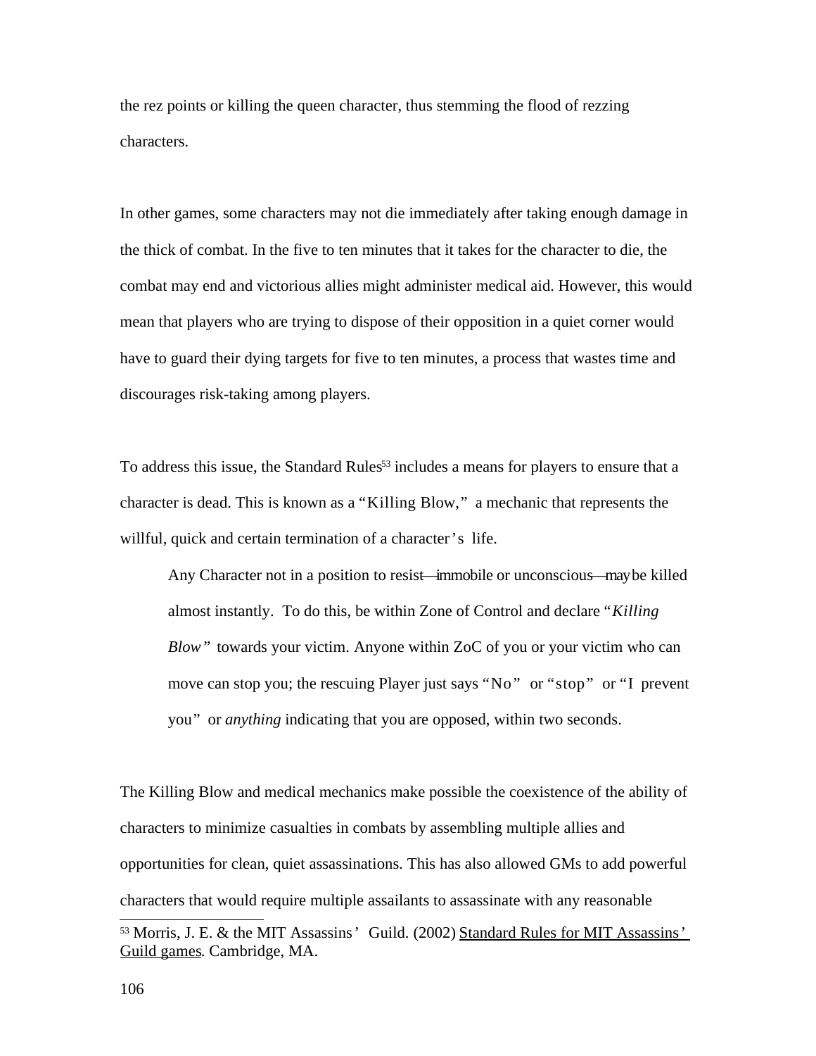the rez points or killing the queen character, thus stemming the flood of rezzing characters.

In other games, some characters may not die immediately after taking enough damage in the thick of combat. In the five to ten minutes that it takes for the character to die, the combat may end and victorious allies might administer medical aid. However, this would mean that players who are trying to dispose of their opposition in a quiet corner would have to guard their dying targets for five to ten minutes, a process that wastes time and discourages risk-taking among players.

To address this issue, the Standard Rules[53] includes a means for players to ensure that a character is dead. This is known as a "Killing Blow," a mechanic that represents the willful, quick and certain termination of a character's life.

> Any Character not in a position to resist—immobile or unconscious—may be killed almost instantly. To do this, be within Zone of Control and declare "*Killing Blow*" towards your victim. Anyone within ZoC of you or your victim who can move can stop you; the rescuing Player just says "No" or "stop" or "I prevent you" or *anything* indicating that you are opposed, within two seconds.

The Killing Blow and medical mechanics make possible the coexistence of the ability of characters to minimize casualties in combats by assembling multiple allies and opportunities for clean, quiet assassinations. This has also allowed GMs to add powerful characters that would require multiple assailants to assassinate with any reasonable

[53] Morris, J. E. & the MIT Assassins' Guild. (2002) Standard Rules for MIT Assassins' Guild games. Cambridge, MA.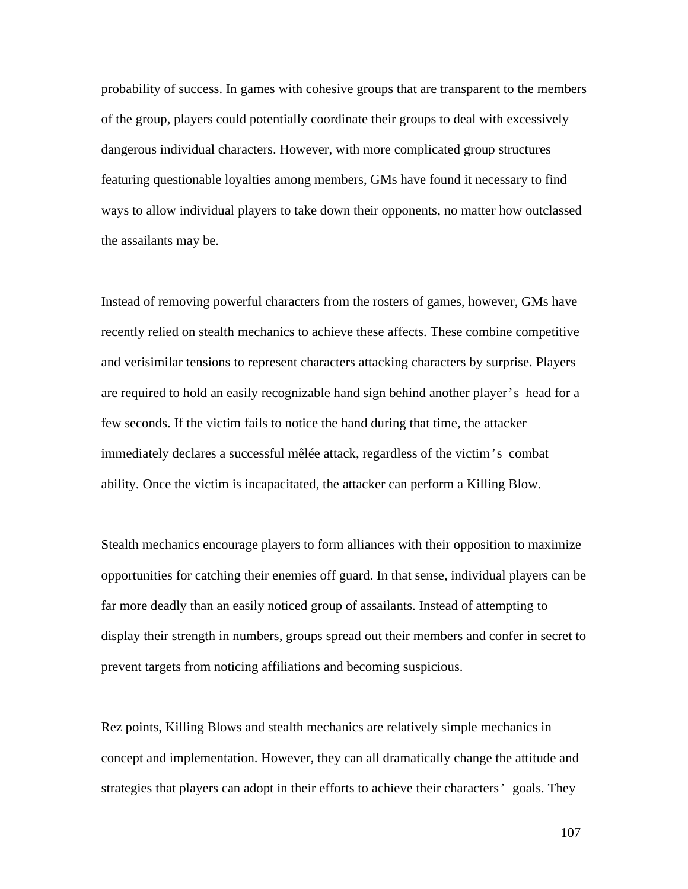probability of success. In games with cohesive groups that are transparent to the members of the group, players could potentially coordinate their groups to deal with excessively dangerous individual characters. However, with more complicated group structures featuring questionable loyalties among members, GMs have found it necessary to find ways to allow individual players to take down their opponents, no matter how outclassed the assailants may be.

Instead of removing powerful characters from the rosters of games, however, GMs have recently relied on stealth mechanics to achieve these affects. These combine competitive and verisimilar tensions to represent characters attacking characters by surprise. Players are required to hold an easily recognizable hand sign behind another player's head for a few seconds. If the victim fails to notice the hand during that time, the attacker immediately declares a successful mêlée attack, regardless of the victim's combat ability. Once the victim is incapacitated, the attacker can perform a Killing Blow.

Stealth mechanics encourage players to form alliances with their opposition to maximize opportunities for catching their enemies off guard. In that sense, individual players can be far more deadly than an easily noticed group of assailants. Instead of attempting to display their strength in numbers, groups spread out their members and confer in secret to prevent targets from noticing affiliations and becoming suspicious.

Rez points, Killing Blows and stealth mechanics are relatively simple mechanics in concept and implementation. However, they can all dramatically change the attitude and strategies that players can adopt in their efforts to achieve their characters' goals. They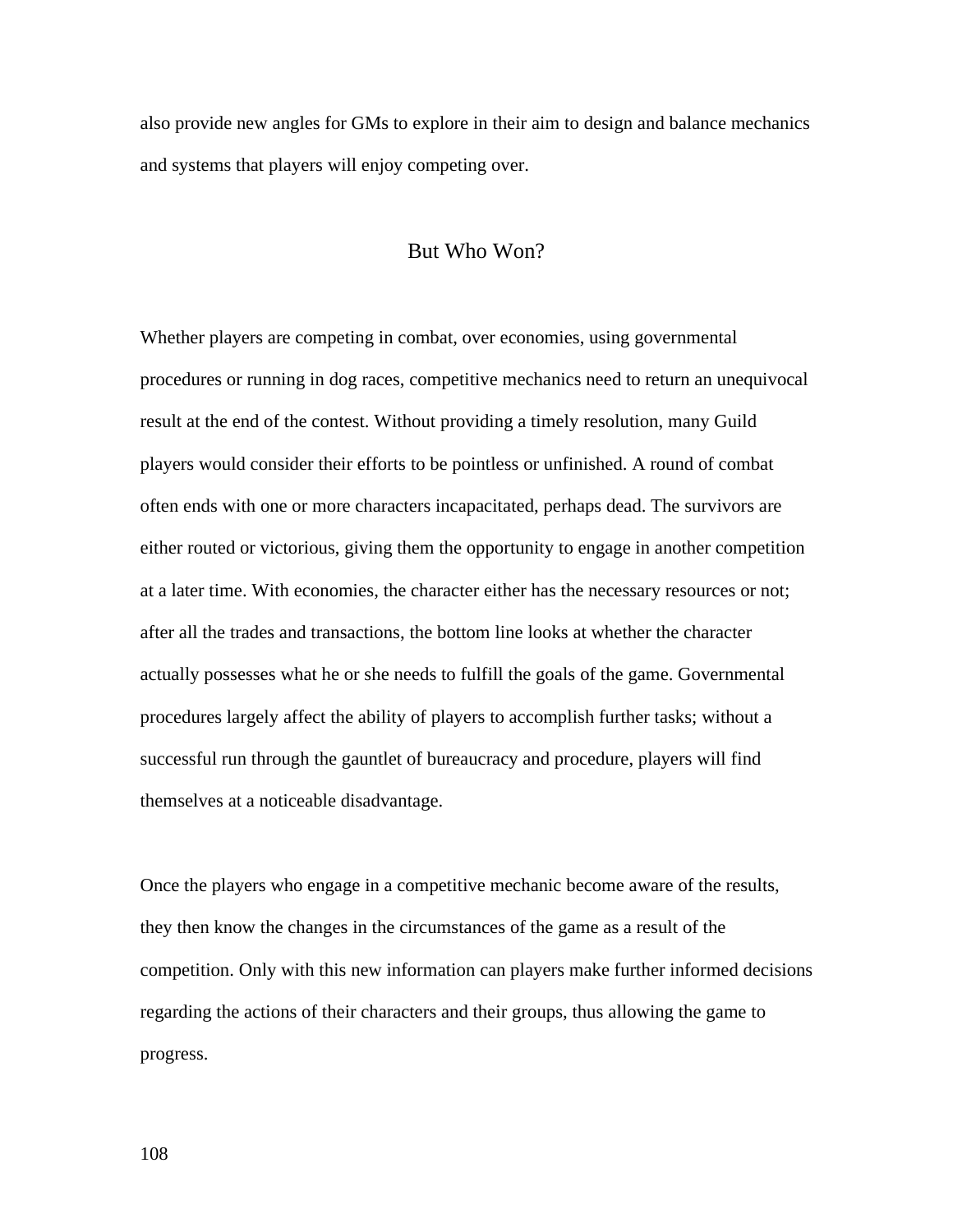also provide new angles for GMs to explore in their aim to design and balance mechanics and systems that players will enjoy competing over.

## But Who Won?

Whether players are competing in combat, over economies, using governmental procedures or running in dog races, competitive mechanics need to return an unequivocal result at the end of the contest. Without providing a timely resolution, many Guild players would consider their efforts to be pointless or unfinished. A round of combat often ends with one or more characters incapacitated, perhaps dead. The survivors are either routed or victorious, giving them the opportunity to engage in another competition at a later time. With economies, the character either has the necessary resources or not; after all the trades and transactions, the bottom line looks at whether the character actually possesses what he or she needs to fulfill the goals of the game. Governmental procedures largely affect the ability of players to accomplish further tasks; without a successful run through the gauntlet of bureaucracy and procedure, players will find themselves at a noticeable disadvantage.

Once the players who engage in a competitive mechanic become aware of the results, they then know the changes in the circumstances of the game as a result of the competition. Only with this new information can players make further informed decisions regarding the actions of their characters and their groups, thus allowing the game to progress.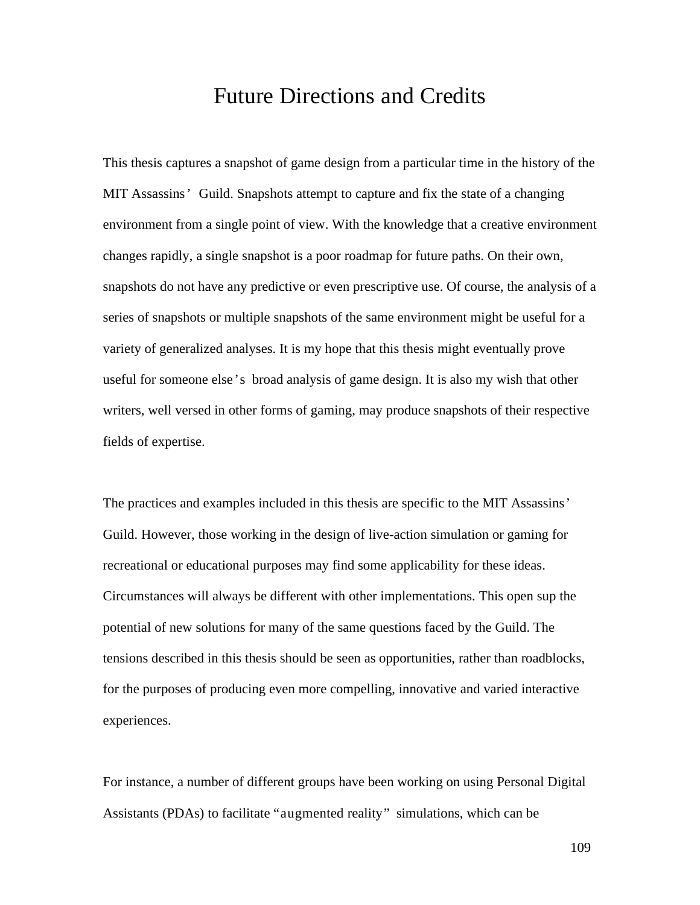# Future Directions and Credits

This thesis captures a snapshot of game design from a particular time in the history of the MIT Assassins' Guild. Snapshots attempt to capture and fix the state of a changing environment from a single point of view. With the knowledge that a creative environment changes rapidly, a single snapshot is a poor roadmap for future paths. On their own, snapshots do not have any predictive or even prescriptive use. Of course, the analysis of a series of snapshots or multiple snapshots of the same environment might be useful for a variety of generalized analyses. It is my hope that this thesis might eventually prove useful for someone else's broad analysis of game design. It is also my wish that other writers, well versed in other forms of gaming, may produce snapshots of their respective fields of expertise.

The practices and examples included in this thesis are specific to the MIT Assassins' Guild. However, those working in the design of live-action simulation or gaming for recreational or educational purposes may find some applicability for these ideas. Circumstances will always be different with other implementations. This open sup the potential of new solutions for many of the same questions faced by the Guild. The tensions described in this thesis should be seen as opportunities, rather than roadblocks, for the purposes of producing even more compelling, innovative and varied interactive experiences.

For instance, a number of different groups have been working on using Personal Digital Assistants (PDAs) to facilitate "augmented reality" simulations, which can be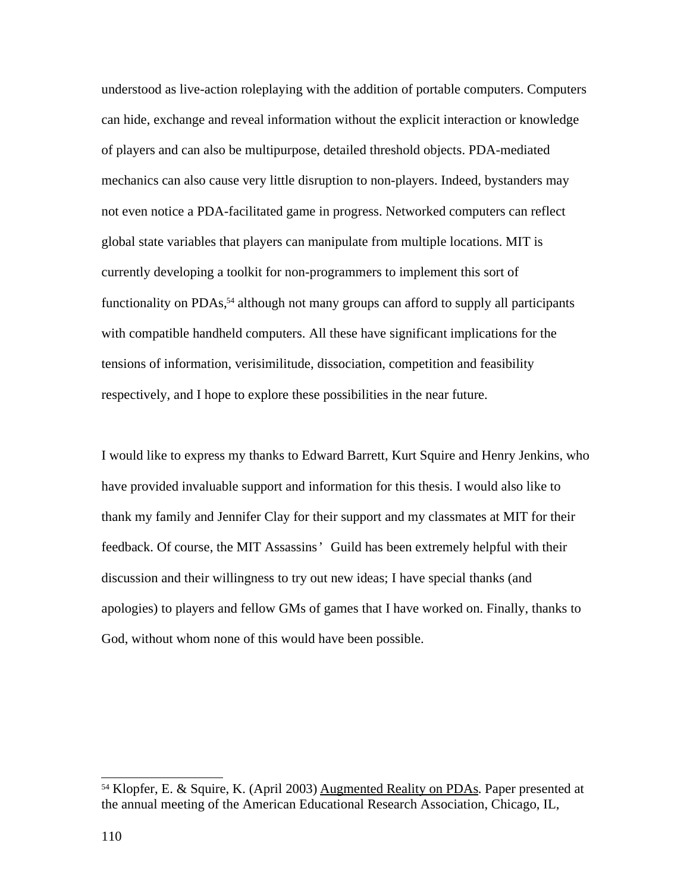understood as live-action roleplaying with the addition of portable computers. Computers can hide, exchange and reveal information without the explicit interaction or knowledge of players and can also be multipurpose, detailed threshold objects. PDA-mediated mechanics can also cause very little disruption to non-players. Indeed, bystanders may not even notice a PDA-facilitated game in progress. Networked computers can reflect global state variables that players can manipulate from multiple locations. MIT is currently developing a toolkit for non-programmers to implement this sort of functionality on PDAs,[54] although not many groups can afford to supply all participants with compatible handheld computers. All these have significant implications for the tensions of information, verisimilitude, dissociation, competition and feasibility respectively, and I hope to explore these possibilities in the near future.

I would like to express my thanks to Edward Barrett, Kurt Squire and Henry Jenkins, who have provided invaluable support and information for this thesis. I would also like to thank my family and Jennifer Clay for their support and my classmates at MIT for their feedback. Of course, the MIT Assassins' Guild has been extremely helpful with their discussion and their willingness to try out new ideas; I have special thanks (and apologies) to players and fellow GMs of games that I have worked on. Finally, thanks to God, without whom none of this would have been possible.

---

[54] Klopfer, E. & Squire, K. (April 2003) Augmented Reality on PDAs. Paper presented at the annual meeting of the American Educational Research Association, Chicago, IL,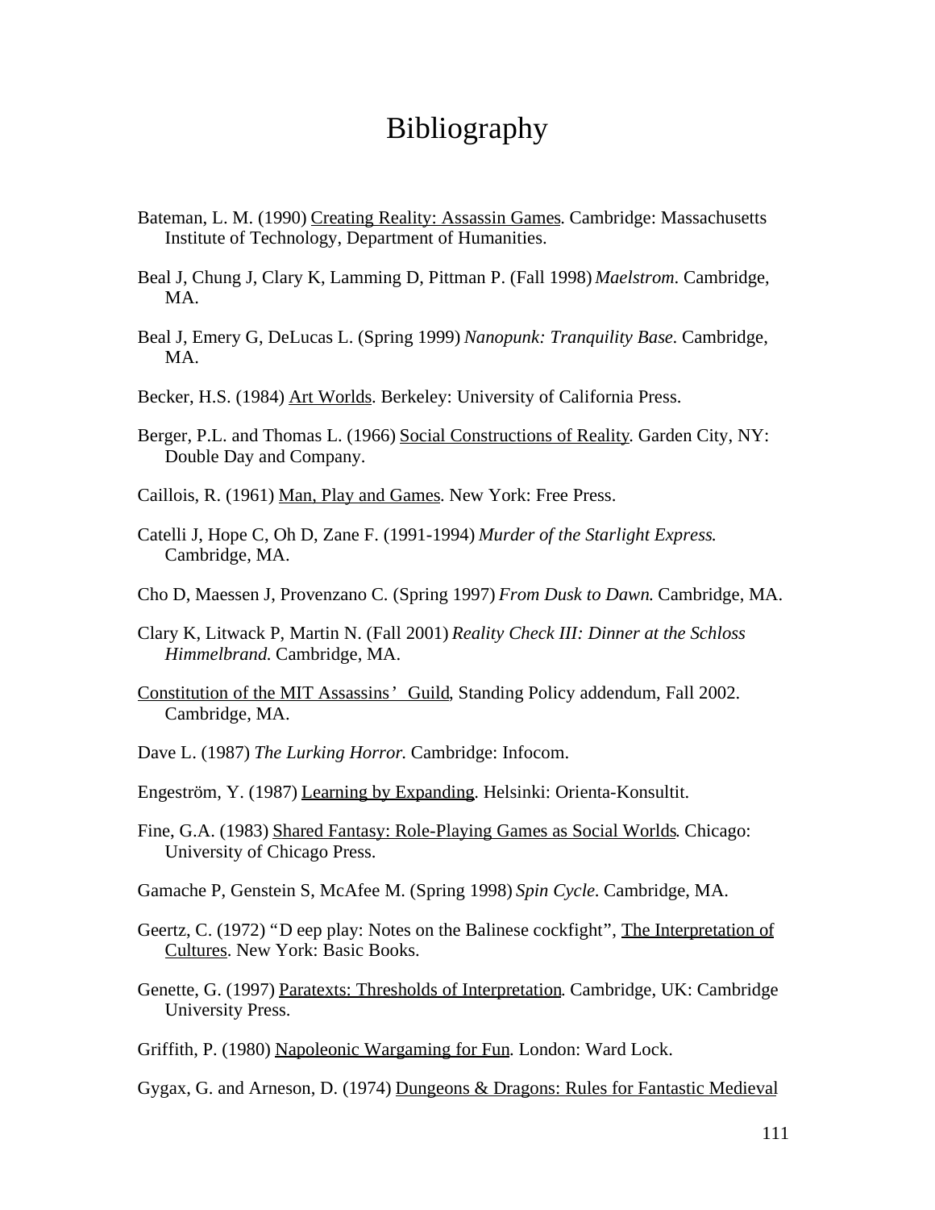# Bibliography

Bateman, L. M. (1990) <u>Creating Reality: Assassin Games</u>. Cambridge: Massachusetts Institute of Technology, Department of Humanities.

Beal J, Chung J, Clary K, Lamming D, Pittman P. (Fall 1998) *Maelstrom*. Cambridge, MA.

Beal J, Emery G, DeLucas L. (Spring 1999) *Nanopunk: Tranquility Base*. Cambridge, MA.

Becker, H.S. (1984) <u>Art Worlds</u>. Berkeley: University of California Press.

Berger, P.L. and Thomas L. (1966) <u>Social Constructions of Reality</u>. Garden City, NY: Double Day and Company.

Caillois, R. (1961) <u>Man, Play and Games</u>. New York: Free Press.

Catelli J, Hope C, Oh D, Zane F. (1991-1994) *Murder of the Starlight Express*. Cambridge, MA.

Cho D, Maessen J, Provenzano C. (Spring 1997) *From Dusk to Dawn*. Cambridge, MA.

Clary K, Litwack P, Martin N. (Fall 2001) *Reality Check III: Dinner at the Schloss Himmelbrand*. Cambridge, MA.

<u>Constitution of the MIT Assassins' Guild</u>, Standing Policy addendum, Fall 2002. Cambridge, MA.

Dave L. (1987) *The Lurking Horror*. Cambridge: Infocom.

Engeström, Y. (1987) <u>Learning by Expanding</u>. Helsinki: Orienta-Konsultit.

Fine, G.A. (1983) <u>Shared Fantasy: Role-Playing Games as Social Worlds</u>. Chicago: University of Chicago Press.

Gamache P, Genstein S, McAfee M. (Spring 1998) *Spin Cycle*. Cambridge, MA.

Geertz, C. (1972) "Deep play: Notes on the Balinese cockfight", <u>The Interpretation of Cultures</u>. New York: Basic Books.

Genette, G. (1997) <u>Paratexts: Thresholds of Interpretation</u>. Cambridge, UK: Cambridge University Press.

Griffith, P. (1980) <u>Napoleonic Wargaming for Fun</u>. London: Ward Lock.

Gygax, G. and Arneson, D. (1974) <u>Dungeons & Dragons: Rules for Fantastic Medieval</u>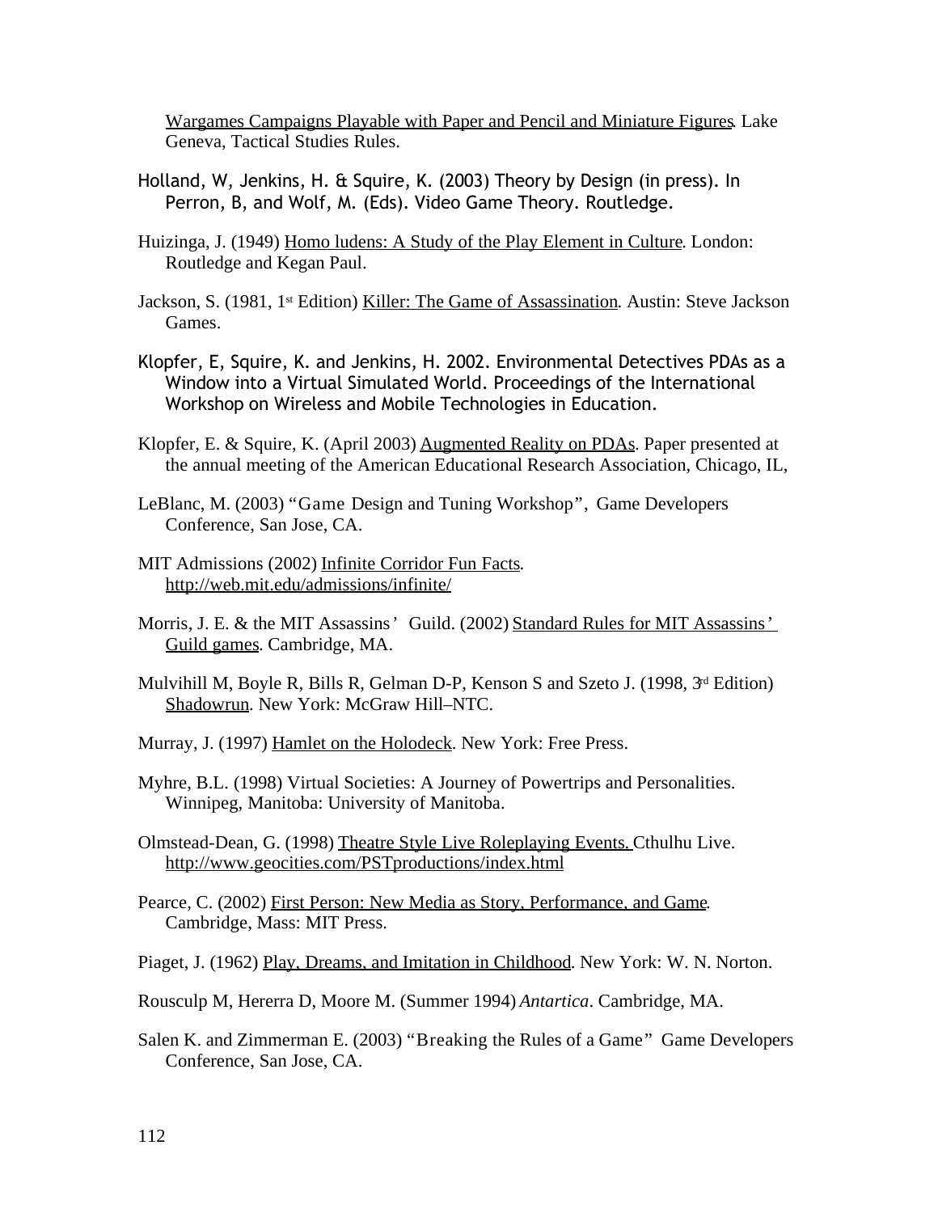Wargames Campaigns Playable with Paper and Pencil and Miniature Figures. Lake Geneva, Tactical Studies Rules.

Holland, W, Jenkins, H. & Squire, K. (2003) Theory by Design (in press). In Perron, B, and Wolf, M. (Eds). Video Game Theory. Routledge.

Huizinga, J. (1949) Homo ludens: A Study of the Play Element in Culture. London: Routledge and Kegan Paul.

Jackson, S. (1981, 1st Edition) Killer: The Game of Assassination. Austin: Steve Jackson Games.

Klopfer, E, Squire, K. and Jenkins, H. 2002. Environmental Detectives PDAs as a Window into a Virtual Simulated World. Proceedings of the International Workshop on Wireless and Mobile Technologies in Education.

Klopfer, E. & Squire, K. (April 2003) Augmented Reality on PDAs. Paper presented at the annual meeting of the American Educational Research Association, Chicago, IL,

LeBlanc, M. (2003) "Game Design and Tuning Workshop", Game Developers Conference, San Jose, CA.

MIT Admissions (2002) Infinite Corridor Fun Facts. http://web.mit.edu/admissions/infinite/

Morris, J. E. & the MIT Assassins' Guild. (2002) Standard Rules for MIT Assassins' Guild games. Cambridge, MA.

Mulvihill M, Boyle R, Bills R, Gelman D-P, Kenson S and Szeto J. (1998, 3rd Edition) Shadowrun. New York: McGraw Hill–NTC.

Murray, J. (1997) Hamlet on the Holodeck. New York: Free Press.

Myhre, B.L. (1998) Virtual Societies: A Journey of Powertrips and Personalities. Winnipeg, Manitoba: University of Manitoba.

Olmstead-Dean, G. (1998) Theatre Style Live Roleplaying Events. Cthulhu Live. http://www.geocities.com/PSTproductions/index.html

Pearce, C. (2002) First Person: New Media as Story, Performance, and Game. Cambridge, Mass: MIT Press.

Piaget, J. (1962) Play, Dreams, and Imitation in Childhood. New York: W. N. Norton.

Rousculp M, Hererra D, Moore M. (Summer 1994) *Antartica*. Cambridge, MA.

Salen K. and Zimmerman E. (2003) "Breaking the Rules of a Game" Game Developers Conference, San Jose, CA.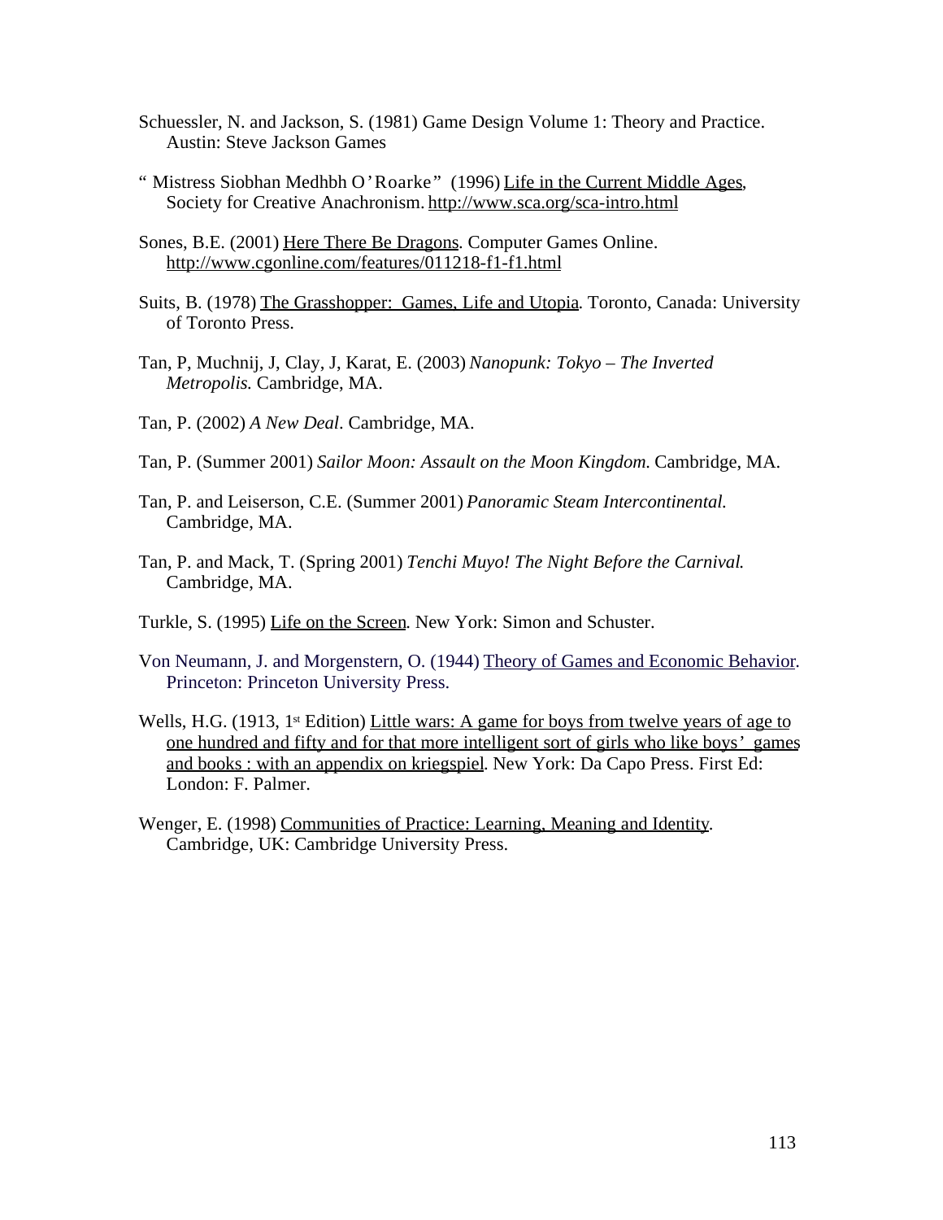Schuessler, N. and Jackson, S. (1981) Game Design Volume 1: Theory and Practice. Austin: Steve Jackson Games

" Mistress Siobhan Medhbh O'Roarke" (1996) Life in the Current Middle Ages, Society for Creative Anachronism. http://www.sca.org/sca-intro.html

Sones, B.E. (2001) Here There Be Dragons. Computer Games Online. http://www.cgonline.com/features/011218-f1-f1.html

Suits, B. (1978) The Grasshopper: Games, Life and Utopia. Toronto, Canada: University of Toronto Press.

Tan, P, Muchnij, J, Clay, J, Karat, E. (2003) *Nanopunk: Tokyo – The Inverted Metropolis.* Cambridge, MA.

Tan, P. (2002) *A New Deal*. Cambridge, MA.

Tan, P. (Summer 2001) *Sailor Moon: Assault on the Moon Kingdom.* Cambridge, MA.

Tan, P. and Leiserson, C.E. (Summer 2001) *Panoramic Steam Intercontinental.* Cambridge, MA.

Tan, P. and Mack, T. (Spring 2001) *Tenchi Muyo! The Night Before the Carnival.* Cambridge, MA.

Turkle, S. (1995) Life on the Screen. New York: Simon and Schuster.

Von Neumann, J. and Morgenstern, O. (1944) Theory of Games and Economic Behavior. Princeton: Princeton University Press.

Wells, H.G. (1913, 1st Edition) Little wars: A game for boys from twelve years of age to one hundred and fifty and for that more intelligent sort of girls who like boys' games and books : with an appendix on kriegspiel. New York: Da Capo Press. First Ed: London: F. Palmer.

Wenger, E. (1998) Communities of Practice: Learning, Meaning and Identity. Cambridge, UK: Cambridge University Press.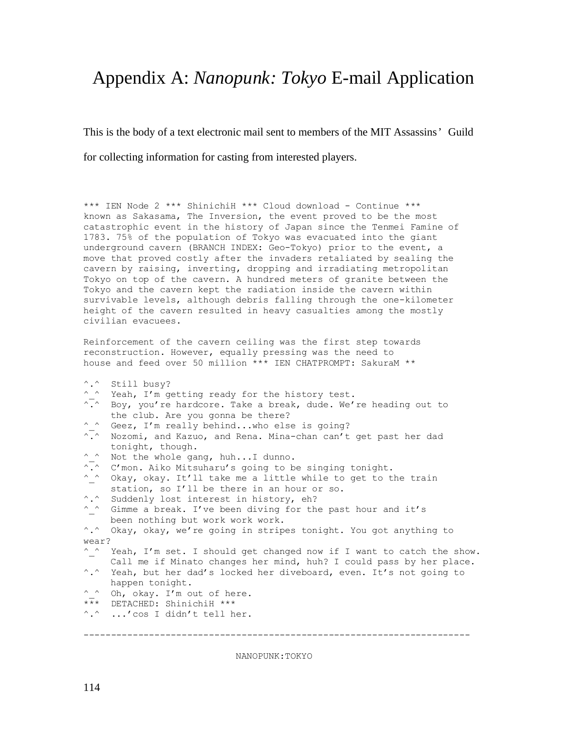# Appendix A: *Nanopunk: Tokyo* E-mail Application

This is the body of a text electronic mail sent to members of the MIT Assassins' Guild for collecting information for casting from interested players.

```
*** IEN Node 2 *** ShinichiH *** Cloud download - Continue ***
known as Sakasama, The Inversion, the event proved to be the most
catastrophic event in the history of Japan since the Tenmei Famine of
1783. 75% of the population of Tokyo was evacuated into the giant
underground cavern (BRANCH INDEX: Geo-Tokyo) prior to the event, a
move that proved costly after the invaders retaliated by sealing the
cavern by raising, inverting, dropping and irradiating metropolitan
Tokyo on top of the cavern. A hundred meters of granite between the
Tokyo and the cavern kept the radiation inside the cavern within
survivable levels, although debris falling through the one-kilometer
height of the cavern resulted in heavy casualties among the mostly
civilian evacuees.

Reinforcement of the cavern ceiling was the first step towards
reconstruction. However, equally pressing was the need to
house and feed over 50 million *** IEN CHATPROMPT: SakuraM **

^.^  Still busy?
^_^  Yeah, I'm getting ready for the history test.
^.^  Boy, you're hardcore. Take a break, dude. We're heading out to
     the club. Are you gonna be there?
^_^  Geez, I'm really behind...who else is going?
^.^  Nozomi, and Kazuo, and Rena. Mina-chan can't get past her dad
     tonight, though.
^_^  Not the whole gang, huh...I dunno.
^.^  C'mon. Aiko Mitsuharu's going to be singing tonight.
^_^  Okay, okay. It'll take me a little while to get to the train
     station, so I'll be there in an hour or so.
^.^  Suddenly lost interest in history, eh?
^_^  Gimme a break. I've been diving for the past hour and it's
     been nothing but work work work.
^.^  Okay, okay, we're going in stripes tonight. You got anything to
wear?
^_^  Yeah, I'm set. I should get changed now if I want to catch the show.
     Call me if Minato changes her mind, huh? I could pass by her place.
^.^  Yeah, but her dad's locked her diveboard, even. It's not going to
     happen tonight.
^_^  Oh, okay. I'm out of here.
***  DETACHED: ShinichiH ***
^.^  ...'cos I didn't tell her.

---------------------------------------------------------------------

                          NANOPUNK:TOKYO
```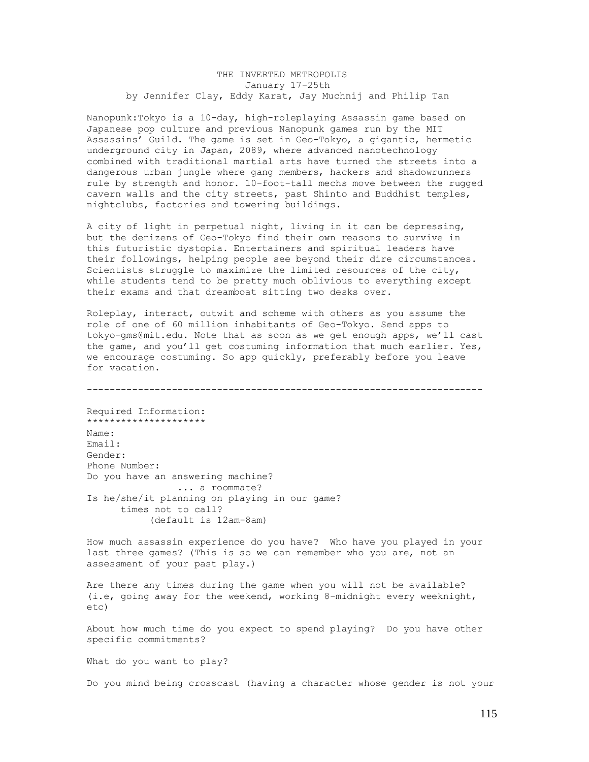# THE INVERTED METROPOLIS

January 17-25th

by Jennifer Clay, Eddy Karat, Jay Muchnij and Philip Tan

Nanopunk:Tokyo is a 10-day, high-roleplaying Assassin game based on Japanese pop culture and previous Nanopunk games run by the MIT Assassins' Guild. The game is set in Geo-Tokyo, a gigantic, hermetic underground city in Japan, 2089, where advanced nanotechnology combined with traditional martial arts have turned the streets into a dangerous urban jungle where gang members, hackers and shadowrunners rule by strength and honor. 10-foot-tall mechs move between the rugged cavern walls and the city streets, past Shinto and Buddhist temples, nightclubs, factories and towering buildings.

A city of light in perpetual night, living in it can be depressing, but the denizens of Geo-Tokyo find their own reasons to survive in this futuristic dystopia. Entertainers and spiritual leaders have their followings, helping people see beyond their dire circumstances. Scientists struggle to maximize the limited resources of the city, while students tend to be pretty much oblivious to everything except their exams and that dreamboat sitting two desks over.

Roleplay, interact, outwit and scheme with others as you assume the role of one of 60 million inhabitants of Geo-Tokyo. Send apps to tokyo-gms@mit.edu. Note that as soon as we get enough apps, we'll cast the game, and you'll get costuming information that much earlier. Yes, we encourage costuming. So app quickly, preferably before you leave for vacation.

---

Required Information:
*********************

Name:
Email:
Gender:
Phone Number:
Do you have an answering machine?
... a roommate?
Is he/she/it planning on playing in our game?
times not to call?
(default is 12am-8am)

How much assassin experience do you have? Who have you played in your last three games? (This is so we can remember who you are, not an assessment of your past play.)

Are there any times during the game when you will not be available? (i.e, going away for the weekend, working 8-midnight every weeknight, etc)

About how much time do you expect to spend playing? Do you have other specific commitments?

What do you want to play?

Do you mind being crosscast (having a character whose gender is not your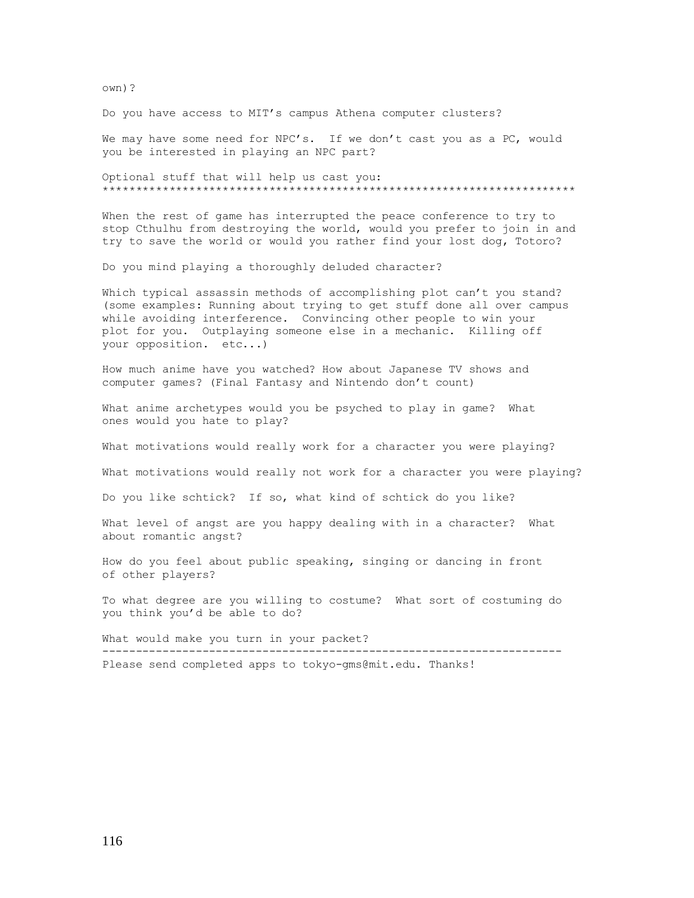own)?

Do you have access to MIT's campus Athena computer clusters?

We may have some need for NPC's. If we don't cast you as a PC, would you be interested in playing an NPC part?

Optional stuff that will help us cast you:
**********************************************************************

When the rest of game has interrupted the peace conference to try to stop Cthulhu from destroying the world, would you prefer to join in and try to save the world or would you rather find your lost dog, Totoro?

Do you mind playing a thoroughly deluded character?

Which typical assassin methods of accomplishing plot can't you stand? (some examples: Running about trying to get stuff done all over campus while avoiding interference. Convincing other people to win your plot for you. Outplaying someone else in a mechanic. Killing off your opposition. etc...)

How much anime have you watched? How about Japanese TV shows and computer games? (Final Fantasy and Nintendo don't count)

What anime archetypes would you be psyched to play in game? What ones would you hate to play?

What motivations would really work for a character you were playing?

What motivations would really not work for a character you were playing?

Do you like schtick? If so, what kind of schtick do you like?

What level of angst are you happy dealing with in a character? What about romantic angst?

How do you feel about public speaking, singing or dancing in front of other players?

To what degree are you willing to costume? What sort of costuming do you think you'd be able to do?

What would make you turn in your packet?

----------------------------------------------------------------------

Please send completed apps to tokyo-gms@mit.edu. Thanks!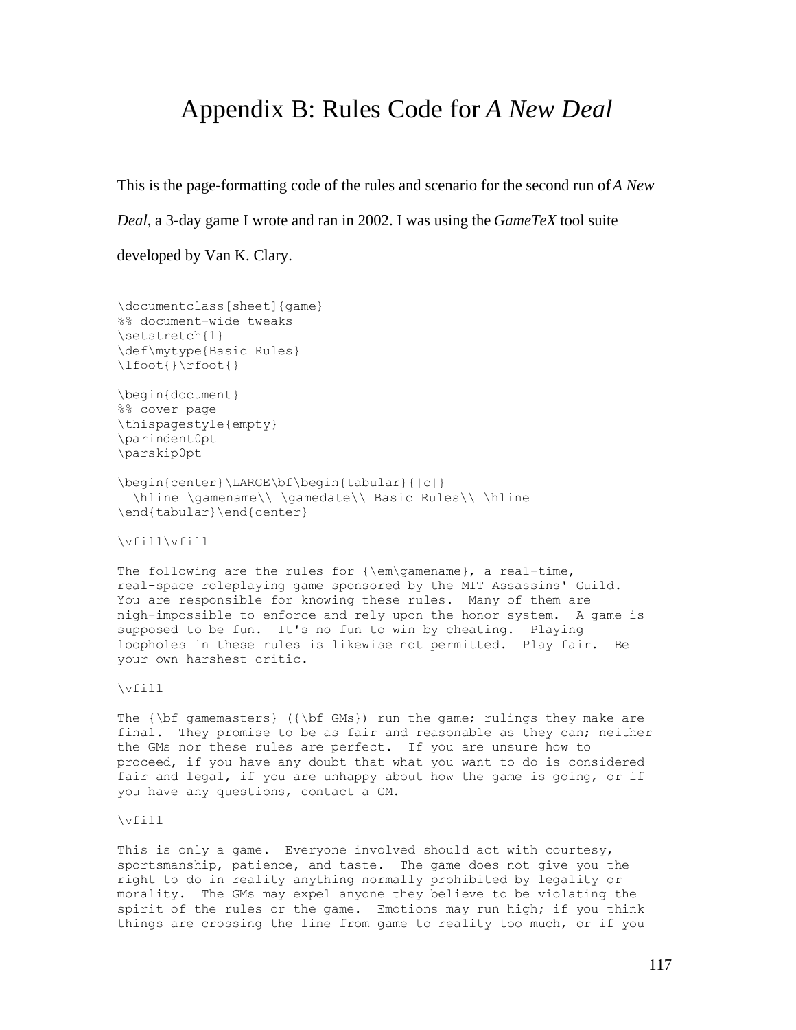# Appendix B: Rules Code for *A New Deal*

This is the page-formatting code of the rules and scenario for the second run of *A New Deal*, a 3-day game I wrote and ran in 2002. I was using the *GameTeX* tool suite developed by Van K. Clary.

```
\documentclass[sheet]{game}
%% document-wide tweaks
\setstretch{1}
\def\mytype{Basic Rules}
\lfoot{}\rfoot{}

\begin{document}
%% cover page
\thispagestyle{empty}
\parindent0pt
\parskip0pt

\begin{center}\LARGE\bf\begin{tabular}{|c|}
  \hline \gamename\\ \gamedate\\ Basic Rules\\ \hline
\end{tabular}\end{center}

\vfill\vfill

The following are the rules for {\em\gamename}, a real-time,
real-space roleplaying game sponsored by the MIT Assassins' Guild.
You are responsible for knowing these rules.  Many of them are
nigh-impossible to enforce and rely upon the honor system.  A game is
supposed to be fun.  It's no fun to win by cheating.  Playing
loopholes in these rules is likewise not permitted.  Play fair.  Be
your own harshest critic.

\vfill

The {\bf gamemasters} ({\bf GMs}) run the game; rulings they make are
final.  They promise to be as fair and reasonable as they can; neither
the GMs nor these rules are perfect.  If you are unsure how to
proceed, if you have any doubt that what you want to do is considered
fair and legal, if you are unhappy about how the game is going, or if
you have any questions, contact a GM.

\vfill

This is only a game.  Everyone involved should act with courtesy,
sportsmanship, patience, and taste.  The game does not give you the
right to do in reality anything normally prohibited by legality or
morality.  The GMs may expel anyone they believe to be violating the
spirit of the rules or the game.  Emotions may run high; if you think
things are crossing the line from game to reality too much, or if you
```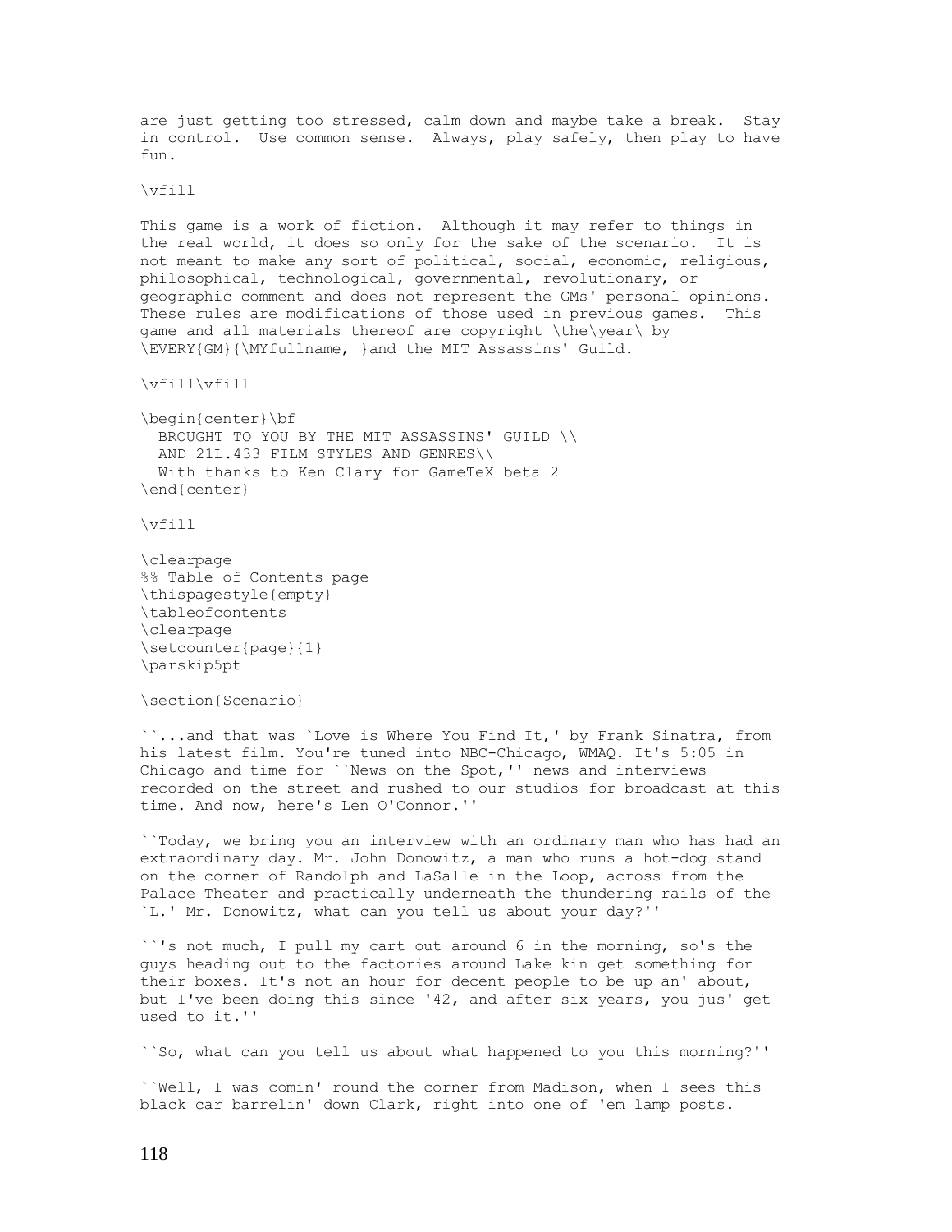are just getting too stressed, calm down and maybe take a break. Stay in control. Use common sense. Always, play safely, then play to have fun.

\vfill

This game is a work of fiction. Although it may refer to things in the real world, it does so only for the sake of the scenario. It is not meant to make any sort of political, social, economic, religious, philosophical, technological, governmental, revolutionary, or geographic comment and does not represent the GMs' personal opinions. These rules are modifications of those used in previous games. This game and all materials thereof are copyright \the\year\ by \EVERY{GM}{\MYfullname, }and the MIT Assassins' Guild.

\vfill\vfill

```
\begin{center}\bf
  BROUGHT TO YOU BY THE MIT ASSASSINS' GUILD \\
  AND 21L.433 FILM STYLES AND GENRES\\
  With thanks to Ken Clary for GameTeX beta 2
\end{center}

\vfill

\clearpage
%% Table of Contents page
\thispagestyle{empty}
\tableofcontents
\clearpage
\setcounter{page}{1}
\parskip5pt

\section{Scenario}
```

``...and that was `Love is Where You Find It,' by Frank Sinatra, from his latest film. You're tuned into NBC-Chicago, WMAQ. It's 5:05 in Chicago and time for ``News on the Spot,'' news and interviews recorded on the street and rushed to our studios for broadcast at this time. And now, here's Len O'Connor.''

``Today, we bring you an interview with an ordinary man who has had an extraordinary day. Mr. John Donowitz, a man who runs a hot-dog stand on the corner of Randolph and LaSalle in the Loop, across from the Palace Theater and practically underneath the thundering rails of the `L.' Mr. Donowitz, what can you tell us about your day?''

``'s not much, I pull my cart out around 6 in the morning, so's the guys heading out to the factories around Lake kin get something for their boxes. It's not an hour for decent people to be up an' about, but I've been doing this since '42, and after six years, you jus' get used to it.''

``So, what can you tell us about what happened to you this morning?''

``Well, I was comin' round the corner from Madison, when I sees this black car barrelin' down Clark, right into one of 'em lamp posts.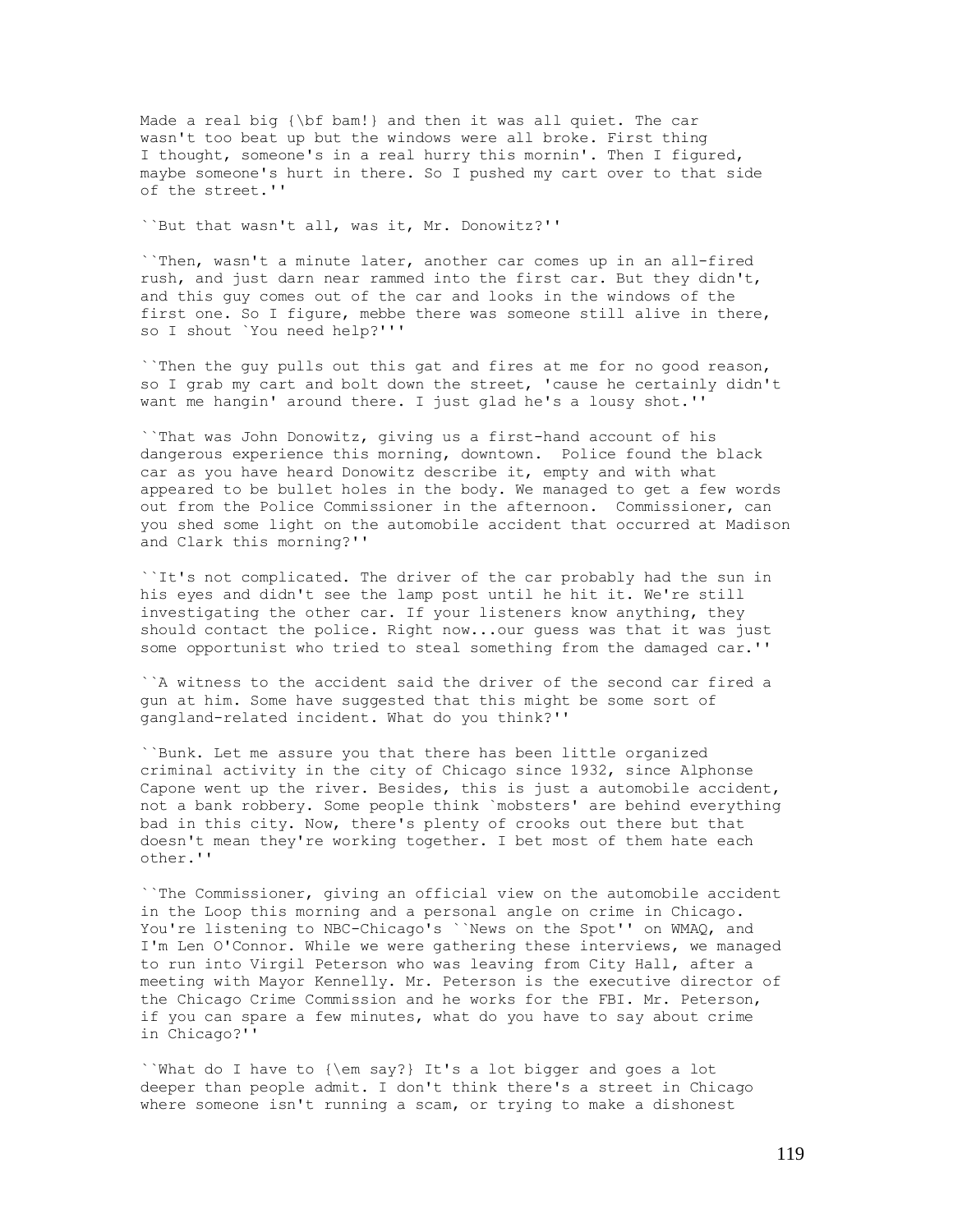Made a real big **bam!** and then it was all quiet. The car wasn't too beat up but the windows were all broke. First thing I thought, someone's in a real hurry this mornin'. Then I figured, maybe someone's hurt in there. So I pushed my cart over to that side of the street."

"But that wasn't all, was it, Mr. Donowitz?"

"Then, wasn't a minute later, another car comes up in an all-fired rush, and just darn near rammed into the first car. But they didn't, and this guy comes out of the car and looks in the windows of the first one. So I figure, mebbe there was someone still alive in there, so I shout 'You need help?'"

"Then the guy pulls out this gat and fires at me for no good reason, so I grab my cart and bolt down the street, 'cause he certainly didn't want me hangin' around there. I just glad he's a lousy shot."

"That was John Donowitz, giving us a first-hand account of his dangerous experience this morning, downtown. Police found the black car as you have heard Donowitz describe it, empty and with what appeared to be bullet holes in the body. We managed to get a few words out from the Police Commissioner in the afternoon. Commissioner, can you shed some light on the automobile accident that occurred at Madison and Clark this morning?"

"It's not complicated. The driver of the car probably had the sun in his eyes and didn't see the lamp post until he hit it. We're still investigating the other car. If your listeners know anything, they should contact the police. Right now...our guess was that it was just some opportunist who tried to steal something from the damaged car."

"A witness to the accident said the driver of the second car fired a gun at him. Some have suggested that this might be some sort of gangland-related incident. What do you think?"

"Bunk. Let me assure you that there has been little organized criminal activity in the city of Chicago since 1932, since Alphonse Capone went up the river. Besides, this is just a automobile accident, not a bank robbery. Some people think 'mobsters' are behind everything bad in this city. Now, there's plenty of crooks out there but that doesn't mean they're working together. I bet most of them hate each other."

"The Commissioner, giving an official view on the automobile accident in the Loop this morning and a personal angle on crime in Chicago. You're listening to NBC-Chicago's "News on the Spot" on WMAQ, and I'm Len O'Connor. While we were gathering these interviews, we managed to run into Virgil Peterson who was leaving from City Hall, after a meeting with Mayor Kennelly. Mr. Peterson is the executive director of the Chicago Crime Commission and he works for the FBI. Mr. Peterson, if you can spare a few minutes, what do you have to say about crime in Chicago?"

"What do I have to *say?* It's a lot bigger and goes a lot deeper than people admit. I don't think there's a street in Chicago where someone isn't running a scam, or trying to make a dishonest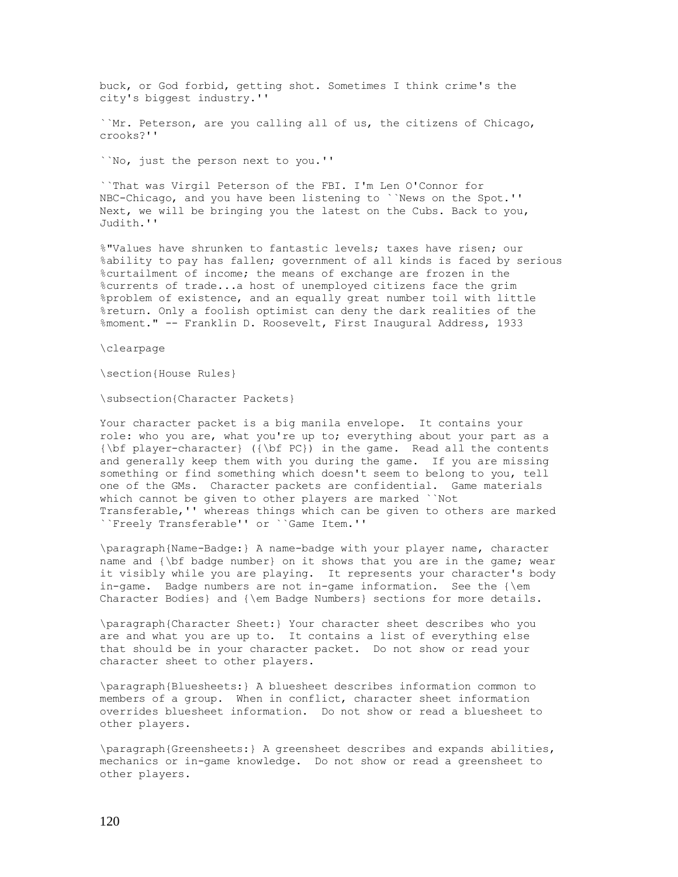buck, or God forbid, getting shot. Sometimes I think crime's the city's biggest industry.''

``Mr. Peterson, are you calling all of us, the citizens of Chicago, crooks?''

``No, just the person next to you.''

``That was Virgil Peterson of the FBI. I'm Len O'Connor for NBC-Chicago, and you have been listening to ``News on the Spot.'' Next, we will be bringing you the latest on the Cubs. Back to you, Judith.''

%"Values have shrunken to fantastic levels; taxes have risen; our
%ability to pay has fallen; government of all kinds is faced by serious
%curtailment of income; the means of exchange are frozen in the
%currents of trade...a host of unemployed citizens face the grim
%problem of existence, and an equally great number toil with little
%return. Only a foolish optimist can deny the dark realities of the
%moment." -- Franklin D. Roosevelt, First Inaugural Address, 1933

\clearpage

\section{House Rules}

\subsection{Character Packets}

Your character packet is a big manila envelope. It contains your role: who you are, what you're up to; everything about your part as a {\bf player-character} ({\bf PC}) in the game. Read all the contents and generally keep them with you during the game. If you are missing something or find something which doesn't seem to belong to you, tell one of the GMs. Character packets are confidential. Game materials which cannot be given to other players are marked ``Not Transferable,'' whereas things which can be given to others are marked ``Freely Transferable'' or ``Game Item.''

\paragraph{Name-Badge:} A name-badge with your player name, character name and {\bf badge number} on it shows that you are in the game; wear it visibly while you are playing. It represents your character's body in-game. Badge numbers are not in-game information. See the {\em Character Bodies} and {\em Badge Numbers} sections for more details.

\paragraph{Character Sheet:} Your character sheet describes who you are and what you are up to. It contains a list of everything else that should be in your character packet. Do not show or read your character sheet to other players.

\paragraph{Bluesheets:} A bluesheet describes information common to members of a group. When in conflict, character sheet information overrides bluesheet information. Do not show or read a bluesheet to other players.

\paragraph{Greensheets:} A greensheet describes and expands abilities, mechanics or in-game knowledge. Do not show or read a greensheet to other players.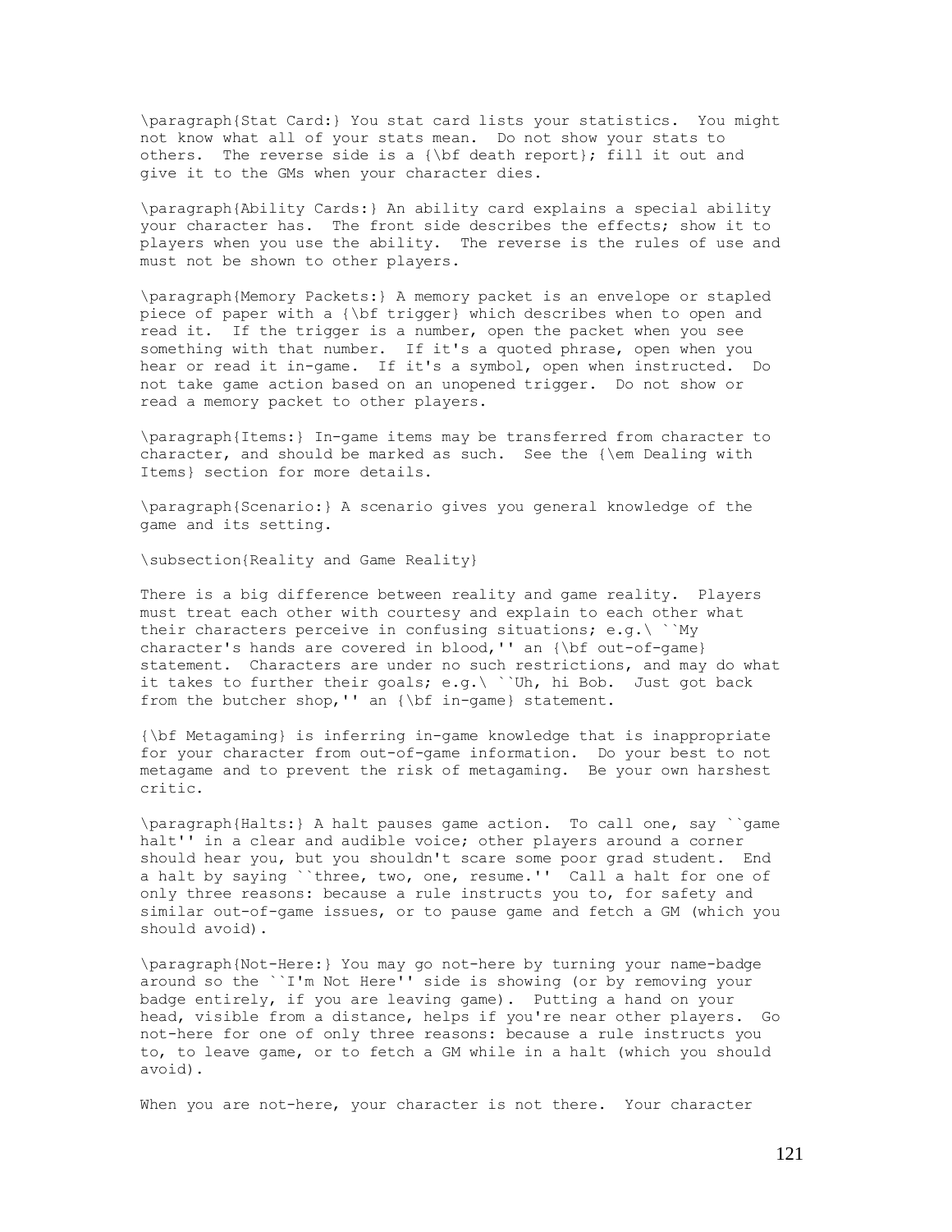\paragraph{Stat Card:} You stat card lists your statistics. You might not know what all of your stats mean. Do not show your stats to others. The reverse side is a {\bf death report}; fill it out and give it to the GMs when your character dies.

\paragraph{Ability Cards:} An ability card explains a special ability your character has. The front side describes the effects; show it to players when you use the ability. The reverse is the rules of use and must not be shown to other players.

\paragraph{Memory Packets:} A memory packet is an envelope or stapled piece of paper with a {\bf trigger} which describes when to open and read it. If the trigger is a number, open the packet when you see something with that number. If it's a quoted phrase, open when you hear or read it in-game. If it's a symbol, open when instructed. Do not take game action based on an unopened trigger. Do not show or read a memory packet to other players.

\paragraph{Items:} In-game items may be transferred from character to character, and should be marked as such. See the {\em Dealing with Items} section for more details.

\paragraph{Scenario:} A scenario gives you general knowledge of the game and its setting.

\subsection{Reality and Game Reality}

There is a big difference between reality and game reality. Players must treat each other with courtesy and explain to each other what their characters perceive in confusing situations; e.g.\ ``My character's hands are covered in blood,'' an {\bf out-of-game} statement. Characters are under no such restrictions, and may do what it takes to further their goals; e.g.\ ``Uh, hi Bob. Just got back from the butcher shop,'' an {\bf in-game} statement.

{\bf Metagaming} is inferring in-game knowledge that is inappropriate for your character from out-of-game information. Do your best to not metagame and to prevent the risk of metagaming. Be your own harshest critic.

\paragraph{Halts:} A halt pauses game action. To call one, say ``game halt'' in a clear and audible voice; other players around a corner should hear you, but you shouldn't scare some poor grad student. End a halt by saying ``three, two, one, resume.'' Call a halt for one of only three reasons: because a rule instructs you to, for safety and similar out-of-game issues, or to pause game and fetch a GM (which you should avoid).

\paragraph{Not-Here:} You may go not-here by turning your name-badge around so the ``I'm Not Here'' side is showing (or by removing your badge entirely, if you are leaving game). Putting a hand on your head, visible from a distance, helps if you're near other players. Go not-here for one of only three reasons: because a rule instructs you to, to leave game, or to fetch a GM while in a halt (which you should avoid).

When you are not-here, your character is not there. Your character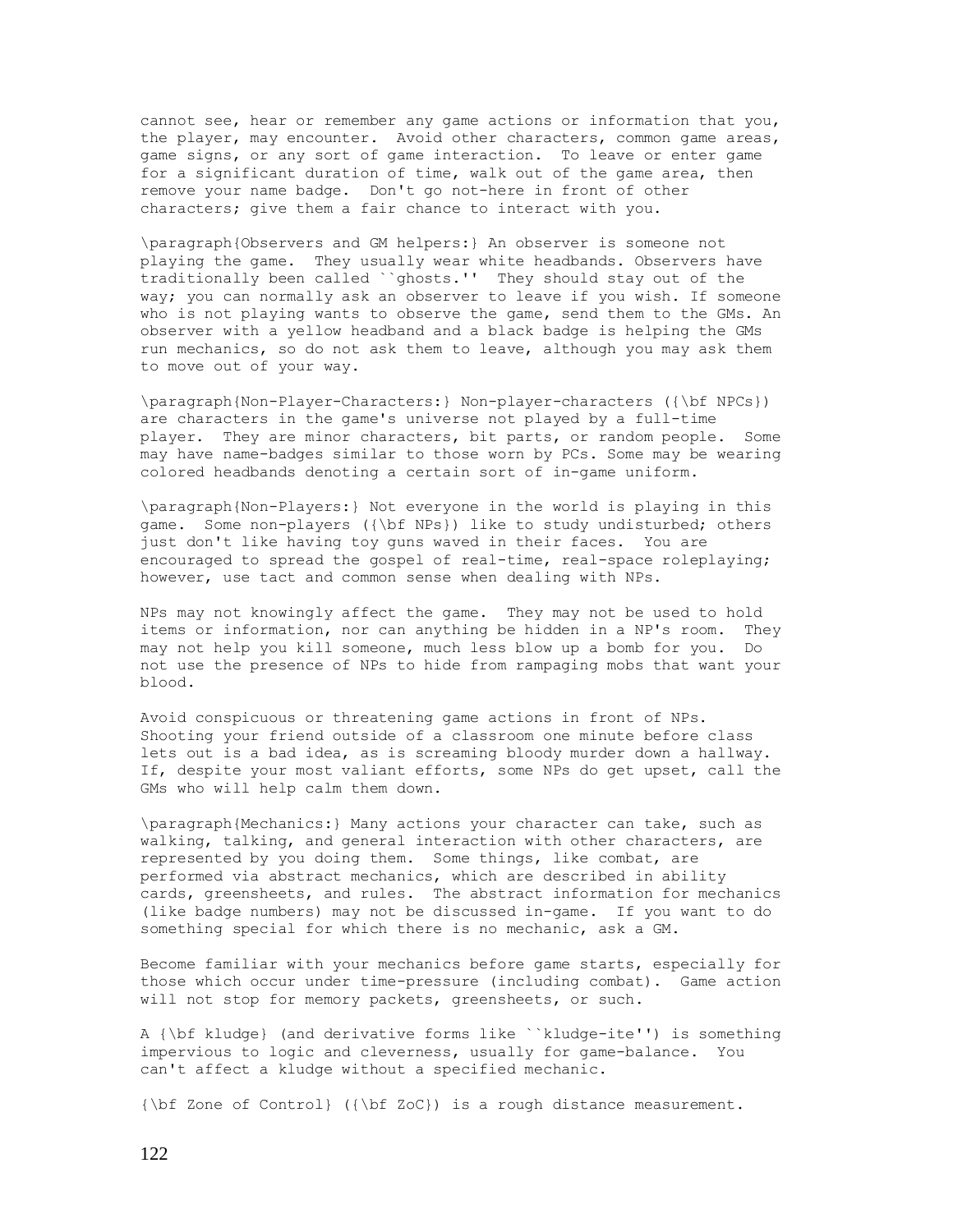cannot see, hear or remember any game actions or information that you, the player, may encounter. Avoid other characters, common game areas, game signs, or any sort of game interaction. To leave or enter game for a significant duration of time, walk out of the game area, then remove your name badge. Don't go not-here in front of other characters; give them a fair chance to interact with you.

\paragraph{Observers and GM helpers:} An observer is someone not playing the game. They usually wear white headbands. Observers have traditionally been called ``ghosts.'' They should stay out of the way; you can normally ask an observer to leave if you wish. If someone who is not playing wants to observe the game, send them to the GMs. An observer with a yellow headband and a black badge is helping the GMs run mechanics, so do not ask them to leave, although you may ask them to move out of your way.

\paragraph{Non-Player-Characters:} Non-player-characters ({\bf NPCs}) are characters in the game's universe not played by a full-time player. They are minor characters, bit parts, or random people. Some may have name-badges similar to those worn by PCs. Some may be wearing colored headbands denoting a certain sort of in-game uniform.

\paragraph{Non-Players:} Not everyone in the world is playing in this game. Some non-players ({\bf NPs}) like to study undisturbed; others just don't like having toy guns waved in their faces. You are encouraged to spread the gospel of real-time, real-space roleplaying; however, use tact and common sense when dealing with NPs.

NPs may not knowingly affect the game. They may not be used to hold items or information, nor can anything be hidden in a NP's room. They may not help you kill someone, much less blow up a bomb for you. Do not use the presence of NPs to hide from rampaging mobs that want your blood.

Avoid conspicuous or threatening game actions in front of NPs. Shooting your friend outside of a classroom one minute before class lets out is a bad idea, as is screaming bloody murder down a hallway. If, despite your most valiant efforts, some NPs do get upset, call the GMs who will help calm them down.

\paragraph{Mechanics:} Many actions your character can take, such as walking, talking, and general interaction with other characters, are represented by you doing them. Some things, like combat, are performed via abstract mechanics, which are described in ability cards, greensheets, and rules. The abstract information for mechanics (like badge numbers) may not be discussed in-game. If you want to do something special for which there is no mechanic, ask a GM.

Become familiar with your mechanics before game starts, especially for those which occur under time-pressure (including combat). Game action will not stop for memory packets, greensheets, or such.

A {\bf kludge} (and derivative forms like ``kludge-ite'') is something impervious to logic and cleverness, usually for game-balance. You can't affect a kludge without a specified mechanic.

{\bf Zone of Control} ({\bf ZoC}) is a rough distance measurement.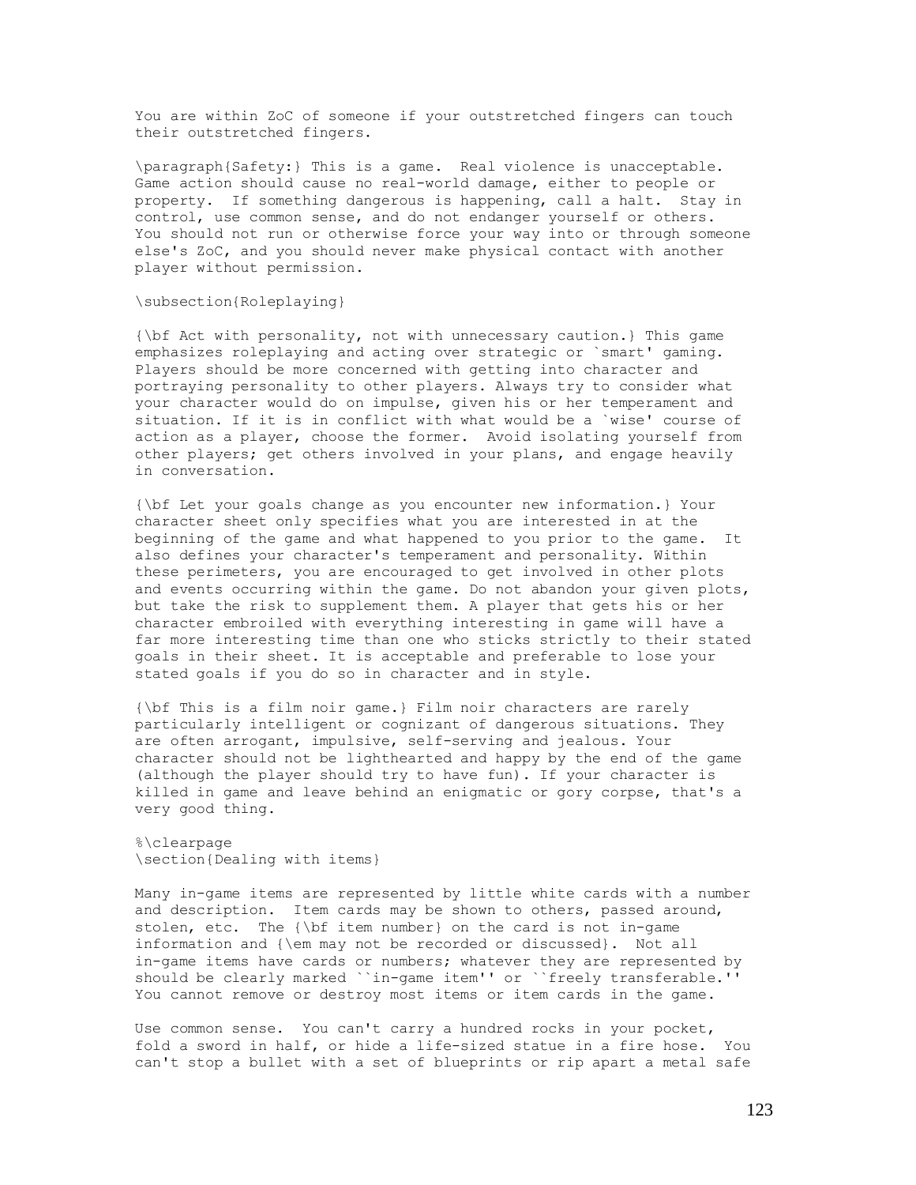You are within ZoC of someone if your outstretched fingers can touch their outstretched fingers.

\paragraph{Safety:} This is a game. Real violence is unacceptable. Game action should cause no real-world damage, either to people or property. If something dangerous is happening, call a halt. Stay in control, use common sense, and do not endanger yourself or others. You should not run or otherwise force your way into or through someone else's ZoC, and you should never make physical contact with another player without permission.

\subsection{Roleplaying}

{\bf Act with personality, not with unnecessary caution.} This game emphasizes roleplaying and acting over strategic or `smart' gaming. Players should be more concerned with getting into character and portraying personality to other players. Always try to consider what your character would do on impulse, given his or her temperament and situation. If it is in conflict with what would be a `wise' course of action as a player, choose the former. Avoid isolating yourself from other players; get others involved in your plans, and engage heavily in conversation.

{\bf Let your goals change as you encounter new information.} Your character sheet only specifies what you are interested in at the beginning of the game and what happened to you prior to the game. It also defines your character's temperament and personality. Within these perimeters, you are encouraged to get involved in other plots and events occurring within the game. Do not abandon your given plots, but take the risk to supplement them. A player that gets his or her character embroiled with everything interesting in game will have a far more interesting time than one who sticks strictly to their stated goals in their sheet. It is acceptable and preferable to lose your stated goals if you do so in character and in style.

{\bf This is a film noir game.} Film noir characters are rarely particularly intelligent or cognizant of dangerous situations. They are often arrogant, impulsive, self-serving and jealous. Your character should not be lighthearted and happy by the end of the game (although the player should try to have fun). If your character is killed in game and leave behind an enigmatic or gory corpse, that's a very good thing.

%\clearpage
\section{Dealing with items}

Many in-game items are represented by little white cards with a number and description. Item cards may be shown to others, passed around, stolen, etc. The {\bf item number} on the card is not in-game information and {\em may not be recorded or discussed}. Not all in-game items have cards or numbers; whatever they are represented by should be clearly marked ``in-game item'' or ``freely transferable.'' You cannot remove or destroy most items or item cards in the game.

Use common sense. You can't carry a hundred rocks in your pocket, fold a sword in half, or hide a life-sized statue in a fire hose. You can't stop a bullet with a set of blueprints or rip apart a metal safe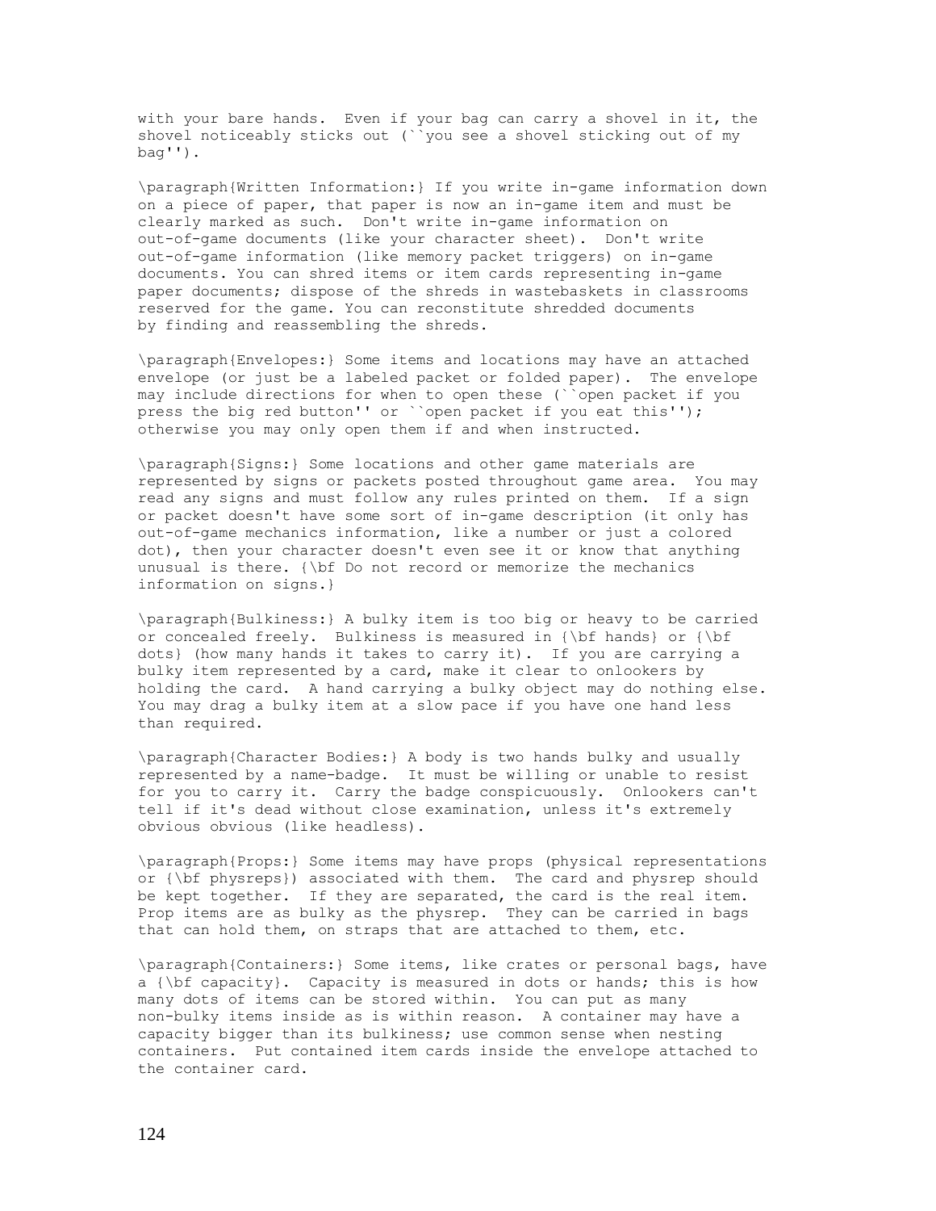with your bare hands. Even if your bag can carry a shovel in it, the shovel noticeably sticks out ("you see a shovel sticking out of my bag").

**Written Information:** If you write in-game information down on a piece of paper, that paper is now an in-game item and must be clearly marked as such. Don't write in-game information on out-of-game documents (like your character sheet). Don't write out-of-game information (like memory packet triggers) on in-game documents. You can shred items or item cards representing in-game paper documents; dispose of the shreds in wastebaskets in classrooms reserved for the game. You can reconstitute shredded documents by finding and reassembling the shreds.

**Envelopes:** Some items and locations may have an attached envelope (or just be a labeled packet or folded paper). The envelope may include directions for when to open these ("open packet if you press the big red button" or "open packet if you eat this"); otherwise you may only open them if and when instructed.

**Signs:** Some locations and other game materials are represented by signs or packets posted throughout game area. You may read any signs and must follow any rules printed on them. If a sign or packet doesn't have some sort of in-game description (it only has out-of-game mechanics information, like a number or just a colored dot), then your character doesn't even see it or know that anything unusual is there. **Do not record or memorize the mechanics information on signs.**

**Bulkiness:** A bulky item is too big or heavy to be carried or concealed freely. Bulkiness is measured in **hands** or **dots** (how many hands it takes to carry it). If you are carrying a bulky item represented by a card, make it clear to onlookers by holding the card. A hand carrying a bulky object may do nothing else. You may drag a bulky item at a slow pace if you have one hand less than required.

**Character Bodies:** A body is two hands bulky and usually represented by a name-badge. It must be willing or unable to resist for you to carry it. Carry the badge conspicuously. Onlookers can't tell if it's dead without close examination, unless it's extremely obvious obvious (like headless).

**Props:** Some items may have props (physical representations or **physreps**) associated with them. The card and physrep should be kept together. If they are separated, the card is the real item. Prop items are as bulky as the physrep. They can be carried in bags that can hold them, on straps that are attached to them, etc.

**Containers:** Some items, like crates or personal bags, have a **capacity**. Capacity is measured in dots or hands; this is how many dots of items can be stored within. You can put as many non-bulky items inside as is within reason. A container may have a capacity bigger than its bulkiness; use common sense when nesting containers. Put contained item cards inside the envelope attached to the container card.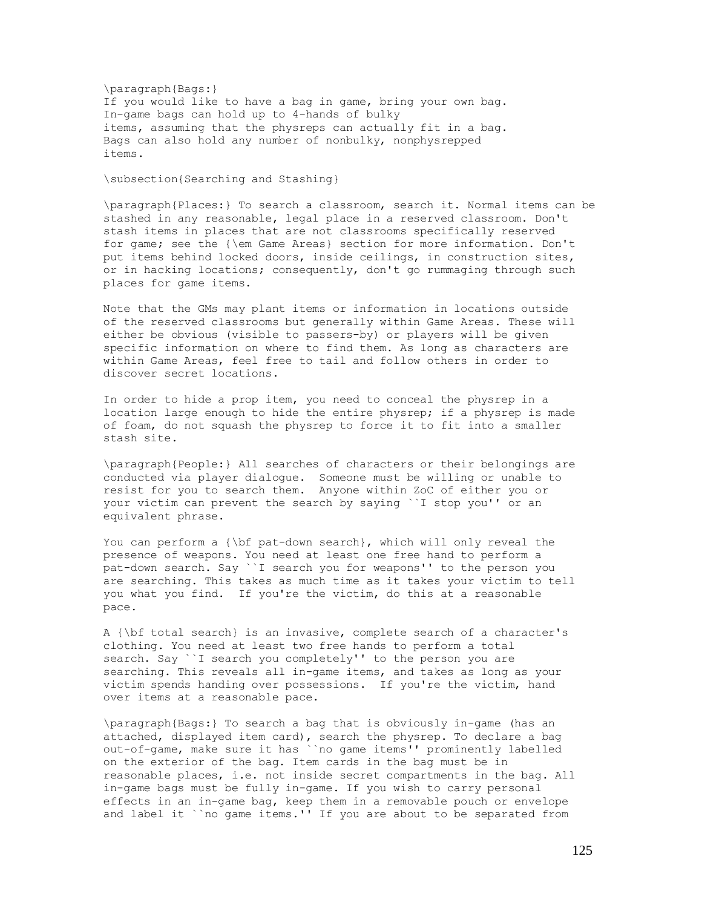\paragraph{Bags:}
If you would like to have a bag in game, bring your own bag.
In-game bags can hold up to 4-hands of bulky
items, assuming that the physreps can actually fit in a bag.
Bags can also hold any number of nonbulky, nonphysrepped
items.

\subsection{Searching and Stashing}

\paragraph{Places:} To search a classroom, search it. Normal items can be stashed in any reasonable, legal place in a reserved classroom. Don't stash items in places that are not classrooms specifically reserved for game; see the {\em Game Areas} section for more information. Don't put items behind locked doors, inside ceilings, in construction sites, or in hacking locations; consequently, don't go rummaging through such places for game items.

Note that the GMs may plant items or information in locations outside of the reserved classrooms but generally within Game Areas. These will either be obvious (visible to passers-by) or players will be given specific information on where to find them. As long as characters are within Game Areas, feel free to tail and follow others in order to discover secret locations.

In order to hide a prop item, you need to conceal the physrep in a location large enough to hide the entire physrep; if a physrep is made of foam, do not squash the physrep to force it to fit into a smaller stash site.

\paragraph{People:} All searches of characters or their belongings are conducted via player dialogue. Someone must be willing or unable to resist for you to search them. Anyone within ZoC of either you or your victim can prevent the search by saying ``I stop you'' or an equivalent phrase.

You can perform a {\bf pat-down search}, which will only reveal the presence of weapons. You need at least one free hand to perform a pat-down search. Say ``I search you for weapons'' to the person you are searching. This takes as much time as it takes your victim to tell you what you find. If you're the victim, do this at a reasonable pace.

A {\bf total search} is an invasive, complete search of a character's clothing. You need at least two free hands to perform a total search. Say ``I search you completely'' to the person you are searching. This reveals all in-game items, and takes as long as your victim spends handing over possessions. If you're the victim, hand over items at a reasonable pace.

\paragraph{Bags:} To search a bag that is obviously in-game (has an attached, displayed item card), search the physrep. To declare a bag out-of-game, make sure it has ``no game items'' prominently labelled on the exterior of the bag. Item cards in the bag must be in reasonable places, i.e. not inside secret compartments in the bag. All in-game bags must be fully in-game. If you wish to carry personal effects in an in-game bag, keep them in a removable pouch or envelope and label it ``no game items.'' If you are about to be separated from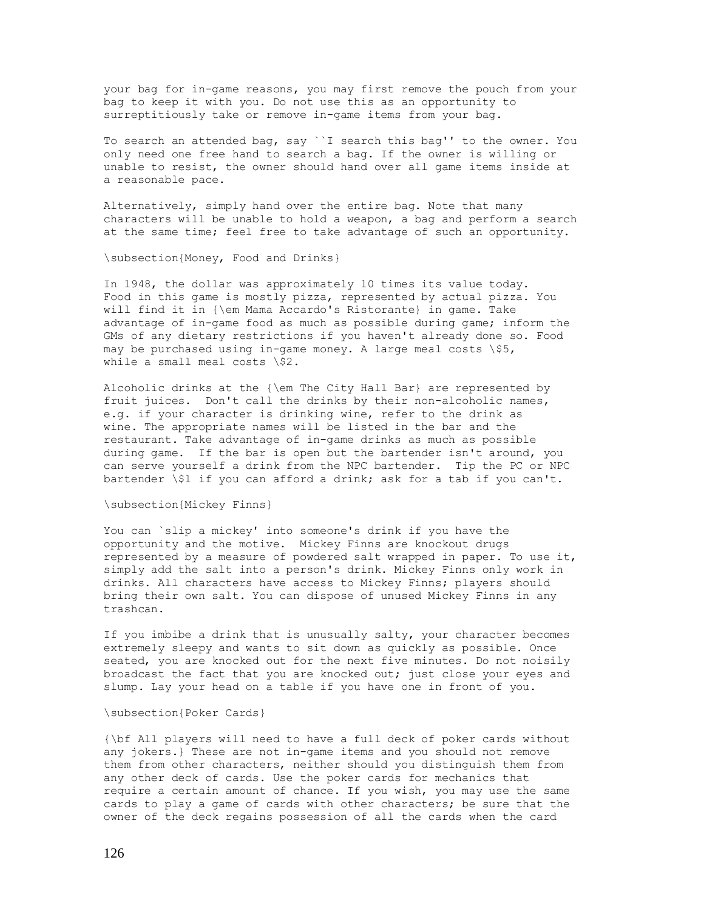your bag for in-game reasons, you may first remove the pouch from your bag to keep it with you. Do not use this as an opportunity to surreptitiously take or remove in-game items from your bag.

To search an attended bag, say "I search this bag" to the owner. You only need one free hand to search a bag. If the owner is willing or unable to resist, the owner should hand over all game items inside at a reasonable pace.

Alternatively, simply hand over the entire bag. Note that many characters will be unable to hold a weapon, a bag and perform a search at the same time; feel free to take advantage of such an opportunity.

## Money, Food and Drinks

In 1948, the dollar was approximately 10 times its value today. Food in this game is mostly pizza, represented by actual pizza. You will find it in *Mama Accardo's Ristorante* in game. Take advantage of in-game food as much as possible during game; inform the GMs of any dietary restrictions if you haven't already done so. Food may be purchased using in-game money. A large meal costs $5, while a small meal costs $2.

Alcoholic drinks at the *The City Hall Bar* are represented by fruit juices. Don't call the drinks by their non-alcoholic names, e.g. if your character is drinking wine, refer to the drink as wine. The appropriate names will be listed in the bar and the restaurant. Take advantage of in-game drinks as much as possible during game. If the bar is open but the bartender isn't around, you can serve yourself a drink from the NPC bartender. Tip the PC or NPC bartender $1 if you can afford a drink; ask for a tab if you can't.

## Mickey Finns

You can 'slip a mickey' into someone's drink if you have the opportunity and the motive. Mickey Finns are knockout drugs represented by a measure of powdered salt wrapped in paper. To use it, simply add the salt into a person's drink. Mickey Finns only work in drinks. All characters have access to Mickey Finns; players should bring their own salt. You can dispose of unused Mickey Finns in any trashcan.

If you imbibe a drink that is unusually salty, your character becomes extremely sleepy and wants to sit down as quickly as possible. Once seated, you are knocked out for the next five minutes. Do not noisily broadcast the fact that you are knocked out; just close your eyes and slump. Lay your head on a table if you have one in front of you.

## Poker Cards

**All players will need to have a full deck of poker cards without any jokers.** These are not in-game items and you should not remove them from other characters, neither should you distinguish them from any other deck of cards. Use the poker cards for mechanics that require a certain amount of chance. If you wish, you may use the same cards to play a game of cards with other characters; be sure that the owner of the deck regains possession of all the cards when the card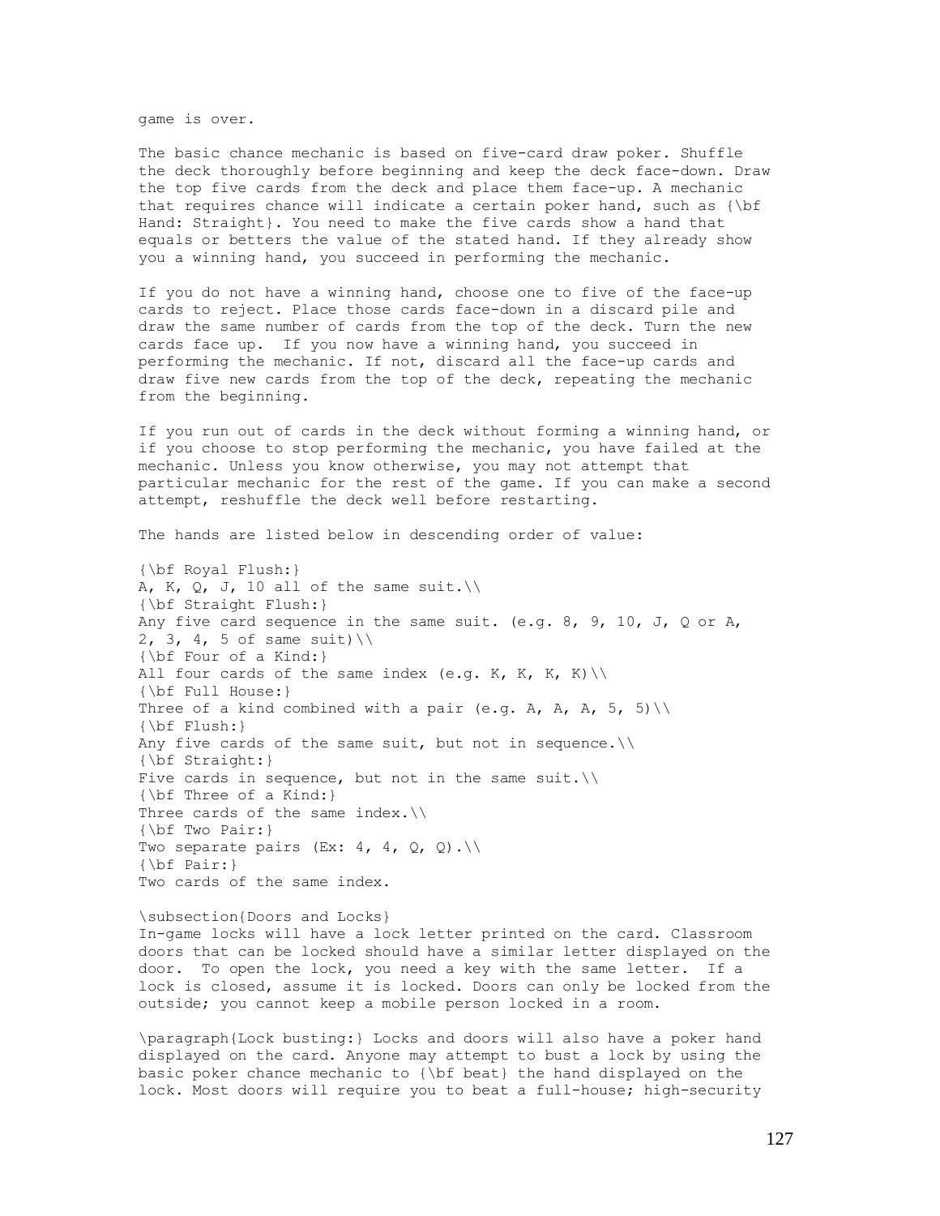game is over.

The basic chance mechanic is based on five-card draw poker. Shuffle the deck thoroughly before beginning and keep the deck face-down. Draw the top five cards from the deck and place them face-up. A mechanic that requires chance will indicate a certain poker hand, such as **Hand: Straight**. You need to make the five cards show a hand that equals or betters the value of the stated hand. If they already show you a winning hand, you succeed in performing the mechanic.

If you do not have a winning hand, choose one to five of the face-up cards to reject. Place those cards face-down in a discard pile and draw the same number of cards from the top of the deck. Turn the new cards face up. If you now have a winning hand, you succeed in performing the mechanic. If not, discard all the face-up cards and draw five new cards from the top of the deck, repeating the mechanic from the beginning.

If you run out of cards in the deck without forming a winning hand, or if you choose to stop performing the mechanic, you have failed at the mechanic. Unless you know otherwise, you may not attempt that particular mechanic for the rest of the game. If you can make a second attempt, reshuffle the deck well before restarting.

The hands are listed below in descending order of value:

**Royal Flush:**
A, K, Q, J, 10 all of the same suit.
**Straight Flush:**
Any five card sequence in the same suit. (e.g. 8, 9, 10, J, Q or A, 2, 3, 4, 5 of same suit)
**Four of a Kind:**
All four cards of the same index (e.g. K, K, K, K)
**Full House:**
Three of a kind combined with a pair (e.g. A, A, A, 5, 5)
**Flush:**
Any five cards of the same suit, but not in sequence.
**Straight:**
Five cards in sequence, but not in the same suit.
**Three of a Kind:**
Three cards of the same index.
**Two Pair:**
Two separate pairs (Ex: 4, 4, Q, Q).
**Pair:**
Two cards of the same index.

### Doors and Locks

In-game locks will have a lock letter printed on the card. Classroom doors that can be locked should have a similar letter displayed on the door. To open the lock, you need a key with the same letter. If a lock is closed, assume it is locked. Doors can only be locked from the outside; you cannot keep a mobile person locked in a room.

**Lock busting:** Locks and doors will also have a poker hand displayed on the card. Anyone may attempt to bust a lock by using the basic poker chance mechanic to **beat** the hand displayed on the lock. Most doors will require you to beat a full-house; high-security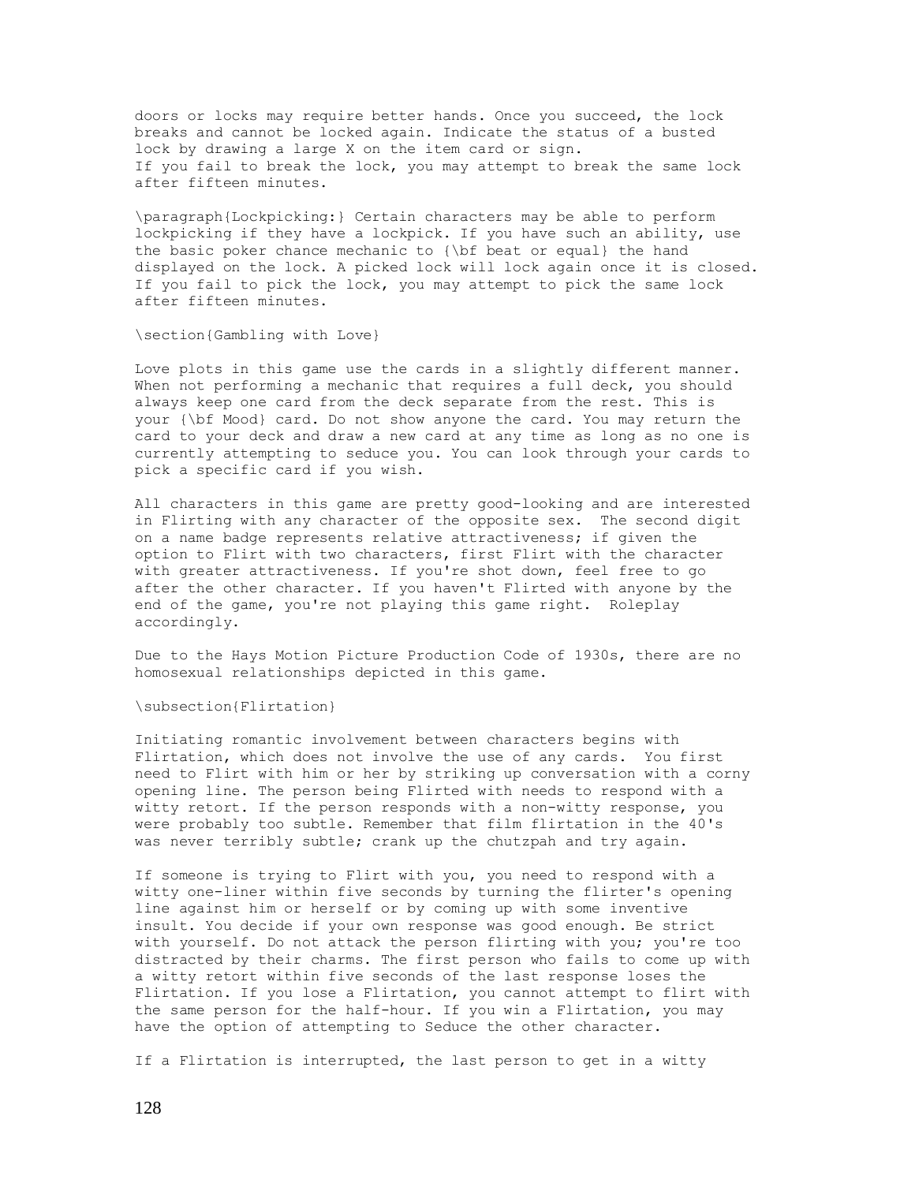doors or locks may require better hands. Once you succeed, the lock breaks and cannot be locked again. Indicate the status of a busted lock by drawing a large X on the item card or sign.
If you fail to break the lock, you may attempt to break the same lock after fifteen minutes.

**Lockpicking:** Certain characters may be able to perform lockpicking if they have a lockpick. If you have such an ability, use the basic poker chance mechanic to **beat or equal** the hand displayed on the lock. A picked lock will lock again once it is closed. If you fail to pick the lock, you may attempt to pick the same lock after fifteen minutes.

## Gambling with Love

Love plots in this game use the cards in a slightly different manner. When not performing a mechanic that requires a full deck, you should always keep one card from the deck separate from the rest. This is your **Mood** card. Do not show anyone the card. You may return the card to your deck and draw a new card at any time as long as no one is currently attempting to seduce you. You can look through your cards to pick a specific card if you wish.

All characters in this game are pretty good-looking and are interested in Flirting with any character of the opposite sex. The second digit on a name badge represents relative attractiveness; if given the option to Flirt with two characters, first Flirt with the character with greater attractiveness. If you're shot down, feel free to go after the other character. If you haven't Flirted with anyone by the end of the game, you're not playing this game right. Roleplay accordingly.

Due to the Hays Motion Picture Production Code of 1930s, there are no homosexual relationships depicted in this game.

### Flirtation

Initiating romantic involvement between characters begins with Flirtation, which does not involve the use of any cards. You first need to Flirt with him or her by striking up conversation with a corny opening line. The person being Flirted with needs to respond with a witty retort. If the person responds with a non-witty response, you were probably too subtle. Remember that film flirtation in the 40's was never terribly subtle; crank up the chutzpah and try again.

If someone is trying to Flirt with you, you need to respond with a witty one-liner within five seconds by turning the flirter's opening line against him or herself or by coming up with some inventive insult. You decide if your own response was good enough. Be strict with yourself. Do not attack the person flirting with you; you're too distracted by their charms. The first person who fails to come up with a witty retort within five seconds of the last response loses the Flirtation. If you lose a Flirtation, you cannot attempt to flirt with the same person for the half-hour. If you win a Flirtation, you may have the option of attempting to Seduce the other character.

If a Flirtation is interrupted, the last person to get in a witty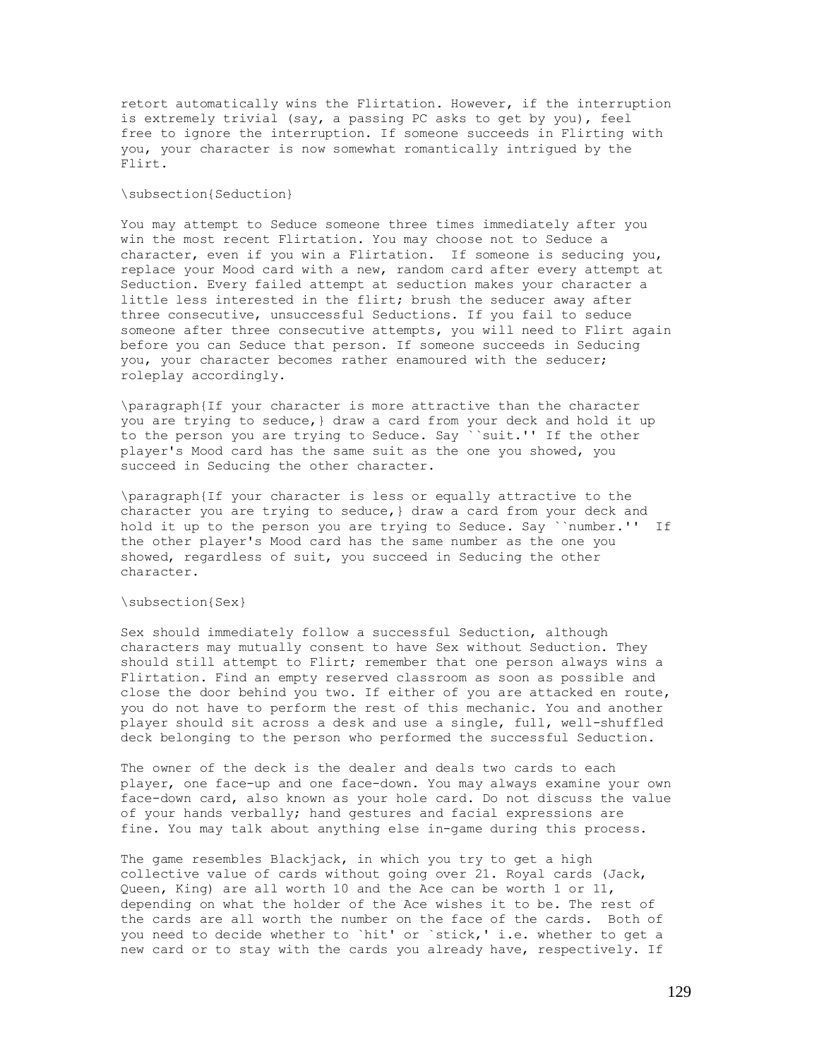retort automatically wins the Flirtation. However, if the interruption is extremely trivial (say, a passing PC asks to get by you), feel free to ignore the interruption. If someone succeeds in Flirting with you, your character is now somewhat romantically intrigued by the Flirt.

## Seduction

You may attempt to Seduce someone three times immediately after you win the most recent Flirtation. You may choose not to Seduce a character, even if you win a Flirtation. If someone is seducing you, replace your Mood card with a new, random card after every attempt at Seduction. Every failed attempt at seduction makes your character a little less interested in the flirt; brush the seducer away after three consecutive, unsuccessful Seductions. If you fail to seduce someone after three consecutive attempts, you will need to Flirt again before you can Seduce that person. If someone succeeds in Seducing you, your character becomes rather enamoured with the seducer; roleplay accordingly.

**If your character is more attractive than the character you are trying to seduce,** draw a card from your deck and hold it up to the person you are trying to Seduce. Say "suit." If the other player's Mood card has the same suit as the one you showed, you succeed in Seducing the other character.

**If your character is less or equally attractive to the character you are trying to seduce,** draw a card from your deck and hold it up to the person you are trying to Seduce. Say "number." If the other player's Mood card has the same number as the one you showed, regardless of suit, you succeed in Seducing the other character.

## Sex

Sex should immediately follow a successful Seduction, although characters may mutually consent to have Sex without Seduction. They should still attempt to Flirt; remember that one person always wins a Flirtation. Find an empty reserved classroom as soon as possible and close the door behind you two. If either of you are attacked en route, you do not have to perform the rest of this mechanic. You and another player should sit across a desk and use a single, full, well-shuffled deck belonging to the person who performed the successful Seduction.

The owner of the deck is the dealer and deals two cards to each player, one face-up and one face-down. You may always examine your own face-down card, also known as your hole card. Do not discuss the value of your hands verbally; hand gestures and facial expressions are fine. You may talk about anything else in-game during this process.

The game resembles Blackjack, in which you try to get a high collective value of cards without going over 21. Royal cards (Jack, Queen, King) are all worth 10 and the Ace can be worth 1 or 11, depending on what the holder of the Ace wishes it to be. The rest of the cards are all worth the number on the face of the cards. Both of you need to decide whether to 'hit' or 'stick,' i.e. whether to get a new card or to stay with the cards you already have, respectively. If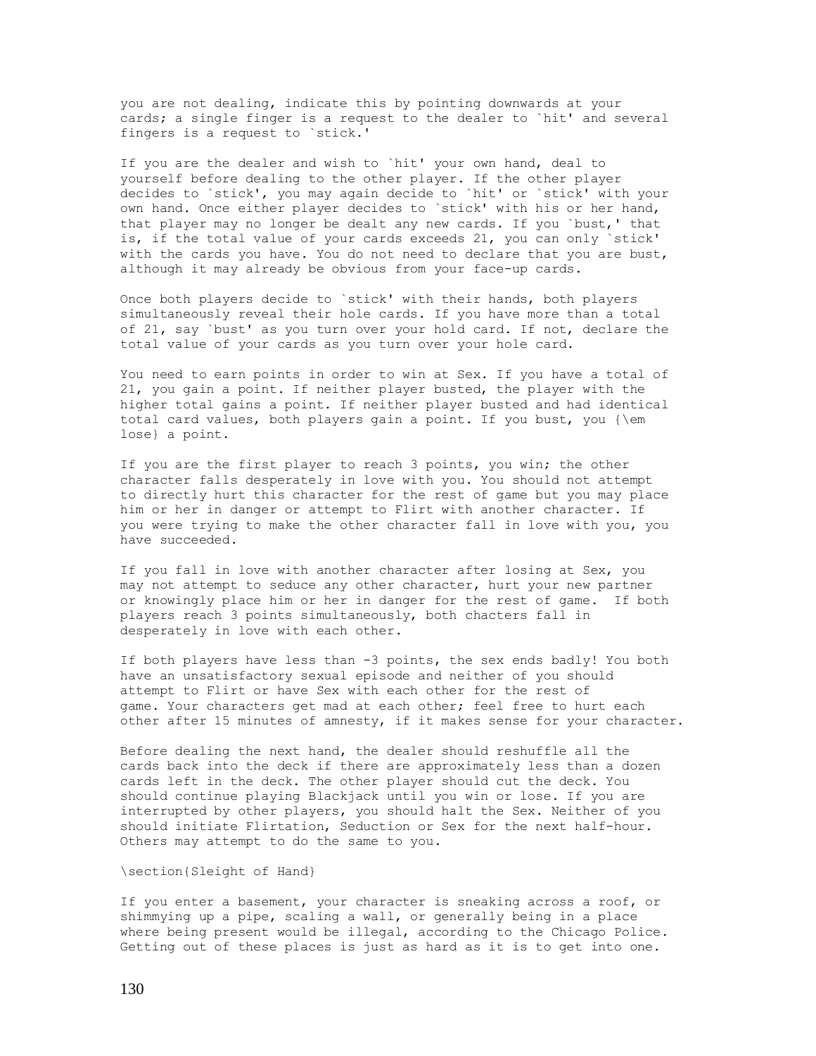you are not dealing, indicate this by pointing downwards at your cards; a single finger is a request to the dealer to `hit' and several fingers is a request to `stick.'

If you are the dealer and wish to `hit' your own hand, deal to yourself before dealing to the other player. If the other player decides to `stick', you may again decide to `hit' or `stick' with your own hand. Once either player decides to `stick' with his or her hand, that player may no longer be dealt any new cards. If you `bust,' that is, if the total value of your cards exceeds 21, you can only `stick' with the cards you have. You do not need to declare that you are bust, although it may already be obvious from your face-up cards.

Once both players decide to `stick' with their hands, both players simultaneously reveal their hole cards. If you have more than a total of 21, say `bust' as you turn over your hold card. If not, declare the total value of your cards as you turn over your hole card.

You need to earn points in order to win at Sex. If you have a total of 21, you gain a point. If neither player busted, the player with the higher total gains a point. If neither player busted and had identical total card values, both players gain a point. If you bust, you {\em lose} a point.

If you are the first player to reach 3 points, you win; the other character falls desperately in love with you. You should not attempt to directly hurt this character for the rest of game but you may place him or her in danger or attempt to Flirt with another character. If you were trying to make the other character fall in love with you, you have succeeded.

If you fall in love with another character after losing at Sex, you may not attempt to seduce any other character, hurt your new partner or knowingly place him or her in danger for the rest of game. If both players reach 3 points simultaneously, both chacters fall in desperately in love with each other.

If both players have less than -3 points, the sex ends badly! You both have an unsatisfactory sexual episode and neither of you should attempt to Flirt or have Sex with each other for the rest of game. Your characters get mad at each other; feel free to hurt each other after 15 minutes of amnesty, if it makes sense for your character.

Before dealing the next hand, the dealer should reshuffle all the cards back into the deck if there are approximately less than a dozen cards left in the deck. The other player should cut the deck. You should continue playing Blackjack until you win or lose. If you are interrupted by other players, you should halt the Sex. Neither of you should initiate Flirtation, Seduction or Sex for the next half-hour. Others may attempt to do the same to you.

\section{Sleight of Hand}

If you enter a basement, your character is sneaking across a roof, or shimmying up a pipe, scaling a wall, or generally being in a place where being present would be illegal, according to the Chicago Police. Getting out of these places is just as hard as it is to get into one.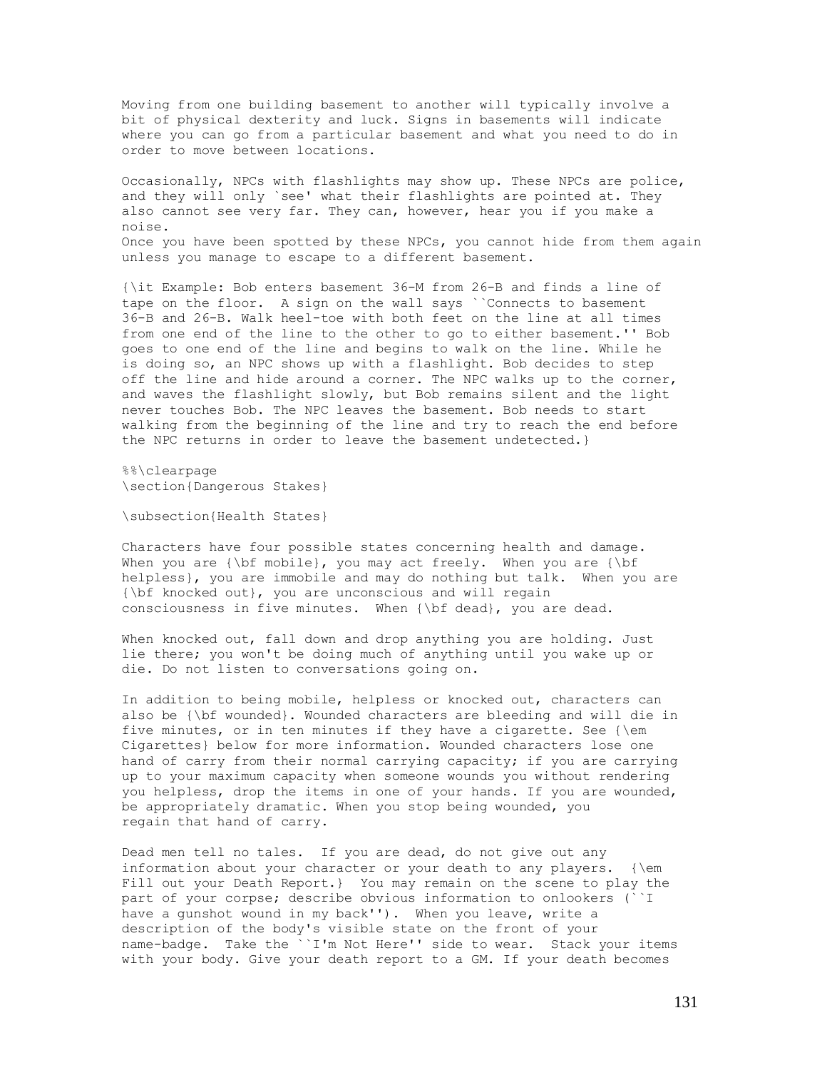Moving from one building basement to another will typically involve a bit of physical dexterity and luck. Signs in basements will indicate where you can go from a particular basement and what you need to do in order to move between locations.

Occasionally, NPCs with flashlights may show up. These NPCs are police, and they will only 'see' what their flashlights are pointed at. They also cannot see very far. They can, however, hear you if you make a noise.
Once you have been spotted by these NPCs, you cannot hide from them again unless you manage to escape to a different basement.

*Example: Bob enters basement 36-M from 26-B and finds a line of tape on the floor. A sign on the wall says "Connects to basement 36-B and 26-B. Walk heel-toe with both feet on the line at all times from one end of the line to the other to go to either basement." Bob goes to one end of the line and begins to walk on the line. While he is doing so, an NPC shows up with a flashlight. Bob decides to step off the line and hide around a corner. The NPC walks up to the corner, and waves the flashlight slowly, but Bob remains silent and the light never touches Bob. The NPC leaves the basement. Bob needs to start walking from the beginning of the line and try to reach the end before the NPC returns in order to leave the basement undetected.*

## Dangerous Stakes

### Health States

Characters have four possible states concerning health and damage. When you are **mobile**, you may act freely. When you are **helpless**, you are immobile and may do nothing but talk. When you are **knocked out**, you are unconscious and will regain consciousness in five minutes. When **dead**, you are dead.

When knocked out, fall down and drop anything you are holding. Just lie there; you won't be doing much of anything until you wake up or die. Do not listen to conversations going on.

In addition to being mobile, helpless or knocked out, characters can also be **wounded**. Wounded characters are bleeding and will die in five minutes, or in ten minutes if they have a cigarette. See *Cigarettes* below for more information. Wounded characters lose one hand of carry from their normal carrying capacity; if you are carrying up to your maximum capacity when someone wounds you without rendering you helpless, drop the items in one of your hands. If you are wounded, be appropriately dramatic. When you stop being wounded, you regain that hand of carry.

Dead men tell no tales. If you are dead, do not give out any information about your character or your death to any players. *Fill out your Death Report.* You may remain on the scene to play the part of your corpse; describe obvious information to onlookers ("I have a gunshot wound in my back"). When you leave, write a description of the body's visible state on the front of your name-badge. Take the "I'm Not Here" side to wear. Stack your items with your body. Give your death report to a GM. If your death becomes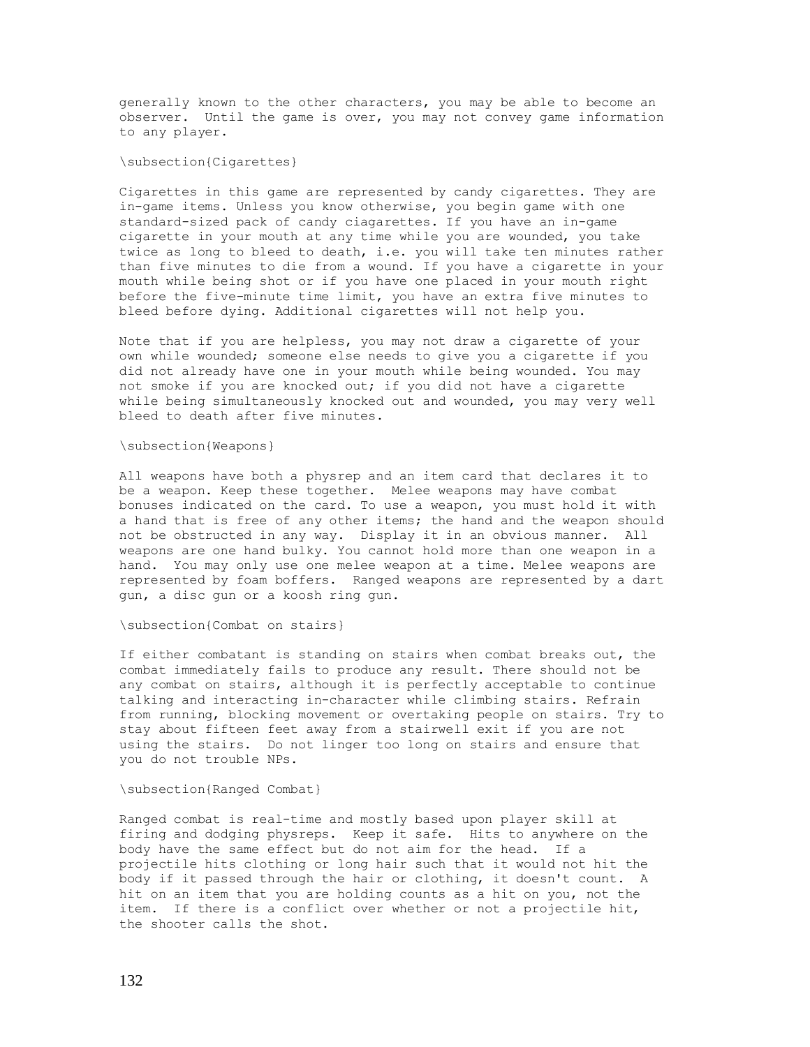generally known to the other characters, you may be able to become an observer. Until the game is over, you may not convey game information to any player.

## Cigarettes

Cigarettes in this game are represented by candy cigarettes. They are in-game items. Unless you know otherwise, you begin game with one standard-sized pack of candy ciagarettes. If you have an in-game cigarette in your mouth at any time while you are wounded, you take twice as long to bleed to death, i.e. you will take ten minutes rather than five minutes to die from a wound. If you have a cigarette in your mouth while being shot or if you have one placed in your mouth right before the five-minute time limit, you have an extra five minutes to bleed before dying. Additional cigarettes will not help you.

Note that if you are helpless, you may not draw a cigarette of your own while wounded; someone else needs to give you a cigarette if you did not already have one in your mouth while being wounded. You may not smoke if you are knocked out; if you did not have a cigarette while being simultaneously knocked out and wounded, you may very well bleed to death after five minutes.

## Weapons

All weapons have both a physrep and an item card that declares it to be a weapon. Keep these together. Melee weapons may have combat bonuses indicated on the card. To use a weapon, you must hold it with a hand that is free of any other items; the hand and the weapon should not be obstructed in any way. Display it in an obvious manner. All weapons are one hand bulky. You cannot hold more than one weapon in a hand. You may only use one melee weapon at a time. Melee weapons are represented by foam boffers. Ranged weapons are represented by a dart gun, a disc gun or a koosh ring gun.

## Combat on stairs

If either combatant is standing on stairs when combat breaks out, the combat immediately fails to produce any result. There should not be any combat on stairs, although it is perfectly acceptable to continue talking and interacting in-character while climbing stairs. Refrain from running, blocking movement or overtaking people on stairs. Try to stay about fifteen feet away from a stairwell exit if you are not using the stairs. Do not linger too long on stairs and ensure that you do not trouble NPs.

## Ranged Combat

Ranged combat is real-time and mostly based upon player skill at firing and dodging physreps. Keep it safe. Hits to anywhere on the body have the same effect but do not aim for the head. If a projectile hits clothing or long hair such that it would not hit the body if it passed through the hair or clothing, it doesn't count. A hit on an item that you are holding counts as a hit on you, not the item. If there is a conflict over whether or not a projectile hit, the shooter calls the shot.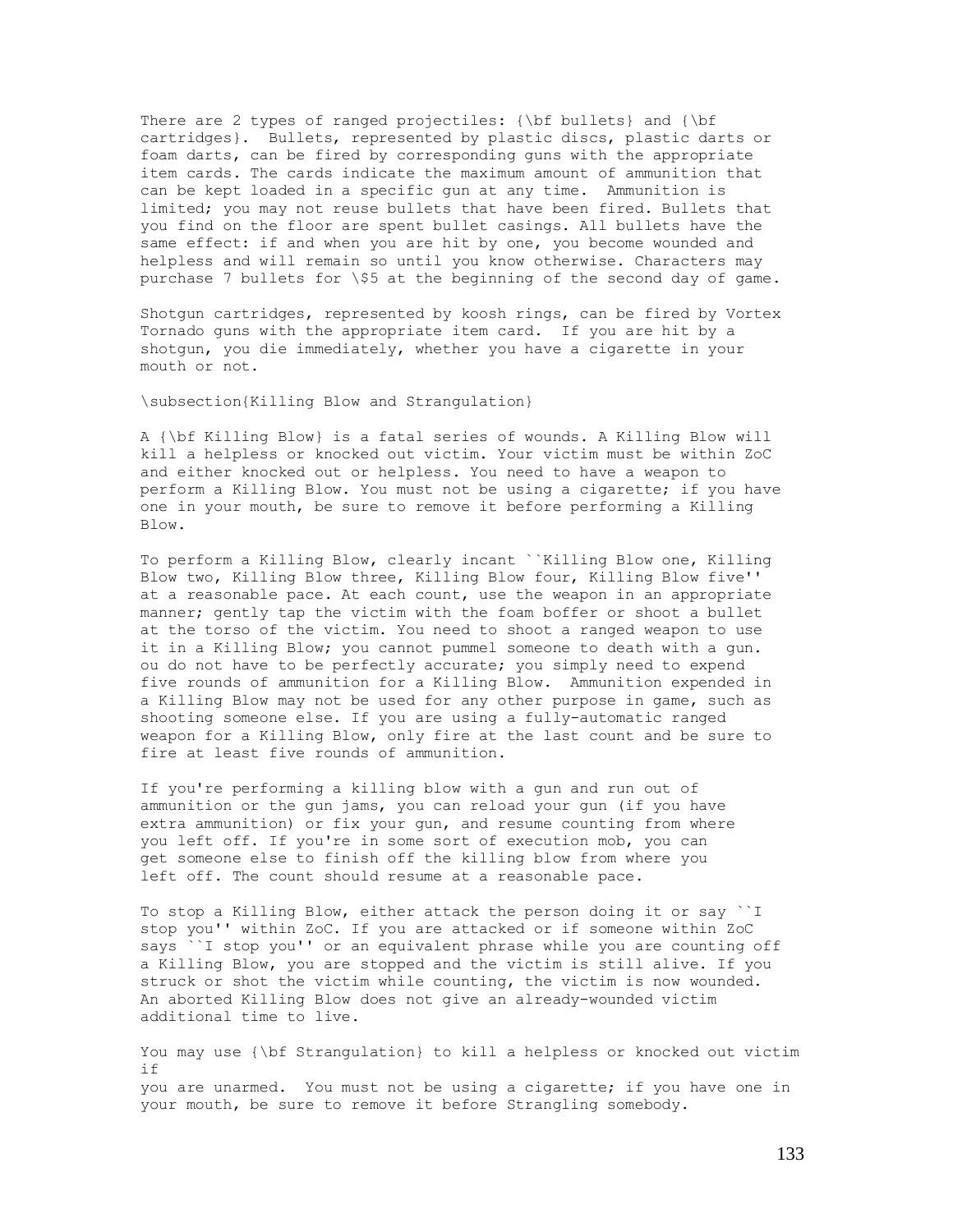There are 2 types of ranged projectiles: **bullets** and **cartridges**. Bullets, represented by plastic discs, plastic darts or foam darts, can be fired by corresponding guns with the appropriate item cards. The cards indicate the maximum amount of ammunition that can be kept loaded in a specific gun at any time. Ammunition is limited; you may not reuse bullets that have been fired. Bullets that you find on the floor are spent bullet casings. All bullets have the same effect: if and when you are hit by one, you become wounded and helpless and will remain so until you know otherwise. Characters may purchase 7 bullets for $5 at the beginning of the second day of game.

Shotgun cartridges, represented by koosh rings, can be fired by Vortex Tornado guns with the appropriate item card. If you are hit by a shotgun, you die immediately, whether you have a cigarette in your mouth or not.

## Killing Blow and Strangulation

A **Killing Blow** is a fatal series of wounds. A Killing Blow will kill a helpless or knocked out victim. Your victim must be within ZoC and either knocked out or helpless. You need to have a weapon to perform a Killing Blow. You must not be using a cigarette; if you have one in your mouth, be sure to remove it before performing a Killing Blow.

To perform a Killing Blow, clearly incant "Killing Blow one, Killing Blow two, Killing Blow three, Killing Blow four, Killing Blow five" at a reasonable pace. At each count, use the weapon in an appropriate manner; gently tap the victim with the foam boffer or shoot a bullet at the torso of the victim. You need to shoot a ranged weapon to use it in a Killing Blow; you cannot pummel someone to death with a gun. ou do not have to be perfectly accurate; you simply need to expend five rounds of ammunition for a Killing Blow. Ammunition expended in a Killing Blow may not be used for any other purpose in game, such as shooting someone else. If you are using a fully-automatic ranged weapon for a Killing Blow, only fire at the last count and be sure to fire at least five rounds of ammunition.

If you're performing a killing blow with a gun and run out of ammunition or the gun jams, you can reload your gun (if you have extra ammunition) or fix your gun, and resume counting from where you left off. If you're in some sort of execution mob, you can get someone else to finish off the killing blow from where you left off. The count should resume at a reasonable pace.

To stop a Killing Blow, either attack the person doing it or say "I stop you" within ZoC. If you are attacked or if someone within ZoC says "I stop you" or an equivalent phrase while you are counting off a Killing Blow, you are stopped and the victim is still alive. If you struck or shot the victim while counting, the victim is now wounded. An aborted Killing Blow does not give an already-wounded victim additional time to live.

You may use **Strangulation** to kill a helpless or knocked out victim if you are unarmed. You must not be using a cigarette; if you have one in your mouth, be sure to remove it before Strangling somebody.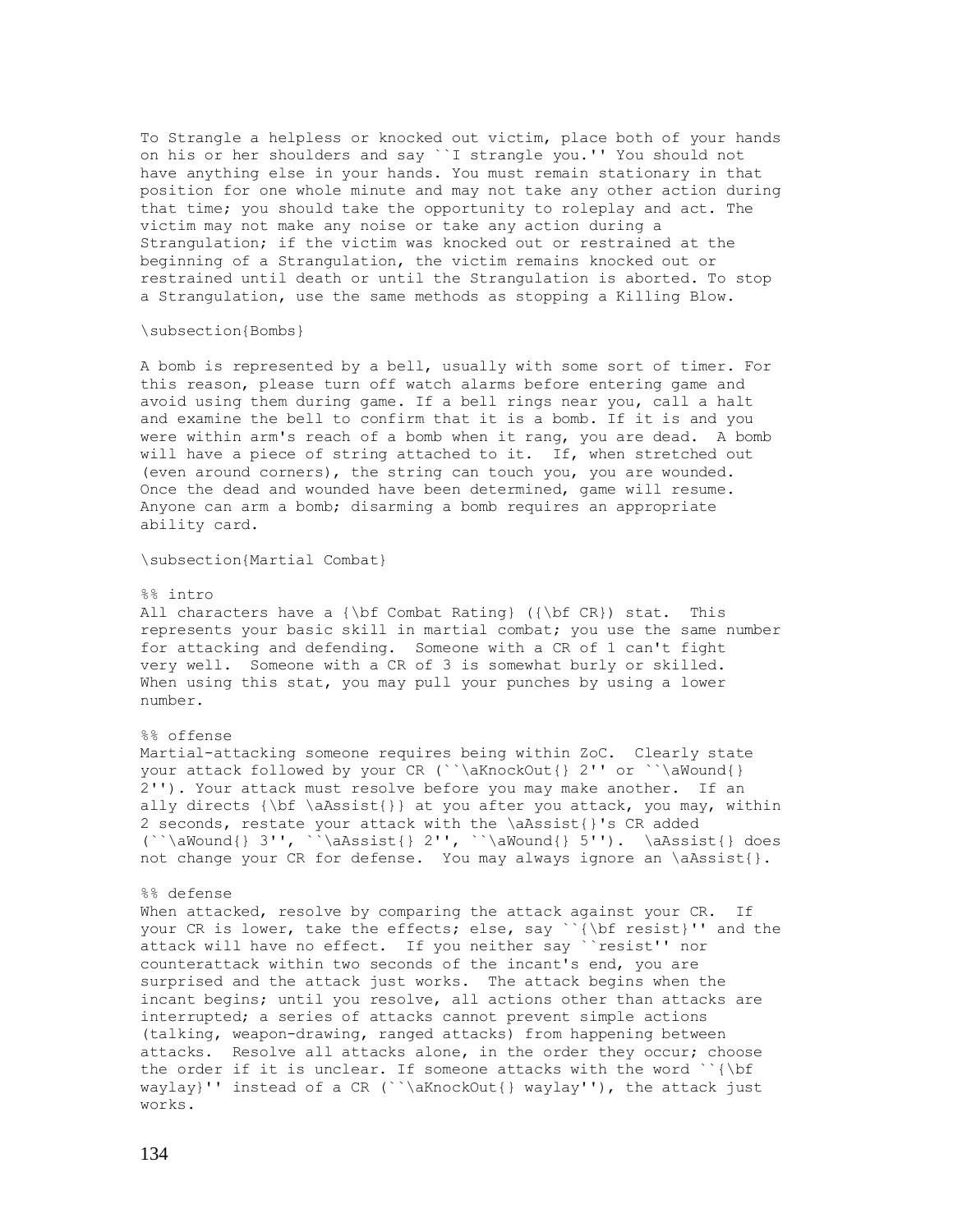To Strangle a helpless or knocked out victim, place both of your hands on his or her shoulders and say ``I strangle you.'' You should not have anything else in your hands. You must remain stationary in that position for one whole minute and may not take any other action during that time; you should take the opportunity to roleplay and act. The victim may not make any noise or take any action during a Strangulation; if the victim was knocked out or restrained at the beginning of a Strangulation, the victim remains knocked out or restrained until death or until the Strangulation is aborted. To stop a Strangulation, use the same methods as stopping a Killing Blow.

\subsection{Bombs}

A bomb is represented by a bell, usually with some sort of timer. For this reason, please turn off watch alarms before entering game and avoid using them during game. If a bell rings near you, call a halt and examine the bell to confirm that it is a bomb. If it is and you were within arm's reach of a bomb when it rang, you are dead. A bomb will have a piece of string attached to it. If, when stretched out (even around corners), the string can touch you, you are wounded. Once the dead and wounded have been determined, game will resume. Anyone can arm a bomb; disarming a bomb requires an appropriate ability card.

\subsection{Martial Combat}

%% intro
All characters have a {\bf Combat Rating} ({\bf CR}) stat. This represents your basic skill in martial combat; you use the same number for attacking and defending. Someone with a CR of 1 can't fight very well. Someone with a CR of 3 is somewhat burly or skilled. When using this stat, you may pull your punches by using a lower number.

%% offense
Martial-attacking someone requires being within ZoC. Clearly state your attack followed by your CR (``\aKnockOut{} 2'' or ``\aWound{} 2''). Your attack must resolve before you may make another. If an ally directs {\bf \aAssist{}} at you after you attack, you may, within 2 seconds, restate your attack with the \aAssist{}'s CR added (``\aWound{} 3'', ``\aAssist{} 2'', ``\aWound{} 5''). \aAssist{} does not change your CR for defense. You may always ignore an \aAssist{}.

%% defense
When attacked, resolve by comparing the attack against your CR. If your CR is lower, take the effects; else, say ``{\bf resist}'' and the attack will have no effect. If you neither say ``resist'' nor counterattack within two seconds of the incant's end, you are surprised and the attack just works. The attack begins when the incant begins; until you resolve, all actions other than attacks are interrupted; a series of attacks cannot prevent simple actions (talking, weapon-drawing, ranged attacks) from happening between attacks. Resolve all attacks alone, in the order they occur; choose the order if it is unclear. If someone attacks with the word ``{\bf waylay}'' instead of a CR (``\aKnockOut{} waylay''), the attack just works.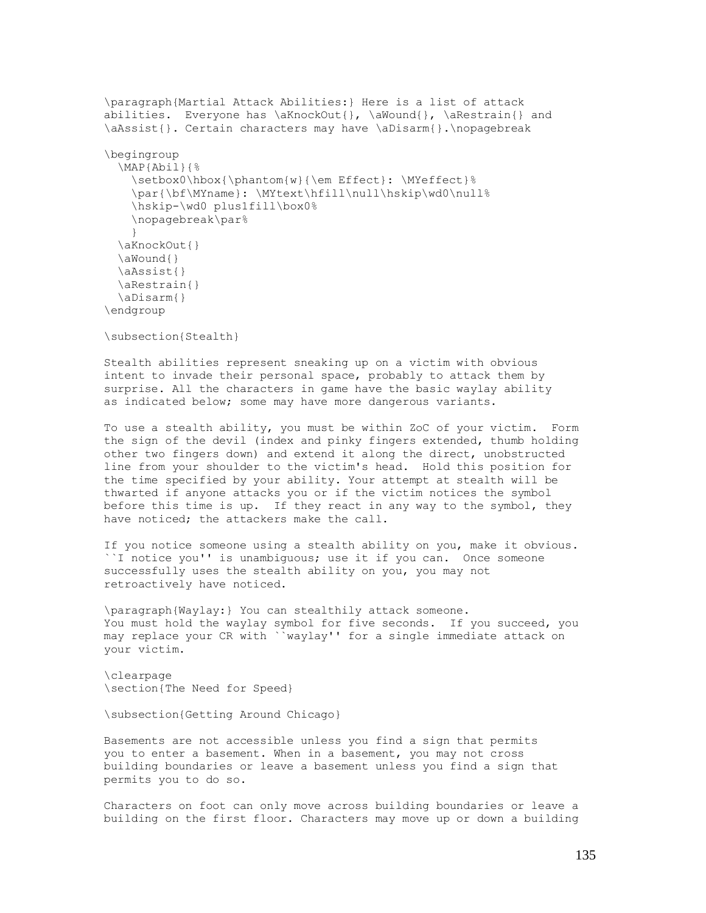```
\paragraph{Martial Attack Abilities:} Here is a list of attack
abilities.  Everyone has \aKnockOut{}, \aWound{}, \aRestrain{} and
\aAssist{}. Certain characters may have \aDisarm{}.\nopagebreak

\begingroup
  \MAP{Abil}{%
    \setbox0\hbox{\phantom{w}{\em Effect}: \MYeffect}%
    \par{\bf\MYname}: \MYtext\hfill\null\hskip\wd0\null%
    \hskip-\wd0 plus1fill\box0%
    \nopagebreak\par%
    }
  \aKnockOut{}
  \aWound{}
  \aAssist{}
  \aRestrain{}
  \aDisarm{}
\endgroup

\subsection{Stealth}

Stealth abilities represent sneaking up on a victim with obvious
intent to invade their personal space, probably to attack them by
surprise. All the characters in game have the basic waylay ability
as indicated below; some may have more dangerous variants.

To use a stealth ability, you must be within ZoC of your victim.  Form
the sign of the devil (index and pinky fingers extended, thumb holding
other two fingers down) and extend it along the direct, unobstructed
line from your shoulder to the victim's head.  Hold this position for
the time specified by your ability. Your attempt at stealth will be
thwarted if anyone attacks you or if the victim notices the symbol
before this time is up.  If they react in any way to the symbol, they
have noticed; the attackers make the call.

If you notice someone using a stealth ability on you, make it obvious.
``I notice you'' is unambiguous; use it if you can.  Once someone
successfully uses the stealth ability on you, you may not
retroactively have noticed.

\paragraph{Waylay:} You can stealthily attack someone.
You must hold the waylay symbol for five seconds.  If you succeed, you
may replace your CR with ``waylay'' for a single immediate attack on
your victim.

\clearpage
\section{The Need for Speed}

\subsection{Getting Around Chicago}

Basements are not accessible unless you find a sign that permits
you to enter a basement. When in a basement, you may not cross
building boundaries or leave a basement unless you find a sign that
permits you to do so.

Characters on foot can only move across building boundaries or leave a
building on the first floor. Characters may move up or down a building
```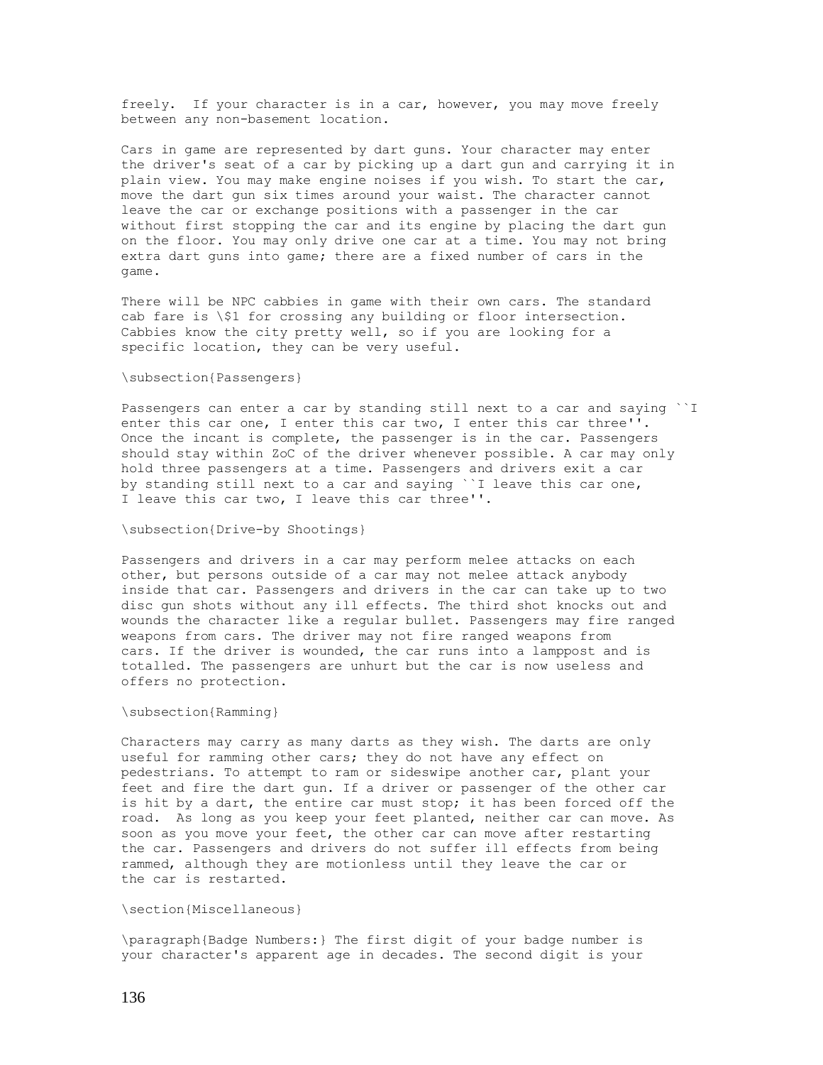freely. If your character is in a car, however, you may move freely between any non-basement location.

Cars in game are represented by dart guns. Your character may enter the driver's seat of a car by picking up a dart gun and carrying it in plain view. You may make engine noises if you wish. To start the car, move the dart gun six times around your waist. The character cannot leave the car or exchange positions with a passenger in the car without first stopping the car and its engine by placing the dart gun on the floor. You may only drive one car at a time. You may not bring extra dart guns into game; there are a fixed number of cars in the game.

There will be NPC cabbies in game with their own cars. The standard cab fare is $1 for crossing any building or floor intersection. Cabbies know the city pretty well, so if you are looking for a specific location, they can be very useful.

## Passengers

Passengers can enter a car by standing still next to a car and saying "I enter this car one, I enter this car two, I enter this car three". Once the incant is complete, the passenger is in the car. Passengers should stay within ZoC of the driver whenever possible. A car may only hold three passengers at a time. Passengers and drivers exit a car by standing still next to a car and saying "I leave this car one, I leave this car two, I leave this car three".

## Drive-by Shootings

Passengers and drivers in a car may perform melee attacks on each other, but persons outside of a car may not melee attack anybody inside that car. Passengers and drivers in the car can take up to two disc gun shots without any ill effects. The third shot knocks out and wounds the character like a regular bullet. Passengers may fire ranged weapons from cars. The driver may not fire ranged weapons from cars. If the driver is wounded, the car runs into a lamppost and is totalled. The passengers are unhurt but the car is now useless and offers no protection.

## Ramming

Characters may carry as many darts as they wish. The darts are only useful for ramming other cars; they do not have any effect on pedestrians. To attempt to ram or sideswipe another car, plant your feet and fire the dart gun. If a driver or passenger of the other car is hit by a dart, the entire car must stop; it has been forced off the road. As long as you keep your feet planted, neither car can move. As soon as you move your feet, the other car can move after restarting the car. Passengers and drivers do not suffer ill effects from being rammed, although they are motionless until they leave the car or the car is restarted.

# Miscellaneous

**Badge Numbers:** The first digit of your badge number is your character's apparent age in decades. The second digit is your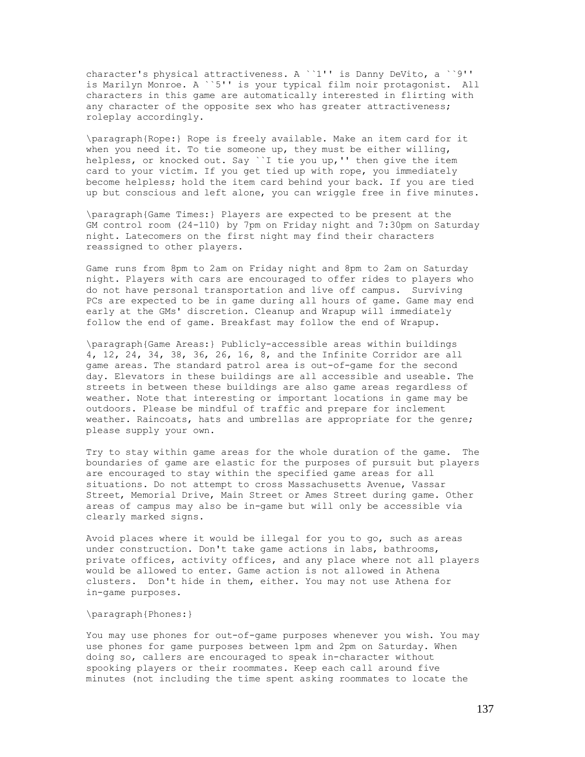character's physical attractiveness. A ``1'' is Danny DeVito, a ``9'' is Marilyn Monroe. A ``5'' is your typical film noir protagonist. All characters in this game are automatically interested in flirting with any character of the opposite sex who has greater attractiveness; roleplay accordingly.

\paragraph{Rope:} Rope is freely available. Make an item card for it when you need it. To tie someone up, they must be either willing, helpless, or knocked out. Say ``I tie you up,'' then give the item card to your victim. If you get tied up with rope, you immediately become helpless; hold the item card behind your back. If you are tied up but conscious and left alone, you can wriggle free in five minutes.

\paragraph{Game Times:} Players are expected to be present at the GM control room (24-110) by 7pm on Friday night and 7:30pm on Saturday night. Latecomers on the first night may find their characters reassigned to other players.

Game runs from 8pm to 2am on Friday night and 8pm to 2am on Saturday night. Players with cars are encouraged to offer rides to players who do not have personal transportation and live off campus. Surviving PCs are expected to be in game during all hours of game. Game may end early at the GMs' discretion. Cleanup and Wrapup will immediately follow the end of game. Breakfast may follow the end of Wrapup.

\paragraph{Game Areas:} Publicly-accessible areas within buildings 4, 12, 24, 34, 38, 36, 26, 16, 8, and the Infinite Corridor are all game areas. The standard patrol area is out-of-game for the second day. Elevators in these buildings are all accessible and useable. The streets in between these buildings are also game areas regardless of weather. Note that interesting or important locations in game may be outdoors. Please be mindful of traffic and prepare for inclement weather. Raincoats, hats and umbrellas are appropriate for the genre; please supply your own.

Try to stay within game areas for the whole duration of the game. The boundaries of game are elastic for the purposes of pursuit but players are encouraged to stay within the specified game areas for all situations. Do not attempt to cross Massachusetts Avenue, Vassar Street, Memorial Drive, Main Street or Ames Street during game. Other areas of campus may also be in-game but will only be accessible via clearly marked signs.

Avoid places where it would be illegal for you to go, such as areas under construction. Don't take game actions in labs, bathrooms, private offices, activity offices, and any place where not all players would be allowed to enter. Game action is not allowed in Athena clusters. Don't hide in them, either. You may not use Athena for in-game purposes.

\paragraph{Phones:}

You may use phones for out-of-game purposes whenever you wish. You may use phones for game purposes between 1pm and 2pm on Saturday. When doing so, callers are encouraged to speak in-character without spooking players or their roommates. Keep each call around five minutes (not including the time spent asking roommates to locate the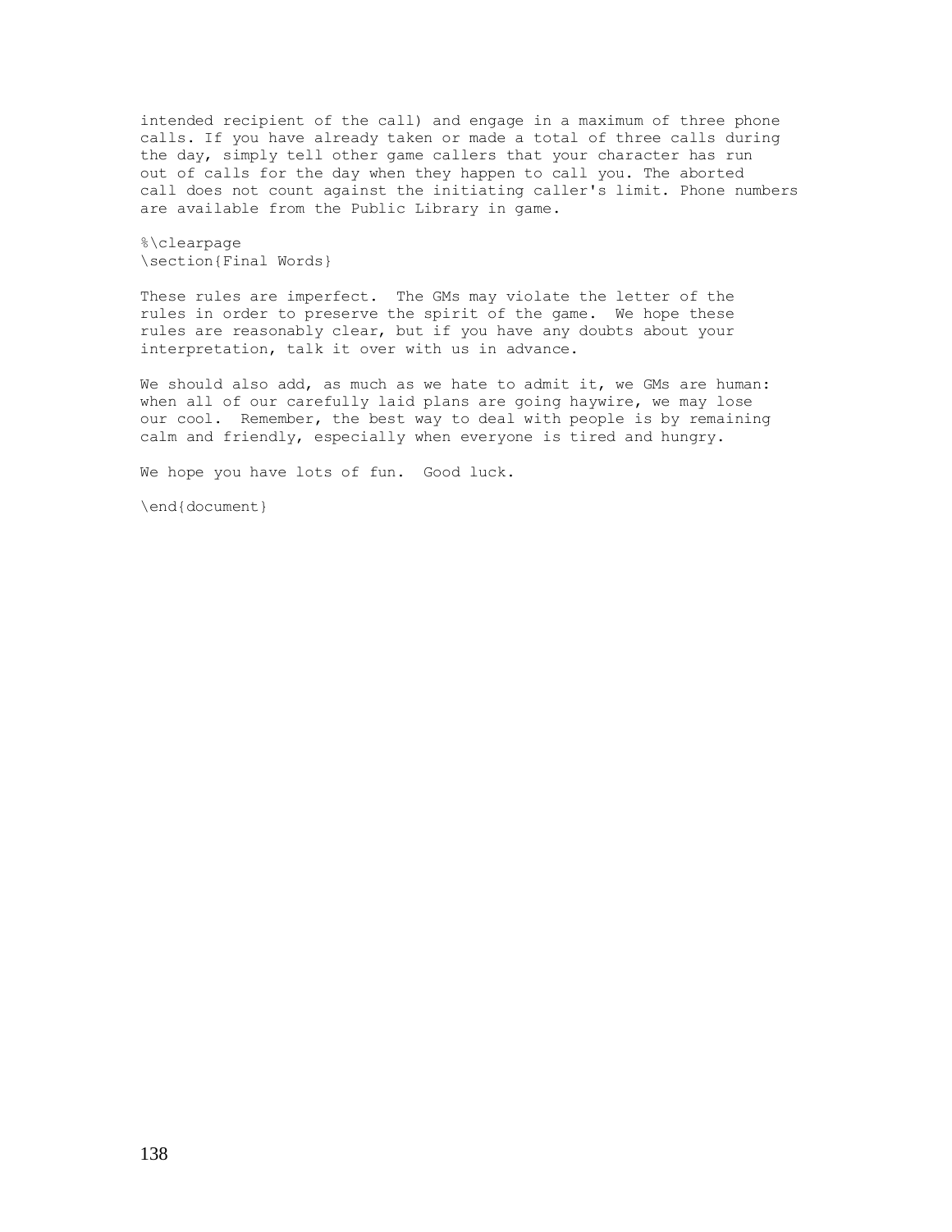intended recipient of the call) and engage in a maximum of three phone calls. If you have already taken or made a total of three calls during the day, simply tell other game callers that your character has run out of calls for the day when they happen to call you. The aborted call does not count against the initiating caller's limit. Phone numbers are available from the Public Library in game.

%\clearpage
\section{Final Words}

These rules are imperfect. The GMs may violate the letter of the rules in order to preserve the spirit of the game. We hope these rules are reasonably clear, but if you have any doubts about your interpretation, talk it over with us in advance.

We should also add, as much as we hate to admit it, we GMs are human: when all of our carefully laid plans are going haywire, we may lose our cool. Remember, the best way to deal with people is by remaining calm and friendly, especially when everyone is tired and hungry.

We hope you have lots of fun. Good luck.

\end{document}